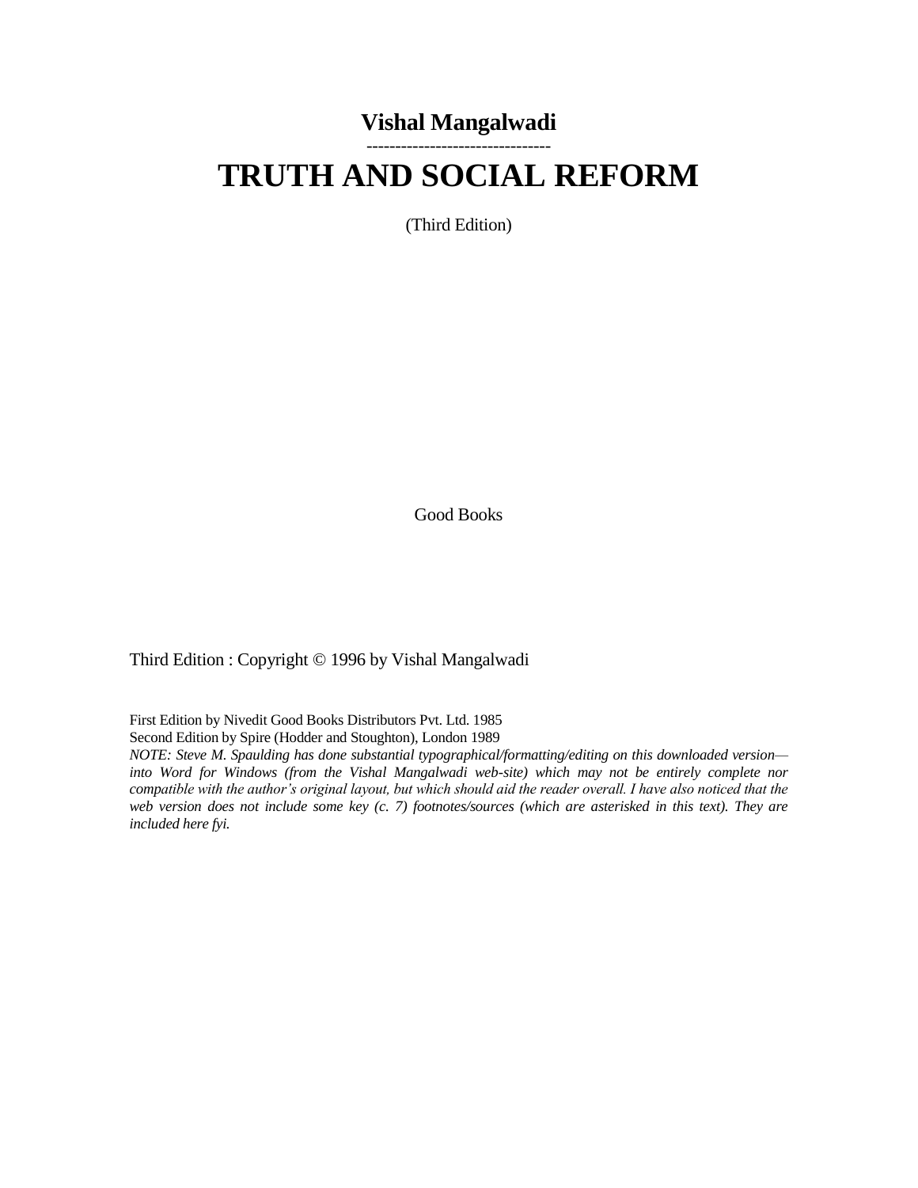**Vishal Mangalwadi**

---

# TRUTH AND SOCIAL REFORM

(Third Edition)

Good Books

Third Edition : Copyright © 1996 by Vishal Mangalwadi

First Edition by Nivedit Good Books Distributors Pvt. Ltd. 1985
Second Edition by Spire (Hodder and Stoughton), London 1989

*NOTE: Steve M. Spaulding has done substantial typographical/formatting/editing on this downloaded version—into Word for Windows (from the Vishal Mangalwadi web-site) which may not be entirely complete nor compatible with the author's original layout, but which should aid the reader overall. I have also noticed that the web version does not include some key (c. 7) footnotes/sources (which are asterisked in this text). They are included here fyi.*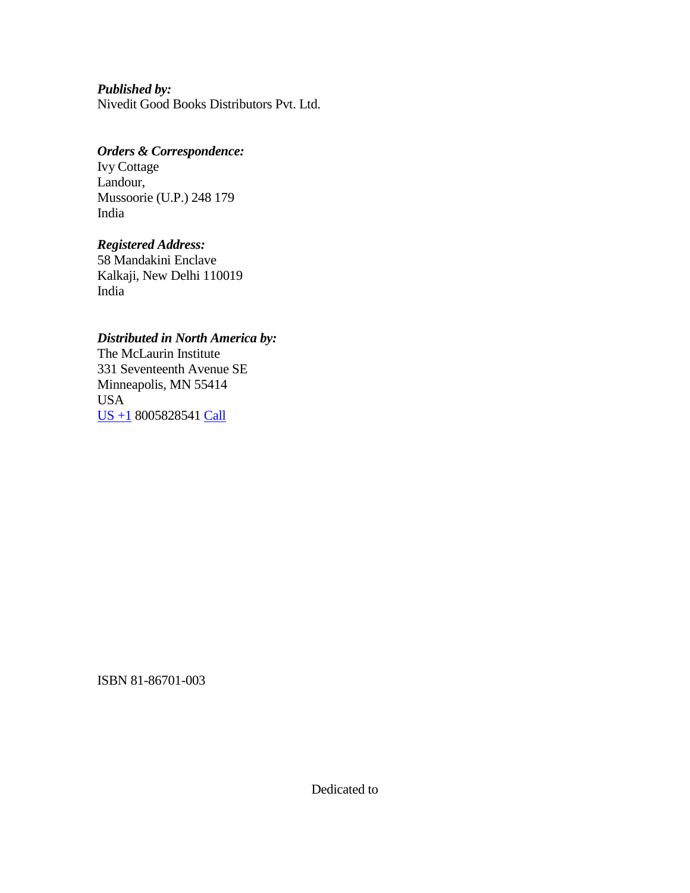***Published by:***
Nivedit Good Books Distributors Pvt. Ltd.

***Orders & Correspondence:***
Ivy Cottage
Landour,
Mussoorie (U.P.) 248 179
India

***Registered Address:***
58 Mandakini Enclave
Kalkaji, New Delhi 110019
India

***Distributed in North America by:***
The McLaurin Institute
331 Seventeenth Avenue SE
Minneapolis, MN 55414
USA
US +1 8005828541 Call

ISBN 81-86701-003

Dedicated to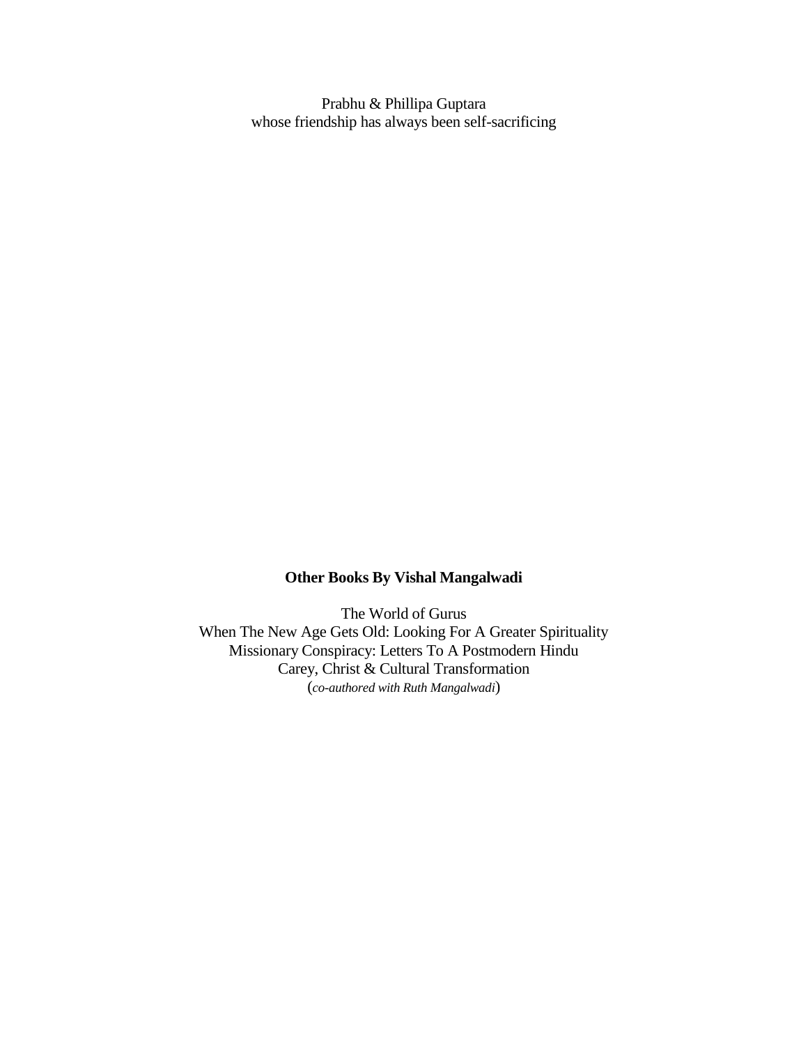Prabhu & Phillipa Guptara
whose friendship has always been self-sacrificing

**Other Books By Vishal Mangalwadi**

The World of Gurus
When The New Age Gets Old: Looking For A Greater Spirituality
Missionary Conspiracy: Letters To A Postmodern Hindu
Carey, Christ & Cultural Transformation
(*co-authored with Ruth Mangalwadi*)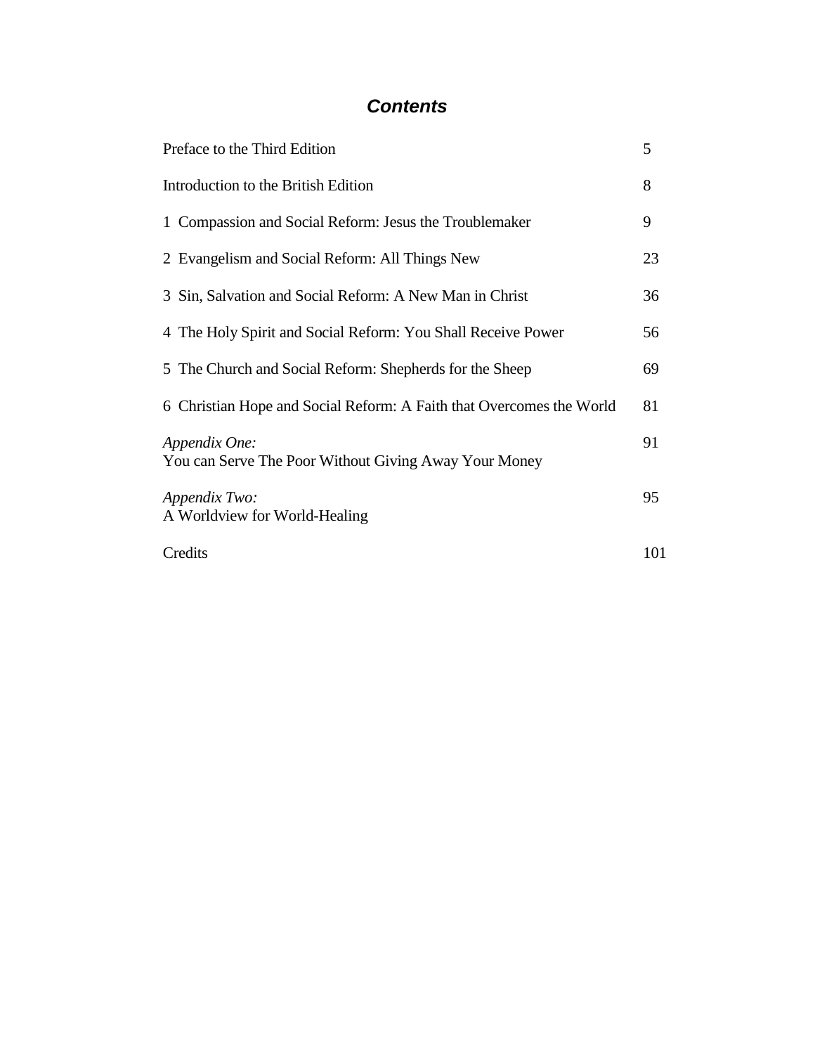# *Contents*

| | |
|---|---|
| Preface to the Third Edition | 5 |
| Introduction to the British Edition | 8 |
| 1 Compassion and Social Reform: Jesus the Troublemaker | 9 |
| 2 Evangelism and Social Reform: All Things New | 23 |
| 3 Sin, Salvation and Social Reform: A New Man in Christ | 36 |
| 4 The Holy Spirit and Social Reform: You Shall Receive Power | 56 |
| 5 The Church and Social Reform: Shepherds for the Sheep | 69 |
| 6 Christian Hope and Social Reform: A Faith that Overcomes the World | 81 |
| *Appendix One:* You can Serve The Poor Without Giving Away Your Money | 91 |
| *Appendix Two:* A Worldview for World-Healing | 95 |
| Credits | 101 |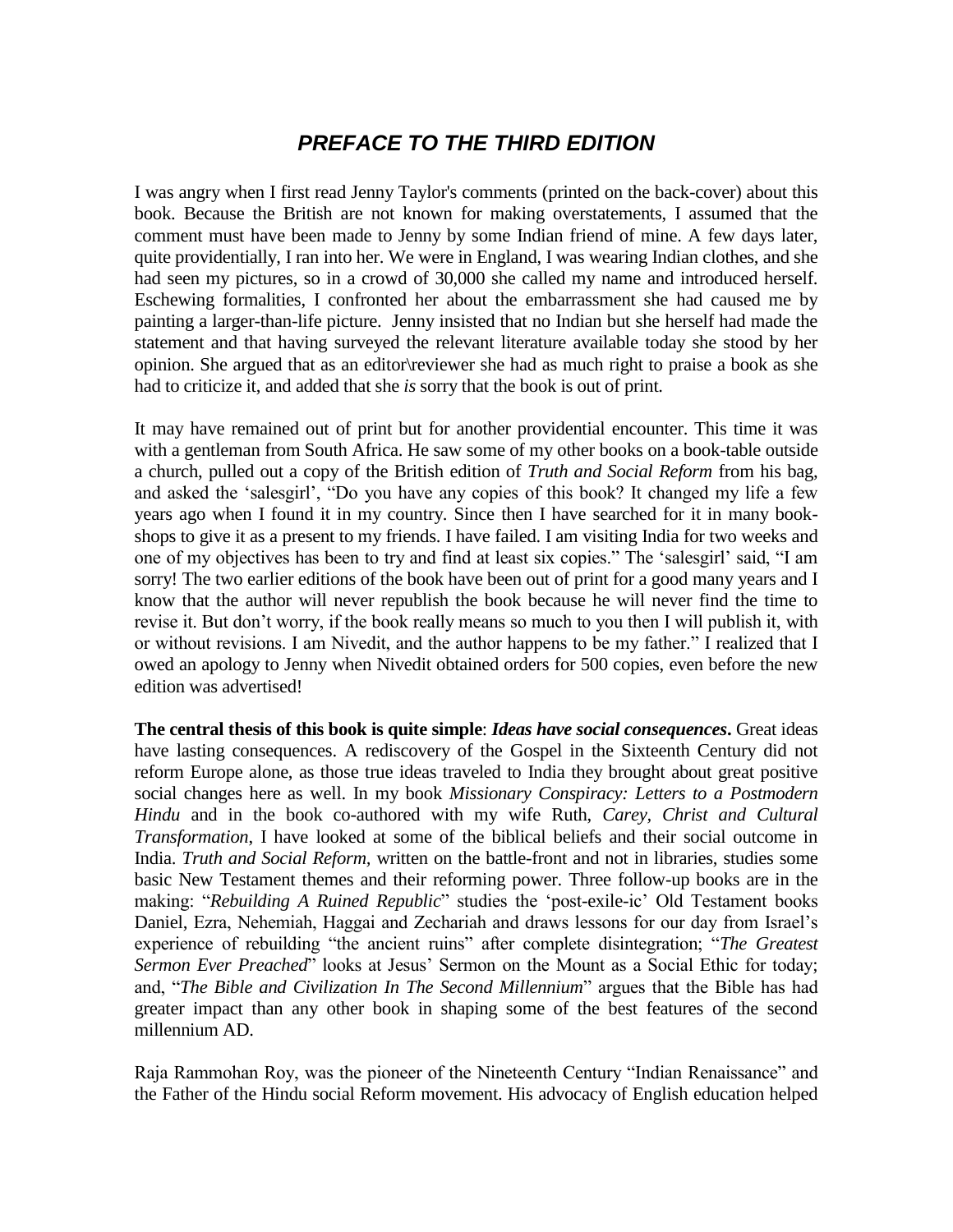# *PREFACE TO THE THIRD EDITION*

I was angry when I first read Jenny Taylor's comments (printed on the back-cover) about this book. Because the British are not known for making overstatements, I assumed that the comment must have been made to Jenny by some Indian friend of mine. A few days later, quite providentially, I ran into her. We were in England, I was wearing Indian clothes, and she had seen my pictures, so in a crowd of 30,000 she called my name and introduced herself. Eschewing formalities, I confronted her about the embarrassment she had caused me by painting a larger-than-life picture. Jenny insisted that no Indian but she herself had made the statement and that having surveyed the relevant literature available today she stood by her opinion. She argued that as an editor\reviewer she had as much right to praise a book as she had to criticize it, and added that she *is* sorry that the book is out of print.

It may have remained out of print but for another providential encounter. This time it was with a gentleman from South Africa. He saw some of my other books on a book-table outside a church, pulled out a copy of the British edition of *Truth and Social Reform* from his bag, and asked the 'salesgirl', "Do you have any copies of this book? It changed my life a few years ago when I found it in my country. Since then I have searched for it in many book-shops to give it as a present to my friends. I have failed. I am visiting India for two weeks and one of my objectives has been to try and find at least six copies." The 'salesgirl' said, "I am sorry! The two earlier editions of the book have been out of print for a good many years and I know that the author will never republish the book because he will never find the time to revise it. But don't worry, if the book really means so much to you then I will publish it, with or without revisions. I am Nivedit, and the author happens to be my father." I realized that I owed an apology to Jenny when Nivedit obtained orders for 500 copies, even before the new edition was advertised!

**The central thesis of this book is quite simple**: ***Ideas have social consequences*.** Great ideas have lasting consequences. A rediscovery of the Gospel in the Sixteenth Century did not reform Europe alone, as those true ideas traveled to India they brought about great positive social changes here as well. In my book *Missionary Conspiracy: Letters to a Postmodern Hindu* and in the book co-authored with my wife Ruth, *Carey, Christ and Cultural Transformation*, I have looked at some of the biblical beliefs and their social outcome in India. *Truth and Social Reform,* written on the battle-front and not in libraries, studies some basic New Testament themes and their reforming power. Three follow-up books are in the making: "*Rebuilding A Ruined Republic*" studies the 'post-exile-ic' Old Testament books Daniel, Ezra, Nehemiah, Haggai and Zechariah and draws lessons for our day from Israel's experience of rebuilding "the ancient ruins" after complete disintegration; "*The Greatest Sermon Ever Preached*" looks at Jesus' Sermon on the Mount as a Social Ethic for today; and, "*The Bible and Civilization In The Second Millennium*" argues that the Bible has had greater impact than any other book in shaping some of the best features of the second millennium AD.

Raja Rammohan Roy, was the pioneer of the Nineteenth Century "Indian Renaissance" and the Father of the Hindu social Reform movement. His advocacy of English education helped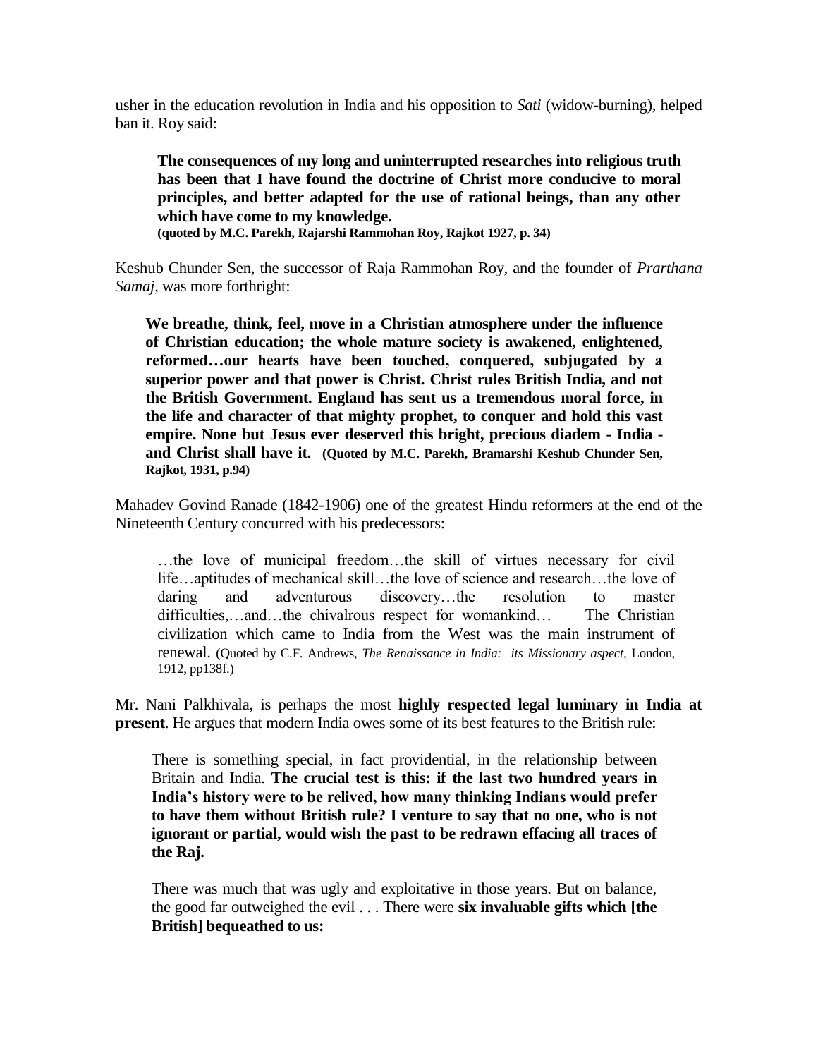usher in the education revolution in India and his opposition to *Sati* (widow-burning), helped ban it. Roy said:

> **The consequences of my long and uninterrupted researches into religious truth has been that I have found the doctrine of Christ more conducive to moral principles, and better adapted for the use of rational beings, than any other which have come to my knowledge.**
> **(quoted by M.C. Parekh, Rajarshi Rammohan Roy, Rajkot 1927, p. 34)**

Keshub Chunder Sen, the successor of Raja Rammohan Roy, and the founder of *Prarthana Samaj*, was more forthright:

> **We breathe, think, feel, move in a Christian atmosphere under the influence of Christian education; the whole mature society is awakened, enlightened, reformed…our hearts have been touched, conquered, subjugated by a superior power and that power is Christ. Christ rules British India, and not the British Government. England has sent us a tremendous moral force, in the life and character of that mighty prophet, to conquer and hold this vast empire. None but Jesus ever deserved this bright, precious diadem - India - and Christ shall have it. (Quoted by M.C. Parekh, Bramarshi Keshub Chunder Sen, Rajkot, 1931, p.94)**

Mahadev Govind Ranade (1842-1906) one of the greatest Hindu reformers at the end of the Nineteenth Century concurred with his predecessors:

> …the love of municipal freedom…the skill of virtues necessary for civil life…aptitudes of mechanical skill…the love of science and research…the love of daring and adventurous discovery…the resolution to master difficulties,…and…the chivalrous respect for womankind… The Christian civilization which came to India from the West was the main instrument of renewal. (Quoted by C.F. Andrews, *The Renaissance in India: its Missionary aspect,* London, 1912, pp138f.)

Mr. Nani Palkhivala, is perhaps the most **highly respected legal luminary in India at present**. He argues that modern India owes some of its best features to the British rule:

> There is something special, in fact providential, in the relationship between Britain and India. **The crucial test is this: if the last two hundred years in India's history were to be relived, how many thinking Indians would prefer to have them without British rule? I venture to say that no one, who is not ignorant or partial, would wish the past to be redrawn effacing all traces of the Raj.**
>
> There was much that was ugly and exploitative in those years. But on balance, the good far outweighed the evil . . . There were **six invaluable gifts which [the British] bequeathed to us:**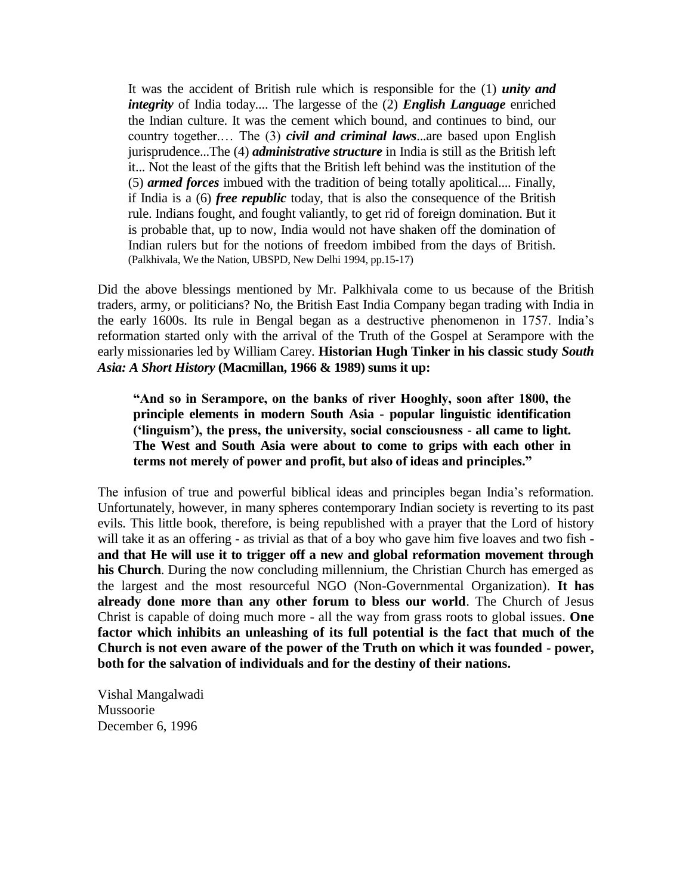> It was the accident of British rule which is responsible for the (1) ***unity and integrity*** of India today.... The largesse of the (2) ***English Language*** enriched the Indian culture. It was the cement which bound, and continues to bind, our country together.… The (3) ***civil and criminal laws***...are based upon English jurisprudence...The (4) ***administrative structure*** in India is still as the British left it... Not the least of the gifts that the British left behind was the institution of the (5) ***armed forces*** imbued with the tradition of being totally apolitical.... Finally, if India is a (6) ***free republic*** today, that is also the consequence of the British rule. Indians fought, and fought valiantly, to get rid of foreign domination. But it is probable that, up to now, India would not have shaken off the domination of Indian rulers but for the notions of freedom imbibed from the days of British. (Palkhivala, We the Nation, UBSPD, New Delhi 1994, pp.15-17)

Did the above blessings mentioned by Mr. Palkhivala come to us because of the British traders, army, or politicians? No, the British East India Company began trading with India in the early 1600s. Its rule in Bengal began as a destructive phenomenon in 1757. India's reformation started only with the arrival of the Truth of the Gospel at Serampore with the early missionaries led by William Carey. **Historian Hugh Tinker in his classic study *South Asia: A Short History* (Macmillan, 1966 & 1989) sums it up:**

> **"And so in Serampore, on the banks of river Hooghly, soon after 1800, the principle elements in modern South Asia - popular linguistic identification ('linguism'), the press, the university, social consciousness - all came to light. The West and South Asia were about to come to grips with each other in terms not merely of power and profit, but also of ideas and principles."**

The infusion of true and powerful biblical ideas and principles began India's reformation. Unfortunately, however, in many spheres contemporary Indian society is reverting to its past evils. This little book, therefore, is being republished with a prayer that the Lord of history will take it as an offering - as trivial as that of a boy who gave him five loaves and two fish - **and that He will use it to trigger off a new and global reformation movement through his Church**. During the now concluding millennium, the Christian Church has emerged as the largest and the most resourceful NGO (Non-Governmental Organization). **It has already done more than any other forum to bless our world**. The Church of Jesus Christ is capable of doing much more - all the way from grass roots to global issues. **One factor which inhibits an unleashing of its full potential is the fact that much of the Church is not even aware of the power of the Truth on which it was founded - power, both for the salvation of individuals and for the destiny of their nations.**

Vishal Mangalwadi
Mussoorie
December 6, 1996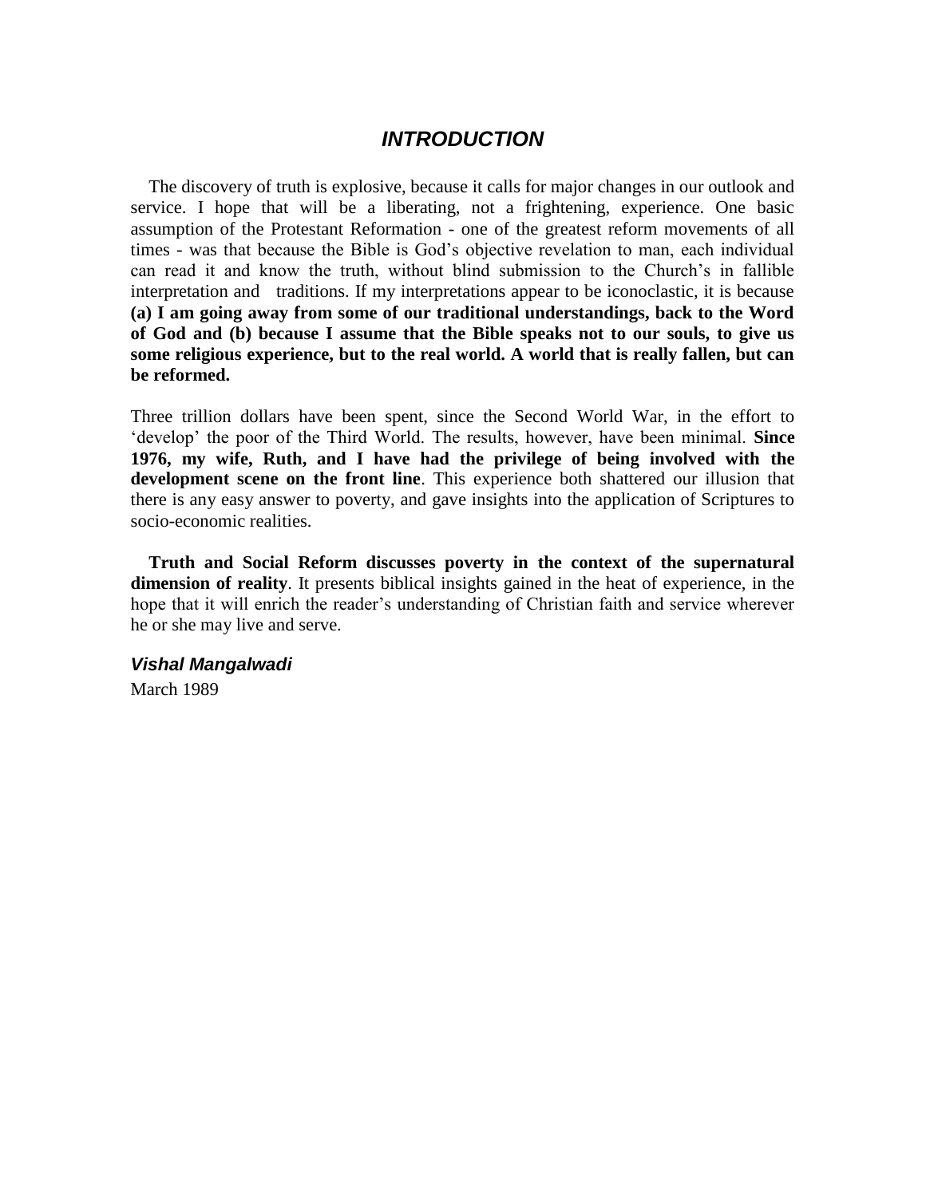# *INTRODUCTION*

The discovery of truth is explosive, because it calls for major changes in our outlook and service. I hope that will be a liberating, not a frightening, experience. One basic assumption of the Protestant Reformation - one of the greatest reform movements of all times - was that because the Bible is God's objective revelation to man, each individual can read it and know the truth, without blind submission to the Church's in fallible interpretation and traditions. If my interpretations appear to be iconoclastic, it is because **(a) I am going away from some of our traditional understandings, back to the Word of God and (b) because I assume that the Bible speaks not to our souls, to give us some religious experience, but to the real world. A world that is really fallen, but can be reformed.**

Three trillion dollars have been spent, since the Second World War, in the effort to 'develop' the poor of the Third World. The results, however, have been minimal. **Since 1976, my wife, Ruth, and I have had the privilege of being involved with the development scene on the front line**. This experience both shattered our illusion that there is any easy answer to poverty, and gave insights into the application of Scriptures to socio-economic realities.

**Truth and Social Reform discusses poverty in the context of the supernatural dimension of reality**. It presents biblical insights gained in the heat of experience, in the hope that it will enrich the reader's understanding of Christian faith and service wherever he or she may live and serve.

***Vishal Mangalwadi***
March 1989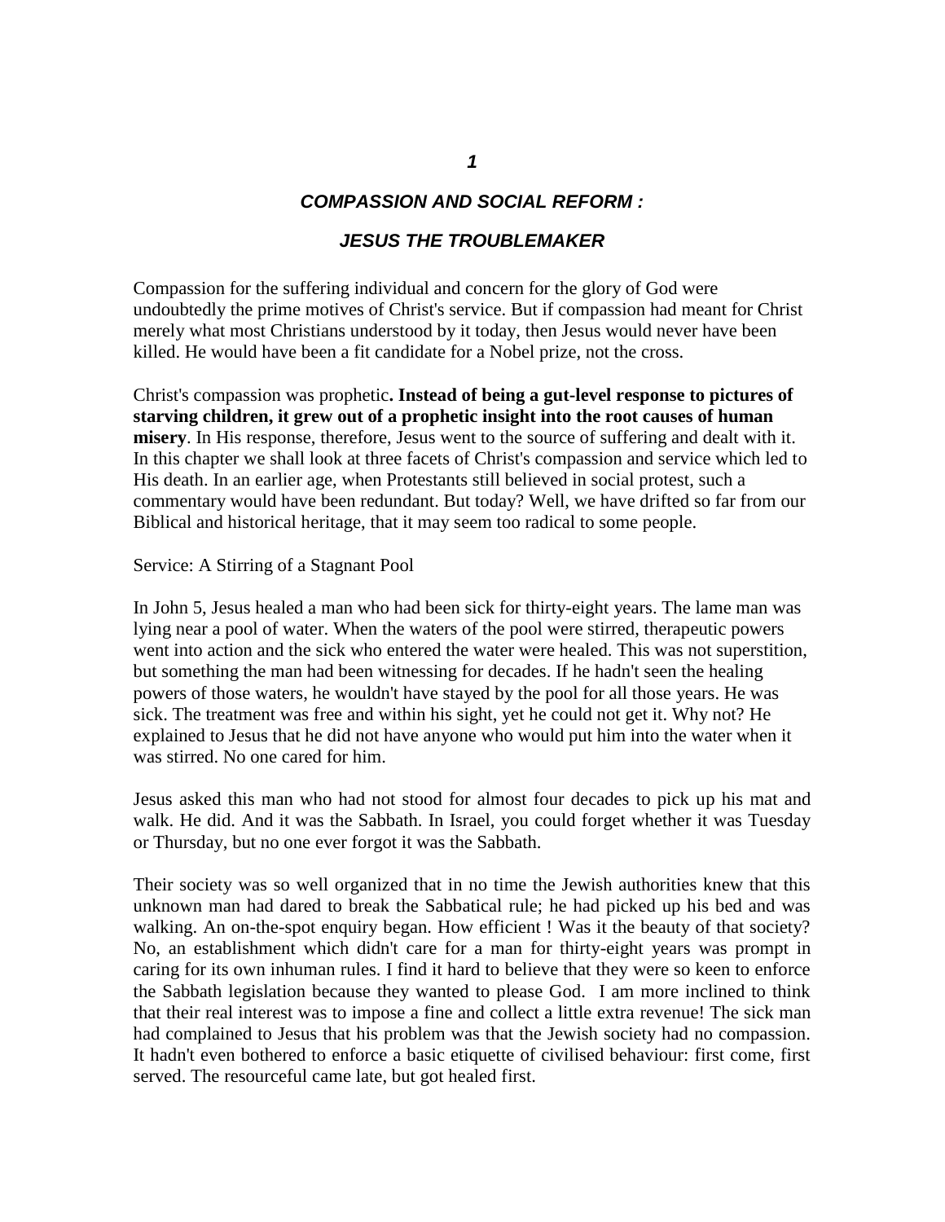**_1_**

## _COMPASSION AND SOCIAL REFORM :_

## _JESUS THE TROUBLEMAKER_

Compassion for the suffering individual and concern for the glory of God were undoubtedly the prime motives of Christ's service. But if compassion had meant for Christ merely what most Christians understood by it today, then Jesus would never have been killed. He would have been a fit candidate for a Nobel prize, not the cross.

Christ's compassion was prophetic**. Instead of being a gut-level response to pictures of starving children, it grew out of a prophetic insight into the root causes of human misery**. In His response, therefore, Jesus went to the source of suffering and dealt with it. In this chapter we shall look at three facets of Christ's compassion and service which led to His death. In an earlier age, when Protestants still believed in social protest, such a commentary would have been redundant. But today? Well, we have drifted so far from our Biblical and historical heritage, that it may seem too radical to some people.

Service: A Stirring of a Stagnant Pool

In John 5, Jesus healed a man who had been sick for thirty-eight years. The lame man was lying near a pool of water. When the waters of the pool were stirred, therapeutic powers went into action and the sick who entered the water were healed. This was not superstition, but something the man had been witnessing for decades. If he hadn't seen the healing powers of those waters, he wouldn't have stayed by the pool for all those years. He was sick. The treatment was free and within his sight, yet he could not get it. Why not? He explained to Jesus that he did not have anyone who would put him into the water when it was stirred. No one cared for him.

Jesus asked this man who had not stood for almost four decades to pick up his mat and walk. He did. And it was the Sabbath. In Israel, you could forget whether it was Tuesday or Thursday, but no one ever forgot it was the Sabbath.

Their society was so well organized that in no time the Jewish authorities knew that this unknown man had dared to break the Sabbatical rule; he had picked up his bed and was walking. An on-the-spot enquiry began. How efficient ! Was it the beauty of that society? No, an establishment which didn't care for a man for thirty-eight years was prompt in caring for its own inhuman rules. I find it hard to believe that they were so keen to enforce the Sabbath legislation because they wanted to please God. I am more inclined to think that their real interest was to impose a fine and collect a little extra revenue! The sick man had complained to Jesus that his problem was that the Jewish society had no compassion. It hadn't even bothered to enforce a basic etiquette of civilised behaviour: first come, first served. The resourceful came late, but got healed first.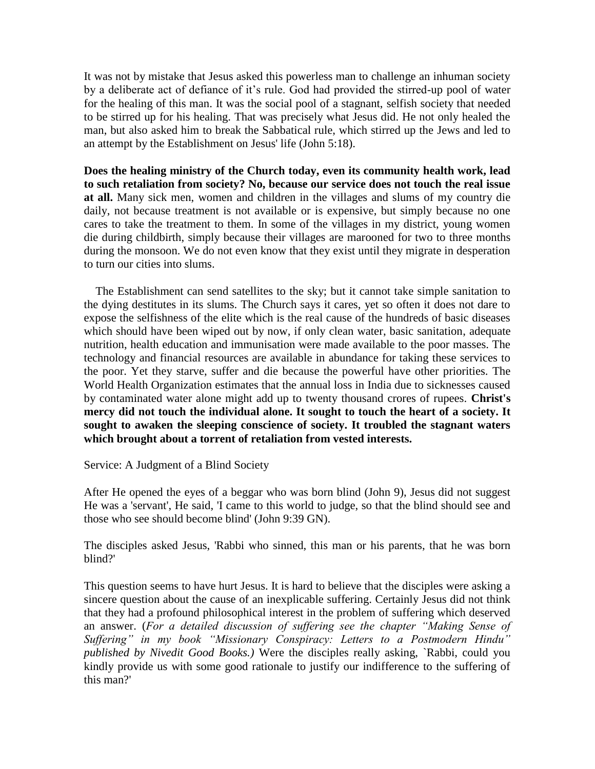It was not by mistake that Jesus asked this powerless man to challenge an inhuman society by a deliberate act of defiance of it's rule. God had provided the stirred-up pool of water for the healing of this man. It was the social pool of a stagnant, selfish society that needed to be stirred up for his healing. That was precisely what Jesus did. He not only healed the man, but also asked him to break the Sabbatical rule, which stirred up the Jews and led to an attempt by the Establishment on Jesus' life (John 5:18).

**Does the healing ministry of the Church today, even its community health work, lead to such retaliation from society? No, because our service does not touch the real issue at all.** Many sick men, women and children in the villages and slums of my country die daily, not because treatment is not available or is expensive, but simply because no one cares to take the treatment to them. In some of the villages in my district, young women die during childbirth, simply because their villages are marooned for two to three months during the monsoon. We do not even know that they exist until they migrate in desperation to turn our cities into slums.

The Establishment can send satellites to the sky; but it cannot take simple sanitation to the dying destitutes in its slums. The Church says it cares, yet so often it does not dare to expose the selfishness of the elite which is the real cause of the hundreds of basic diseases which should have been wiped out by now, if only clean water, basic sanitation, adequate nutrition, health education and immunisation were made available to the poor masses. The technology and financial resources are available in abundance for taking these services to the poor. Yet they starve, suffer and die because the powerful have other priorities. The World Health Organization estimates that the annual loss in India due to sicknesses caused by contaminated water alone might add up to twenty thousand crores of rupees. **Christ's mercy did not touch the individual alone. It sought to touch the heart of a society. It sought to awaken the sleeping conscience of society. It troubled the stagnant waters which brought about a torrent of retaliation from vested interests.**

Service: A Judgment of a Blind Society

After He opened the eyes of a beggar who was born blind (John 9), Jesus did not suggest He was a 'servant', He said, 'I came to this world to judge, so that the blind should see and those who see should become blind' (John 9:39 GN).

The disciples asked Jesus, 'Rabbi who sinned, this man or his parents, that he was born blind?'

This question seems to have hurt Jesus. It is hard to believe that the disciples were asking a sincere question about the cause of an inexplicable suffering. Certainly Jesus did not think that they had a profound philosophical interest in the problem of suffering which deserved an answer. (*For a detailed discussion of suffering see the chapter "Making Sense of Suffering" in my book "Missionary Conspiracy: Letters to a Postmodern Hindu" published by Nivedit Good Books.)* Were the disciples really asking, `Rabbi, could you kindly provide us with some good rationale to justify our indifference to the suffering of this man?'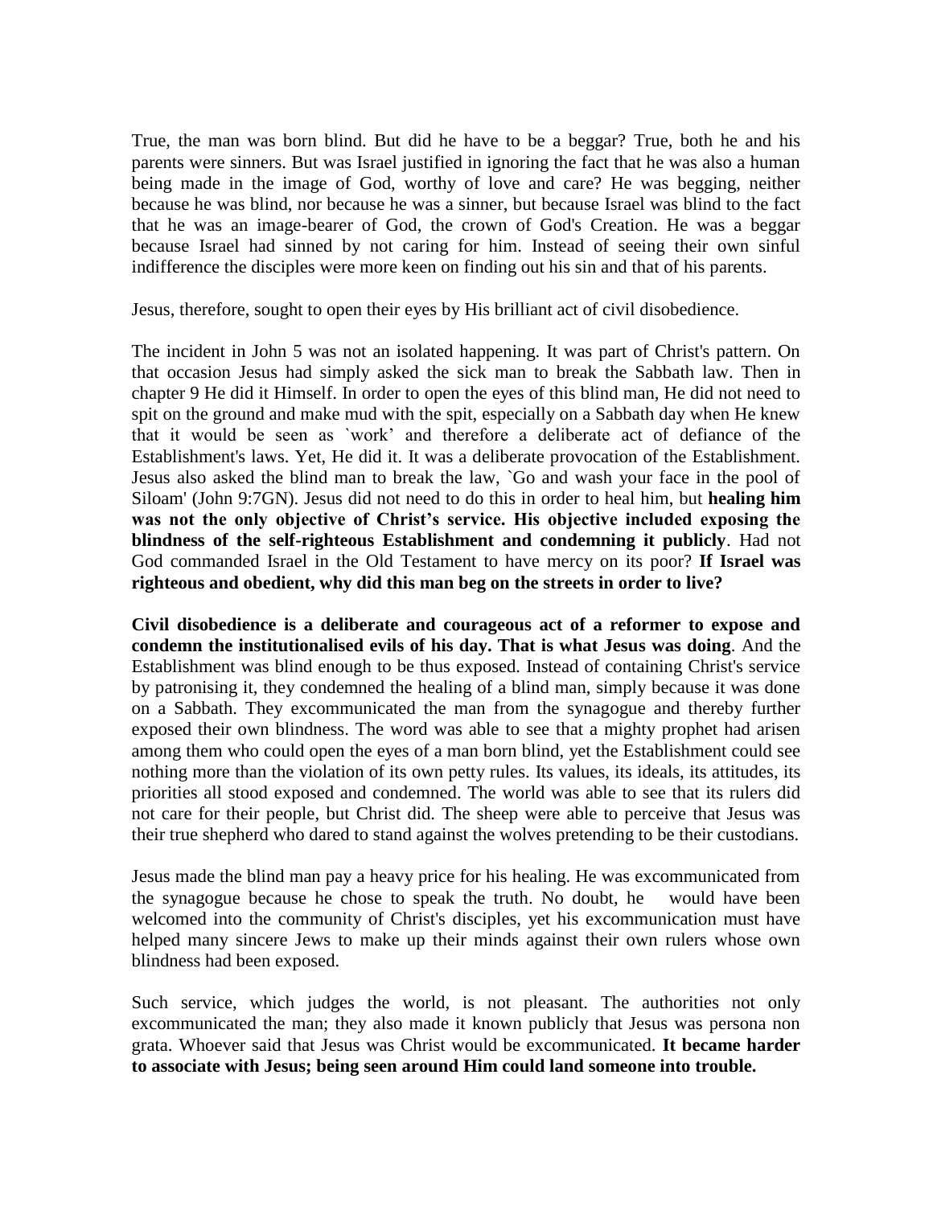True, the man was born blind. But did he have to be a beggar? True, both he and his parents were sinners. But was Israel justified in ignoring the fact that he was also a human being made in the image of God, worthy of love and care? He was begging, neither because he was blind, nor because he was a sinner, but because Israel was blind to the fact that he was an image-bearer of God, the crown of God's Creation. He was a beggar because Israel had sinned by not caring for him. Instead of seeing their own sinful indifference the disciples were more keen on finding out his sin and that of his parents.

Jesus, therefore, sought to open their eyes by His brilliant act of civil disobedience.

The incident in John 5 was not an isolated happening. It was part of Christ's pattern. On that occasion Jesus had simply asked the sick man to break the Sabbath law. Then in chapter 9 He did it Himself. In order to open the eyes of this blind man, He did not need to spit on the ground and make mud with the spit, especially on a Sabbath day when He knew that it would be seen as `work' and therefore a deliberate act of defiance of the Establishment's laws. Yet, He did it. It was a deliberate provocation of the Establishment. Jesus also asked the blind man to break the law, `Go and wash your face in the pool of Siloam' (John 9:7GN). Jesus did not need to do this in order to heal him, but **healing him was not the only objective of Christ's service. His objective included exposing the blindness of the self-righteous Establishment and condemning it publicly**. Had not God commanded Israel in the Old Testament to have mercy on its poor? **If Israel was righteous and obedient, why did this man beg on the streets in order to live?**

**Civil disobedience is a deliberate and courageous act of a reformer to expose and condemn the institutionalised evils of his day. That is what Jesus was doing**. And the Establishment was blind enough to be thus exposed. Instead of containing Christ's service by patronising it, they condemned the healing of a blind man, simply because it was done on a Sabbath. They excommunicated the man from the synagogue and thereby further exposed their own blindness. The word was able to see that a mighty prophet had arisen among them who could open the eyes of a man born blind, yet the Establishment could see nothing more than the violation of its own petty rules. Its values, its ideals, its attitudes, its priorities all stood exposed and condemned. The world was able to see that its rulers did not care for their people, but Christ did. The sheep were able to perceive that Jesus was their true shepherd who dared to stand against the wolves pretending to be their custodians.

Jesus made the blind man pay a heavy price for his healing. He was excommunicated from the synagogue because he chose to speak the truth. No doubt, he would have been welcomed into the community of Christ's disciples, yet his excommunication must have helped many sincere Jews to make up their minds against their own rulers whose own blindness had been exposed.

Such service, which judges the world, is not pleasant. The authorities not only excommunicated the man; they also made it known publicly that Jesus was persona non grata. Whoever said that Jesus was Christ would be excommunicated. **It became harder to associate with Jesus; being seen around Him could land someone into trouble.**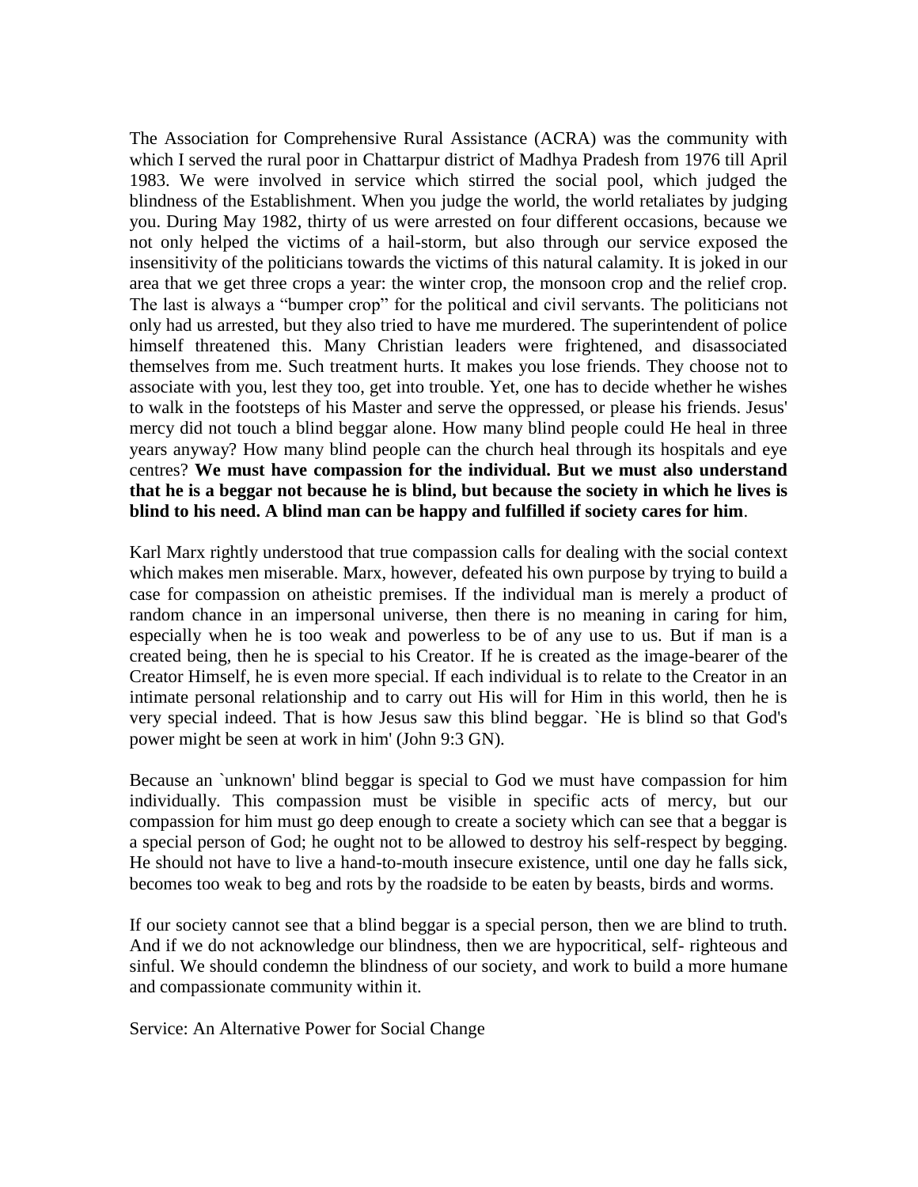The Association for Comprehensive Rural Assistance (ACRA) was the community with which I served the rural poor in Chattarpur district of Madhya Pradesh from 1976 till April 1983. We were involved in service which stirred the social pool, which judged the blindness of the Establishment. When you judge the world, the world retaliates by judging you. During May 1982, thirty of us were arrested on four different occasions, because we not only helped the victims of a hail-storm, but also through our service exposed the insensitivity of the politicians towards the victims of this natural calamity. It is joked in our area that we get three crops a year: the winter crop, the monsoon crop and the relief crop. The last is always a "bumper crop" for the political and civil servants. The politicians not only had us arrested, but they also tried to have me murdered. The superintendent of police himself threatened this. Many Christian leaders were frightened, and disassociated themselves from me. Such treatment hurts. It makes you lose friends. They choose not to associate with you, lest they too, get into trouble. Yet, one has to decide whether he wishes to walk in the footsteps of his Master and serve the oppressed, or please his friends. Jesus' mercy did not touch a blind beggar alone. How many blind people could He heal in three years anyway? How many blind people can the church heal through its hospitals and eye centres? **We must have compassion for the individual. But we must also understand that he is a beggar not because he is blind, but because the society in which he lives is blind to his need. A blind man can be happy and fulfilled if society cares for him**.

Karl Marx rightly understood that true compassion calls for dealing with the social context which makes men miserable. Marx, however, defeated his own purpose by trying to build a case for compassion on atheistic premises. If the individual man is merely a product of random chance in an impersonal universe, then there is no meaning in caring for him, especially when he is too weak and powerless to be of any use to us. But if man is a created being, then he is special to his Creator. If he is created as the image-bearer of the Creator Himself, he is even more special. If each individual is to relate to the Creator in an intimate personal relationship and to carry out His will for Him in this world, then he is very special indeed. That is how Jesus saw this blind beggar. `He is blind so that God's power might be seen at work in him' (John 9:3 GN).

Because an `unknown' blind beggar is special to God we must have compassion for him individually. This compassion must be visible in specific acts of mercy, but our compassion for him must go deep enough to create a society which can see that a beggar is a special person of God; he ought not to be allowed to destroy his self-respect by begging. He should not have to live a hand-to-mouth insecure existence, until one day he falls sick, becomes too weak to beg and rots by the roadside to be eaten by beasts, birds and worms.

If our society cannot see that a blind beggar is a special person, then we are blind to truth. And if we do not acknowledge our blindness, then we are hypocritical, self- righteous and sinful. We should condemn the blindness of our society, and work to build a more humane and compassionate community within it.

Service: An Alternative Power for Social Change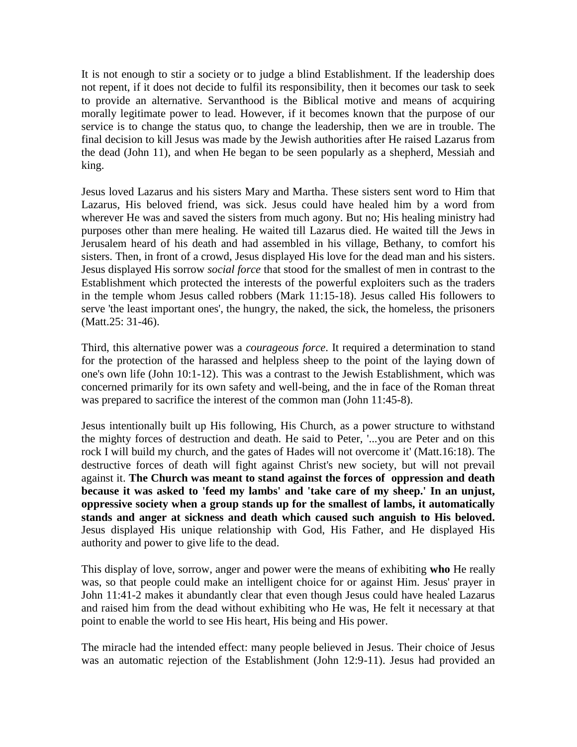It is not enough to stir a society or to judge a blind Establishment. If the leadership does not repent, if it does not decide to fulfil its responsibility, then it becomes our task to seek to provide an alternative. Servanthood is the Biblical motive and means of acquiring morally legitimate power to lead. However, if it becomes known that the purpose of our service is to change the status quo, to change the leadership, then we are in trouble. The final decision to kill Jesus was made by the Jewish authorities after He raised Lazarus from the dead (John 11), and when He began to be seen popularly as a shepherd, Messiah and king.

Jesus loved Lazarus and his sisters Mary and Martha. These sisters sent word to Him that Lazarus, His beloved friend, was sick. Jesus could have healed him by a word from wherever He was and saved the sisters from much agony. But no; His healing ministry had purposes other than mere healing. He waited till Lazarus died. He waited till the Jews in Jerusalem heard of his death and had assembled in his village, Bethany, to comfort his sisters. Then, in front of a crowd, Jesus displayed His love for the dead man and his sisters. Jesus displayed His sorrow *social force* that stood for the smallest of men in contrast to the Establishment which protected the interests of the powerful exploiters such as the traders in the temple whom Jesus called robbers (Mark 11:15-18). Jesus called His followers to serve 'the least important ones', the hungry, the naked, the sick, the homeless, the prisoners (Matt.25: 31-46).

Third, this alternative power was a *courageous force*. It required a determination to stand for the protection of the harassed and helpless sheep to the point of the laying down of one's own life (John 10:1-12). This was a contrast to the Jewish Establishment, which was concerned primarily for its own safety and well-being, and the in face of the Roman threat was prepared to sacrifice the interest of the common man (John 11:45-8).

Jesus intentionally built up His following, His Church, as a power structure to withstand the mighty forces of destruction and death. He said to Peter, '...you are Peter and on this rock I will build my church, and the gates of Hades will not overcome it' (Matt.16:18). The destructive forces of death will fight against Christ's new society, but will not prevail against it. **The Church was meant to stand against the forces of oppression and death because it was asked to 'feed my lambs' and 'take care of my sheep.' In an unjust, oppressive society when a group stands up for the smallest of lambs, it automatically stands and anger at sickness and death which caused such anguish to His beloved.** Jesus displayed His unique relationship with God, His Father, and He displayed His authority and power to give life to the dead.

This display of love, sorrow, anger and power were the means of exhibiting **who** He really was, so that people could make an intelligent choice for or against Him. Jesus' prayer in John 11:41-2 makes it abundantly clear that even though Jesus could have healed Lazarus and raised him from the dead without exhibiting who He was, He felt it necessary at that point to enable the world to see His heart, His being and His power.

The miracle had the intended effect: many people believed in Jesus. Their choice of Jesus was an automatic rejection of the Establishment (John 12:9-11). Jesus had provided an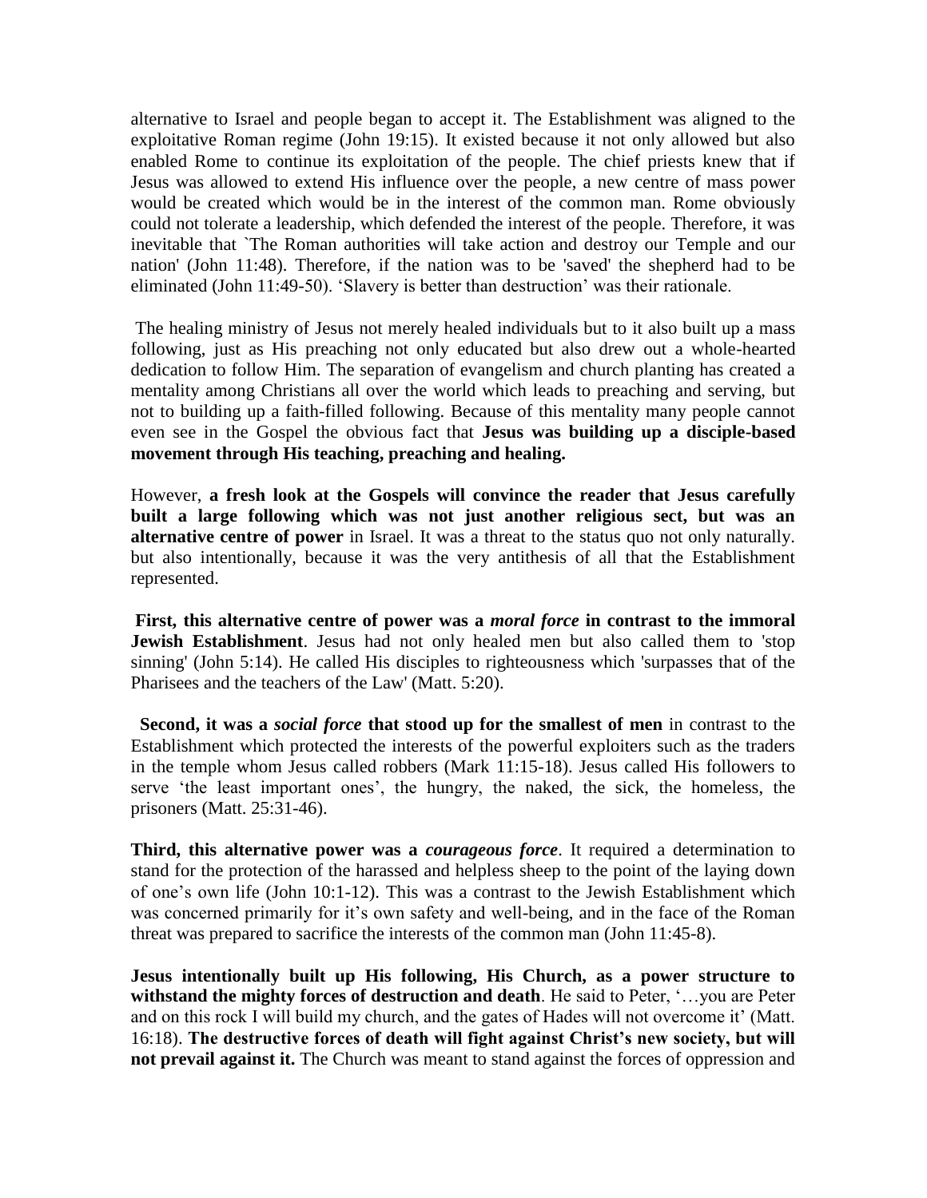alternative to Israel and people began to accept it. The Establishment was aligned to the exploitative Roman regime (John 19:15). It existed because it not only allowed but also enabled Rome to continue its exploitation of the people. The chief priests knew that if Jesus was allowed to extend His influence over the people, a new centre of mass power would be created which would be in the interest of the common man. Rome obviously could not tolerate a leadership, which defended the interest of the people. Therefore, it was inevitable that `The Roman authorities will take action and destroy our Temple and our nation' (John 11:48). Therefore, if the nation was to be 'saved' the shepherd had to be eliminated (John 11:49-50). 'Slavery is better than destruction' was their rationale.

The healing ministry of Jesus not merely healed individuals but to it also built up a mass following, just as His preaching not only educated but also drew out a whole-hearted dedication to follow Him. The separation of evangelism and church planting has created a mentality among Christians all over the world which leads to preaching and serving, but not to building up a faith-filled following. Because of this mentality many people cannot even see in the Gospel the obvious fact that **Jesus was building up a disciple-based movement through His teaching, preaching and healing.**

However, **a fresh look at the Gospels will convince the reader that Jesus carefully built a large following which was not just another religious sect, but was an alternative centre of power** in Israel. It was a threat to the status quo not only naturally. but also intentionally, because it was the very antithesis of all that the Establishment represented.

**First, this alternative centre of power was a *moral force* in contrast to the immoral Jewish Establishment**. Jesus had not only healed men but also called them to 'stop sinning' (John 5:14). He called His disciples to righteousness which 'surpasses that of the Pharisees and the teachers of the Law' (Matt. 5:20).

**Second, it was a *social force* that stood up for the smallest of men** in contrast to the Establishment which protected the interests of the powerful exploiters such as the traders in the temple whom Jesus called robbers (Mark 11:15-18). Jesus called His followers to serve 'the least important ones', the hungry, the naked, the sick, the homeless, the prisoners (Matt. 25:31-46).

**Third, this alternative power was a *courageous force***. It required a determination to stand for the protection of the harassed and helpless sheep to the point of the laying down of one's own life (John 10:1-12). This was a contrast to the Jewish Establishment which was concerned primarily for it's own safety and well-being, and in the face of the Roman threat was prepared to sacrifice the interests of the common man (John 11:45-8).

**Jesus intentionally built up His following, His Church, as a power structure to withstand the mighty forces of destruction and death**. He said to Peter, '…you are Peter and on this rock I will build my church, and the gates of Hades will not overcome it' (Matt. 16:18). **The destructive forces of death will fight against Christ's new society, but will not prevail against it.** The Church was meant to stand against the forces of oppression and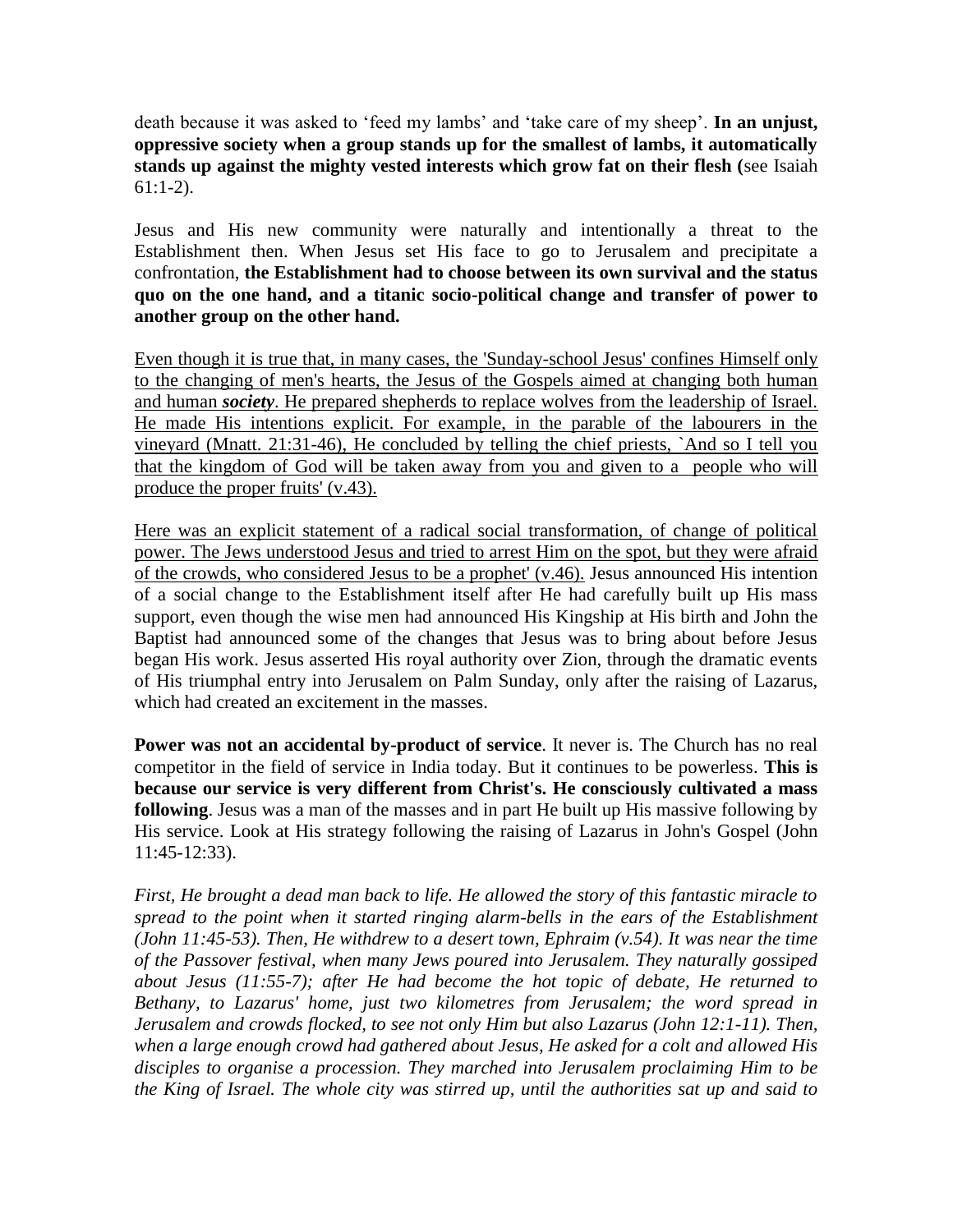death because it was asked to 'feed my lambs' and 'take care of my sheep'. **In an unjust, oppressive society when a group stands up for the smallest of lambs, it automatically stands up against the mighty vested interests which grow fat on their flesh (**see Isaiah 61:1-2).

Jesus and His new community were naturally and intentionally a threat to the Establishment then. When Jesus set His face to go to Jerusalem and precipitate a confrontation, **the Establishment had to choose between its own survival and the status quo on the one hand, and a titanic socio-political change and transfer of power to another group on the other hand.**

<u>Even though it is true that, in many cases, the 'Sunday-school Jesus' confines Himself only to the changing of men's hearts, the Jesus of the Gospels aimed at changing both human and human ***society***. He prepared shepherds to replace wolves from the leadership of Israel. He made His intentions explicit. For example, in the parable of the labourers in the vineyard (Mnatt. 21:31-46), He concluded by telling the chief priests, `And so I tell you that the kingdom of God will be taken away from you and given to a people who will produce the proper fruits' (v.43).</u>

<u>Here was an explicit statement of a radical social transformation, of change of political power. The Jews understood Jesus and tried to arrest Him on the spot, but they were afraid of the crowds, who considered Jesus to be a prophet' (v.46).</u> Jesus announced His intention of a social change to the Establishment itself after He had carefully built up His mass support, even though the wise men had announced His Kingship at His birth and John the Baptist had announced some of the changes that Jesus was to bring about before Jesus began His work. Jesus asserted His royal authority over Zion, through the dramatic events of His triumphal entry into Jerusalem on Palm Sunday, only after the raising of Lazarus, which had created an excitement in the masses.

**Power was not an accidental by-product of service**. It never is. The Church has no real competitor in the field of service in India today. But it continues to be powerless. **This is because our service is very different from Christ's. He consciously cultivated a mass following**. Jesus was a man of the masses and in part He built up His massive following by His service. Look at His strategy following the raising of Lazarus in John's Gospel (John 11:45-12:33).

*First, He brought a dead man back to life. He allowed the story of this fantastic miracle to spread to the point when it started ringing alarm-bells in the ears of the Establishment (John 11:45-53). Then, He withdrew to a desert town, Ephraim (v.54). It was near the time of the Passover festival, when many Jews poured into Jerusalem. They naturally gossiped about Jesus (11:55-7); after He had become the hot topic of debate, He returned to Bethany, to Lazarus' home, just two kilometres from Jerusalem; the word spread in Jerusalem and crowds flocked, to see not only Him but also Lazarus (John 12:1-11). Then, when a large enough crowd had gathered about Jesus, He asked for a colt and allowed His disciples to organise a procession. They marched into Jerusalem proclaiming Him to be the King of Israel. The whole city was stirred up, until the authorities sat up and said to*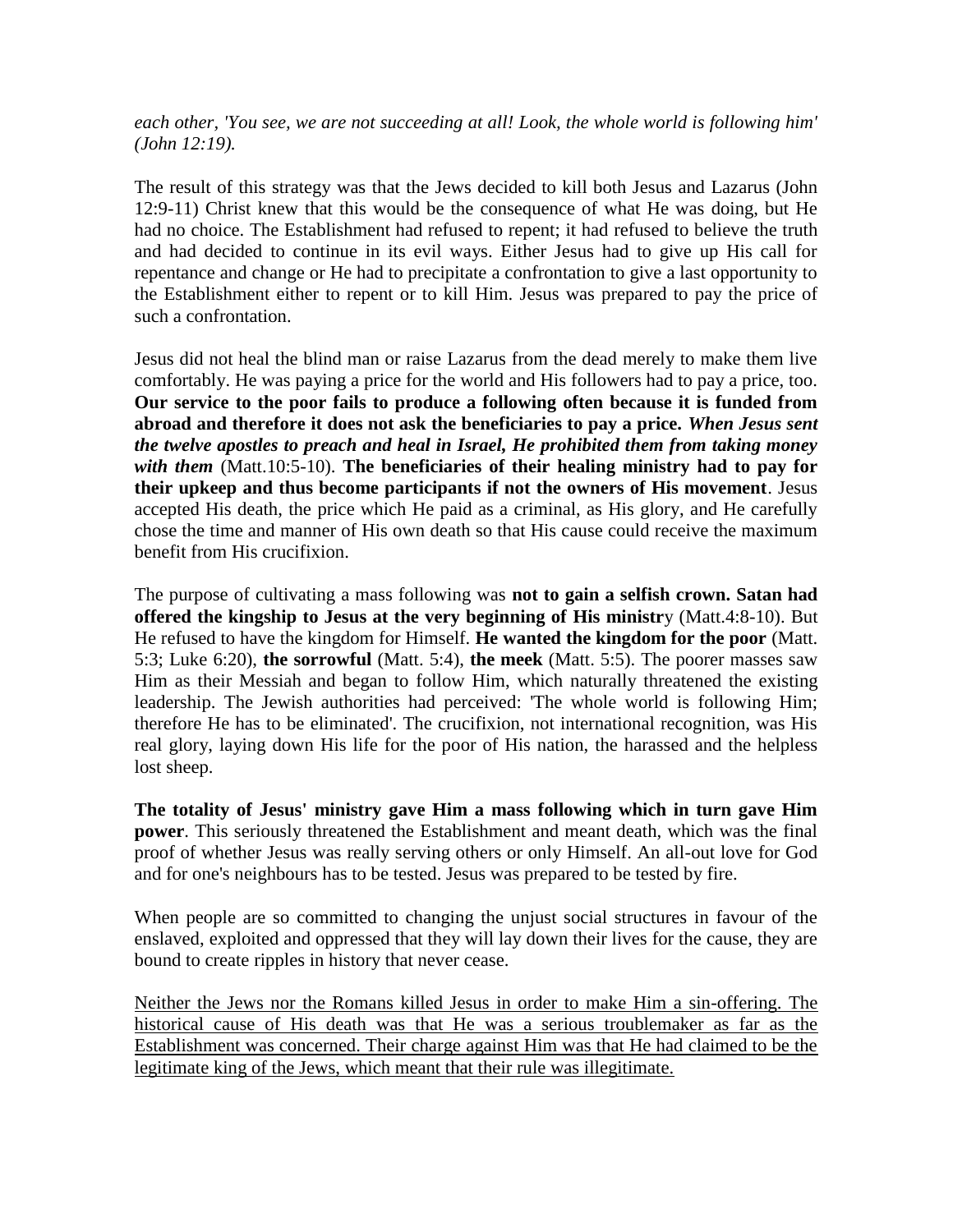*each other, 'You see, we are not succeeding at all! Look, the whole world is following him' (John 12:19).*

The result of this strategy was that the Jews decided to kill both Jesus and Lazarus (John 12:9-11) Christ knew that this would be the consequence of what He was doing, but He had no choice. The Establishment had refused to repent; it had refused to believe the truth and had decided to continue in its evil ways. Either Jesus had to give up His call for repentance and change or He had to precipitate a confrontation to give a last opportunity to the Establishment either to repent or to kill Him. Jesus was prepared to pay the price of such a confrontation.

Jesus did not heal the blind man or raise Lazarus from the dead merely to make them live comfortably. He was paying a price for the world and His followers had to pay a price, too. **Our service to the poor fails to produce a following often because it is funded from abroad and therefore it does not ask the beneficiaries to pay a price.** ***When Jesus sent the twelve apostles to preach and heal in Israel, He prohibited them from taking money with them*** (Matt.10:5-10). **The beneficiaries of their healing ministry had to pay for their upkeep and thus become participants if not the owners of His movement**. Jesus accepted His death, the price which He paid as a criminal, as His glory, and He carefully chose the time and manner of His own death so that His cause could receive the maximum benefit from His crucifixion.

The purpose of cultivating a mass following was **not to gain a selfish crown. Satan had offered the kingship to Jesus at the very beginning of His ministr**y (Matt.4:8-10). But He refused to have the kingdom for Himself. **He wanted the kingdom for the poor** (Matt. 5:3; Luke 6:20), **the sorrowful** (Matt. 5:4), **the meek** (Matt. 5:5). The poorer masses saw Him as their Messiah and began to follow Him, which naturally threatened the existing leadership. The Jewish authorities had perceived: 'The whole world is following Him; therefore He has to be eliminated'. The crucifixion, not international recognition, was His real glory, laying down His life for the poor of His nation, the harassed and the helpless lost sheep.

**The totality of Jesus' ministry gave Him a mass following which in turn gave Him power**. This seriously threatened the Establishment and meant death, which was the final proof of whether Jesus was really serving others or only Himself. An all-out love for God and for one's neighbours has to be tested. Jesus was prepared to be tested by fire.

When people are so committed to changing the unjust social structures in favour of the enslaved, exploited and oppressed that they will lay down their lives for the cause, they are bound to create ripples in history that never cease.

<u>Neither the Jews nor the Romans killed Jesus in order to make Him a sin-offering. The historical cause of His death was that He was a serious troublemaker as far as the Establishment was concerned. Their charge against Him was that He had claimed to be the legitimate king of the Jews, which meant that their rule was illegitimate.</u>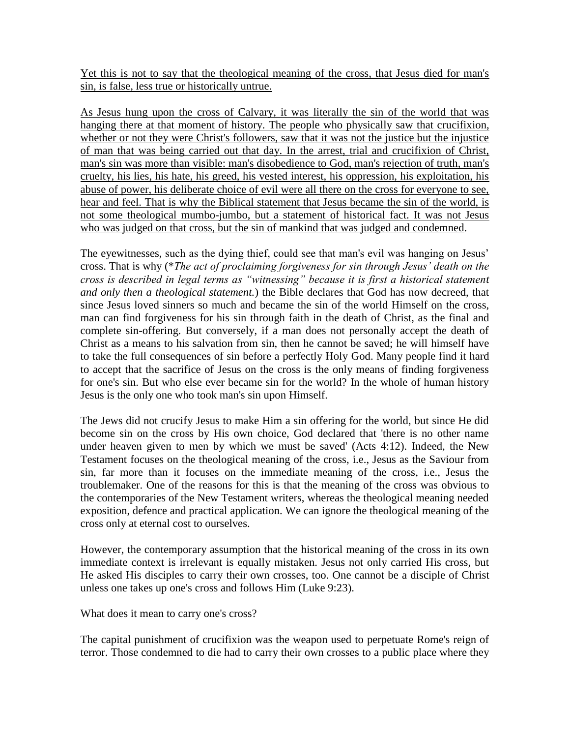<u>Yet this is not to say that the theological meaning of the cross, that Jesus died for man's sin, is false, less true or historically untrue.</u>

<u>As Jesus hung upon the cross of Calvary, it was literally the sin of the world that was hanging there at that moment of history. The people who physically saw that crucifixion, whether or not they were Christ's followers, saw that it was not the justice but the injustice of man that was being carried out that day. In the arrest, trial and crucifixion of Christ, man's sin was more than visible: man's disobedience to God, man's rejection of truth, man's cruelty, his lies, his hate, his greed, his vested interest, his oppression, his exploitation, his abuse of power, his deliberate choice of evil were all there on the cross for everyone to see, hear and feel. That is why the Biblical statement that Jesus became the sin of the world, is not some theological mumbo-jumbo, but a statement of historical fact. It was not Jesus who was judged on that cross, but the sin of mankind that was judged and condemned</u>.

The eyewitnesses, such as the dying thief, could see that man's evil was hanging on Jesus' cross. That is why (*\**The act of proclaiming forgiveness for sin through Jesus' death on the cross is described in legal terms as "witnessing" because it is first a historical statement and only then a theological statement.*) the Bible declares that God has now decreed, that since Jesus loved sinners so much and became the sin of the world Himself on the cross, man can find forgiveness for his sin through faith in the death of Christ, as the final and complete sin-offering. But conversely, if a man does not personally accept the death of Christ as a means to his salvation from sin, then he cannot be saved; he will himself have to take the full consequences of sin before a perfectly Holy God. Many people find it hard to accept that the sacrifice of Jesus on the cross is the only means of finding forgiveness for one's sin. But who else ever became sin for the world? In the whole of human history Jesus is the only one who took man's sin upon Himself.

The Jews did not crucify Jesus to make Him a sin offering for the world, but since He did become sin on the cross by His own choice, God declared that 'there is no other name under heaven given to men by which we must be saved' (Acts 4:12). Indeed, the New Testament focuses on the theological meaning of the cross, i.e., Jesus as the Saviour from sin, far more than it focuses on the immediate meaning of the cross, i.e., Jesus the troublemaker. One of the reasons for this is that the meaning of the cross was obvious to the contemporaries of the New Testament writers, whereas the theological meaning needed exposition, defence and practical application. We can ignore the theological meaning of the cross only at eternal cost to ourselves.

However, the contemporary assumption that the historical meaning of the cross in its own immediate context is irrelevant is equally mistaken. Jesus not only carried His cross, but He asked His disciples to carry their own crosses, too. One cannot be a disciple of Christ unless one takes up one's cross and follows Him (Luke 9:23).

What does it mean to carry one's cross?

The capital punishment of crucifixion was the weapon used to perpetuate Rome's reign of terror. Those condemned to die had to carry their own crosses to a public place where they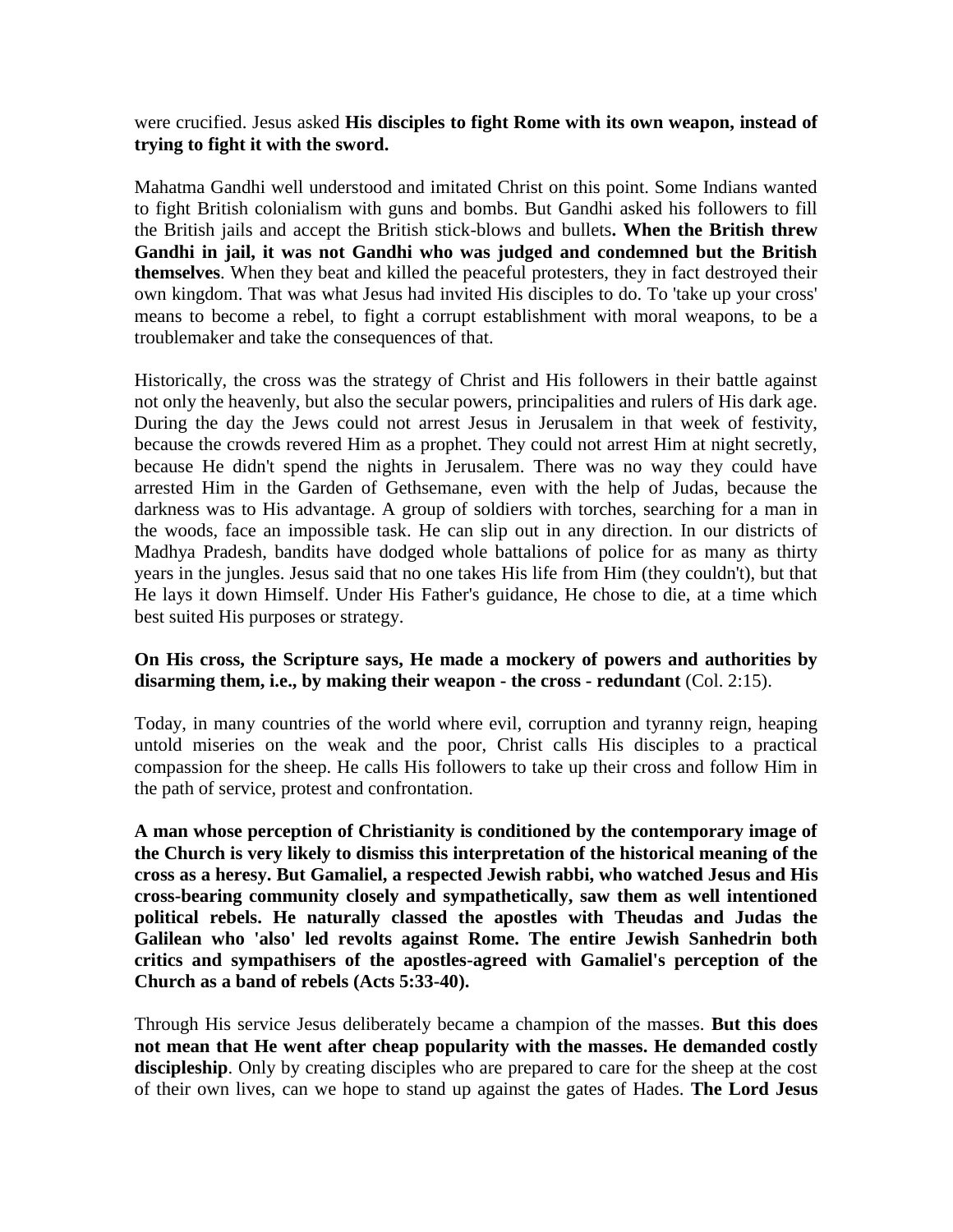were crucified. Jesus asked **His disciples to fight Rome with its own weapon, instead of trying to fight it with the sword.**

Mahatma Gandhi well understood and imitated Christ on this point. Some Indians wanted to fight British colonialism with guns and bombs. But Gandhi asked his followers to fill the British jails and accept the British stick-blows and bullets**. When the British threw Gandhi in jail, it was not Gandhi who was judged and condemned but the British themselves**. When they beat and killed the peaceful protesters, they in fact destroyed their own kingdom. That was what Jesus had invited His disciples to do. To 'take up your cross' means to become a rebel, to fight a corrupt establishment with moral weapons, to be a troublemaker and take the consequences of that.

Historically, the cross was the strategy of Christ and His followers in their battle against not only the heavenly, but also the secular powers, principalities and rulers of His dark age. During the day the Jews could not arrest Jesus in Jerusalem in that week of festivity, because the crowds revered Him as a prophet. They could not arrest Him at night secretly, because He didn't spend the nights in Jerusalem. There was no way they could have arrested Him in the Garden of Gethsemane, even with the help of Judas, because the darkness was to His advantage. A group of soldiers with torches, searching for a man in the woods, face an impossible task. He can slip out in any direction. In our districts of Madhya Pradesh, bandits have dodged whole battalions of police for as many as thirty years in the jungles. Jesus said that no one takes His life from Him (they couldn't), but that He lays it down Himself. Under His Father's guidance, He chose to die, at a time which best suited His purposes or strategy.

**On His cross, the Scripture says, He made a mockery of powers and authorities by disarming them, i.e., by making their weapon - the cross - redundant** (Col. 2:15).

Today, in many countries of the world where evil, corruption and tyranny reign, heaping untold miseries on the weak and the poor, Christ calls His disciples to a practical compassion for the sheep. He calls His followers to take up their cross and follow Him in the path of service, protest and confrontation.

**A man whose perception of Christianity is conditioned by the contemporary image of the Church is very likely to dismiss this interpretation of the historical meaning of the cross as a heresy. But Gamaliel, a respected Jewish rabbi, who watched Jesus and His cross-bearing community closely and sympathetically, saw them as well intentioned political rebels. He naturally classed the apostles with Theudas and Judas the Galilean who 'also' led revolts against Rome. The entire Jewish Sanhedrin both critics and sympathisers of the apostles-agreed with Gamaliel's perception of the Church as a band of rebels (Acts 5:33-40).**

Through His service Jesus deliberately became a champion of the masses. **But this does not mean that He went after cheap popularity with the masses. He demanded costly discipleship**. Only by creating disciples who are prepared to care for the sheep at the cost of their own lives, can we hope to stand up against the gates of Hades. **The Lord Jesus**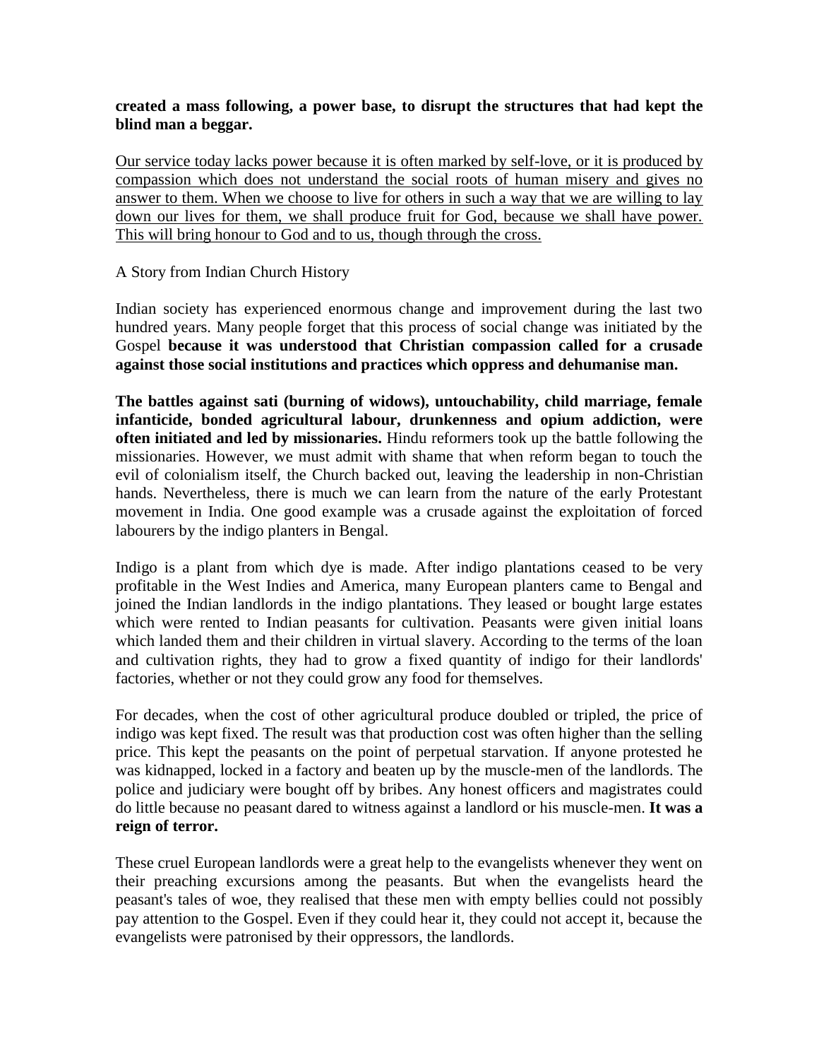**created a mass following, a power base, to disrupt the structures that had kept the blind man a beggar.**

<u>Our service today lacks power because it is often marked by self-love, or it is produced by compassion which does not understand the social roots of human misery and gives no answer to them. When we choose to live for others in such a way that we are willing to lay down our lives for them, we shall produce fruit for God, because we shall have power. This will bring honour to God and to us, though through the cross.</u>

A Story from Indian Church History

Indian society has experienced enormous change and improvement during the last two hundred years. Many people forget that this process of social change was initiated by the Gospel **because it was understood that Christian compassion called for a crusade against those social institutions and practices which oppress and dehumanise man.**

**The battles against sati (burning of widows), untouchability, child marriage, female infanticide, bonded agricultural labour, drunkenness and opium addiction, were often initiated and led by missionaries.** Hindu reformers took up the battle following the missionaries. However, we must admit with shame that when reform began to touch the evil of colonialism itself, the Church backed out, leaving the leadership in non-Christian hands. Nevertheless, there is much we can learn from the nature of the early Protestant movement in India. One good example was a crusade against the exploitation of forced labourers by the indigo planters in Bengal.

Indigo is a plant from which dye is made. After indigo plantations ceased to be very profitable in the West Indies and America, many European planters came to Bengal and joined the Indian landlords in the indigo plantations. They leased or bought large estates which were rented to Indian peasants for cultivation. Peasants were given initial loans which landed them and their children in virtual slavery. According to the terms of the loan and cultivation rights, they had to grow a fixed quantity of indigo for their landlords' factories, whether or not they could grow any food for themselves.

For decades, when the cost of other agricultural produce doubled or tripled, the price of indigo was kept fixed. The result was that production cost was often higher than the selling price. This kept the peasants on the point of perpetual starvation. If anyone protested he was kidnapped, locked in a factory and beaten up by the muscle-men of the landlords. The police and judiciary were bought off by bribes. Any honest officers and magistrates could do little because no peasant dared to witness against a landlord or his muscle-men. **It was a reign of terror.**

These cruel European landlords were a great help to the evangelists whenever they went on their preaching excursions among the peasants. But when the evangelists heard the peasant's tales of woe, they realised that these men with empty bellies could not possibly pay attention to the Gospel. Even if they could hear it, they could not accept it, because the evangelists were patronised by their oppressors, the landlords.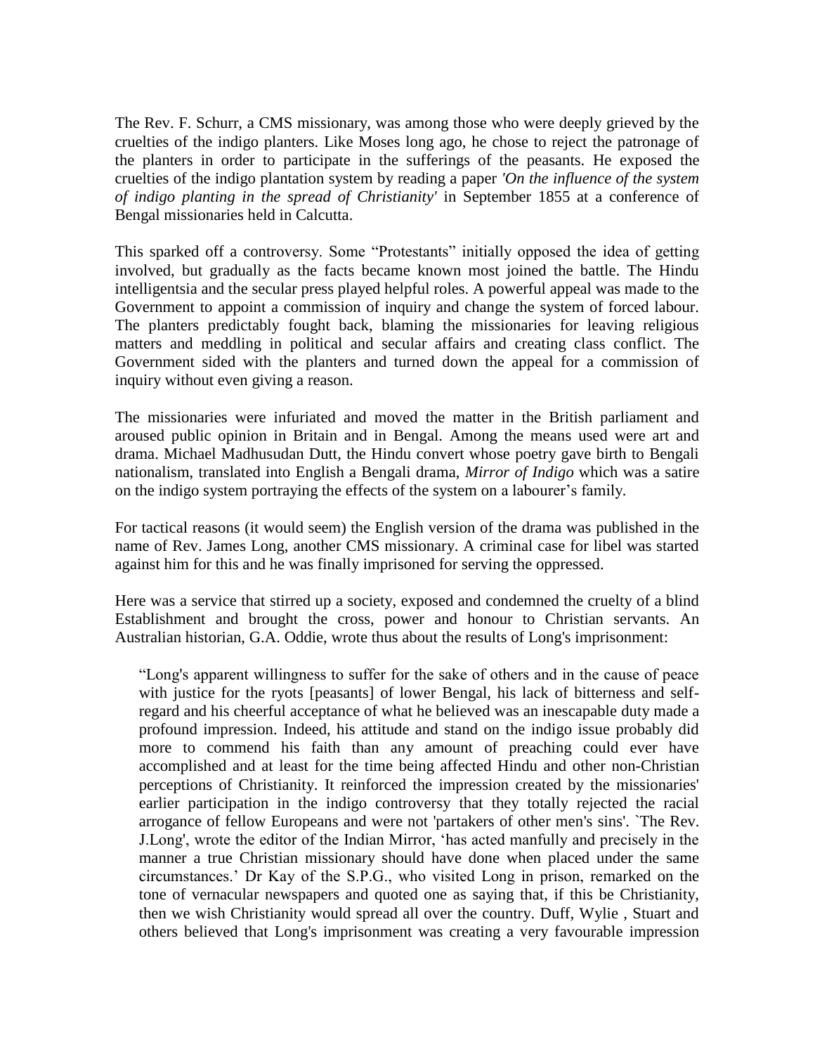The Rev. F. Schurr, a CMS missionary, was among those who were deeply grieved by the cruelties of the indigo planters. Like Moses long ago, he chose to reject the patronage of the planters in order to participate in the sufferings of the peasants. He exposed the cruelties of the indigo plantation system by reading a paper *'On the influence of the system of indigo planting in the spread of Christianity'* in September 1855 at a conference of Bengal missionaries held in Calcutta.

This sparked off a controversy. Some "Protestants" initially opposed the idea of getting involved, but gradually as the facts became known most joined the battle. The Hindu intelligentsia and the secular press played helpful roles. A powerful appeal was made to the Government to appoint a commission of inquiry and change the system of forced labour. The planters predictably fought back, blaming the missionaries for leaving religious matters and meddling in political and secular affairs and creating class conflict. The Government sided with the planters and turned down the appeal for a commission of inquiry without even giving a reason.

The missionaries were infuriated and moved the matter in the British parliament and aroused public opinion in Britain and in Bengal. Among the means used were art and drama. Michael Madhusudan Dutt, the Hindu convert whose poetry gave birth to Bengali nationalism, translated into English a Bengali drama, *Mirror of Indigo* which was a satire on the indigo system portraying the effects of the system on a labourer's family.

For tactical reasons (it would seem) the English version of the drama was published in the name of Rev. James Long, another CMS missionary. A criminal case for libel was started against him for this and he was finally imprisoned for serving the oppressed.

Here was a service that stirred up a society, exposed and condemned the cruelty of a blind Establishment and brought the cross, power and honour to Christian servants. An Australian historian, G.A. Oddie, wrote thus about the results of Long's imprisonment:

> "Long's apparent willingness to suffer for the sake of others and in the cause of peace with justice for the ryots [peasants] of lower Bengal, his lack of bitterness and self-regard and his cheerful acceptance of what he believed was an inescapable duty made a profound impression. Indeed, his attitude and stand on the indigo issue probably did more to commend his faith than any amount of preaching could ever have accomplished and at least for the time being affected Hindu and other non-Christian perceptions of Christianity. It reinforced the impression created by the missionaries' earlier participation in the indigo controversy that they totally rejected the racial arrogance of fellow Europeans and were not 'partakers of other men's sins'. `The Rev. J.Long', wrote the editor of the Indian Mirror, 'has acted manfully and precisely in the manner a true Christian missionary should have done when placed under the same circumstances.' Dr Kay of the S.P.G., who visited Long in prison, remarked on the tone of vernacular newspapers and quoted one as saying that, if this be Christianity, then we wish Christianity would spread all over the country. Duff, Wylie , Stuart and others believed that Long's imprisonment was creating a very favourable impression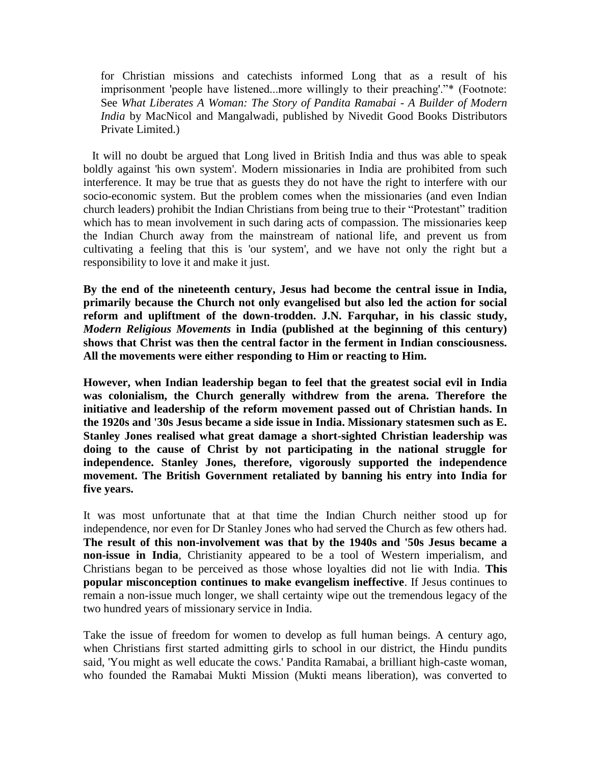for Christian missions and catechists informed Long that as a result of his imprisonment 'people have listened...more willingly to their preaching'."* (Footnote: See *What Liberates A Woman: The Story of Pandita Ramabai - A Builder of Modern India* by MacNicol and Mangalwadi, published by Nivedit Good Books Distributors Private Limited.)

It will no doubt be argued that Long lived in British India and thus was able to speak boldly against 'his own system'. Modern missionaries in India are prohibited from such interference. It may be true that as guests they do not have the right to interfere with our socio-economic system. But the problem comes when the missionaries (and even Indian church leaders) prohibit the Indian Christians from being true to their "Protestant" tradition which has to mean involvement in such daring acts of compassion. The missionaries keep the Indian Church away from the mainstream of national life, and prevent us from cultivating a feeling that this is 'our system', and we have not only the right but a responsibility to love it and make it just.

**By the end of the nineteenth century, Jesus had become the central issue in India, primarily because the Church not only evangelised but also led the action for social reform and upliftment of the down-trodden. J.N. Farquhar, in his classic study, *Modern Religious Movements* in India (published at the beginning of this century) shows that Christ was then the central factor in the ferment in Indian consciousness. All the movements were either responding to Him or reacting to Him.**

**However, when Indian leadership began to feel that the greatest social evil in India was colonialism, the Church generally withdrew from the arena. Therefore the initiative and leadership of the reform movement passed out of Christian hands. In the 1920s and '30s Jesus became a side issue in India. Missionary statesmen such as E. Stanley Jones realised what great damage a short-sighted Christian leadership was doing to the cause of Christ by not participating in the national struggle for independence. Stanley Jones, therefore, vigorously supported the independence movement. The British Government retaliated by banning his entry into India for five years.**

It was most unfortunate that at that time the Indian Church neither stood up for independence, nor even for Dr Stanley Jones who had served the Church as few others had. **The result of this non-involvement was that by the 1940s and '50s Jesus became a non-issue in India**, Christianity appeared to be a tool of Western imperialism, and Christians began to be perceived as those whose loyalties did not lie with India. **This popular misconception continues to make evangelism ineffective**. If Jesus continues to remain a non-issue much longer, we shall certainty wipe out the tremendous legacy of the two hundred years of missionary service in India.

Take the issue of freedom for women to develop as full human beings. A century ago, when Christians first started admitting girls to school in our district, the Hindu pundits said, 'You might as well educate the cows.' Pandita Ramabai, a brilliant high-caste woman, who founded the Ramabai Mukti Mission (Mukti means liberation), was converted to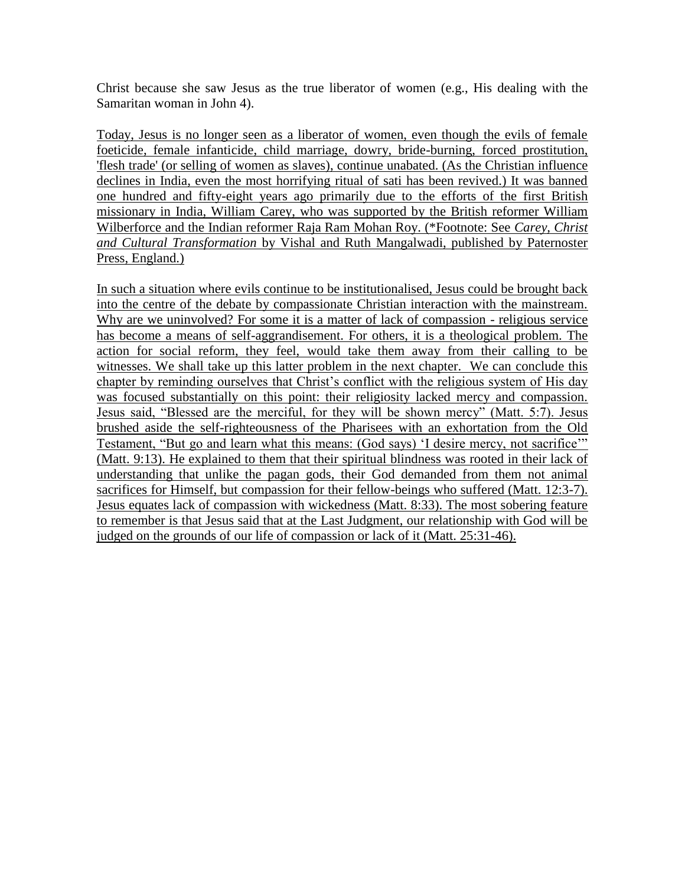Christ because she saw Jesus as the true liberator of women (e.g., His dealing with the Samaritan woman in John 4).

Today, Jesus is no longer seen as a liberator of women, even though the evils of female foeticide, female infanticide, child marriage, dowry, bride-burning, forced prostitution, 'flesh trade' (or selling of women as slaves), continue unabated. (As the Christian influence declines in India, even the most horrifying ritual of sati has been revived.) It was banned one hundred and fifty-eight years ago primarily due to the efforts of the first British missionary in India, William Carey, who was supported by the British reformer William Wilberforce and the Indian reformer Raja Ram Mohan Roy. (*Footnote: See *Carey, Christ and Cultural Transformation* by Vishal and Ruth Mangalwadi, published by Paternoster Press, England.)

In such a situation where evils continue to be institutionalised, Jesus could be brought back into the centre of the debate by compassionate Christian interaction with the mainstream. Why are we uninvolved? For some it is a matter of lack of compassion - religious service has become a means of self-aggrandisement. For others, it is a theological problem. The action for social reform, they feel, would take them away from their calling to be witnesses. We shall take up this latter problem in the next chapter. We can conclude this chapter by reminding ourselves that Christ's conflict with the religious system of His day was focused substantially on this point: their religiosity lacked mercy and compassion. Jesus said, "Blessed are the merciful, for they will be shown mercy" (Matt. 5:7). Jesus brushed aside the self-righteousness of the Pharisees with an exhortation from the Old Testament, "But go and learn what this means: (God says) 'I desire mercy, not sacrifice'" (Matt. 9:13). He explained to them that their spiritual blindness was rooted in their lack of understanding that unlike the pagan gods, their God demanded from them not animal sacrifices for Himself, but compassion for their fellow-beings who suffered (Matt. 12:3-7). Jesus equates lack of compassion with wickedness (Matt. 8:33). The most sobering feature to remember is that Jesus said that at the Last Judgment, our relationship with God will be judged on the grounds of our life of compassion or lack of it (Matt. 25:31-46).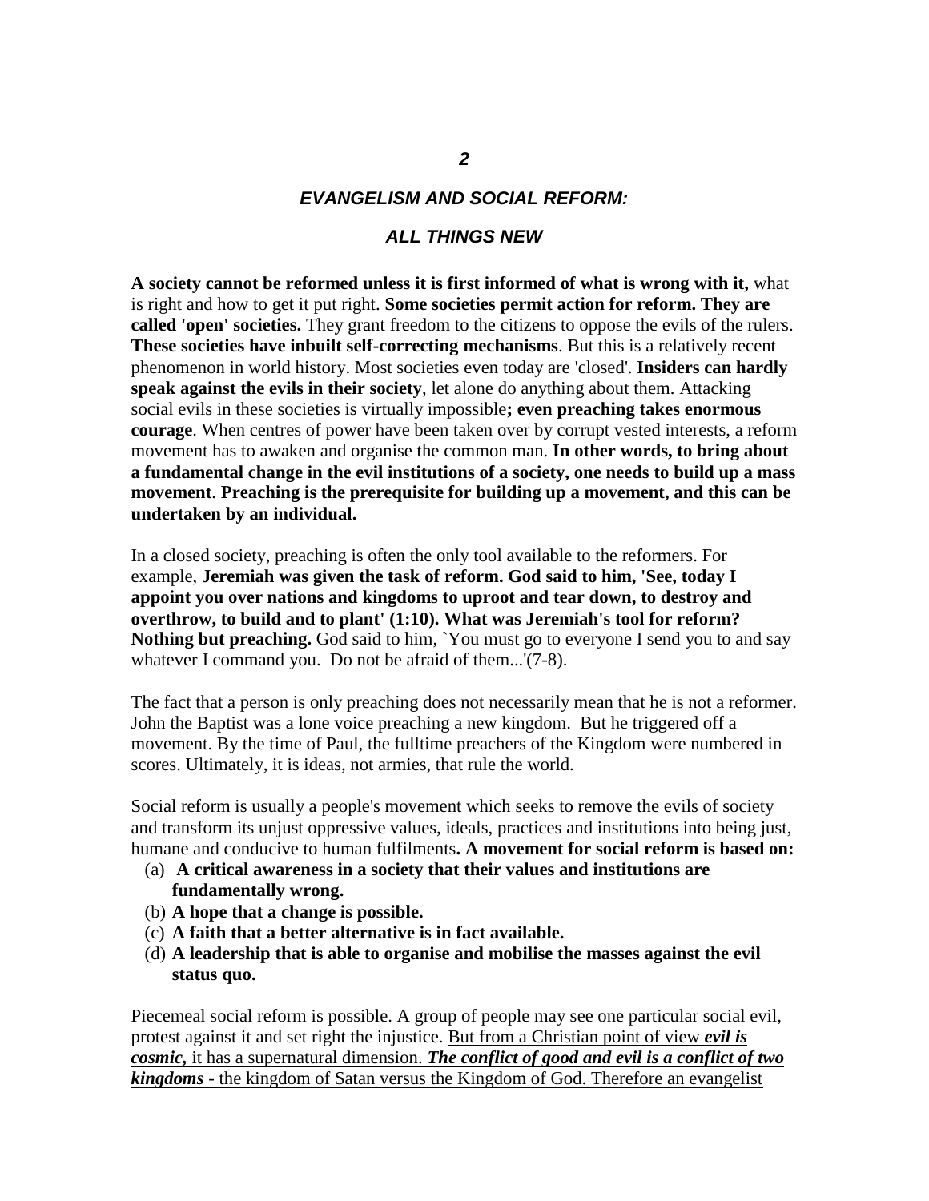## *2*

## *EVANGELISM AND SOCIAL REFORM:*

## *ALL THINGS NEW*

**A society cannot be reformed unless it is first informed of what is wrong with it,** what is right and how to get it put right. **Some societies permit action for reform. They are called 'open' societies.** They grant freedom to the citizens to oppose the evils of the rulers. **These societies have inbuilt self-correcting mechanisms**. But this is a relatively recent phenomenon in world history. Most societies even today are 'closed'. **Insiders can hardly speak against the evils in their society**, let alone do anything about them. Attacking social evils in these societies is virtually impossible**; even preaching takes enormous courage**. When centres of power have been taken over by corrupt vested interests, a reform movement has to awaken and organise the common man. **In other words, to bring about a fundamental change in the evil institutions of a society, one needs to build up a mass movement**. **Preaching is the prerequisite for building up a movement, and this can be undertaken by an individual.**

In a closed society, preaching is often the only tool available to the reformers. For example, **Jeremiah was given the task of reform. God said to him, 'See, today I appoint you over nations and kingdoms to uproot and tear down, to destroy and overthrow, to build and to plant' (1:10). What was Jeremiah's tool for reform? Nothing but preaching.** God said to him, `You must go to everyone I send you to and say whatever I command you. Do not be afraid of them...'(7-8).

The fact that a person is only preaching does not necessarily mean that he is not a reformer. John the Baptist was a lone voice preaching a new kingdom. But he triggered off a movement. By the time of Paul, the fulltime preachers of the Kingdom were numbered in scores. Ultimately, it is ideas, not armies, that rule the world.

Social reform is usually a people's movement which seeks to remove the evils of society and transform its unjust oppressive values, ideals, practices and institutions into being just, humane and conducive to human fulfilments**. A movement for social reform is based on:**

(a) **A critical awareness in a society that their values and institutions are fundamentally wrong.**
(b) **A hope that a change is possible.**
(c) **A faith that a better alternative is in fact available.**
(d) **A leadership that is able to organise and mobilise the masses against the evil status quo.**

Piecemeal social reform is possible. A group of people may see one particular social evil, protest against it and set right the injustice. <u>But from a Christian point of view ***evil is cosmic,*** it has a supernatural dimension. ***The conflict of good and evil is a conflict of two kingdoms*** - the kingdom of Satan versus the Kingdom of God. Therefore an evangelist</u>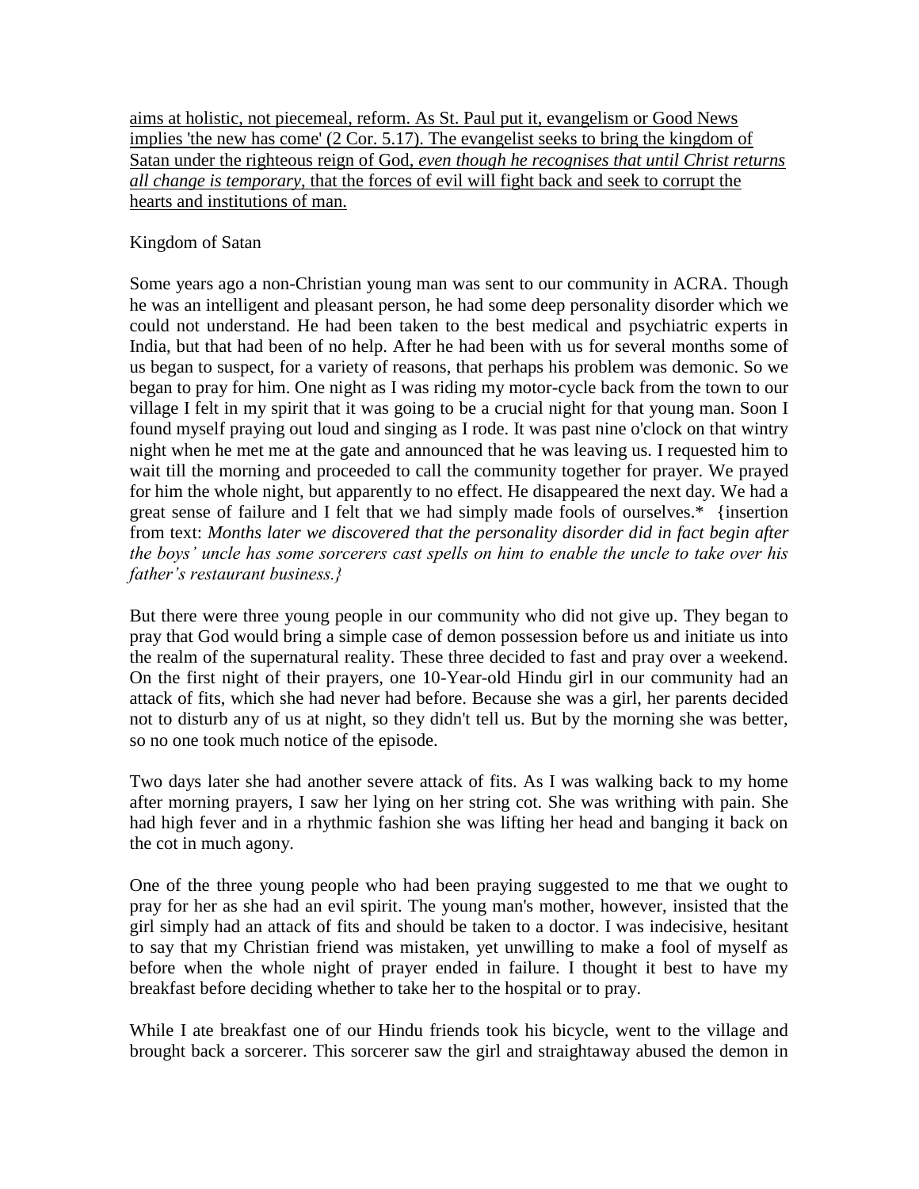aims at holistic, not piecemeal, reform. As St. Paul put it, evangelism or Good News implies 'the new has come' (2 Cor. 5.17). The evangelist seeks to bring the kingdom of Satan under the righteous reign of God, *even though he recognises that until Christ returns all change is temporary*, that the forces of evil will fight back and seek to corrupt the hearts and institutions of man.

Kingdom of Satan

Some years ago a non-Christian young man was sent to our community in ACRA. Though he was an intelligent and pleasant person, he had some deep personality disorder which we could not understand. He had been taken to the best medical and psychiatric experts in India, but that had been of no help. After he had been with us for several months some of us began to suspect, for a variety of reasons, that perhaps his problem was demonic. So we began to pray for him. One night as I was riding my motor-cycle back from the town to our village I felt in my spirit that it was going to be a crucial night for that young man. Soon I found myself praying out loud and singing as I rode. It was past nine o'clock on that wintry night when he met me at the gate and announced that he was leaving us. I requested him to wait till the morning and proceeded to call the community together for prayer. We prayed for him the whole night, but apparently to no effect. He disappeared the next day. We had a great sense of failure and I felt that we had simply made fools of ourselves.* {insertion from text: *Months later we discovered that the personality disorder did in fact begin after the boys' uncle has some sorcerers cast spells on him to enable the uncle to take over his father's restaurant business.*}

But there were three young people in our community who did not give up. They began to pray that God would bring a simple case of demon possession before us and initiate us into the realm of the supernatural reality. These three decided to fast and pray over a weekend. On the first night of their prayers, one 10-Year-old Hindu girl in our community had an attack of fits, which she had never had before. Because she was a girl, her parents decided not to disturb any of us at night, so they didn't tell us. But by the morning she was better, so no one took much notice of the episode.

Two days later she had another severe attack of fits. As I was walking back to my home after morning prayers, I saw her lying on her string cot. She was writhing with pain. She had high fever and in a rhythmic fashion she was lifting her head and banging it back on the cot in much agony.

One of the three young people who had been praying suggested to me that we ought to pray for her as she had an evil spirit. The young man's mother, however, insisted that the girl simply had an attack of fits and should be taken to a doctor. I was indecisive, hesitant to say that my Christian friend was mistaken, yet unwilling to make a fool of myself as before when the whole night of prayer ended in failure. I thought it best to have my breakfast before deciding whether to take her to the hospital or to pray.

While I ate breakfast one of our Hindu friends took his bicycle, went to the village and brought back a sorcerer. This sorcerer saw the girl and straightaway abused the demon in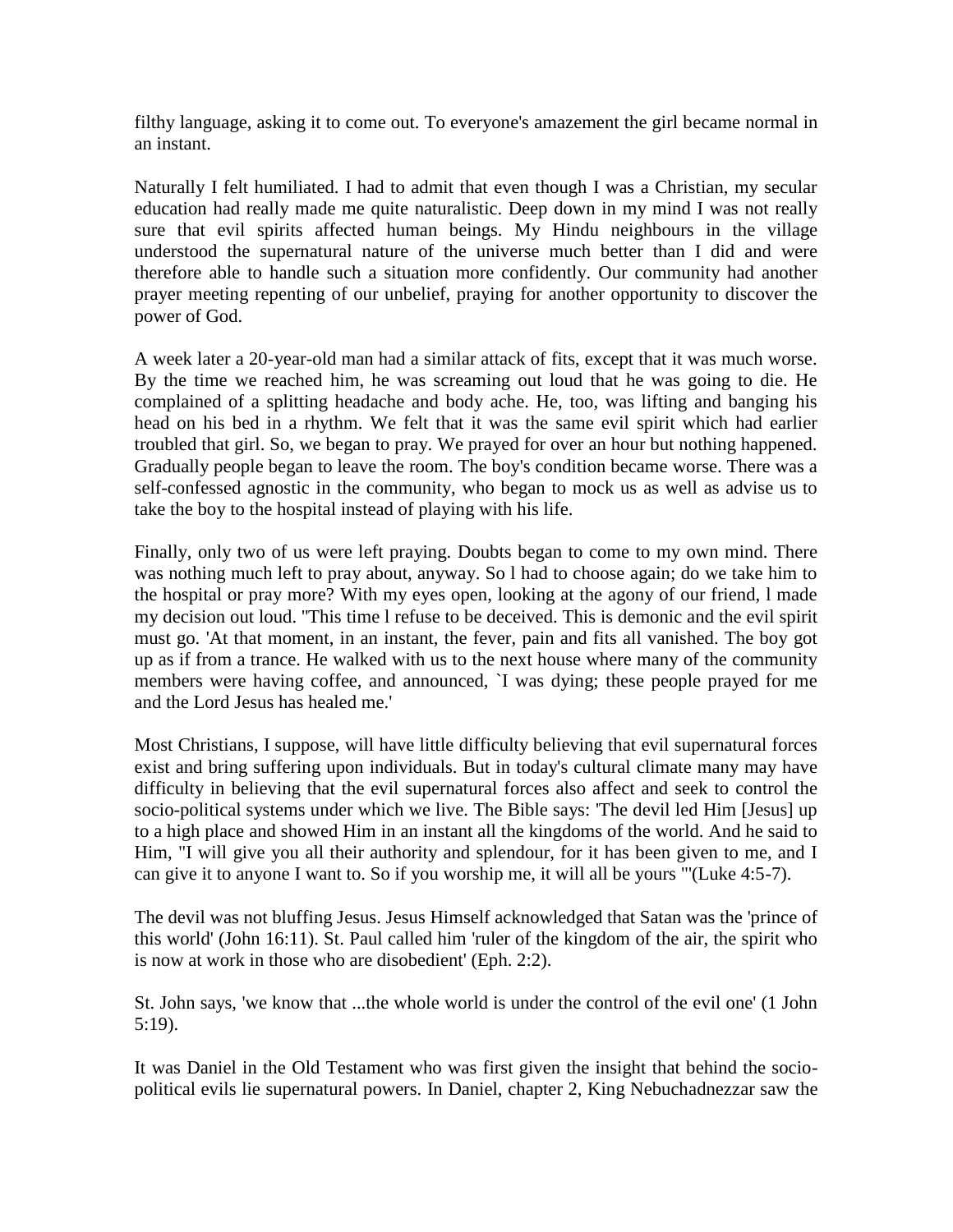filthy language, asking it to come out. To everyone's amazement the girl became normal in an instant.

Naturally I felt humiliated. I had to admit that even though I was a Christian, my secular education had really made me quite naturalistic. Deep down in my mind I was not really sure that evil spirits affected human beings. My Hindu neighbours in the village understood the supernatural nature of the universe much better than I did and were therefore able to handle such a situation more confidently. Our community had another prayer meeting repenting of our unbelief, praying for another opportunity to discover the power of God.

A week later a 20-year-old man had a similar attack of fits, except that it was much worse. By the time we reached him, he was screaming out loud that he was going to die. He complained of a splitting headache and body ache. He, too, was lifting and banging his head on his bed in a rhythm. We felt that it was the same evil spirit which had earlier troubled that girl. So, we began to pray. We prayed for over an hour but nothing happened. Gradually people began to leave the room. The boy's condition became worse. There was a self-confessed agnostic in the community, who began to mock us as well as advise us to take the boy to the hospital instead of playing with his life.

Finally, only two of us were left praying. Doubts began to come to my own mind. There was nothing much left to pray about, anyway. So l had to choose again; do we take him to the hospital or pray more? With my eyes open, looking at the agony of our friend, l made my decision out loud. "This time l refuse to be deceived. This is demonic and the evil spirit must go. 'At that moment, in an instant, the fever, pain and fits all vanished. The boy got up as if from a trance. He walked with us to the next house where many of the community members were having coffee, and announced, `I was dying; these people prayed for me and the Lord Jesus has healed me.'

Most Christians, I suppose, will have little difficulty believing that evil supernatural forces exist and bring suffering upon individuals. But in today's cultural climate many may have difficulty in believing that the evil supernatural forces also affect and seek to control the socio-political systems under which we live. The Bible says: 'The devil led Him [Jesus] up to a high place and showed Him in an instant all the kingdoms of the world. And he said to Him, "I will give you all their authority and splendour, for it has been given to me, and I can give it to anyone I want to. So if you worship me, it will all be yours "'(Luke 4:5-7).

The devil was not bluffing Jesus. Jesus Himself acknowledged that Satan was the 'prince of this world' (John 16:11). St. Paul called him 'ruler of the kingdom of the air, the spirit who is now at work in those who are disobedient' (Eph. 2:2).

St. John says, 'we know that ...the whole world is under the control of the evil one' (1 John 5:19).

It was Daniel in the Old Testament who was first given the insight that behind the socio-political evils lie supernatural powers. In Daniel, chapter 2, King Nebuchadnezzar saw the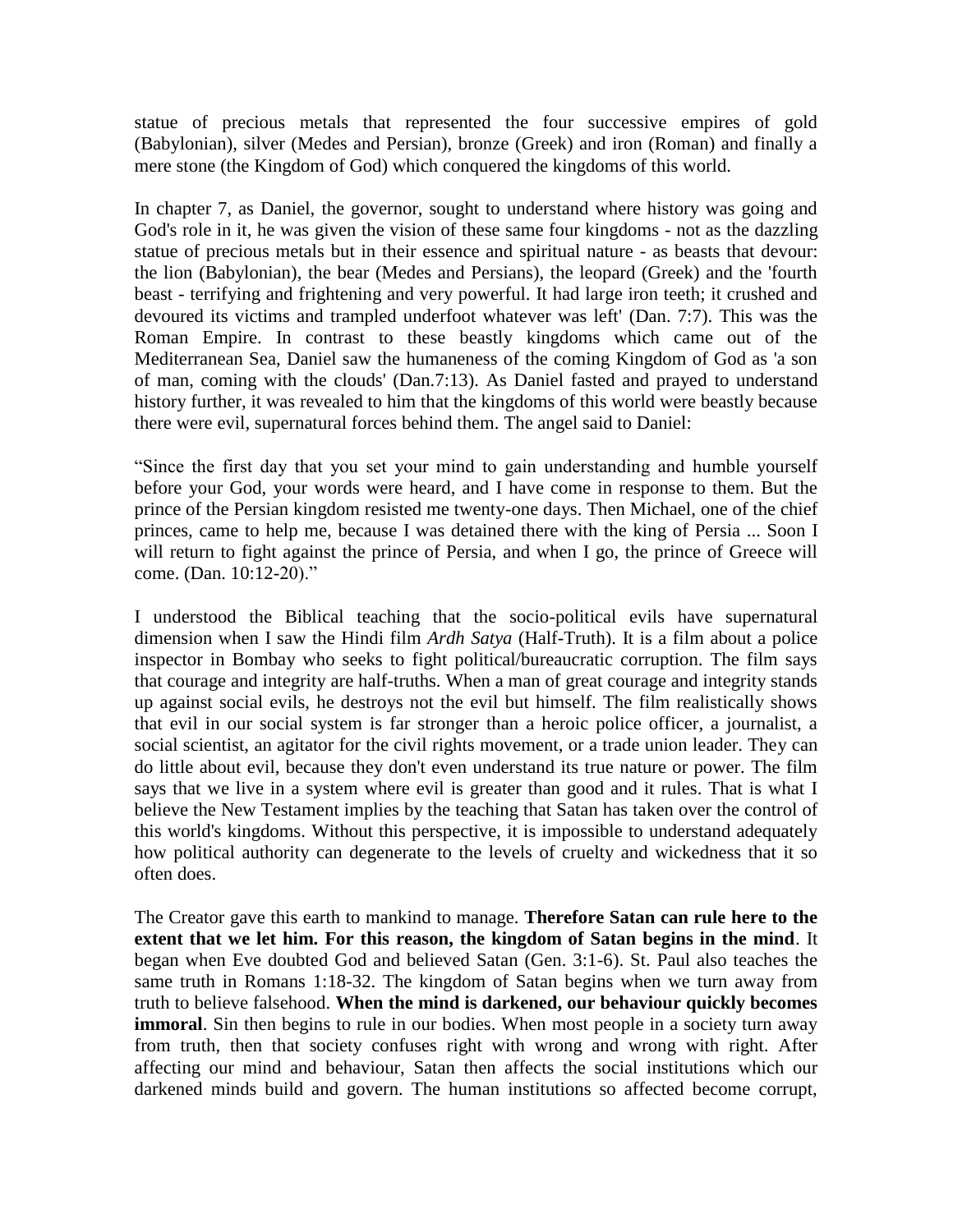statue of precious metals that represented the four successive empires of gold (Babylonian), silver (Medes and Persian), bronze (Greek) and iron (Roman) and finally a mere stone (the Kingdom of God) which conquered the kingdoms of this world.

In chapter 7, as Daniel, the governor, sought to understand where history was going and God's role in it, he was given the vision of these same four kingdoms - not as the dazzling statue of precious metals but in their essence and spiritual nature - as beasts that devour: the lion (Babylonian), the bear (Medes and Persians), the leopard (Greek) and the 'fourth beast - terrifying and frightening and very powerful. It had large iron teeth; it crushed and devoured its victims and trampled underfoot whatever was left' (Dan. 7:7). This was the Roman Empire. In contrast to these beastly kingdoms which came out of the Mediterranean Sea, Daniel saw the humaneness of the coming Kingdom of God as 'a son of man, coming with the clouds' (Dan.7:13). As Daniel fasted and prayed to understand history further, it was revealed to him that the kingdoms of this world were beastly because there were evil, supernatural forces behind them. The angel said to Daniel:

"Since the first day that you set your mind to gain understanding and humble yourself before your God, your words were heard, and I have come in response to them. But the prince of the Persian kingdom resisted me twenty-one days. Then Michael, one of the chief princes, came to help me, because I was detained there with the king of Persia ... Soon I will return to fight against the prince of Persia, and when I go, the prince of Greece will come. (Dan. 10:12-20)."

I understood the Biblical teaching that the socio-political evils have supernatural dimension when I saw the Hindi film *Ardh Satya* (Half-Truth). It is a film about a police inspector in Bombay who seeks to fight political/bureaucratic corruption. The film says that courage and integrity are half-truths. When a man of great courage and integrity stands up against social evils, he destroys not the evil but himself. The film realistically shows that evil in our social system is far stronger than a heroic police officer, a journalist, a social scientist, an agitator for the civil rights movement, or a trade union leader. They can do little about evil, because they don't even understand its true nature or power. The film says that we live in a system where evil is greater than good and it rules. That is what I believe the New Testament implies by the teaching that Satan has taken over the control of this world's kingdoms. Without this perspective, it is impossible to understand adequately how political authority can degenerate to the levels of cruelty and wickedness that it so often does.

The Creator gave this earth to mankind to manage. **Therefore Satan can rule here to the extent that we let him. For this reason, the kingdom of Satan begins in the mind**. It began when Eve doubted God and believed Satan (Gen. 3:1-6). St. Paul also teaches the same truth in Romans 1:18-32. The kingdom of Satan begins when we turn away from truth to believe falsehood. **When the mind is darkened, our behaviour quickly becomes immoral**. Sin then begins to rule in our bodies. When most people in a society turn away from truth, then that society confuses right with wrong and wrong with right. After affecting our mind and behaviour, Satan then affects the social institutions which our darkened minds build and govern. The human institutions so affected become corrupt,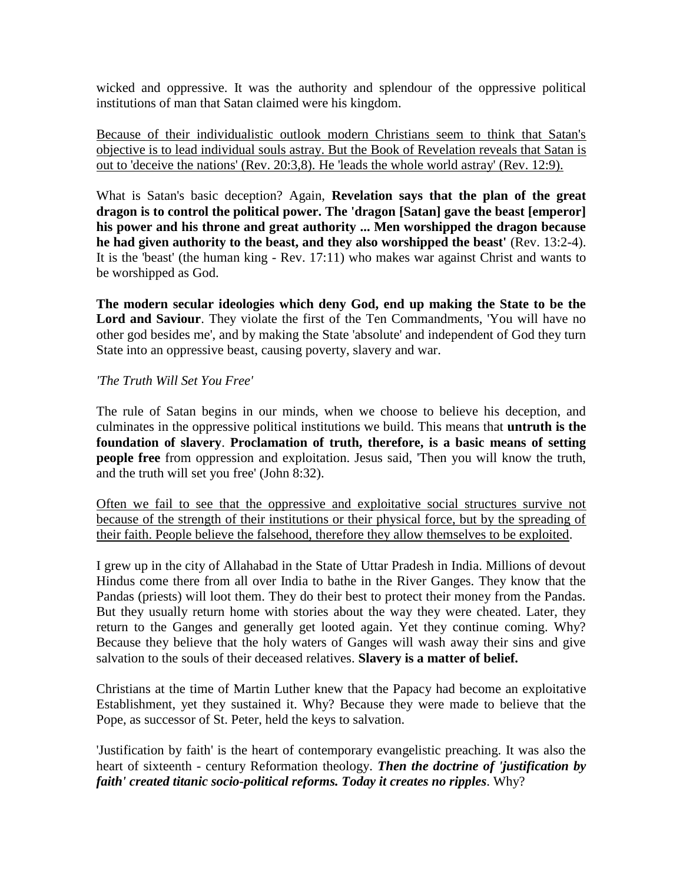wicked and oppressive. It was the authority and splendour of the oppressive political institutions of man that Satan claimed were his kingdom.

<u>Because of their individualistic outlook modern Christians seem to think that Satan's objective is to lead individual souls astray. But the Book of Revelation reveals that Satan is out to 'deceive the nations' (Rev. 20:3,8). He 'leads the whole world astray' (Rev. 12:9).</u>

What is Satan's basic deception? Again, **Revelation says that the plan of the great dragon is to control the political power. The 'dragon [Satan] gave the beast [emperor] his power and his throne and great authority ... Men worshipped the dragon because he had given authority to the beast, and they also worshipped the beast'** (Rev. 13:2-4). It is the 'beast' (the human king - Rev. 17:11) who makes war against Christ and wants to be worshipped as God.

**The modern secular ideologies which deny God, end up making the State to be the Lord and Saviour**. They violate the first of the Ten Commandments, 'You will have no other god besides me', and by making the State 'absolute' and independent of God they turn State into an oppressive beast, causing poverty, slavery and war.

*'The Truth Will Set You Free'*

The rule of Satan begins in our minds, when we choose to believe his deception, and culminates in the oppressive political institutions we build. This means that **untruth is the foundation of slavery**. **Proclamation of truth, therefore, is a basic means of setting people free** from oppression and exploitation. Jesus said, 'Then you will know the truth, and the truth will set you free' (John 8:32).

<u>Often we fail to see that the oppressive and exploitative social structures survive not because of the strength of their institutions or their physical force, but by the spreading of their faith. People believe the falsehood, therefore they allow themselves to be exploited</u>.

I grew up in the city of Allahabad in the State of Uttar Pradesh in India. Millions of devout Hindus come there from all over India to bathe in the River Ganges. They know that the Pandas (priests) will loot them. They do their best to protect their money from the Pandas. But they usually return home with stories about the way they were cheated. Later, they return to the Ganges and generally get looted again. Yet they continue coming. Why? Because they believe that the holy waters of Ganges will wash away their sins and give salvation to the souls of their deceased relatives. **Slavery is a matter of belief.**

Christians at the time of Martin Luther knew that the Papacy had become an exploitative Establishment, yet they sustained it. Why? Because they were made to believe that the Pope, as successor of St. Peter, held the keys to salvation.

'Justification by faith' is the heart of contemporary evangelistic preaching. It was also the heart of sixteenth - century Reformation theology. ***Then the doctrine of 'justification by faith' created titanic socio-political reforms. Today it creates no ripples***. Why?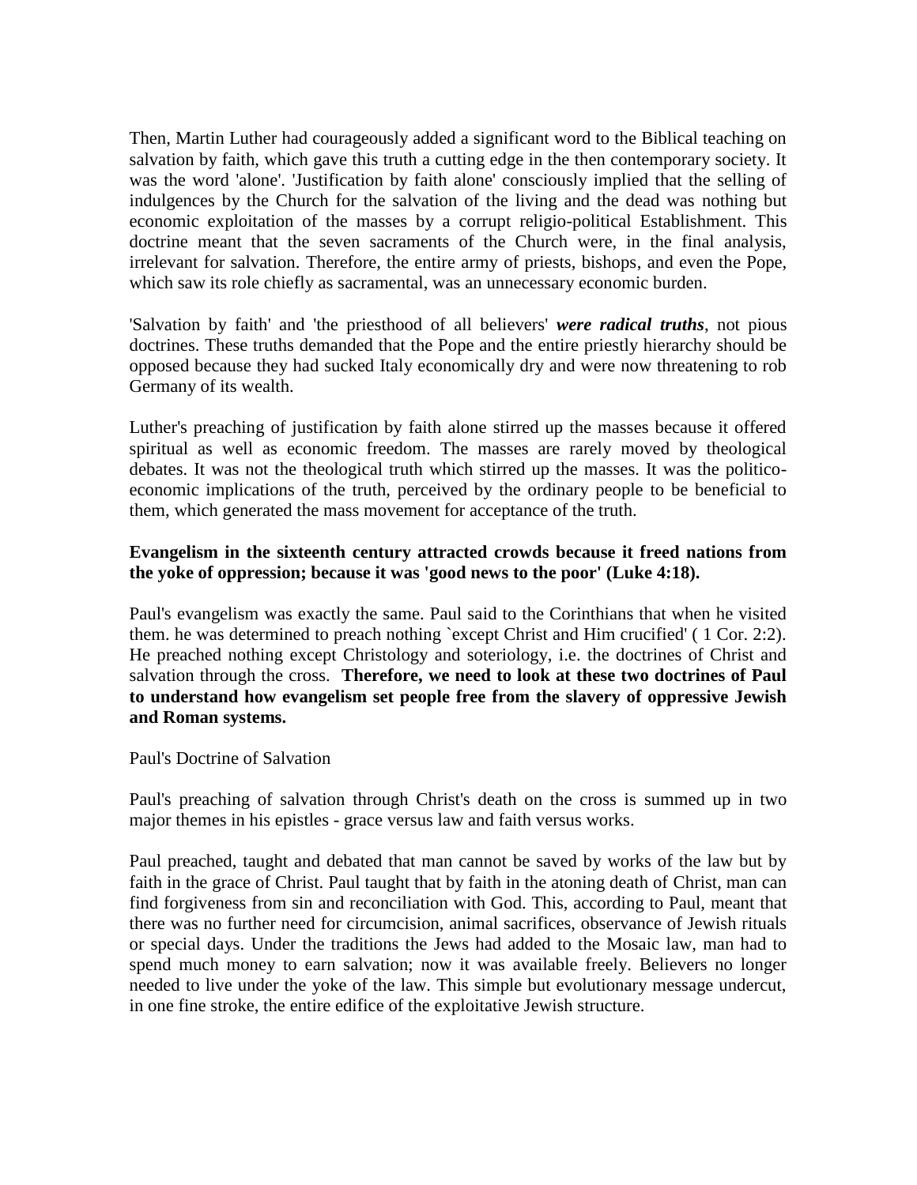Then, Martin Luther had courageously added a significant word to the Biblical teaching on salvation by faith, which gave this truth a cutting edge in the then contemporary society. It was the word 'alone'. 'Justification by faith alone' consciously implied that the selling of indulgences by the Church for the salvation of the living and the dead was nothing but economic exploitation of the masses by a corrupt religio-political Establishment. This doctrine meant that the seven sacraments of the Church were, in the final analysis, irrelevant for salvation. Therefore, the entire army of priests, bishops, and even the Pope, which saw its role chiefly as sacramental, was an unnecessary economic burden.

'Salvation by faith' and 'the priesthood of all believers' ***were radical truths***, not pious doctrines. These truths demanded that the Pope and the entire priestly hierarchy should be opposed because they had sucked Italy economically dry and were now threatening to rob Germany of its wealth.

Luther's preaching of justification by faith alone stirred up the masses because it offered spiritual as well as economic freedom. The masses are rarely moved by theological debates. It was not the theological truth which stirred up the masses. It was the politico-economic implications of the truth, perceived by the ordinary people to be beneficial to them, which generated the mass movement for acceptance of the truth.

**Evangelism in the sixteenth century attracted crowds because it freed nations from the yoke of oppression; because it was 'good news to the poor' (Luke 4:18).**

Paul's evangelism was exactly the same. Paul said to the Corinthians that when he visited them. he was determined to preach nothing `except Christ and Him crucified' ( 1 Cor. 2:2). He preached nothing except Christology and soteriology, i.e. the doctrines of Christ and salvation through the cross. **Therefore, we need to look at these two doctrines of Paul to understand how evangelism set people free from the slavery of oppressive Jewish and Roman systems.**

Paul's Doctrine of Salvation

Paul's preaching of salvation through Christ's death on the cross is summed up in two major themes in his epistles - grace versus law and faith versus works.

Paul preached, taught and debated that man cannot be saved by works of the law but by faith in the grace of Christ. Paul taught that by faith in the atoning death of Christ, man can find forgiveness from sin and reconciliation with God. This, according to Paul, meant that there was no further need for circumcision, animal sacrifices, observance of Jewish rituals or special days. Under the traditions the Jews had added to the Mosaic law, man had to spend much money to earn salvation; now it was available freely. Believers no longer needed to live under the yoke of the law. This simple but evolutionary message undercut, in one fine stroke, the entire edifice of the exploitative Jewish structure.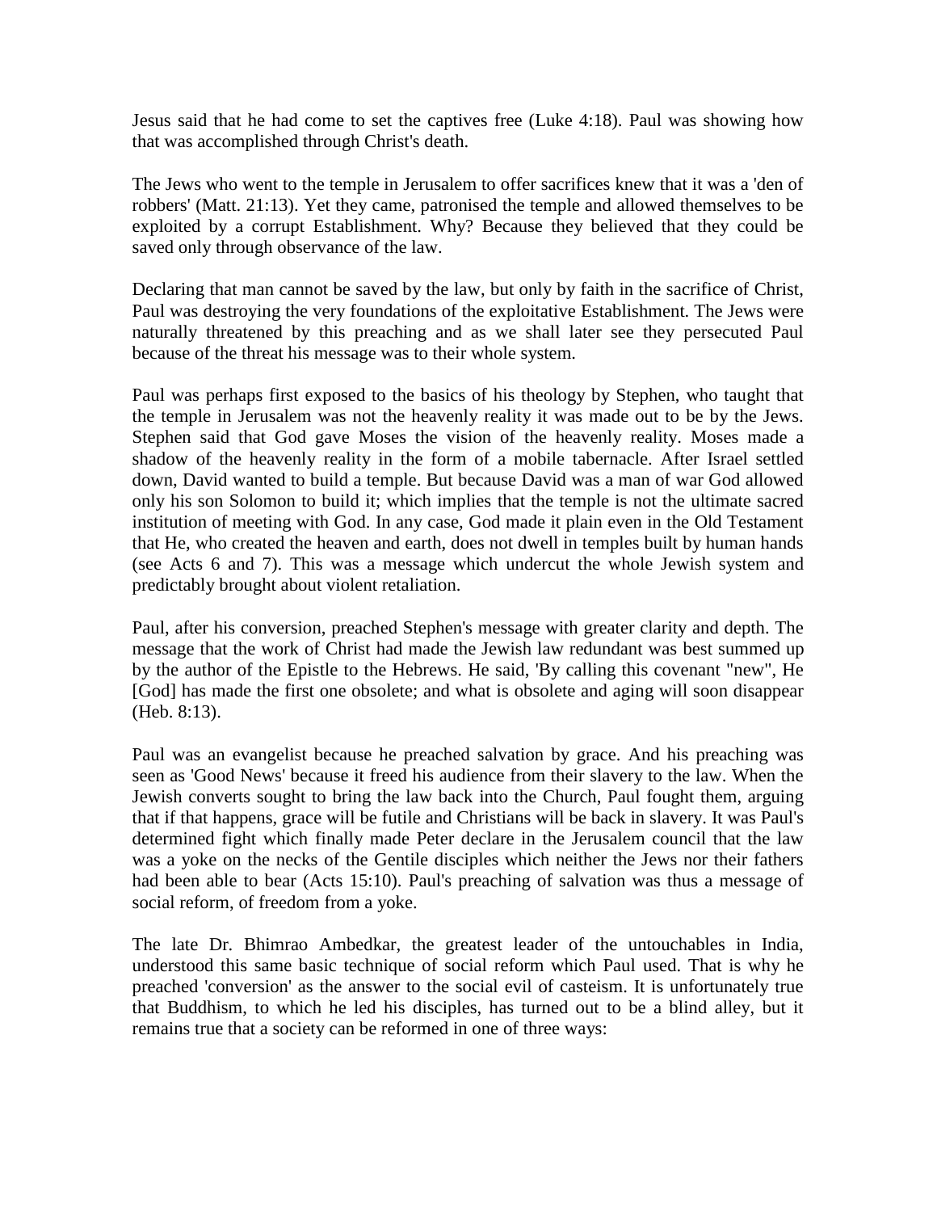Jesus said that he had come to set the captives free (Luke 4:18). Paul was showing how that was accomplished through Christ's death.

The Jews who went to the temple in Jerusalem to offer sacrifices knew that it was a 'den of robbers' (Matt. 21:13). Yet they came, patronised the temple and allowed themselves to be exploited by a corrupt Establishment. Why? Because they believed that they could be saved only through observance of the law.

Declaring that man cannot be saved by the law, but only by faith in the sacrifice of Christ, Paul was destroying the very foundations of the exploitative Establishment. The Jews were naturally threatened by this preaching and as we shall later see they persecuted Paul because of the threat his message was to their whole system.

Paul was perhaps first exposed to the basics of his theology by Stephen, who taught that the temple in Jerusalem was not the heavenly reality it was made out to be by the Jews. Stephen said that God gave Moses the vision of the heavenly reality. Moses made a shadow of the heavenly reality in the form of a mobile tabernacle. After Israel settled down, David wanted to build a temple. But because David was a man of war God allowed only his son Solomon to build it; which implies that the temple is not the ultimate sacred institution of meeting with God. In any case, God made it plain even in the Old Testament that He, who created the heaven and earth, does not dwell in temples built by human hands (see Acts 6 and 7). This was a message which undercut the whole Jewish system and predictably brought about violent retaliation.

Paul, after his conversion, preached Stephen's message with greater clarity and depth. The message that the work of Christ had made the Jewish law redundant was best summed up by the author of the Epistle to the Hebrews. He said, 'By calling this covenant "new", He [God] has made the first one obsolete; and what is obsolete and aging will soon disappear (Heb. 8:13).

Paul was an evangelist because he preached salvation by grace. And his preaching was seen as 'Good News' because it freed his audience from their slavery to the law. When the Jewish converts sought to bring the law back into the Church, Paul fought them, arguing that if that happens, grace will be futile and Christians will be back in slavery. It was Paul's determined fight which finally made Peter declare in the Jerusalem council that the law was a yoke on the necks of the Gentile disciples which neither the Jews nor their fathers had been able to bear (Acts 15:10). Paul's preaching of salvation was thus a message of social reform, of freedom from a yoke.

The late Dr. Bhimrao Ambedkar, the greatest leader of the untouchables in India, understood this same basic technique of social reform which Paul used. That is why he preached 'conversion' as the answer to the social evil of casteism. It is unfortunately true that Buddhism, to which he led his disciples, has turned out to be a blind alley, but it remains true that a society can be reformed in one of three ways: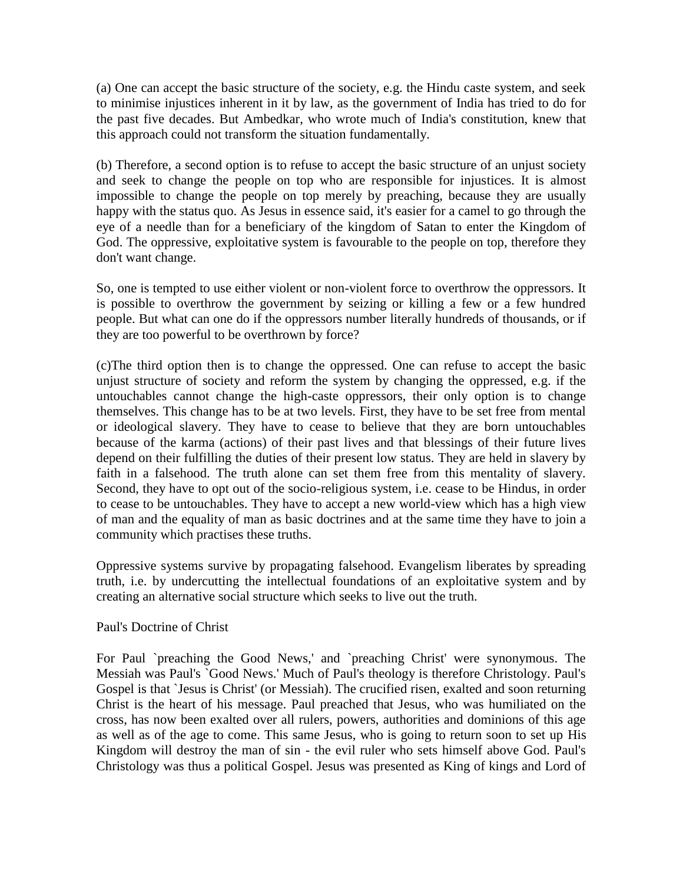(a) One can accept the basic structure of the society, e.g. the Hindu caste system, and seek to minimise injustices inherent in it by law, as the government of India has tried to do for the past five decades. But Ambedkar, who wrote much of India's constitution, knew that this approach could not transform the situation fundamentally.

(b) Therefore, a second option is to refuse to accept the basic structure of an unjust society and seek to change the people on top who are responsible for injustices. It is almost impossible to change the people on top merely by preaching, because they are usually happy with the status quo. As Jesus in essence said, it's easier for a camel to go through the eye of a needle than for a beneficiary of the kingdom of Satan to enter the Kingdom of God. The oppressive, exploitative system is favourable to the people on top, therefore they don't want change.

So, one is tempted to use either violent or non-violent force to overthrow the oppressors. It is possible to overthrow the government by seizing or killing a few or a few hundred people. But what can one do if the oppressors number literally hundreds of thousands, or if they are too powerful to be overthrown by force?

(c)The third option then is to change the oppressed. One can refuse to accept the basic unjust structure of society and reform the system by changing the oppressed, e.g. if the untouchables cannot change the high-caste oppressors, their only option is to change themselves. This change has to be at two levels. First, they have to be set free from mental or ideological slavery. They have to cease to believe that they are born untouchables because of the karma (actions) of their past lives and that blessings of their future lives depend on their fulfilling the duties of their present low status. They are held in slavery by faith in a falsehood. The truth alone can set them free from this mentality of slavery. Second, they have to opt out of the socio-religious system, i.e. cease to be Hindus, in order to cease to be untouchables. They have to accept a new world-view which has a high view of man and the equality of man as basic doctrines and at the same time they have to join a community which practises these truths.

Oppressive systems survive by propagating falsehood. Evangelism liberates by spreading truth, i.e. by undercutting the intellectual foundations of an exploitative system and by creating an alternative social structure which seeks to live out the truth.

## Paul's Doctrine of Christ

For Paul `preaching the Good News,' and `preaching Christ' were synonymous. The Messiah was Paul's `Good News.' Much of Paul's theology is therefore Christology. Paul's Gospel is that `Jesus is Christ' (or Messiah). The crucified risen, exalted and soon returning Christ is the heart of his message. Paul preached that Jesus, who was humiliated on the cross, has now been exalted over all rulers, powers, authorities and dominions of this age as well as of the age to come. This same Jesus, who is going to return soon to set up His Kingdom will destroy the man of sin - the evil ruler who sets himself above God. Paul's Christology was thus a political Gospel. Jesus was presented as King of kings and Lord of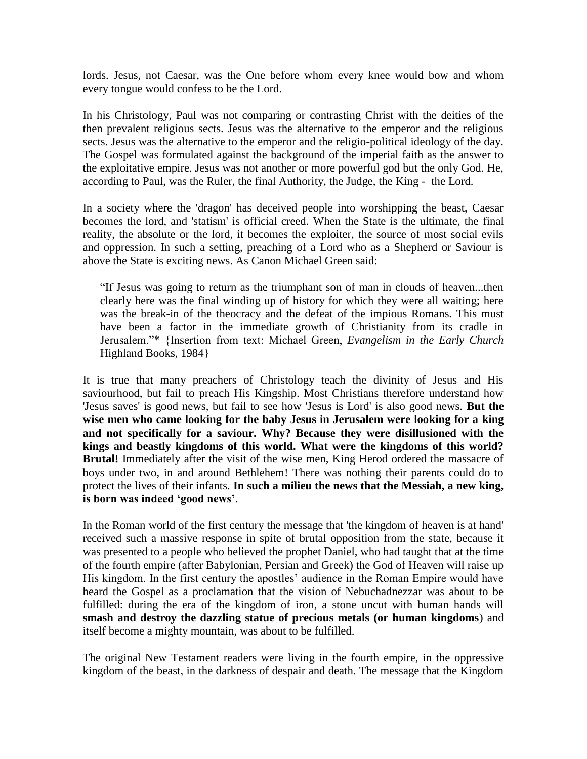lords. Jesus, not Caesar, was the One before whom every knee would bow and whom every tongue would confess to be the Lord.

In his Christology, Paul was not comparing or contrasting Christ with the deities of the then prevalent religious sects. Jesus was the alternative to the emperor and the religious sects. Jesus was the alternative to the emperor and the religio-political ideology of the day. The Gospel was formulated against the background of the imperial faith as the answer to the exploitative empire. Jesus was not another or more powerful god but the only God. He, according to Paul, was the Ruler, the final Authority, the Judge, the King - the Lord.

In a society where the 'dragon' has deceived people into worshipping the beast, Caesar becomes the lord, and 'statism' is official creed. When the State is the ultimate, the final reality, the absolute or the lord, it becomes the exploiter, the source of most social evils and oppression. In such a setting, preaching of a Lord who as a Shepherd or Saviour is above the State is exciting news. As Canon Michael Green said:

> “If Jesus was going to return as the triumphant son of man in clouds of heaven...then clearly here was the final winding up of history for which they were all waiting; here was the break-in of the theocracy and the defeat of the impious Romans. This must have been a factor in the immediate growth of Christianity from its cradle in Jerusalem.”* {Insertion from text: Michael Green, *Evangelism in the Early Church* Highland Books, 1984}

It is true that many preachers of Christology teach the divinity of Jesus and His saviourhood, but fail to preach His Kingship. Most Christians therefore understand how 'Jesus saves' is good news, but fail to see how 'Jesus is Lord' is also good news. **But the wise men who came looking for the baby Jesus in Jerusalem were looking for a king and not specifically for a saviour. Why? Because they were disillusioned with the kings and beastly kingdoms of this world. What were the kingdoms of this world? Brutal!** Immediately after the visit of the wise men, King Herod ordered the massacre of boys under two, in and around Bethlehem! There was nothing their parents could do to protect the lives of their infants. **In such a milieu the news that the Messiah, a new king, is born was indeed ‘good news’**.

In the Roman world of the first century the message that 'the kingdom of heaven is at hand' received such a massive response in spite of brutal opposition from the state, because it was presented to a people who believed the prophet Daniel, who had taught that at the time of the fourth empire (after Babylonian, Persian and Greek) the God of Heaven will raise up His kingdom. In the first century the apostles’ audience in the Roman Empire would have heard the Gospel as a proclamation that the vision of Nebuchadnezzar was about to be fulfilled: during the era of the kingdom of iron, a stone uncut with human hands will **smash and destroy the dazzling statue of precious metals (or human kingdoms**) and itself become a mighty mountain, was about to be fulfilled.

The original New Testament readers were living in the fourth empire, in the oppressive kingdom of the beast, in the darkness of despair and death. The message that the Kingdom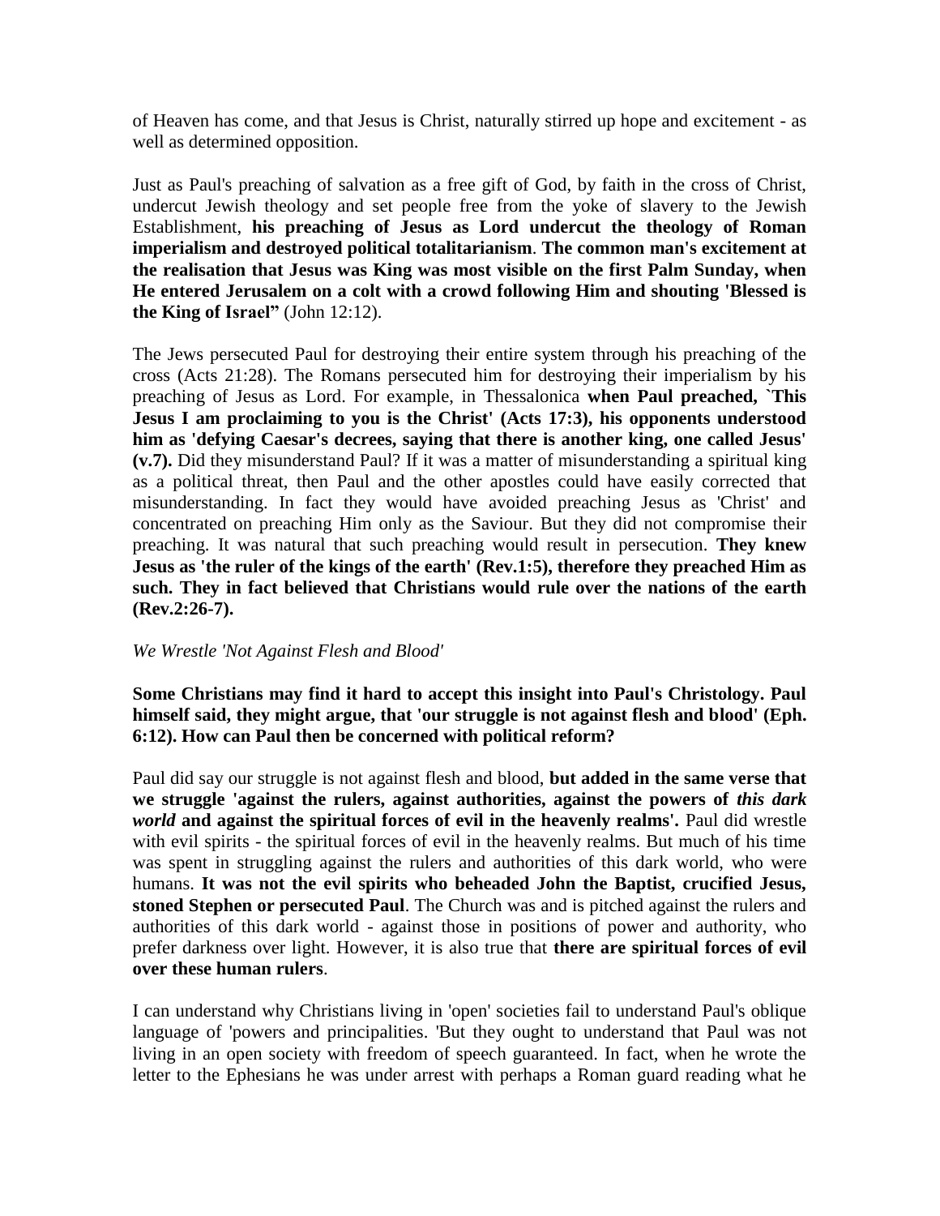of Heaven has come, and that Jesus is Christ, naturally stirred up hope and excitement - as well as determined opposition.

Just as Paul's preaching of salvation as a free gift of God, by faith in the cross of Christ, undercut Jewish theology and set people free from the yoke of slavery to the Jewish Establishment, **his preaching of Jesus as Lord undercut the theology of Roman imperialism and destroyed political totalitarianism**. **The common man's excitement at the realisation that Jesus was King was most visible on the first Palm Sunday, when He entered Jerusalem on a colt with a crowd following Him and shouting 'Blessed is the King of Israel"** (John 12:12).

The Jews persecuted Paul for destroying their entire system through his preaching of the cross (Acts 21:28). The Romans persecuted him for destroying their imperialism by his preaching of Jesus as Lord. For example, in Thessalonica **when Paul preached, `This Jesus I am proclaiming to you is the Christ' (Acts 17:3), his opponents understood him as 'defying Caesar's decrees, saying that there is another king, one called Jesus' (v.7).** Did they misunderstand Paul? If it was a matter of misunderstanding a spiritual king as a political threat, then Paul and the other apostles could have easily corrected that misunderstanding. In fact they would have avoided preaching Jesus as 'Christ' and concentrated on preaching Him only as the Saviour. But they did not compromise their preaching. It was natural that such preaching would result in persecution. **They knew Jesus as 'the ruler of the kings of the earth' (Rev.1:5), therefore they preached Him as such. They in fact believed that Christians would rule over the nations of the earth (Rev.2:26-7).**

*We Wrestle 'Not Against Flesh and Blood'*

**Some Christians may find it hard to accept this insight into Paul's Christology. Paul himself said, they might argue, that 'our struggle is not against flesh and blood' (Eph. 6:12). How can Paul then be concerned with political reform?**

Paul did say our struggle is not against flesh and blood, **but added in the same verse that we struggle 'against the rulers, against authorities, against the powers of *this dark world* and against the spiritual forces of evil in the heavenly realms'.** Paul did wrestle with evil spirits - the spiritual forces of evil in the heavenly realms. But much of his time was spent in struggling against the rulers and authorities of this dark world, who were humans. **It was not the evil spirits who beheaded John the Baptist, crucified Jesus, stoned Stephen or persecuted Paul**. The Church was and is pitched against the rulers and authorities of this dark world - against those in positions of power and authority, who prefer darkness over light. However, it is also true that **there are spiritual forces of evil over these human rulers**.

I can understand why Christians living in 'open' societies fail to understand Paul's oblique language of 'powers and principalities. 'But they ought to understand that Paul was not living in an open society with freedom of speech guaranteed. In fact, when he wrote the letter to the Ephesians he was under arrest with perhaps a Roman guard reading what he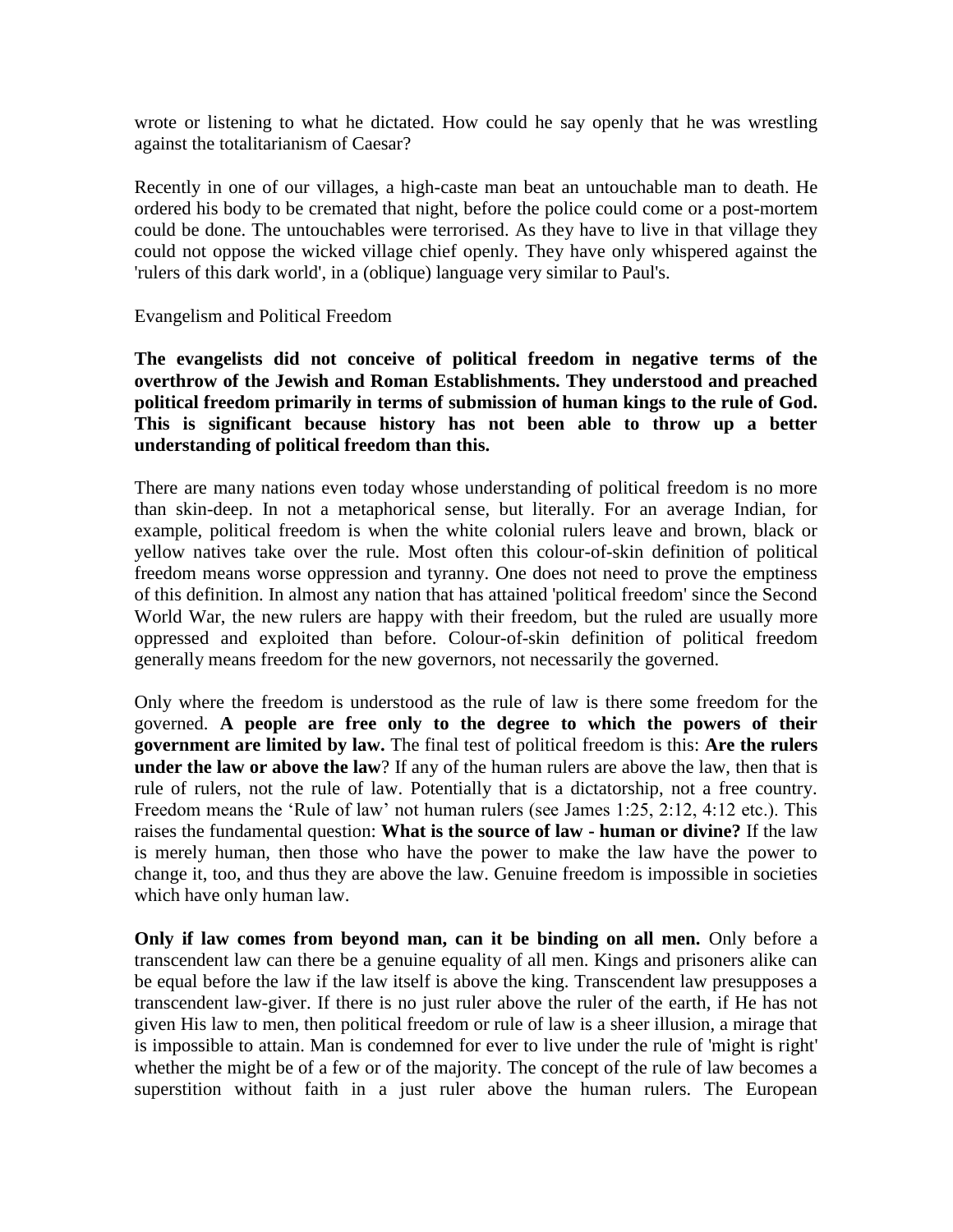wrote or listening to what he dictated. How could he say openly that he was wrestling against the totalitarianism of Caesar?

Recently in one of our villages, a high-caste man beat an untouchable man to death. He ordered his body to be cremated that night, before the police could come or a post-mortem could be done. The untouchables were terrorised. As they have to live in that village they could not oppose the wicked village chief openly. They have only whispered against the 'rulers of this dark world', in a (oblique) language very similar to Paul's.

## Evangelism and Political Freedom

**The evangelists did not conceive of political freedom in negative terms of the overthrow of the Jewish and Roman Establishments. They understood and preached political freedom primarily in terms of submission of human kings to the rule of God. This is significant because history has not been able to throw up a better understanding of political freedom than this.**

There are many nations even today whose understanding of political freedom is no more than skin-deep. In not a metaphorical sense, but literally. For an average Indian, for example, political freedom is when the white colonial rulers leave and brown, black or yellow natives take over the rule. Most often this colour-of-skin definition of political freedom means worse oppression and tyranny. One does not need to prove the emptiness of this definition. In almost any nation that has attained 'political freedom' since the Second World War, the new rulers are happy with their freedom, but the ruled are usually more oppressed and exploited than before. Colour-of-skin definition of political freedom generally means freedom for the new governors, not necessarily the governed.

Only where the freedom is understood as the rule of law is there some freedom for the governed. **A people are free only to the degree to which the powers of their government are limited by law.** The final test of political freedom is this: **Are the rulers under the law or above the law**? If any of the human rulers are above the law, then that is rule of rulers, not the rule of law. Potentially that is a dictatorship, not a free country. Freedom means the 'Rule of law' not human rulers (see James 1:25, 2:12, 4:12 etc.). This raises the fundamental question: **What is the source of law - human or divine?** If the law is merely human, then those who have the power to make the law have the power to change it, too, and thus they are above the law. Genuine freedom is impossible in societies which have only human law.

**Only if law comes from beyond man, can it be binding on all men.** Only before a transcendent law can there be a genuine equality of all men. Kings and prisoners alike can be equal before the law if the law itself is above the king. Transcendent law presupposes a transcendent law-giver. If there is no just ruler above the ruler of the earth, if He has not given His law to men, then political freedom or rule of law is a sheer illusion, a mirage that is impossible to attain. Man is condemned for ever to live under the rule of 'might is right' whether the might be of a few or of the majority. The concept of the rule of law becomes a superstition without faith in a just ruler above the human rulers. The European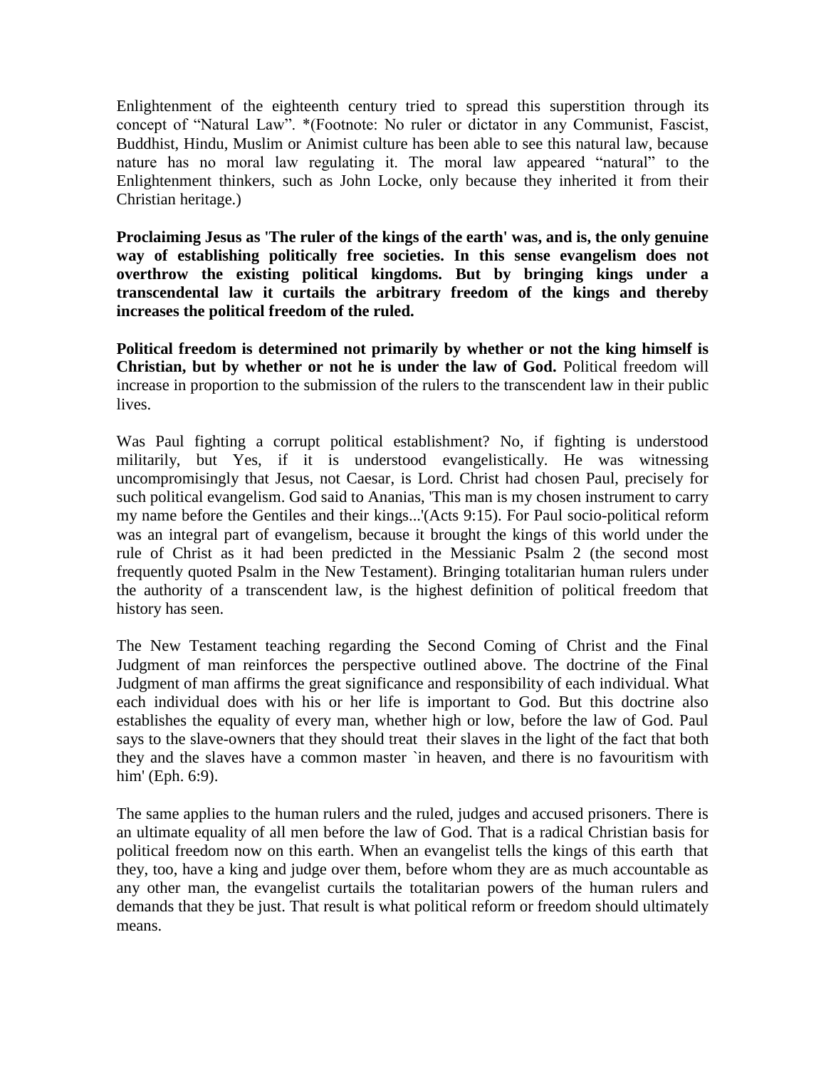Enlightenment of the eighteenth century tried to spread this superstition through its concept of "Natural Law". *(Footnote: No ruler or dictator in any Communist, Fascist, Buddhist, Hindu, Muslim or Animist culture has been able to see this natural law, because nature has no moral law regulating it. The moral law appeared "natural" to the Enlightenment thinkers, such as John Locke, only because they inherited it from their Christian heritage.)

**Proclaiming Jesus as 'The ruler of the kings of the earth' was, and is, the only genuine way of establishing politically free societies. In this sense evangelism does not overthrow the existing political kingdoms. But by bringing kings under a transcendental law it curtails the arbitrary freedom of the kings and thereby increases the political freedom of the ruled.**

**Political freedom is determined not primarily by whether or not the king himself is Christian, but by whether or not he is under the law of God.** Political freedom will increase in proportion to the submission of the rulers to the transcendent law in their public lives.

Was Paul fighting a corrupt political establishment? No, if fighting is understood militarily, but Yes, if it is understood evangelistically. He was witnessing uncompromisingly that Jesus, not Caesar, is Lord. Christ had chosen Paul, precisely for such political evangelism. God said to Ananias, 'This man is my chosen instrument to carry my name before the Gentiles and their kings...'(Acts 9:15). For Paul socio-political reform was an integral part of evangelism, because it brought the kings of this world under the rule of Christ as it had been predicted in the Messianic Psalm 2 (the second most frequently quoted Psalm in the New Testament). Bringing totalitarian human rulers under the authority of a transcendent law, is the highest definition of political freedom that history has seen.

The New Testament teaching regarding the Second Coming of Christ and the Final Judgment of man reinforces the perspective outlined above. The doctrine of the Final Judgment of man affirms the great significance and responsibility of each individual. What each individual does with his or her life is important to God. But this doctrine also establishes the equality of every man, whether high or low, before the law of God. Paul says to the slave-owners that they should treat their slaves in the light of the fact that both they and the slaves have a common master `in heaven, and there is no favouritism with him' (Eph. 6:9).

The same applies to the human rulers and the ruled, judges and accused prisoners. There is an ultimate equality of all men before the law of God. That is a radical Christian basis for political freedom now on this earth. When an evangelist tells the kings of this earth that they, too, have a king and judge over them, before whom they are as much accountable as any other man, the evangelist curtails the totalitarian powers of the human rulers and demands that they be just. That result is what political reform or freedom should ultimately means.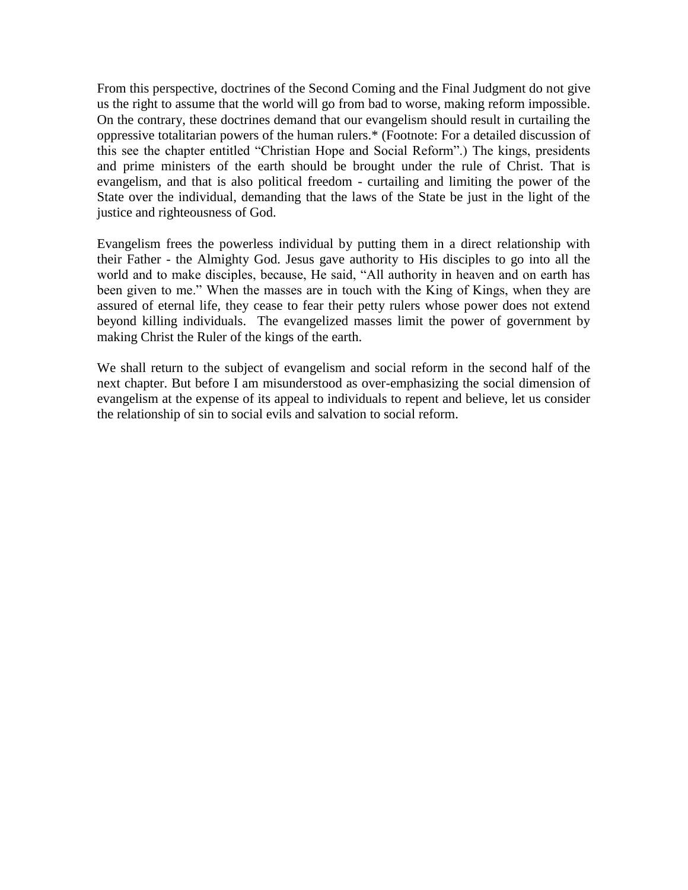From this perspective, doctrines of the Second Coming and the Final Judgment do not give us the right to assume that the world will go from bad to worse, making reform impossible. On the contrary, these doctrines demand that our evangelism should result in curtailing the oppressive totalitarian powers of the human rulers.* (Footnote: For a detailed discussion of this see the chapter entitled "Christian Hope and Social Reform".) The kings, presidents and prime ministers of the earth should be brought under the rule of Christ. That is evangelism, and that is also political freedom - curtailing and limiting the power of the State over the individual, demanding that the laws of the State be just in the light of the justice and righteousness of God.

Evangelism frees the powerless individual by putting them in a direct relationship with their Father - the Almighty God. Jesus gave authority to His disciples to go into all the world and to make disciples, because, He said, "All authority in heaven and on earth has been given to me." When the masses are in touch with the King of Kings, when they are assured of eternal life, they cease to fear their petty rulers whose power does not extend beyond killing individuals. The evangelized masses limit the power of government by making Christ the Ruler of the kings of the earth.

We shall return to the subject of evangelism and social reform in the second half of the next chapter. But before I am misunderstood as over-emphasizing the social dimension of evangelism at the expense of its appeal to individuals to repent and believe, let us consider the relationship of sin to social evils and salvation to social reform.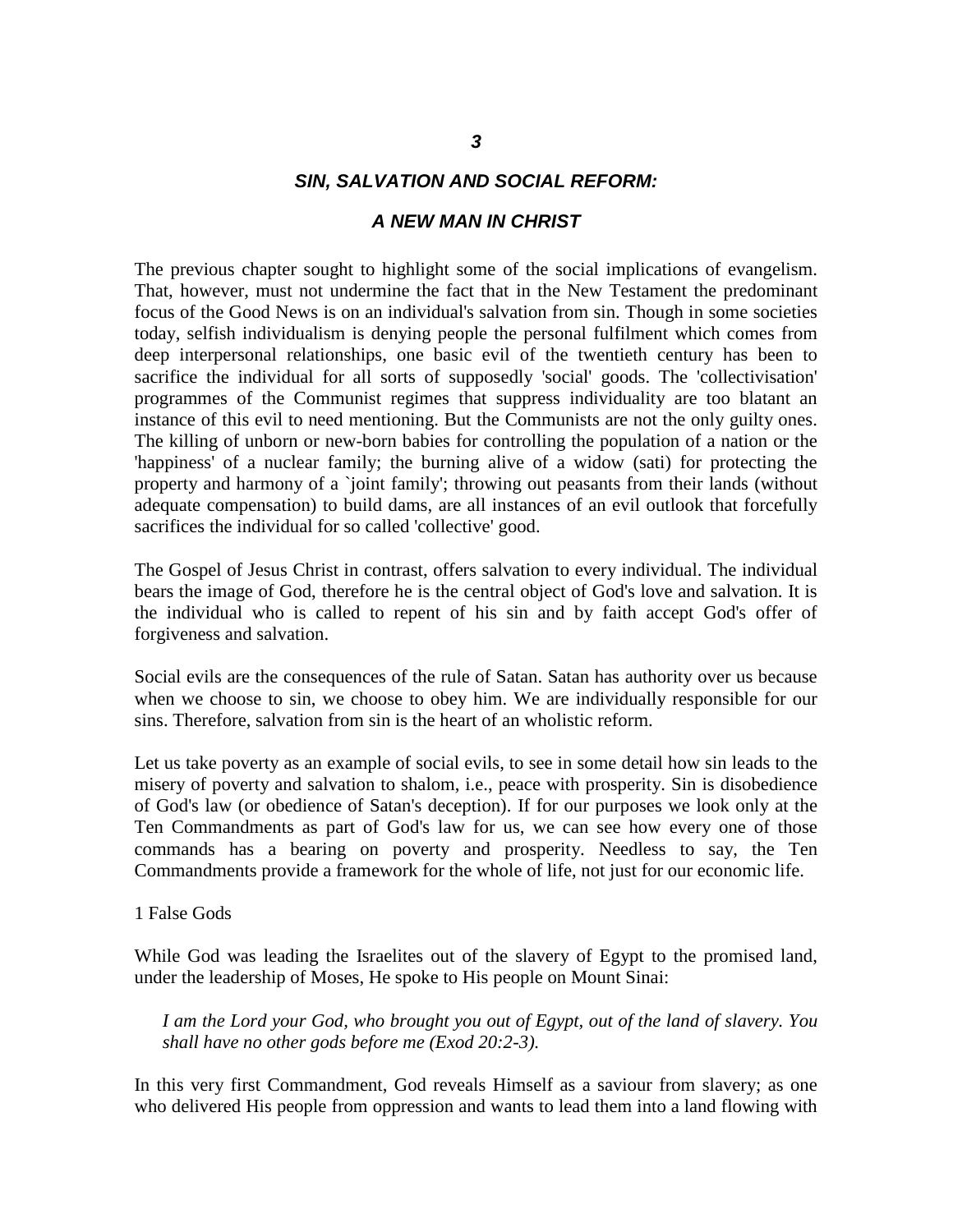## *3*

## *SIN, SALVATION AND SOCIAL REFORM:*

## *A NEW MAN IN CHRIST*

The previous chapter sought to highlight some of the social implications of evangelism. That, however, must not undermine the fact that in the New Testament the predominant focus of the Good News is on an individual's salvation from sin. Though in some societies today, selfish individualism is denying people the personal fulfilment which comes from deep interpersonal relationships, one basic evil of the twentieth century has been to sacrifice the individual for all sorts of supposedly 'social' goods. The 'collectivisation' programmes of the Communist regimes that suppress individuality are too blatant an instance of this evil to need mentioning. But the Communists are not the only guilty ones. The killing of unborn or new-born babies for controlling the population of a nation or the 'happiness' of a nuclear family; the burning alive of a widow (sati) for protecting the property and harmony of a `joint family'; throwing out peasants from their lands (without adequate compensation) to build dams, are all instances of an evil outlook that forcefully sacrifices the individual for so called 'collective' good.

The Gospel of Jesus Christ in contrast, offers salvation to every individual. The individual bears the image of God, therefore he is the central object of God's love and salvation. It is the individual who is called to repent of his sin and by faith accept God's offer of forgiveness and salvation.

Social evils are the consequences of the rule of Satan. Satan has authority over us because when we choose to sin, we choose to obey him. We are individually responsible for our sins. Therefore, salvation from sin is the heart of an wholistic reform.

Let us take poverty as an example of social evils, to see in some detail how sin leads to the misery of poverty and salvation to shalom, i.e., peace with prosperity. Sin is disobedience of God's law (or obedience of Satan's deception). If for our purposes we look only at the Ten Commandments as part of God's law for us, we can see how every one of those commands has a bearing on poverty and prosperity. Needless to say, the Ten Commandments provide a framework for the whole of life, not just for our economic life.

1 False Gods

While God was leading the Israelites out of the slavery of Egypt to the promised land, under the leadership of Moses, He spoke to His people on Mount Sinai:

> *I am the Lord your God, who brought you out of Egypt, out of the land of slavery. You shall have no other gods before me (Exod 20:2-3).*

In this very first Commandment, God reveals Himself as a saviour from slavery; as one who delivered His people from oppression and wants to lead them into a land flowing with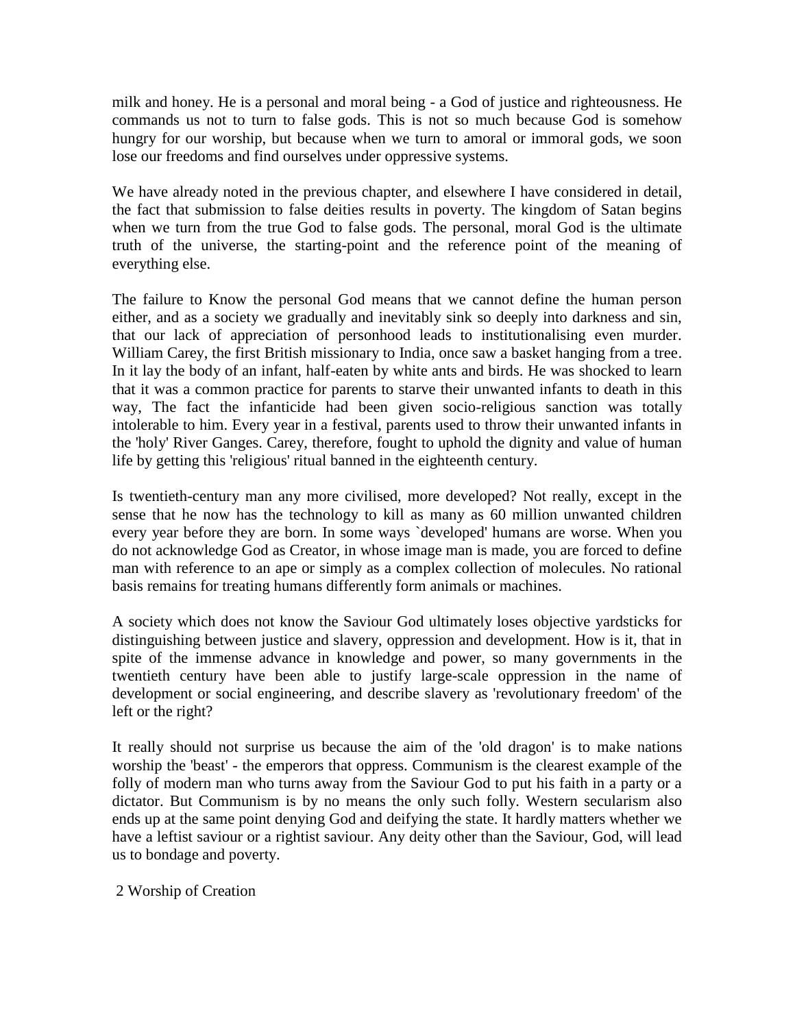milk and honey. He is a personal and moral being - a God of justice and righteousness. He commands us not to turn to false gods. This is not so much because God is somehow hungry for our worship, but because when we turn to amoral or immoral gods, we soon lose our freedoms and find ourselves under oppressive systems.

We have already noted in the previous chapter, and elsewhere I have considered in detail, the fact that submission to false deities results in poverty. The kingdom of Satan begins when we turn from the true God to false gods. The personal, moral God is the ultimate truth of the universe, the starting-point and the reference point of the meaning of everything else.

The failure to Know the personal God means that we cannot define the human person either, and as a society we gradually and inevitably sink so deeply into darkness and sin, that our lack of appreciation of personhood leads to institutionalising even murder. William Carey, the first British missionary to India, once saw a basket hanging from a tree. In it lay the body of an infant, half-eaten by white ants and birds. He was shocked to learn that it was a common practice for parents to starve their unwanted infants to death in this way, The fact the infanticide had been given socio-religious sanction was totally intolerable to him. Every year in a festival, parents used to throw their unwanted infants in the 'holy' River Ganges. Carey, therefore, fought to uphold the dignity and value of human life by getting this 'religious' ritual banned in the eighteenth century.

Is twentieth-century man any more civilised, more developed? Not really, except in the sense that he now has the technology to kill as many as 60 million unwanted children every year before they are born. In some ways `developed' humans are worse. When you do not acknowledge God as Creator, in whose image man is made, you are forced to define man with reference to an ape or simply as a complex collection of molecules. No rational basis remains for treating humans differently form animals or machines.

A society which does not know the Saviour God ultimately loses objective yardsticks for distinguishing between justice and slavery, oppression and development. How is it, that in spite of the immense advance in knowledge and power, so many governments in the twentieth century have been able to justify large-scale oppression in the name of development or social engineering, and describe slavery as 'revolutionary freedom' of the left or the right?

It really should not surprise us because the aim of the 'old dragon' is to make nations worship the 'beast' - the emperors that oppress. Communism is the clearest example of the folly of modern man who turns away from the Saviour God to put his faith in a party or a dictator. But Communism is by no means the only such folly. Western secularism also ends up at the same point denying God and deifying the state. It hardly matters whether we have a leftist saviour or a rightist saviour. Any deity other than the Saviour, God, will lead us to bondage and poverty.

## 2 Worship of Creation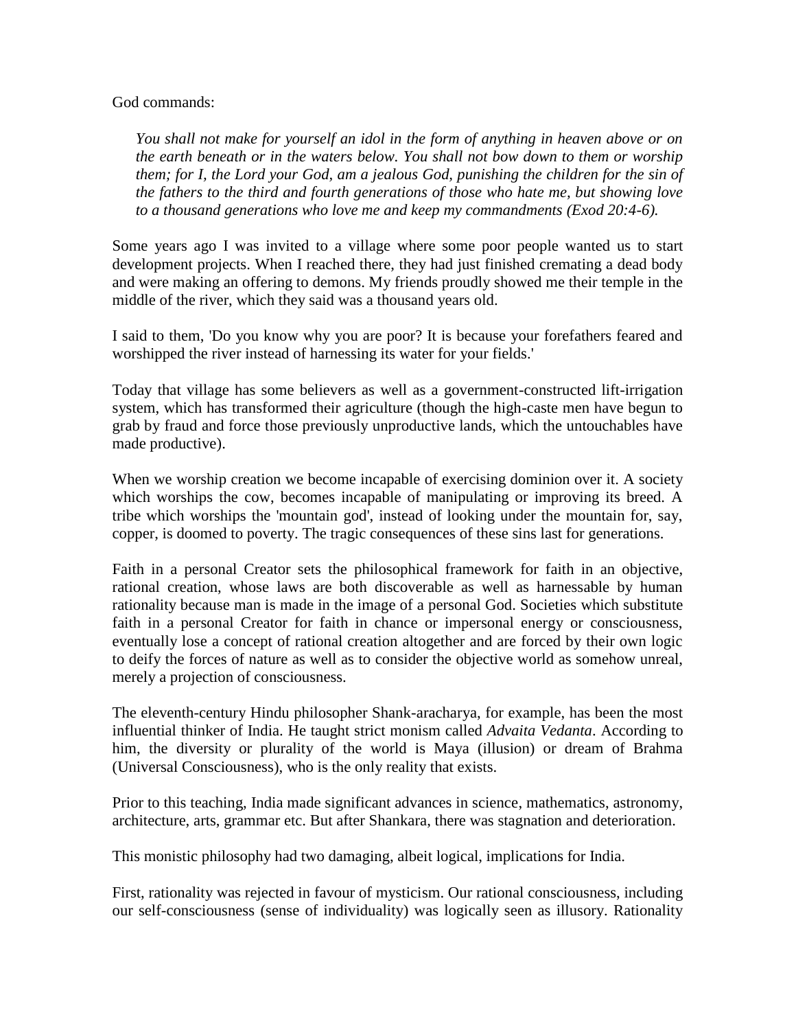God commands:

> *You shall not make for yourself an idol in the form of anything in heaven above or on the earth beneath or in the waters below. You shall not bow down to them or worship them; for I, the Lord your God, am a jealous God, punishing the children for the sin of the fathers to the third and fourth generations of those who hate me, but showing love to a thousand generations who love me and keep my commandments (Exod 20:4-6).*

Some years ago I was invited to a village where some poor people wanted us to start development projects. When I reached there, they had just finished cremating a dead body and were making an offering to demons. My friends proudly showed me their temple in the middle of the river, which they said was a thousand years old.

I said to them, 'Do you know why you are poor? It is because your forefathers feared and worshipped the river instead of harnessing its water for your fields.'

Today that village has some believers as well as a government-constructed lift-irrigation system, which has transformed their agriculture (though the high-caste men have begun to grab by fraud and force those previously unproductive lands, which the untouchables have made productive).

When we worship creation we become incapable of exercising dominion over it. A society which worships the cow, becomes incapable of manipulating or improving its breed. A tribe which worships the 'mountain god', instead of looking under the mountain for, say, copper, is doomed to poverty. The tragic consequences of these sins last for generations.

Faith in a personal Creator sets the philosophical framework for faith in an objective, rational creation, whose laws are both discoverable as well as harnessable by human rationality because man is made in the image of a personal God. Societies which substitute faith in a personal Creator for faith in chance or impersonal energy or consciousness, eventually lose a concept of rational creation altogether and are forced by their own logic to deify the forces of nature as well as to consider the objective world as somehow unreal, merely a projection of consciousness.

The eleventh-century Hindu philosopher Shank-aracharya, for example, has been the most influential thinker of India. He taught strict monism called *Advaita Vedanta*. According to him, the diversity or plurality of the world is Maya (illusion) or dream of Brahma (Universal Consciousness), who is the only reality that exists.

Prior to this teaching, India made significant advances in science, mathematics, astronomy, architecture, arts, grammar etc. But after Shankara, there was stagnation and deterioration.

This monistic philosophy had two damaging, albeit logical, implications for India.

First, rationality was rejected in favour of mysticism. Our rational consciousness, including our self-consciousness (sense of individuality) was logically seen as illusory. Rationality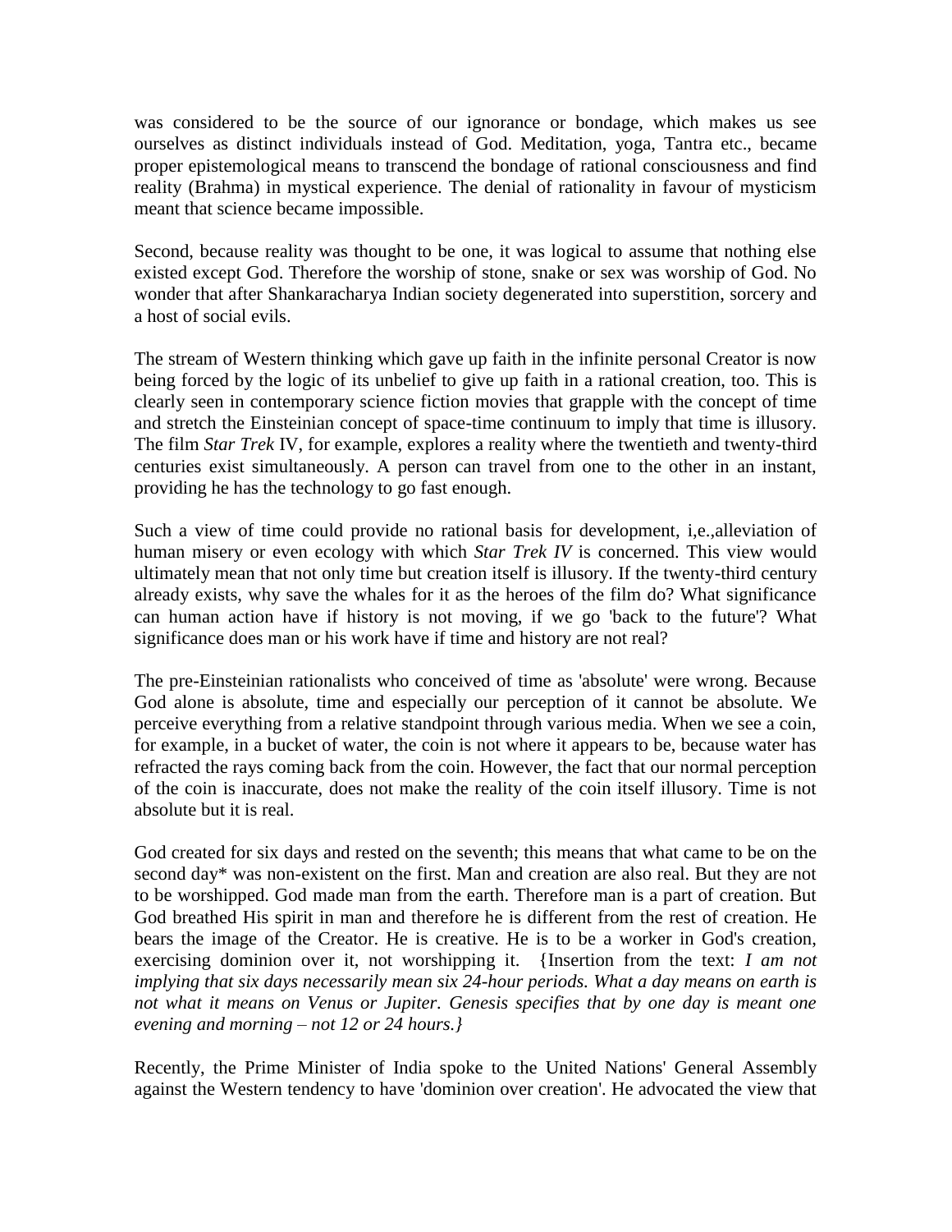was considered to be the source of our ignorance or bondage, which makes us see ourselves as distinct individuals instead of God. Meditation, yoga, Tantra etc., became proper epistemological means to transcend the bondage of rational consciousness and find reality (Brahma) in mystical experience. The denial of rationality in favour of mysticism meant that science became impossible.

Second, because reality was thought to be one, it was logical to assume that nothing else existed except God. Therefore the worship of stone, snake or sex was worship of God. No wonder that after Shankaracharya Indian society degenerated into superstition, sorcery and a host of social evils.

The stream of Western thinking which gave up faith in the infinite personal Creator is now being forced by the logic of its unbelief to give up faith in a rational creation, too. This is clearly seen in contemporary science fiction movies that grapple with the concept of time and stretch the Einsteinian concept of space-time continuum to imply that time is illusory. The film *Star Trek* IV, for example, explores a reality where the twentieth and twenty-third centuries exist simultaneously. A person can travel from one to the other in an instant, providing he has the technology to go fast enough.

Such a view of time could provide no rational basis for development, i,e.,alleviation of human misery or even ecology with which *Star Trek IV* is concerned. This view would ultimately mean that not only time but creation itself is illusory. If the twenty-third century already exists, why save the whales for it as the heroes of the film do? What significance can human action have if history is not moving, if we go 'back to the future'? What significance does man or his work have if time and history are not real?

The pre-Einsteinian rationalists who conceived of time as 'absolute' were wrong. Because God alone is absolute, time and especially our perception of it cannot be absolute. We perceive everything from a relative standpoint through various media. When we see a coin, for example, in a bucket of water, the coin is not where it appears to be, because water has refracted the rays coming back from the coin. However, the fact that our normal perception of the coin is inaccurate, does not make the reality of the coin itself illusory. Time is not absolute but it is real.

God created for six days and rested on the seventh; this means that what came to be on the second day* was non-existent on the first. Man and creation are also real. But they are not to be worshipped. God made man from the earth. Therefore man is a part of creation. But God breathed His spirit in man and therefore he is different from the rest of creation. He bears the image of the Creator. He is creative. He is to be a worker in God's creation, exercising dominion over it, not worshipping it. {Insertion from the text: *I am not implying that six days necessarily mean six 24-hour periods. What a day means on earth is not what it means on Venus or Jupiter. Genesis specifies that by one day is meant one evening and morning – not 12 or 24 hours.*}

Recently, the Prime Minister of India spoke to the United Nations' General Assembly against the Western tendency to have 'dominion over creation'. He advocated the view that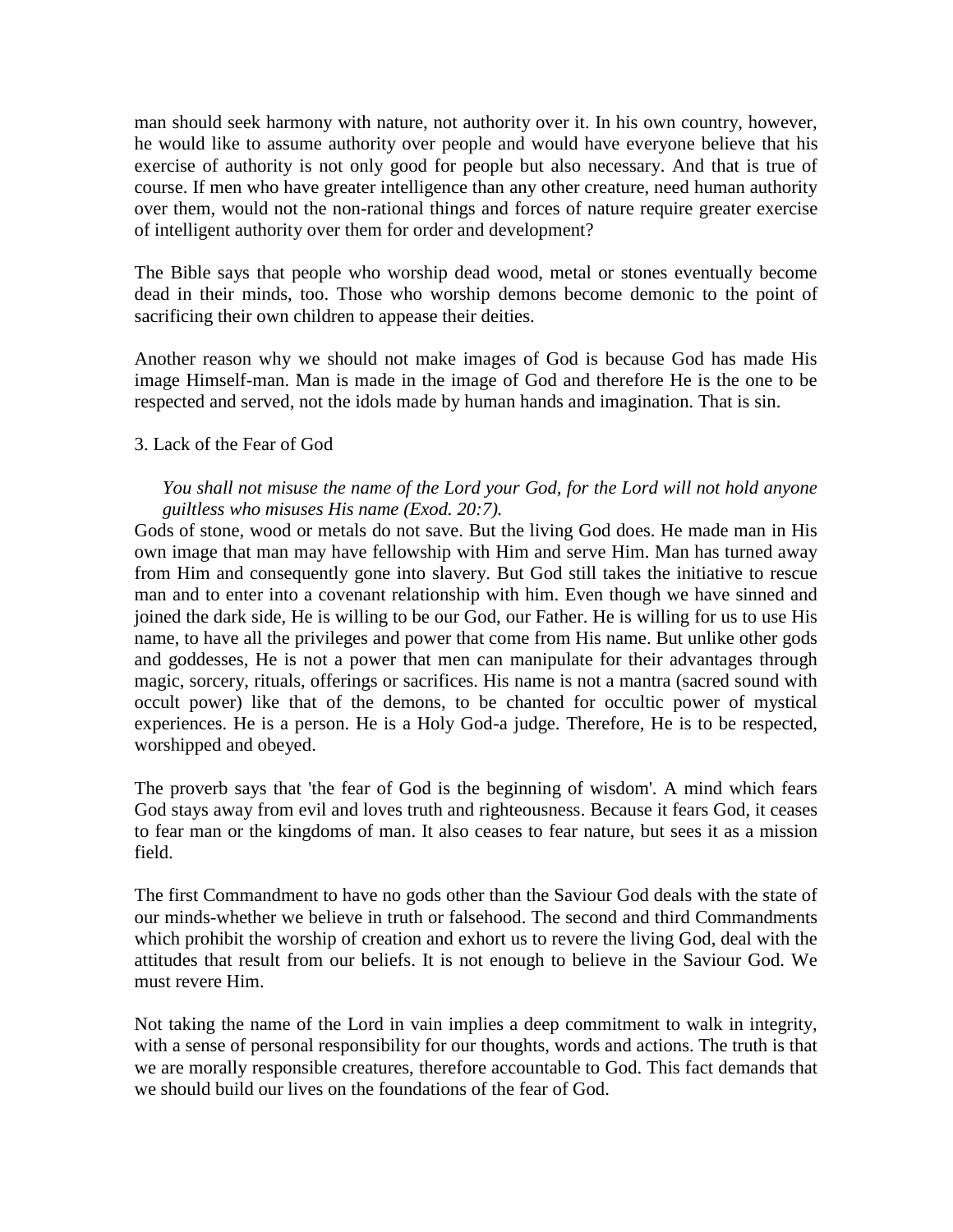man should seek harmony with nature, not authority over it. In his own country, however, he would like to assume authority over people and would have everyone believe that his exercise of authority is not only good for people but also necessary. And that is true of course. If men who have greater intelligence than any other creature, need human authority over them, would not the non-rational things and forces of nature require greater exercise of intelligent authority over them for order and development?

The Bible says that people who worship dead wood, metal or stones eventually become dead in their minds, too. Those who worship demons become demonic to the point of sacrificing their own children to appease their deities.

Another reason why we should not make images of God is because God has made His image Himself-man. Man is made in the image of God and therefore He is the one to be respected and served, not the idols made by human hands and imagination. That is sin.

3. Lack of the Fear of God

> *You shall not misuse the name of the Lord your God, for the Lord will not hold anyone guiltless who misuses His name (Exod. 20:7).*

Gods of stone, wood or metals do not save. But the living God does. He made man in His own image that man may have fellowship with Him and serve Him. Man has turned away from Him and consequently gone into slavery. But God still takes the initiative to rescue man and to enter into a covenant relationship with him. Even though we have sinned and joined the dark side, He is willing to be our God, our Father. He is willing for us to use His name, to have all the privileges and power that come from His name. But unlike other gods and goddesses, He is not a power that men can manipulate for their advantages through magic, sorcery, rituals, offerings or sacrifices. His name is not a mantra (sacred sound with occult power) like that of the demons, to be chanted for occultic power of mystical experiences. He is a person. He is a Holy God-a judge. Therefore, He is to be respected, worshipped and obeyed.

The proverb says that 'the fear of God is the beginning of wisdom'. A mind which fears God stays away from evil and loves truth and righteousness. Because it fears God, it ceases to fear man or the kingdoms of man. It also ceases to fear nature, but sees it as a mission field.

The first Commandment to have no gods other than the Saviour God deals with the state of our minds-whether we believe in truth or falsehood. The second and third Commandments which prohibit the worship of creation and exhort us to revere the living God, deal with the attitudes that result from our beliefs. It is not enough to believe in the Saviour God. We must revere Him.

Not taking the name of the Lord in vain implies a deep commitment to walk in integrity, with a sense of personal responsibility for our thoughts, words and actions. The truth is that we are morally responsible creatures, therefore accountable to God. This fact demands that we should build our lives on the foundations of the fear of God.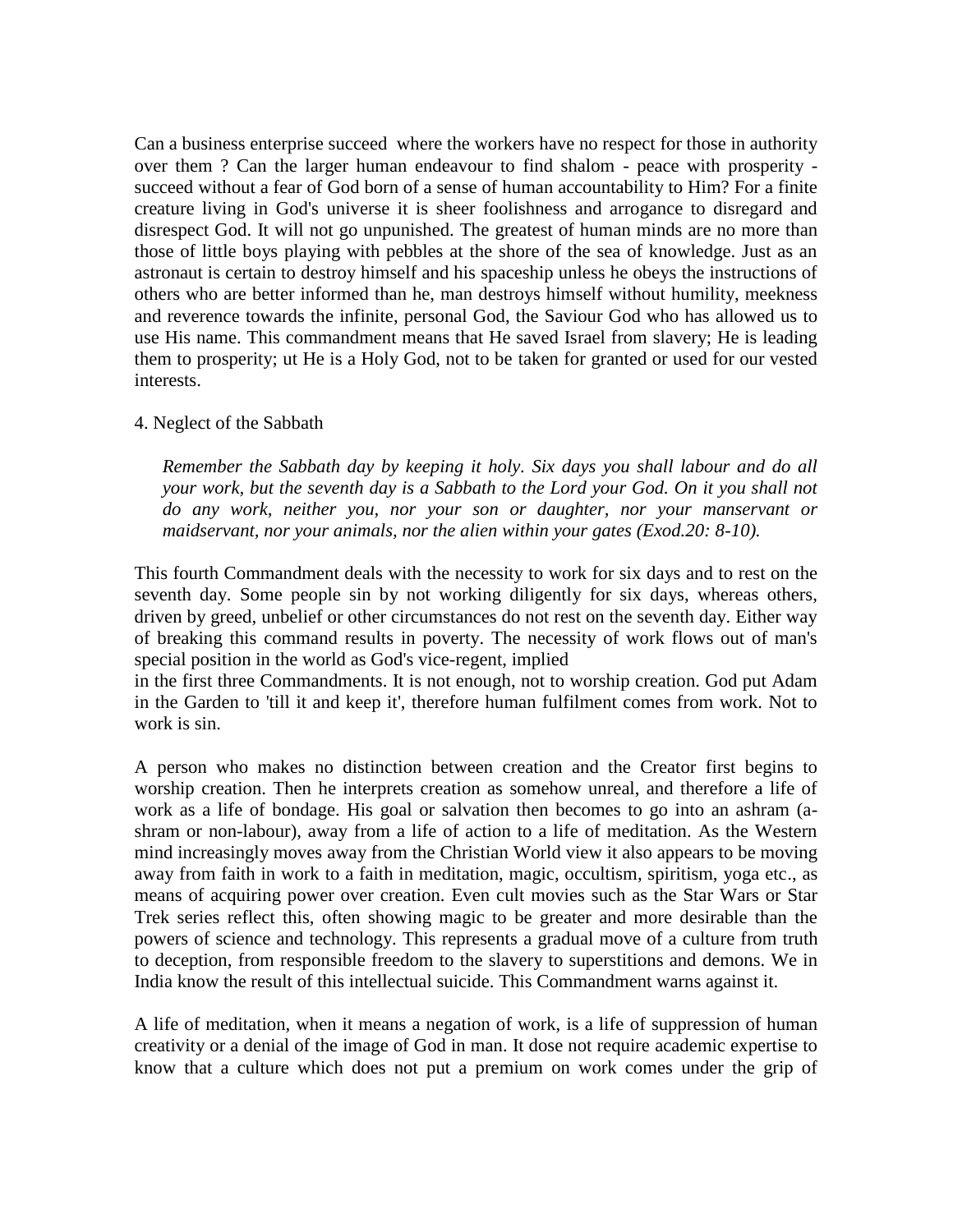Can a business enterprise succeed where the workers have no respect for those in authority over them ? Can the larger human endeavour to find shalom - peace with prosperity - succeed without a fear of God born of a sense of human accountability to Him? For a finite creature living in God's universe it is sheer foolishness and arrogance to disregard and disrespect God. It will not go unpunished. The greatest of human minds are no more than those of little boys playing with pebbles at the shore of the sea of knowledge. Just as an astronaut is certain to destroy himself and his spaceship unless he obeys the instructions of others who are better informed than he, man destroys himself without humility, meekness and reverence towards the infinite, personal God, the Saviour God who has allowed us to use His name. This commandment means that He saved Israel from slavery; He is leading them to prosperity; ut He is a Holy God, not to be taken for granted or used for our vested interests.

4. Neglect of the Sabbath

> *Remember the Sabbath day by keeping it holy. Six days you shall labour and do all your work, but the seventh day is a Sabbath to the Lord your God. On it you shall not do any work, neither you, nor your son or daughter, nor your manservant or maidservant, nor your animals, nor the alien within your gates (Exod.20: 8-10).*

This fourth Commandment deals with the necessity to work for six days and to rest on the seventh day. Some people sin by not working diligently for six days, whereas others, driven by greed, unbelief or other circumstances do not rest on the seventh day. Either way of breaking this command results in poverty. The necessity of work flows out of man's special position in the world as God's vice-regent, implied in the first three Commandments. It is not enough, not to worship creation. God put Adam in the Garden to 'till it and keep it', therefore human fulfilment comes from work. Not to work is sin.

A person who makes no distinction between creation and the Creator first begins to worship creation. Then he interprets creation as somehow unreal, and therefore a life of work as a life of bondage. His goal or salvation then becomes to go into an ashram (a-shram or non-labour), away from a life of action to a life of meditation. As the Western mind increasingly moves away from the Christian World view it also appears to be moving away from faith in work to a faith in meditation, magic, occultism, spiritism, yoga etc., as means of acquiring power over creation. Even cult movies such as the Star Wars or Star Trek series reflect this, often showing magic to be greater and more desirable than the powers of science and technology. This represents a gradual move of a culture from truth to deception, from responsible freedom to the slavery to superstitions and demons. We in India know the result of this intellectual suicide. This Commandment warns against it.

A life of meditation, when it means a negation of work, is a life of suppression of human creativity or a denial of the image of God in man. It dose not require academic expertise to know that a culture which does not put a premium on work comes under the grip of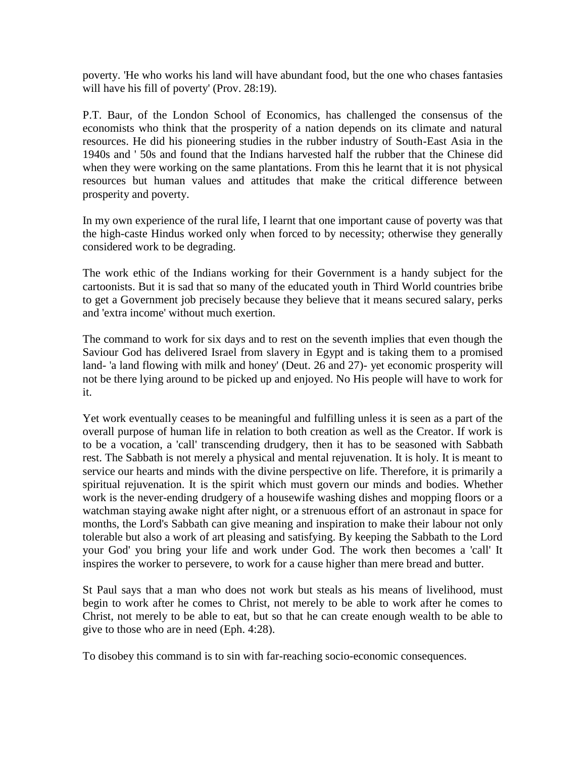poverty. 'He who works his land will have abundant food, but the one who chases fantasies will have his fill of poverty' (Prov. 28:19).

P.T. Baur, of the London School of Economics, has challenged the consensus of the economists who think that the prosperity of a nation depends on its climate and natural resources. He did his pioneering studies in the rubber industry of South-East Asia in the 1940s and ' 50s and found that the Indians harvested half the rubber that the Chinese did when they were working on the same plantations. From this he learnt that it is not physical resources but human values and attitudes that make the critical difference between prosperity and poverty.

In my own experience of the rural life, I learnt that one important cause of poverty was that the high-caste Hindus worked only when forced to by necessity; otherwise they generally considered work to be degrading.

The work ethic of the Indians working for their Government is a handy subject for the cartoonists. But it is sad that so many of the educated youth in Third World countries bribe to get a Government job precisely because they believe that it means secured salary, perks and 'extra income' without much exertion.

The command to work for six days and to rest on the seventh implies that even though the Saviour God has delivered Israel from slavery in Egypt and is taking them to a promised land- 'a land flowing with milk and honey' (Deut. 26 and 27)- yet economic prosperity will not be there lying around to be picked up and enjoyed. No His people will have to work for it.

Yet work eventually ceases to be meaningful and fulfilling unless it is seen as a part of the overall purpose of human life in relation to both creation as well as the Creator. If work is to be a vocation, a 'call' transcending drudgery, then it has to be seasoned with Sabbath rest. The Sabbath is not merely a physical and mental rejuvenation. It is holy. It is meant to service our hearts and minds with the divine perspective on life. Therefore, it is primarily a spiritual rejuvenation. It is the spirit which must govern our minds and bodies. Whether work is the never-ending drudgery of a housewife washing dishes and mopping floors or a watchman staying awake night after night, or a strenuous effort of an astronaut in space for months, the Lord's Sabbath can give meaning and inspiration to make their labour not only tolerable but also a work of art pleasing and satisfying. By keeping the Sabbath to the Lord your God' you bring your life and work under God. The work then becomes a 'call' It inspires the worker to persevere, to work for a cause higher than mere bread and butter.

St Paul says that a man who does not work but steals as his means of livelihood, must begin to work after he comes to Christ, not merely to be able to work after he comes to Christ, not merely to be able to eat, but so that he can create enough wealth to be able to give to those who are in need (Eph. 4:28).

To disobey this command is to sin with far-reaching socio-economic consequences.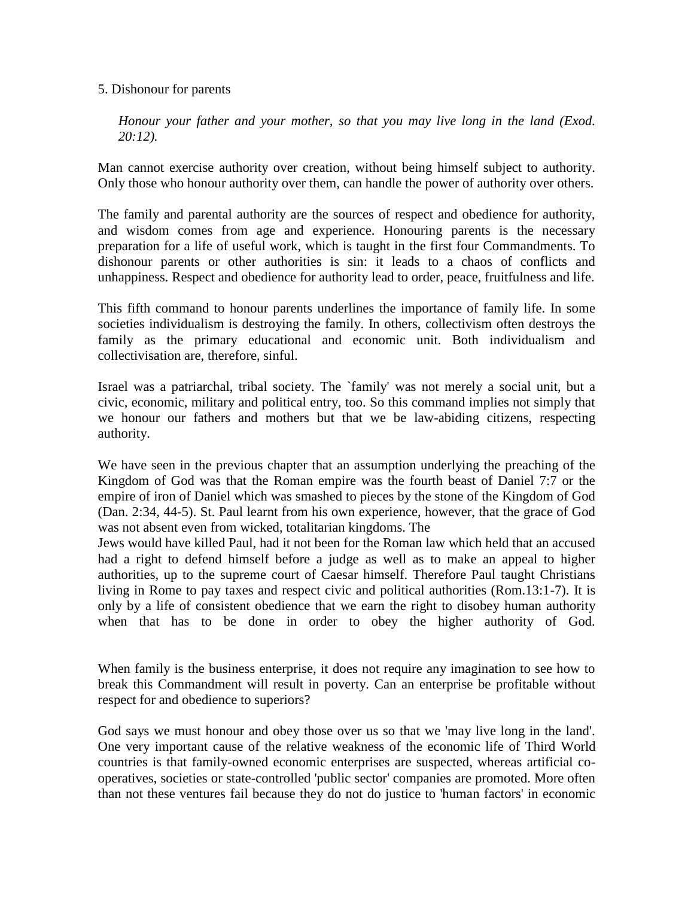5. Dishonour for parents

*Honour your father and your mother, so that you may live long in the land (Exod. 20:12).*

Man cannot exercise authority over creation, without being himself subject to authority. Only those who honour authority over them, can handle the power of authority over others.

The family and parental authority are the sources of respect and obedience for authority, and wisdom comes from age and experience. Honouring parents is the necessary preparation for a life of useful work, which is taught in the first four Commandments. To dishonour parents or other authorities is sin: it leads to a chaos of conflicts and unhappiness. Respect and obedience for authority lead to order, peace, fruitfulness and life.

This fifth command to honour parents underlines the importance of family life. In some societies individualism is destroying the family. In others, collectivism often destroys the family as the primary educational and economic unit. Both individualism and collectivisation are, therefore, sinful.

Israel was a patriarchal, tribal society. The `family' was not merely a social unit, but a civic, economic, military and political entry, too. So this command implies not simply that we honour our fathers and mothers but that we be law-abiding citizens, respecting authority.

We have seen in the previous chapter that an assumption underlying the preaching of the Kingdom of God was that the Roman empire was the fourth beast of Daniel 7:7 or the empire of iron of Daniel which was smashed to pieces by the stone of the Kingdom of God (Dan. 2:34, 44-5). St. Paul learnt from his own experience, however, that the grace of God was not absent even from wicked, totalitarian kingdoms. The Jews would have killed Paul, had it not been for the Roman law which held that an accused had a right to defend himself before a judge as well as to make an appeal to higher authorities, up to the supreme court of Caesar himself. Therefore Paul taught Christians living in Rome to pay taxes and respect civic and political authorities (Rom.13:1-7). It is only by a life of consistent obedience that we earn the right to disobey human authority when that has to be done in order to obey the higher authority of God.

When family is the business enterprise, it does not require any imagination to see how to break this Commandment will result in poverty. Can an enterprise be profitable without respect for and obedience to superiors?

God says we must honour and obey those over us so that we 'may live long in the land'. One very important cause of the relative weakness of the economic life of Third World countries is that family-owned economic enterprises are suspected, whereas artificial co-operatives, societies or state-controlled 'public sector' companies are promoted. More often than not these ventures fail because they do not do justice to 'human factors' in economic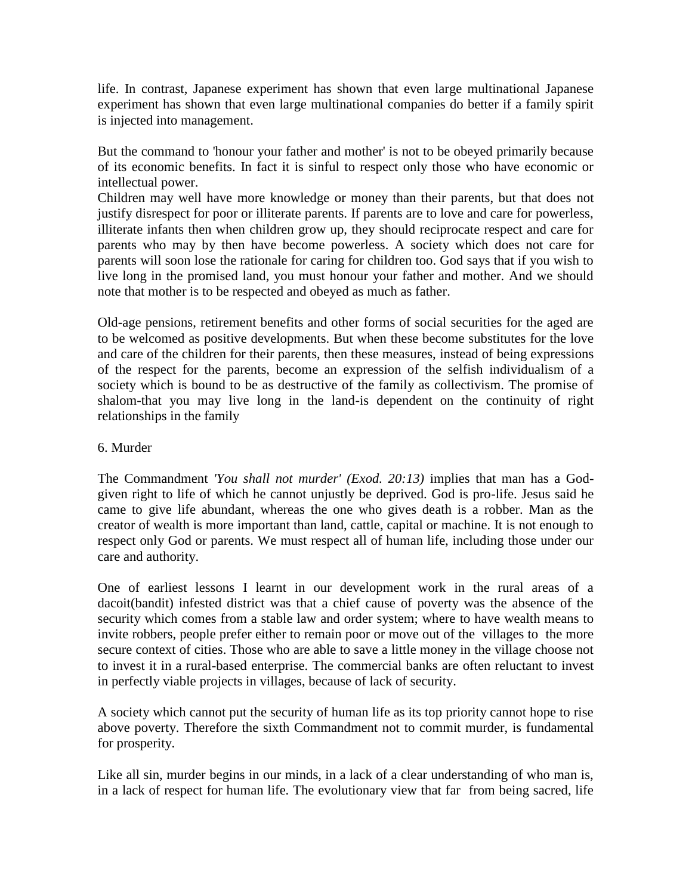life. In contrast, Japanese experiment has shown that even large multinational Japanese experiment has shown that even large multinational companies do better if a family spirit is injected into management.

But the command to 'honour your father and mother' is not to be obeyed primarily because of its economic benefits. In fact it is sinful to respect only those who have economic or intellectual power.
Children may well have more knowledge or money than their parents, but that does not justify disrespect for poor or illiterate parents. If parents are to love and care for powerless, illiterate infants then when children grow up, they should reciprocate respect and care for parents who may by then have become powerless. A society which does not care for parents will soon lose the rationale for caring for children too. God says that if you wish to live long in the promised land, you must honour your father and mother. And we should note that mother is to be respected and obeyed as much as father.

Old-age pensions, retirement benefits and other forms of social securities for the aged are to be welcomed as positive developments. But when these become substitutes for the love and care of the children for their parents, then these measures, instead of being expressions of the respect for the parents, become an expression of the selfish individualism of a society which is bound to be as destructive of the family as collectivism. The promise of shalom-that you may live long in the land-is dependent on the continuity of right relationships in the family

6. Murder

The Commandment *'You shall not murder' (Exod. 20:13)* implies that man has a God-given right to life of which he cannot unjustly be deprived. God is pro-life. Jesus said he came to give life abundant, whereas the one who gives death is a robber. Man as the creator of wealth is more important than land, cattle, capital or machine. It is not enough to respect only God or parents. We must respect all of human life, including those under our care and authority.

One of earliest lessons I learnt in our development work in the rural areas of a dacoit(bandit) infested district was that a chief cause of poverty was the absence of the security which comes from a stable law and order system; where to have wealth means to invite robbers, people prefer either to remain poor or move out of the villages to the more secure context of cities. Those who are able to save a little money in the village choose not to invest it in a rural-based enterprise. The commercial banks are often reluctant to invest in perfectly viable projects in villages, because of lack of security.

A society which cannot put the security of human life as its top priority cannot hope to rise above poverty. Therefore the sixth Commandment not to commit murder, is fundamental for prosperity.

Like all sin, murder begins in our minds, in a lack of a clear understanding of who man is, in a lack of respect for human life. The evolutionary view that far from being sacred, life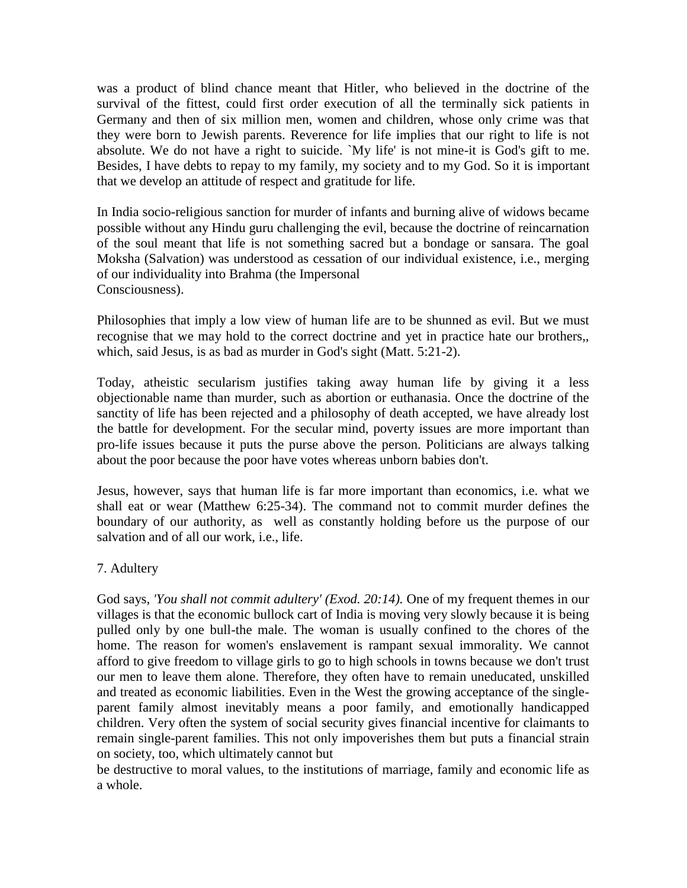was a product of blind chance meant that Hitler, who believed in the doctrine of the survival of the fittest, could first order execution of all the terminally sick patients in Germany and then of six million men, women and children, whose only crime was that they were born to Jewish parents. Reverence for life implies that our right to life is not absolute. We do not have a right to suicide. `My life' is not mine-it is God's gift to me. Besides, I have debts to repay to my family, my society and to my God. So it is important that we develop an attitude of respect and gratitude for life.

In India socio-religious sanction for murder of infants and burning alive of widows became possible without any Hindu guru challenging the evil, because the doctrine of reincarnation of the soul meant that life is not something sacred but a bondage or sansara. The goal Moksha (Salvation) was understood as cessation of our individual existence, i.e., merging of our individuality into Brahma (the Impersonal Consciousness).

Philosophies that imply a low view of human life are to be shunned as evil. But we must recognise that we may hold to the correct doctrine and yet in practice hate our brothers,, which, said Jesus, is as bad as murder in God's sight (Matt. 5:21-2).

Today, atheistic secularism justifies taking away human life by giving it a less objectionable name than murder, such as abortion or euthanasia. Once the doctrine of the sanctity of life has been rejected and a philosophy of death accepted, we have already lost the battle for development. For the secular mind, poverty issues are more important than pro-life issues because it puts the purse above the person. Politicians are always talking about the poor because the poor have votes whereas unborn babies don't.

Jesus, however, says that human life is far more important than economics, i.e. what we shall eat or wear (Matthew 6:25-34). The command not to commit murder defines the boundary of our authority, as well as constantly holding before us the purpose of our salvation and of all our work, i.e., life.

7. Adultery

God says, *'You shall not commit adultery' (Exod. 20:14).* One of my frequent themes in our villages is that the economic bullock cart of India is moving very slowly because it is being pulled only by one bull-the male. The woman is usually confined to the chores of the home. The reason for women's enslavement is rampant sexual immorality. We cannot afford to give freedom to village girls to go to high schools in towns because we don't trust our men to leave them alone. Therefore, they often have to remain uneducated, unskilled and treated as economic liabilities. Even in the West the growing acceptance of the single-parent family almost inevitably means a poor family, and emotionally handicapped children. Very often the system of social security gives financial incentive for claimants to remain single-parent families. This not only impoverishes them but puts a financial strain on society, too, which ultimately cannot but be destructive to moral values, to the institutions of marriage, family and economic life as a whole.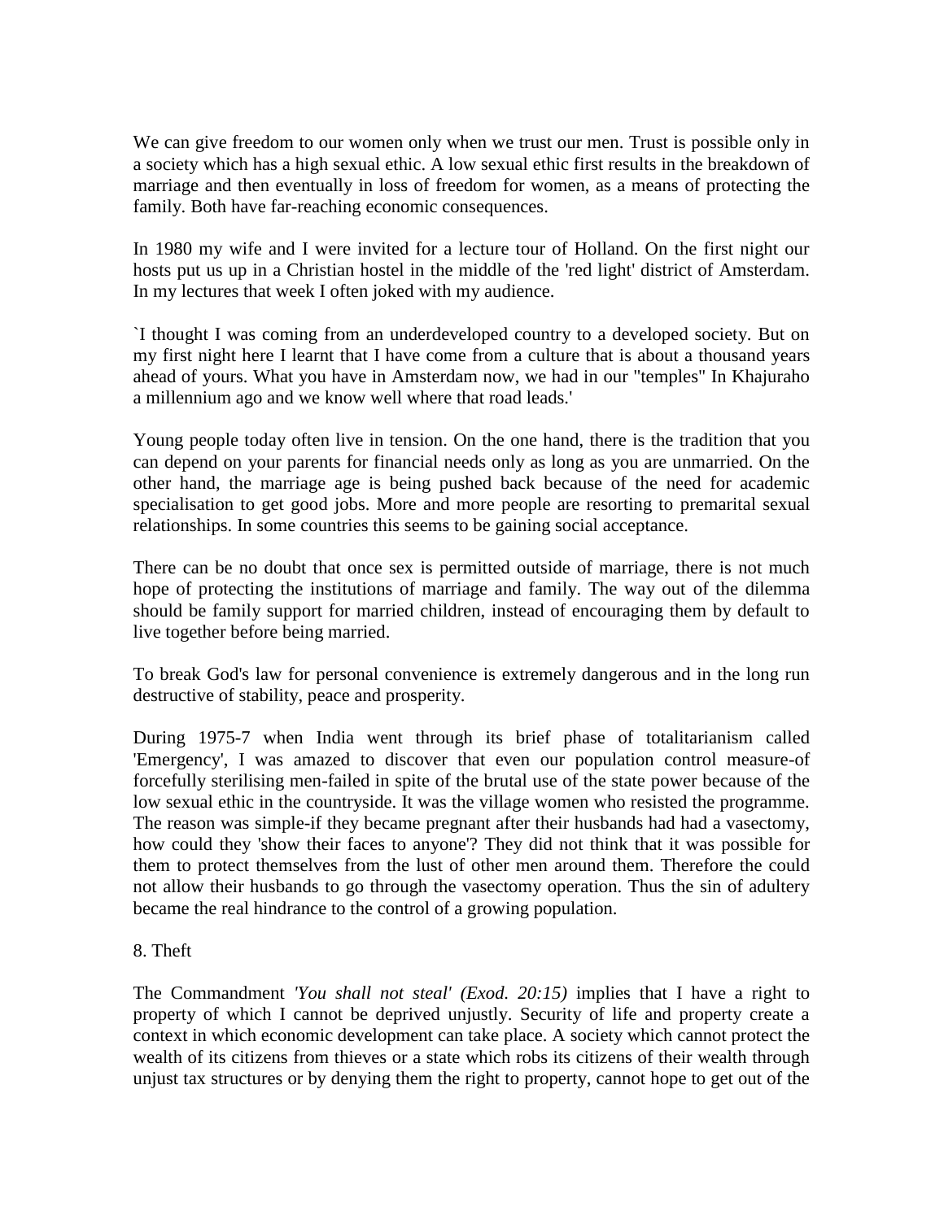We can give freedom to our women only when we trust our men. Trust is possible only in a society which has a high sexual ethic. A low sexual ethic first results in the breakdown of marriage and then eventually in loss of freedom for women, as a means of protecting the family. Both have far-reaching economic consequences.

In 1980 my wife and I were invited for a lecture tour of Holland. On the first night our hosts put us up in a Christian hostel in the middle of the 'red light' district of Amsterdam. In my lectures that week I often joked with my audience.

`I thought I was coming from an underdeveloped country to a developed society. But on my first night here I learnt that I have come from a culture that is about a thousand years ahead of yours. What you have in Amsterdam now, we had in our "temples" In Khajuraho a millennium ago and we know well where that road leads.'

Young people today often live in tension. On the one hand, there is the tradition that you can depend on your parents for financial needs only as long as you are unmarried. On the other hand, the marriage age is being pushed back because of the need for academic specialisation to get good jobs. More and more people are resorting to premarital sexual relationships. In some countries this seems to be gaining social acceptance.

There can be no doubt that once sex is permitted outside of marriage, there is not much hope of protecting the institutions of marriage and family. The way out of the dilemma should be family support for married children, instead of encouraging them by default to live together before being married.

To break God's law for personal convenience is extremely dangerous and in the long run destructive of stability, peace and prosperity.

During 1975-7 when India went through its brief phase of totalitarianism called 'Emergency', I was amazed to discover that even our population control measure-of forcefully sterilising men-failed in spite of the brutal use of the state power because of the low sexual ethic in the countryside. It was the village women who resisted the programme. The reason was simple-if they became pregnant after their husbands had had a vasectomy, how could they 'show their faces to anyone'? They did not think that it was possible for them to protect themselves from the lust of other men around them. Therefore the could not allow their husbands to go through the vasectomy operation. Thus the sin of adultery became the real hindrance to the control of a growing population.

8. Theft

The Commandment *'You shall not steal' (Exod. 20:15)* implies that I have a right to property of which I cannot be deprived unjustly. Security of life and property create a context in which economic development can take place. A society which cannot protect the wealth of its citizens from thieves or a state which robs its citizens of their wealth through unjust tax structures or by denying them the right to property, cannot hope to get out of the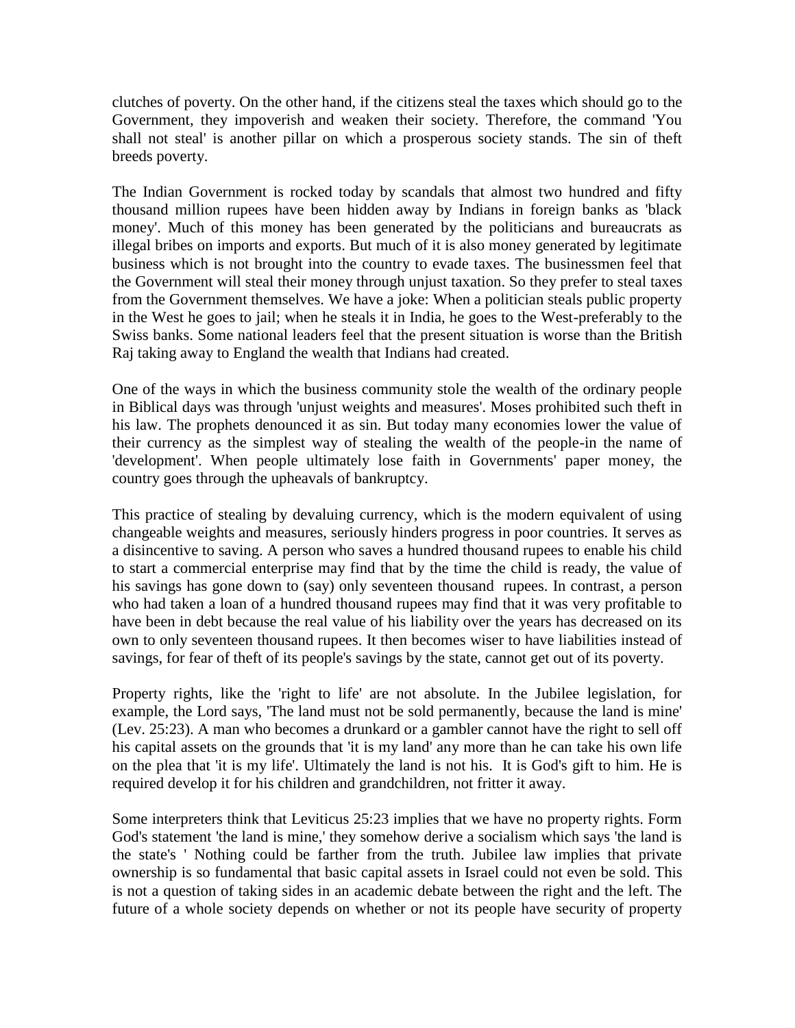clutches of poverty. On the other hand, if the citizens steal the taxes which should go to the Government, they impoverish and weaken their society. Therefore, the command 'You shall not steal' is another pillar on which a prosperous society stands. The sin of theft breeds poverty.

The Indian Government is rocked today by scandals that almost two hundred and fifty thousand million rupees have been hidden away by Indians in foreign banks as 'black money'. Much of this money has been generated by the politicians and bureaucrats as illegal bribes on imports and exports. But much of it is also money generated by legitimate business which is not brought into the country to evade taxes. The businessmen feel that the Government will steal their money through unjust taxation. So they prefer to steal taxes from the Government themselves. We have a joke: When a politician steals public property in the West he goes to jail; when he steals it in India, he goes to the West-preferably to the Swiss banks. Some national leaders feel that the present situation is worse than the British Raj taking away to England the wealth that Indians had created.

One of the ways in which the business community stole the wealth of the ordinary people in Biblical days was through 'unjust weights and measures'. Moses prohibited such theft in his law. The prophets denounced it as sin. But today many economies lower the value of their currency as the simplest way of stealing the wealth of the people-in the name of 'development'. When people ultimately lose faith in Governments' paper money, the country goes through the upheavals of bankruptcy.

This practice of stealing by devaluing currency, which is the modern equivalent of using changeable weights and measures, seriously hinders progress in poor countries. It serves as a disincentive to saving. A person who saves a hundred thousand rupees to enable his child to start a commercial enterprise may find that by the time the child is ready, the value of his savings has gone down to (say) only seventeen thousand rupees. In contrast, a person who had taken a loan of a hundred thousand rupees may find that it was very profitable to have been in debt because the real value of his liability over the years has decreased on its own to only seventeen thousand rupees. It then becomes wiser to have liabilities instead of savings, for fear of theft of its people's savings by the state, cannot get out of its poverty.

Property rights, like the 'right to life' are not absolute. In the Jubilee legislation, for example, the Lord says, 'The land must not be sold permanently, because the land is mine' (Lev. 25:23). A man who becomes a drunkard or a gambler cannot have the right to sell off his capital assets on the grounds that 'it is my land' any more than he can take his own life on the plea that 'it is my life'. Ultimately the land is not his. It is God's gift to him. He is required develop it for his children and grandchildren, not fritter it away.

Some interpreters think that Leviticus 25:23 implies that we have no property rights. Form God's statement 'the land is mine,' they somehow derive a socialism which says 'the land is the state's ' Nothing could be farther from the truth. Jubilee law implies that private ownership is so fundamental that basic capital assets in Israel could not even be sold. This is not a question of taking sides in an academic debate between the right and the left. The future of a whole society depends on whether or not its people have security of property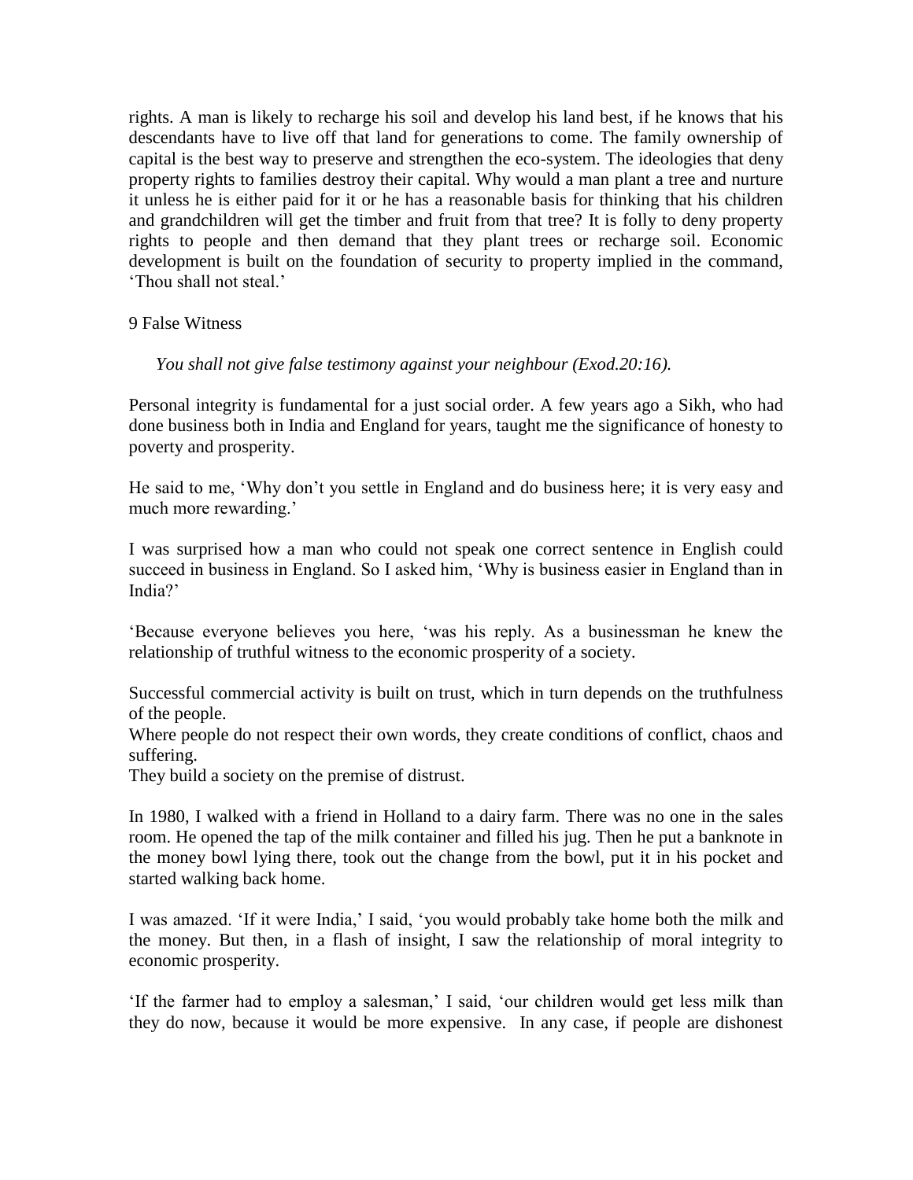rights. A man is likely to recharge his soil and develop his land best, if he knows that his descendants have to live off that land for generations to come. The family ownership of capital is the best way to preserve and strengthen the eco-system. The ideologies that deny property rights to families destroy their capital. Why would a man plant a tree and nurture it unless he is either paid for it or he has a reasonable basis for thinking that his children and grandchildren will get the timber and fruit from that tree? It is folly to deny property rights to people and then demand that they plant trees or recharge soil. Economic development is built on the foundation of security to property implied in the command, 'Thou shall not steal.'

## 9 False Witness

*You shall not give false testimony against your neighbour (Exod.20:16).*

Personal integrity is fundamental for a just social order. A few years ago a Sikh, who had done business both in India and England for years, taught me the significance of honesty to poverty and prosperity.

He said to me, 'Why don't you settle in England and do business here; it is very easy and much more rewarding.'

I was surprised how a man who could not speak one correct sentence in English could succeed in business in England. So I asked him, 'Why is business easier in England than in India?'

'Because everyone believes you here, 'was his reply. As a businessman he knew the relationship of truthful witness to the economic prosperity of a society.

Successful commercial activity is built on trust, which in turn depends on the truthfulness of the people.

Where people do not respect their own words, they create conditions of conflict, chaos and suffering.

They build a society on the premise of distrust.

In 1980, I walked with a friend in Holland to a dairy farm. There was no one in the sales room. He opened the tap of the milk container and filled his jug. Then he put a banknote in the money bowl lying there, took out the change from the bowl, put it in his pocket and started walking back home.

I was amazed. 'If it were India,' I said, 'you would probably take home both the milk and the money. But then, in a flash of insight, I saw the relationship of moral integrity to economic prosperity.

'If the farmer had to employ a salesman,' I said, 'our children would get less milk than they do now, because it would be more expensive. In any case, if people are dishonest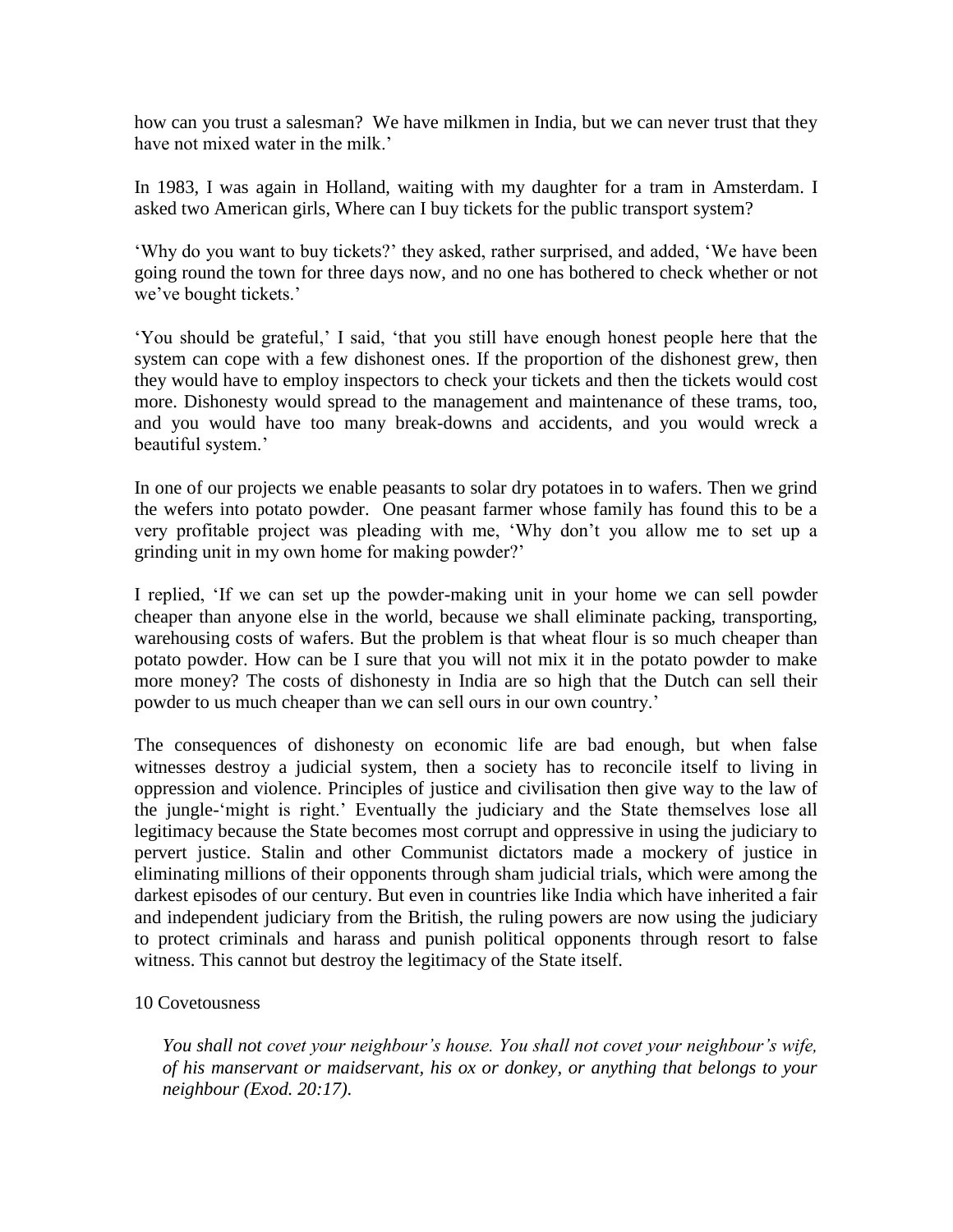how can you trust a salesman? We have milkmen in India, but we can never trust that they have not mixed water in the milk.'

In 1983, I was again in Holland, waiting with my daughter for a tram in Amsterdam. I asked two American girls, Where can I buy tickets for the public transport system?

'Why do you want to buy tickets?' they asked, rather surprised, and added, 'We have been going round the town for three days now, and no one has bothered to check whether or not we've bought tickets.'

'You should be grateful,' I said, 'that you still have enough honest people here that the system can cope with a few dishonest ones. If the proportion of the dishonest grew, then they would have to employ inspectors to check your tickets and then the tickets would cost more. Dishonesty would spread to the management and maintenance of these trams, too, and you would have too many break-downs and accidents, and you would wreck a beautiful system.'

In one of our projects we enable peasants to solar dry potatoes in to wafers. Then we grind the wefers into potato powder. One peasant farmer whose family has found this to be a very profitable project was pleading with me, 'Why don't you allow me to set up a grinding unit in my own home for making powder?'

I replied, 'If we can set up the powder-making unit in your home we can sell powder cheaper than anyone else in the world, because we shall eliminate packing, transporting, warehousing costs of wafers. But the problem is that wheat flour is so much cheaper than potato powder. How can be I sure that you will not mix it in the potato powder to make more money? The costs of dishonesty in India are so high that the Dutch can sell their powder to us much cheaper than we can sell ours in our own country.'

The consequences of dishonesty on economic life are bad enough, but when false witnesses destroy a judicial system, then a society has to reconcile itself to living in oppression and violence. Principles of justice and civilisation then give way to the law of the jungle-'might is right.' Eventually the judiciary and the State themselves lose all legitimacy because the State becomes most corrupt and oppressive in using the judiciary to pervert justice. Stalin and other Communist dictators made a mockery of justice in eliminating millions of their opponents through sham judicial trials, which were among the darkest episodes of our century. But even in countries like India which have inherited a fair and independent judiciary from the British, the ruling powers are now using the judiciary to protect criminals and harass and punish political opponents through resort to false witness. This cannot but destroy the legitimacy of the State itself.

10 Covetousness

> *You shall not covet your neighbour's house. You shall not covet your neighbour's wife, of his manservant or maidservant, his ox or donkey, or anything that belongs to your neighbour (Exod. 20:17).*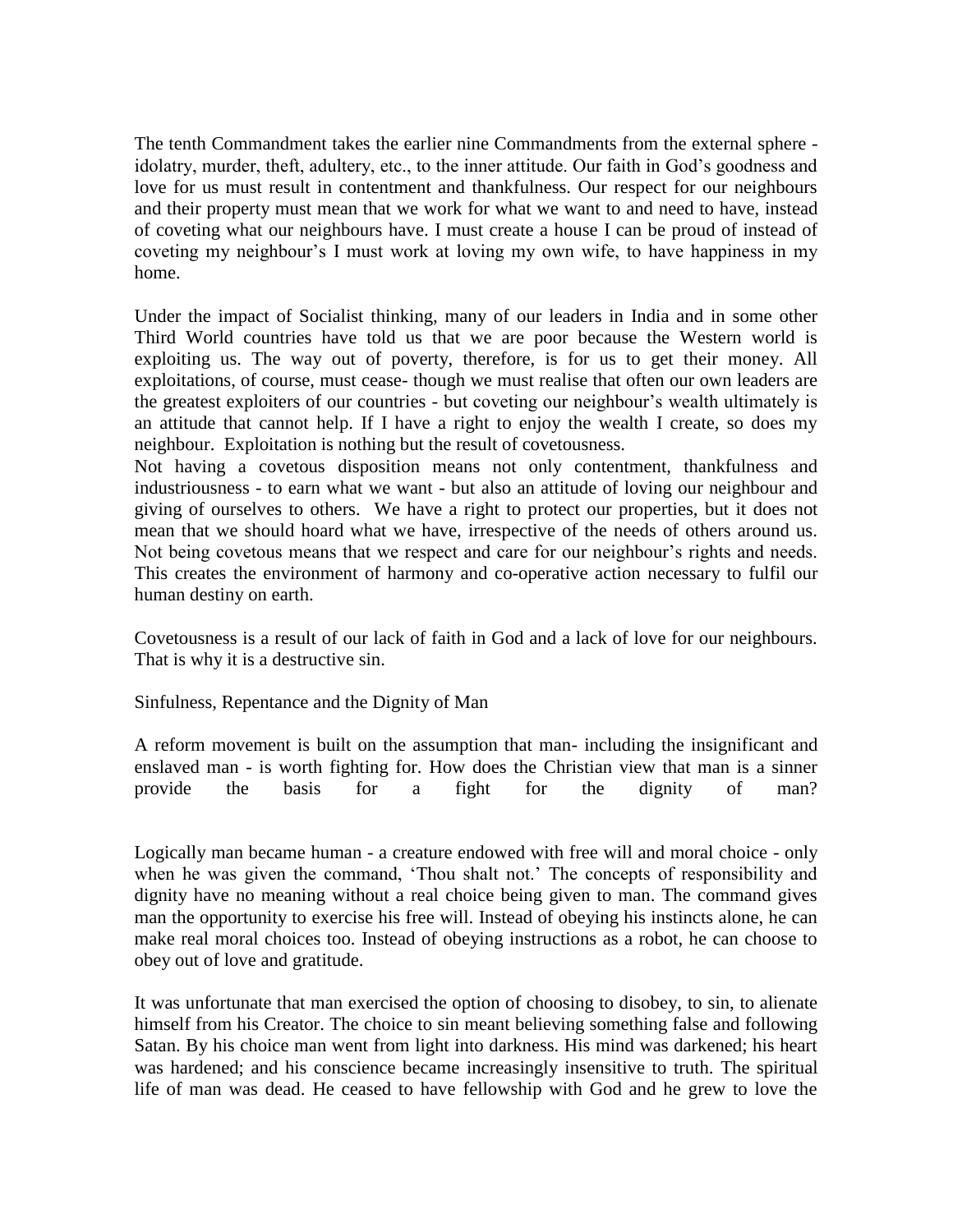The tenth Commandment takes the earlier nine Commandments from the external sphere - idolatry, murder, theft, adultery, etc., to the inner attitude. Our faith in God's goodness and love for us must result in contentment and thankfulness. Our respect for our neighbours and their property must mean that we work for what we want to and need to have, instead of coveting what our neighbours have. I must create a house I can be proud of instead of coveting my neighbour's I must work at loving my own wife, to have happiness in my home.

Under the impact of Socialist thinking, many of our leaders in India and in some other Third World countries have told us that we are poor because the Western world is exploiting us. The way out of poverty, therefore, is for us to get their money. All exploitations, of course, must cease- though we must realise that often our own leaders are the greatest exploiters of our countries - but coveting our neighbour's wealth ultimately is an attitude that cannot help. If I have a right to enjoy the wealth I create, so does my neighbour. Exploitation is nothing but the result of covetousness.

Not having a covetous disposition means not only contentment, thankfulness and industriousness - to earn what we want - but also an attitude of loving our neighbour and giving of ourselves to others. We have a right to protect our properties, but it does not mean that we should hoard what we have, irrespective of the needs of others around us. Not being covetous means that we respect and care for our neighbour's rights and needs. This creates the environment of harmony and co-operative action necessary to fulfil our human destiny on earth.

Covetousness is a result of our lack of faith in God and a lack of love for our neighbours. That is why it is a destructive sin.

## Sinfulness, Repentance and the Dignity of Man

A reform movement is built on the assumption that man- including the insignificant and enslaved man - is worth fighting for. How does the Christian view that man is a sinner provide the basis for a fight for the dignity of man?

Logically man became human - a creature endowed with free will and moral choice - only when he was given the command, 'Thou shalt not.' The concepts of responsibility and dignity have no meaning without a real choice being given to man. The command gives man the opportunity to exercise his free will. Instead of obeying his instincts alone, he can make real moral choices too. Instead of obeying instructions as a robot, he can choose to obey out of love and gratitude.

It was unfortunate that man exercised the option of choosing to disobey, to sin, to alienate himself from his Creator. The choice to sin meant believing something false and following Satan. By his choice man went from light into darkness. His mind was darkened; his heart was hardened; and his conscience became increasingly insensitive to truth. The spiritual life of man was dead. He ceased to have fellowship with God and he grew to love the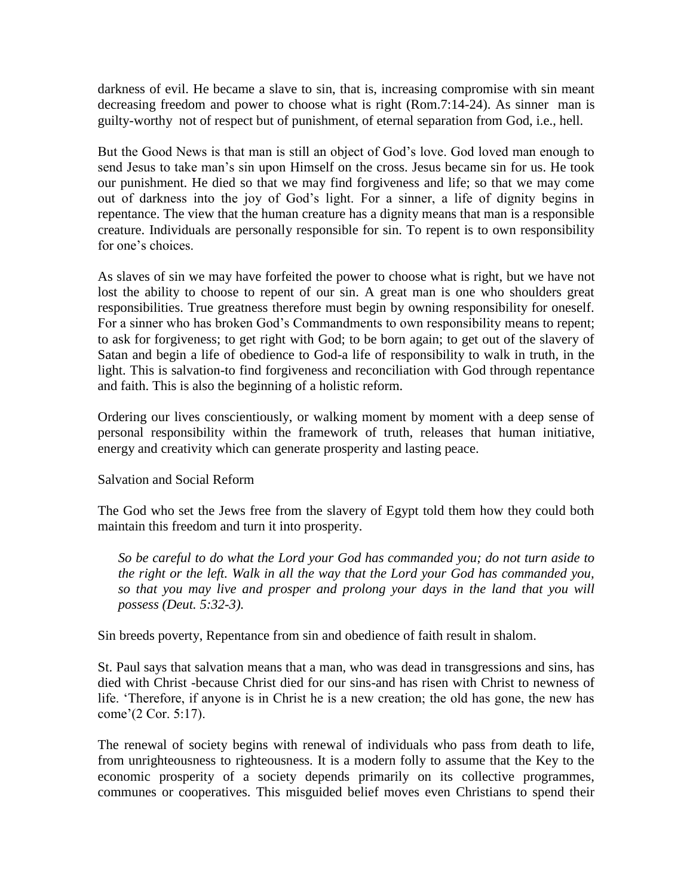darkness of evil. He became a slave to sin, that is, increasing compromise with sin meant decreasing freedom and power to choose what is right (Rom.7:14-24). As sinner man is guilty-worthy not of respect but of punishment, of eternal separation from God, i.e., hell.

But the Good News is that man is still an object of God's love. God loved man enough to send Jesus to take man's sin upon Himself on the cross. Jesus became sin for us. He took our punishment. He died so that we may find forgiveness and life; so that we may come out of darkness into the joy of God's light. For a sinner, a life of dignity begins in repentance. The view that the human creature has a dignity means that man is a responsible creature. Individuals are personally responsible for sin. To repent is to own responsibility for one's choices.

As slaves of sin we may have forfeited the power to choose what is right, but we have not lost the ability to choose to repent of our sin. A great man is one who shoulders great responsibilities. True greatness therefore must begin by owning responsibility for oneself. For a sinner who has broken God's Commandments to own responsibility means to repent; to ask for forgiveness; to get right with God; to be born again; to get out of the slavery of Satan and begin a life of obedience to God-a life of responsibility to walk in truth, in the light. This is salvation-to find forgiveness and reconciliation with God through repentance and faith. This is also the beginning of a holistic reform.

Ordering our lives conscientiously, or walking moment by moment with a deep sense of personal responsibility within the framework of truth, releases that human initiative, energy and creativity which can generate prosperity and lasting peace.

Salvation and Social Reform

The God who set the Jews free from the slavery of Egypt told them how they could both maintain this freedom and turn it into prosperity.

> *So be careful to do what the Lord your God has commanded you; do not turn aside to the right or the left. Walk in all the way that the Lord your God has commanded you, so that you may live and prosper and prolong your days in the land that you will possess (Deut. 5:32-3).*

Sin breeds poverty, Repentance from sin and obedience of faith result in shalom.

St. Paul says that salvation means that a man, who was dead in transgressions and sins, has died with Christ -because Christ died for our sins-and has risen with Christ to newness of life. 'Therefore, if anyone is in Christ he is a new creation; the old has gone, the new has come'(2 Cor. 5:17).

The renewal of society begins with renewal of individuals who pass from death to life, from unrighteousness to righteousness. It is a modern folly to assume that the Key to the economic prosperity of a society depends primarily on its collective programmes, communes or cooperatives. This misguided belief moves even Christians to spend their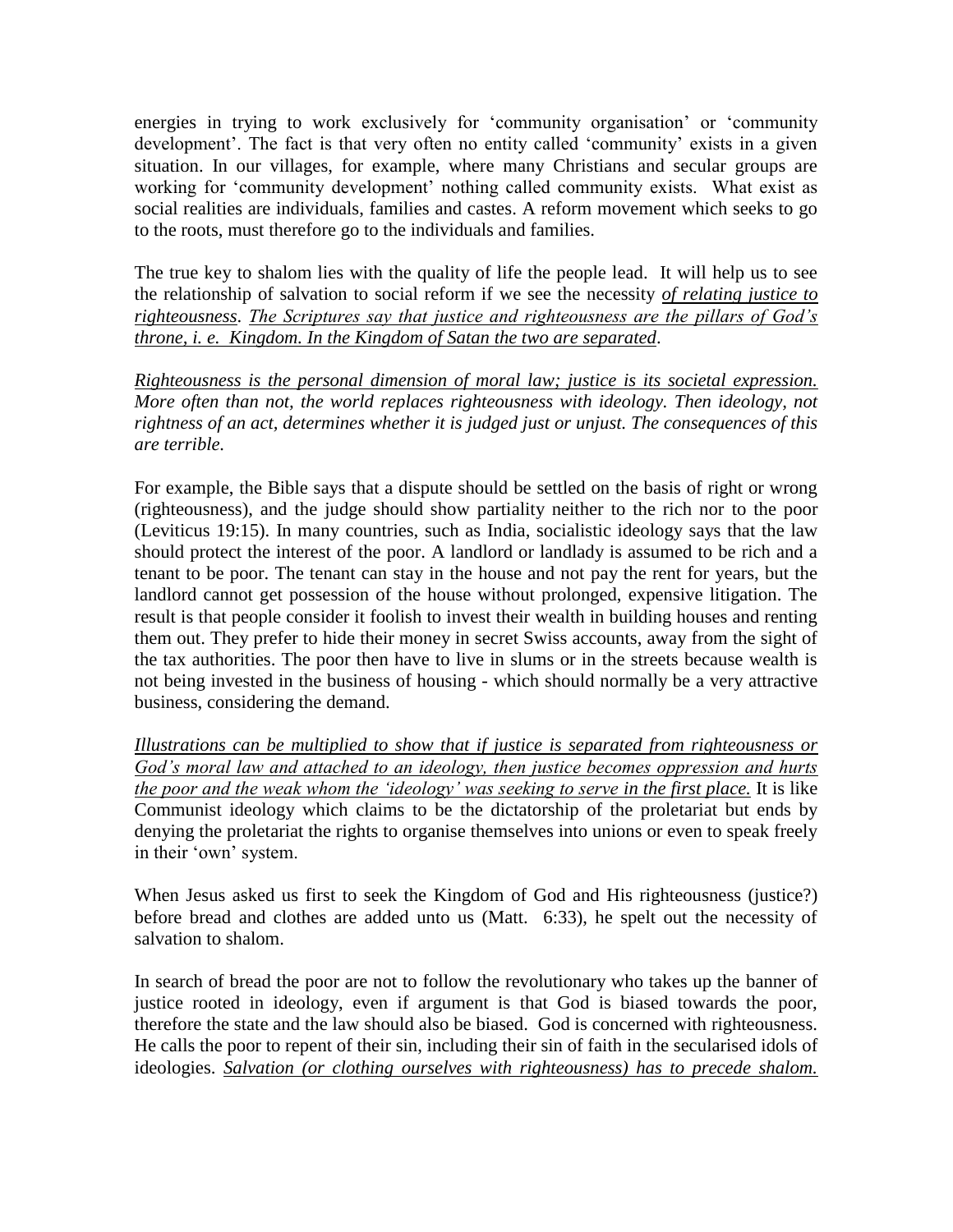energies in trying to work exclusively for 'community organisation' or 'community development'. The fact is that very often no entity called 'community' exists in a given situation. In our villages, for example, where many Christians and secular groups are working for 'community development' nothing called community exists. What exist as social realities are individuals, families and castes. A reform movement which seeks to go to the roots, must therefore go to the individuals and families.

The true key to shalom lies with the quality of life the people lead. It will help us to see the relationship of salvation to social reform if we see the necessity *<u>of relating justice to righteousness</u>*. *<u>The Scriptures say that justice and righteousness are the pillars of God's throne, i. e. Kingdom. In the Kingdom of Satan the two are separated</u>*.

*<u>Righteousness is the personal dimension of moral law; justice is its societal expression.</u> More often than not, the world replaces righteousness with ideology. Then ideology, not rightness of an act, determines whether it is judged just or unjust. The consequences of this are terrible.*

For example, the Bible says that a dispute should be settled on the basis of right or wrong (righteousness), and the judge should show partiality neither to the rich nor to the poor (Leviticus 19:15). In many countries, such as India, socialistic ideology says that the law should protect the interest of the poor. A landlord or landlady is assumed to be rich and a tenant to be poor. The tenant can stay in the house and not pay the rent for years, but the landlord cannot get possession of the house without prolonged, expensive litigation. The result is that people consider it foolish to invest their wealth in building houses and renting them out. They prefer to hide their money in secret Swiss accounts, away from the sight of the tax authorities. The poor then have to live in slums or in the streets because wealth is not being invested in the business of housing - which should normally be a very attractive business, considering the demand.

*<u>Illustrations can be multiplied to show that if justice is separated from righteousness or God's moral law and attached to an ideology, then justice becomes oppression and hurts the poor and the weak whom the 'ideology' was seeking to serve in the first place.</u>* It is like Communist ideology which claims to be the dictatorship of the proletariat but ends by denying the proletariat the rights to organise themselves into unions or even to speak freely in their 'own' system.

When Jesus asked us first to seek the Kingdom of God and His righteousness (justice?) before bread and clothes are added unto us (Matt. 6:33), he spelt out the necessity of salvation to shalom.

In search of bread the poor are not to follow the revolutionary who takes up the banner of justice rooted in ideology, even if argument is that God is biased towards the poor, therefore the state and the law should also be biased. God is concerned with righteousness. He calls the poor to repent of their sin, including their sin of faith in the secularised idols of ideologies. *<u>Salvation (or clothing ourselves with righteousness) has to precede shalom.</u>*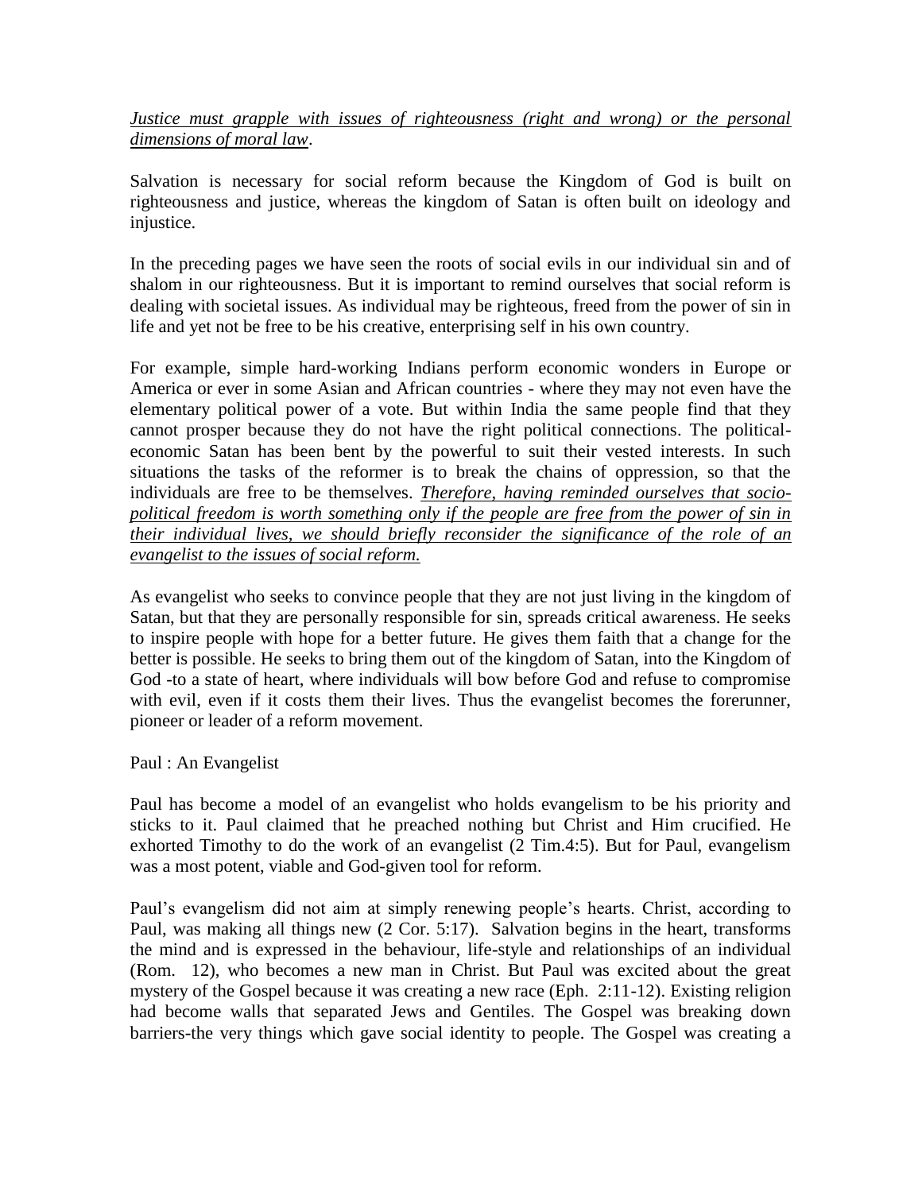*Justice must grapple with issues of righteousness (right and wrong) or the personal dimensions of moral law*.

Salvation is necessary for social reform because the Kingdom of God is built on righteousness and justice, whereas the kingdom of Satan is often built on ideology and injustice.

In the preceding pages we have seen the roots of social evils in our individual sin and of shalom in our righteousness. But it is important to remind ourselves that social reform is dealing with societal issues. As individual may be righteous, freed from the power of sin in life and yet not be free to be his creative, enterprising self in his own country.

For example, simple hard-working Indians perform economic wonders in Europe or America or ever in some Asian and African countries - where they may not even have the elementary political power of a vote. But within India the same people find that they cannot prosper because they do not have the right political connections. The political-economic Satan has been bent by the powerful to suit their vested interests. In such situations the tasks of the reformer is to break the chains of oppression, so that the individuals are free to be themselves. *Therefore, having reminded ourselves that socio-political freedom is worth something only if the people are free from the power of sin in their individual lives, we should briefly reconsider the significance of the role of an evangelist to the issues of social reform.*

As evangelist who seeks to convince people that they are not just living in the kingdom of Satan, but that they are personally responsible for sin, spreads critical awareness. He seeks to inspire people with hope for a better future. He gives them faith that a change for the better is possible. He seeks to bring them out of the kingdom of Satan, into the Kingdom of God -to a state of heart, where individuals will bow before God and refuse to compromise with evil, even if it costs them their lives. Thus the evangelist becomes the forerunner, pioneer or leader of a reform movement.

Paul : An Evangelist

Paul has become a model of an evangelist who holds evangelism to be his priority and sticks to it. Paul claimed that he preached nothing but Christ and Him crucified. He exhorted Timothy to do the work of an evangelist (2 Tim.4:5). But for Paul, evangelism was a most potent, viable and God-given tool for reform.

Paul's evangelism did not aim at simply renewing people's hearts. Christ, according to Paul, was making all things new (2 Cor. 5:17). Salvation begins in the heart, transforms the mind and is expressed in the behaviour, life-style and relationships of an individual (Rom. 12), who becomes a new man in Christ. But Paul was excited about the great mystery of the Gospel because it was creating a new race (Eph. 2:11-12). Existing religion had become walls that separated Jews and Gentiles. The Gospel was breaking down barriers-the very things which gave social identity to people. The Gospel was creating a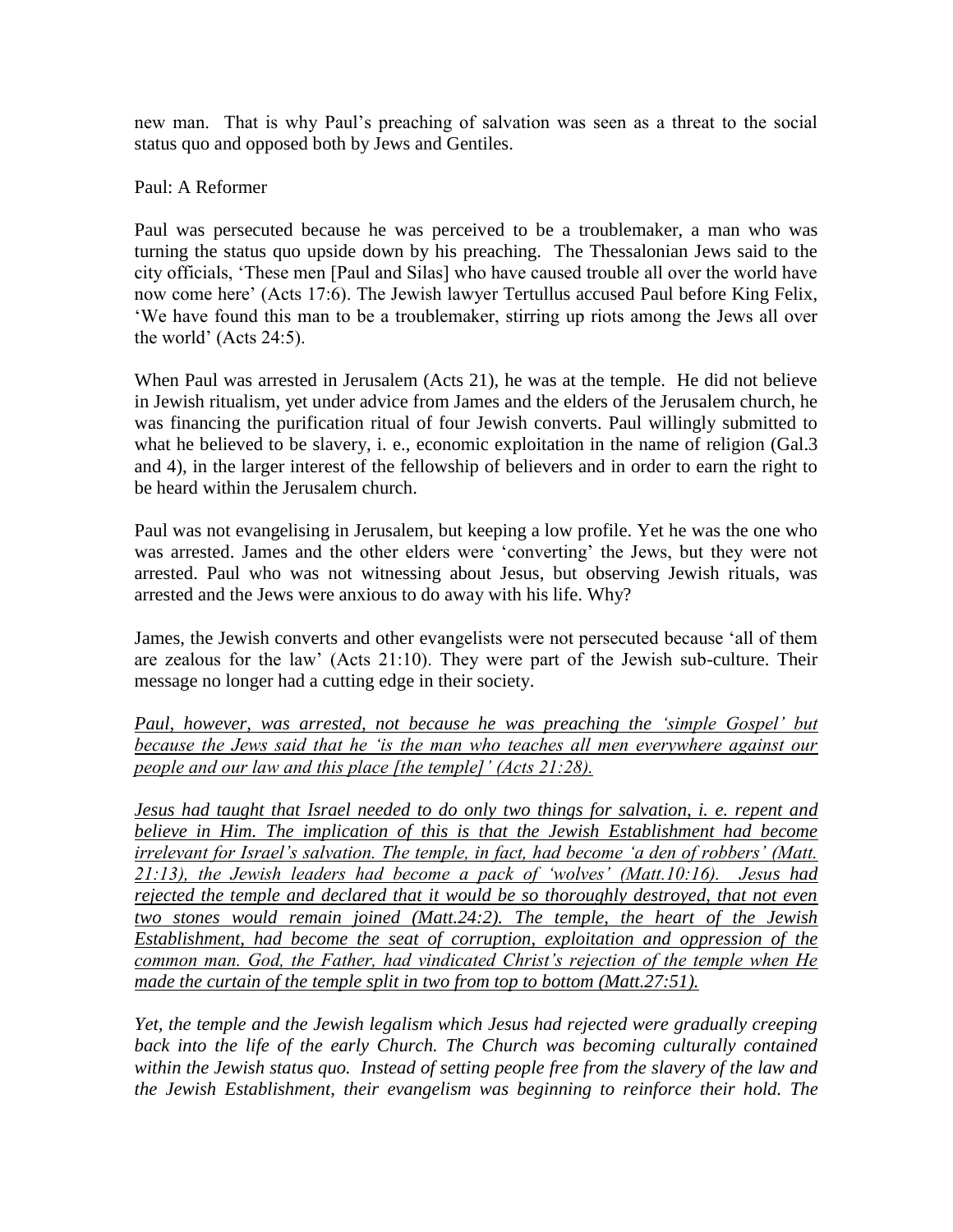new man. That is why Paul's preaching of salvation was seen as a threat to the social status quo and opposed both by Jews and Gentiles.

Paul: A Reformer

Paul was persecuted because he was perceived to be a troublemaker, a man who was turning the status quo upside down by his preaching. The Thessalonian Jews said to the city officials, 'These men [Paul and Silas] who have caused trouble all over the world have now come here' (Acts 17:6). The Jewish lawyer Tertullus accused Paul before King Felix, 'We have found this man to be a troublemaker, stirring up riots among the Jews all over the world' (Acts 24:5).

When Paul was arrested in Jerusalem (Acts 21), he was at the temple. He did not believe in Jewish ritualism, yet under advice from James and the elders of the Jerusalem church, he was financing the purification ritual of four Jewish converts. Paul willingly submitted to what he believed to be slavery, i. e., economic exploitation in the name of religion (Gal.3 and 4), in the larger interest of the fellowship of believers and in order to earn the right to be heard within the Jerusalem church.

Paul was not evangelising in Jerusalem, but keeping a low profile. Yet he was the one who was arrested. James and the other elders were 'converting' the Jews, but they were not arrested. Paul who was not witnessing about Jesus, but observing Jewish rituals, was arrested and the Jews were anxious to do away with his life. Why?

James, the Jewish converts and other evangelists were not persecuted because 'all of them are zealous for the law' (Acts 21:10). They were part of the Jewish sub-culture. Their message no longer had a cutting edge in their society.

*Paul, however, was arrested, not because he was preaching the 'simple Gospel' but because the Jews said that he 'is the man who teaches all men everywhere against our people and our law and this place [the temple]' (Acts 21:28).*

*Jesus had taught that Israel needed to do only two things for salvation, i. e. repent and believe in Him. The implication of this is that the Jewish Establishment had become irrelevant for Israel's salvation. The temple, in fact, had become 'a den of robbers' (Matt. 21:13), the Jewish leaders had become a pack of 'wolves' (Matt.10:16). Jesus had rejected the temple and declared that it would be so thoroughly destroyed, that not even two stones would remain joined (Matt.24:2). The temple, the heart of the Jewish Establishment, had become the seat of corruption, exploitation and oppression of the common man. God, the Father, had vindicated Christ's rejection of the temple when He made the curtain of the temple split in two from top to bottom (Matt.27:51).*

*Yet, the temple and the Jewish legalism which Jesus had rejected were gradually creeping back into the life of the early Church. The Church was becoming culturally contained within the Jewish status quo. Instead of setting people free from the slavery of the law and the Jewish Establishment, their evangelism was beginning to reinforce their hold. The*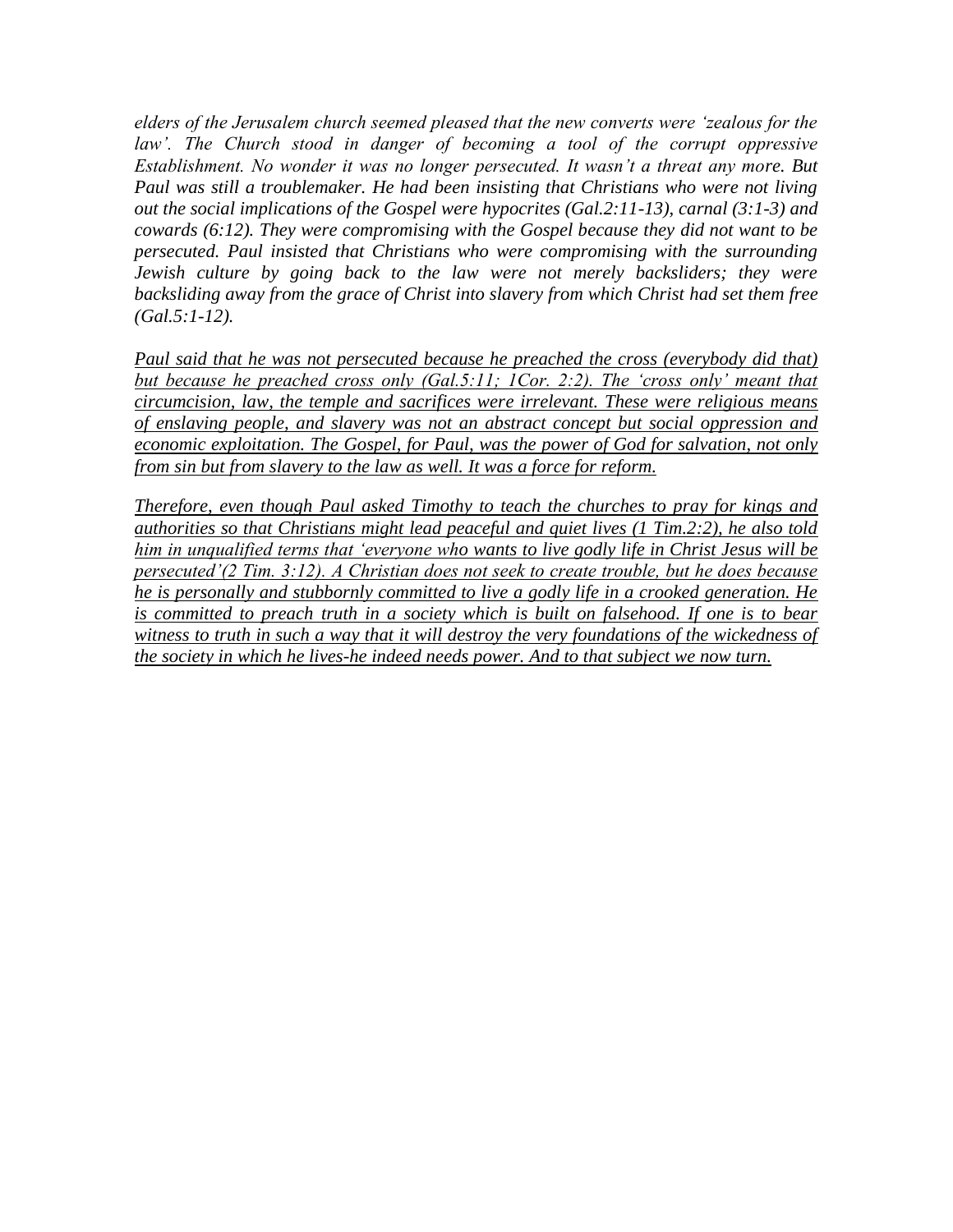*elders of the Jerusalem church seemed pleased that the new converts were 'zealous for the law'. The Church stood in danger of becoming a tool of the corrupt oppressive Establishment. No wonder it was no longer persecuted. It wasn't a threat any more. But Paul was still a troublemaker. He had been insisting that Christians who were not living out the social implications of the Gospel were hypocrites (Gal.2:11-13), carnal (3:1-3) and cowards (6:12). They were compromising with the Gospel because they did not want to be persecuted. Paul insisted that Christians who were compromising with the surrounding Jewish culture by going back to the law were not merely backsliders; they were backsliding away from the grace of Christ into slavery from which Christ had set them free (Gal.5:1-12).*

*Paul said that he was not persecuted because he preached the cross (everybody did that) but because he preached cross only (Gal.5:11; 1Cor. 2:2). The 'cross only' meant that circumcision, law, the temple and sacrifices were irrelevant. These were religious means of enslaving people, and slavery was not an abstract concept but social oppression and economic exploitation. The Gospel, for Paul, was the power of God for salvation, not only from sin but from slavery to the law as well. It was a force for reform.*

*Therefore, even though Paul asked Timothy to teach the churches to pray for kings and authorities so that Christians might lead peaceful and quiet lives (1 Tim.2:2), he also told him in unqualified terms that 'everyone who wants to live godly life in Christ Jesus will be persecuted'(2 Tim. 3:12). A Christian does not seek to create trouble, but he does because he is personally and stubbornly committed to live a godly life in a crooked generation. He is committed to preach truth in a society which is built on falsehood. If one is to bear witness to truth in such a way that it will destroy the very foundations of the wickedness of the society in which he lives-he indeed needs power. And to that subject we now turn.*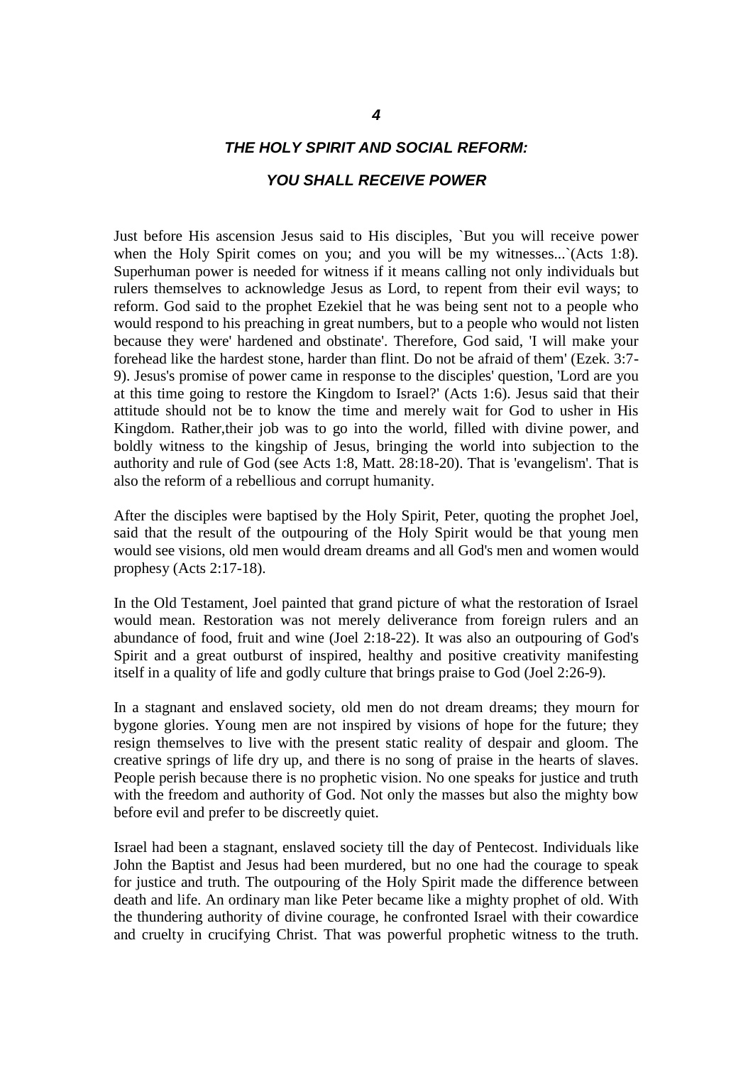# *4*

## *THE HOLY SPIRIT AND SOCIAL REFORM:*

## *YOU SHALL RECEIVE POWER*

Just before His ascension Jesus said to His disciples, `But you will receive power when the Holy Spirit comes on you; and you will be my witnesses...`(Acts 1:8). Superhuman power is needed for witness if it means calling not only individuals but rulers themselves to acknowledge Jesus as Lord, to repent from their evil ways; to reform. God said to the prophet Ezekiel that he was being sent not to a people who would respond to his preaching in great numbers, but to a people who would not listen because they were' hardened and obstinate'. Therefore, God said, 'I will make your forehead like the hardest stone, harder than flint. Do not be afraid of them' (Ezek. 3:7-9). Jesus's promise of power came in response to the disciples' question, 'Lord are you at this time going to restore the Kingdom to Israel?' (Acts 1:6). Jesus said that their attitude should not be to know the time and merely wait for God to usher in His Kingdom. Rather,their job was to go into the world, filled with divine power, and boldly witness to the kingship of Jesus, bringing the world into subjection to the authority and rule of God (see Acts 1:8, Matt. 28:18-20). That is 'evangelism'. That is also the reform of a rebellious and corrupt humanity.

After the disciples were baptised by the Holy Spirit, Peter, quoting the prophet Joel, said that the result of the outpouring of the Holy Spirit would be that young men would see visions, old men would dream dreams and all God's men and women would prophesy (Acts 2:17-18).

In the Old Testament, Joel painted that grand picture of what the restoration of Israel would mean. Restoration was not merely deliverance from foreign rulers and an abundance of food, fruit and wine (Joel 2:18-22). It was also an outpouring of God's Spirit and a great outburst of inspired, healthy and positive creativity manifesting itself in a quality of life and godly culture that brings praise to God (Joel 2:26-9).

In a stagnant and enslaved society, old men do not dream dreams; they mourn for bygone glories. Young men are not inspired by visions of hope for the future; they resign themselves to live with the present static reality of despair and gloom. The creative springs of life dry up, and there is no song of praise in the hearts of slaves. People perish because there is no prophetic vision. No one speaks for justice and truth with the freedom and authority of God. Not only the masses but also the mighty bow before evil and prefer to be discreetly quiet.

Israel had been a stagnant, enslaved society till the day of Pentecost. Individuals like John the Baptist and Jesus had been murdered, but no one had the courage to speak for justice and truth. The outpouring of the Holy Spirit made the difference between death and life. An ordinary man like Peter became like a mighty prophet of old. With the thundering authority of divine courage, he confronted Israel with their cowardice and cruelty in crucifying Christ. That was powerful prophetic witness to the truth.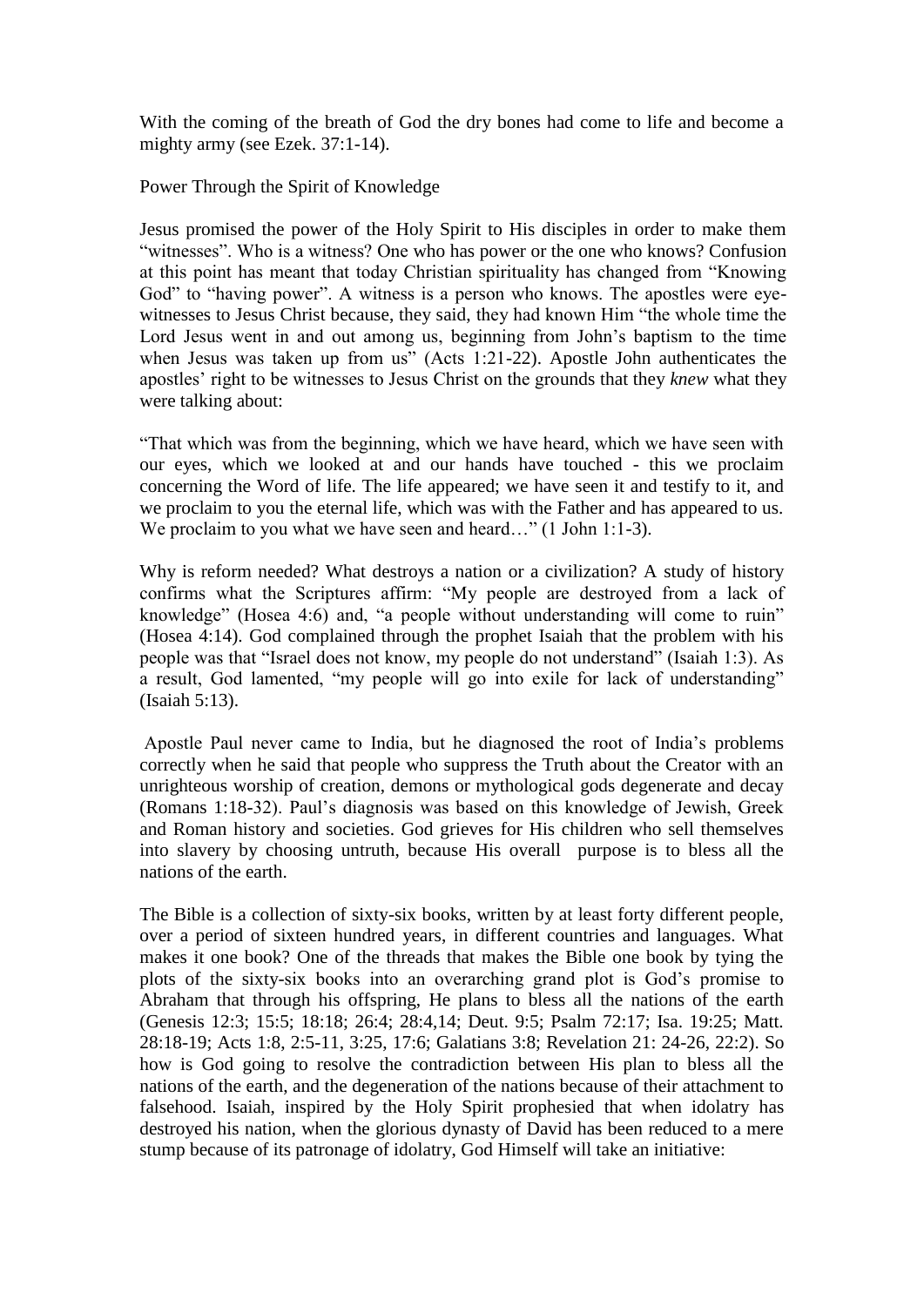With the coming of the breath of God the dry bones had come to life and become a mighty army (see Ezek. 37:1-14).

## Power Through the Spirit of Knowledge

Jesus promised the power of the Holy Spirit to His disciples in order to make them "witnesses". Who is a witness? One who has power or the one who knows? Confusion at this point has meant that today Christian spirituality has changed from "Knowing God" to "having power". A witness is a person who knows. The apostles were eye-witnesses to Jesus Christ because, they said, they had known Him "the whole time the Lord Jesus went in and out among us, beginning from John's baptism to the time when Jesus was taken up from us" (Acts 1:21-22). Apostle John authenticates the apostles' right to be witnesses to Jesus Christ on the grounds that they *knew* what they were talking about:

"That which was from the beginning, which we have heard, which we have seen with our eyes, which we looked at and our hands have touched - this we proclaim concerning the Word of life. The life appeared; we have seen it and testify to it, and we proclaim to you the eternal life, which was with the Father and has appeared to us. We proclaim to you what we have seen and heard…" (1 John 1:1-3).

Why is reform needed? What destroys a nation or a civilization? A study of history confirms what the Scriptures affirm: "My people are destroyed from a lack of knowledge" (Hosea 4:6) and, "a people without understanding will come to ruin" (Hosea 4:14). God complained through the prophet Isaiah that the problem with his people was that "Israel does not know, my people do not understand" (Isaiah 1:3). As a result, God lamented, "my people will go into exile for lack of understanding" (Isaiah 5:13).

Apostle Paul never came to India, but he diagnosed the root of India's problems correctly when he said that people who suppress the Truth about the Creator with an unrighteous worship of creation, demons or mythological gods degenerate and decay (Romans 1:18-32). Paul's diagnosis was based on this knowledge of Jewish, Greek and Roman history and societies. God grieves for His children who sell themselves into slavery by choosing untruth, because His overall purpose is to bless all the nations of the earth.

The Bible is a collection of sixty-six books, written by at least forty different people, over a period of sixteen hundred years, in different countries and languages. What makes it one book? One of the threads that makes the Bible one book by tying the plots of the sixty-six books into an overarching grand plot is God's promise to Abraham that through his offspring, He plans to bless all the nations of the earth (Genesis 12:3; 15:5; 18:18; 26:4; 28:4,14; Deut. 9:5; Psalm 72:17; Isa. 19:25; Matt. 28:18-19; Acts 1:8, 2:5-11, 3:25, 17:6; Galatians 3:8; Revelation 21: 24-26, 22:2). So how is God going to resolve the contradiction between His plan to bless all the nations of the earth, and the degeneration of the nations because of their attachment to falsehood. Isaiah, inspired by the Holy Spirit prophesied that when idolatry has destroyed his nation, when the glorious dynasty of David has been reduced to a mere stump because of its patronage of idolatry, God Himself will take an initiative: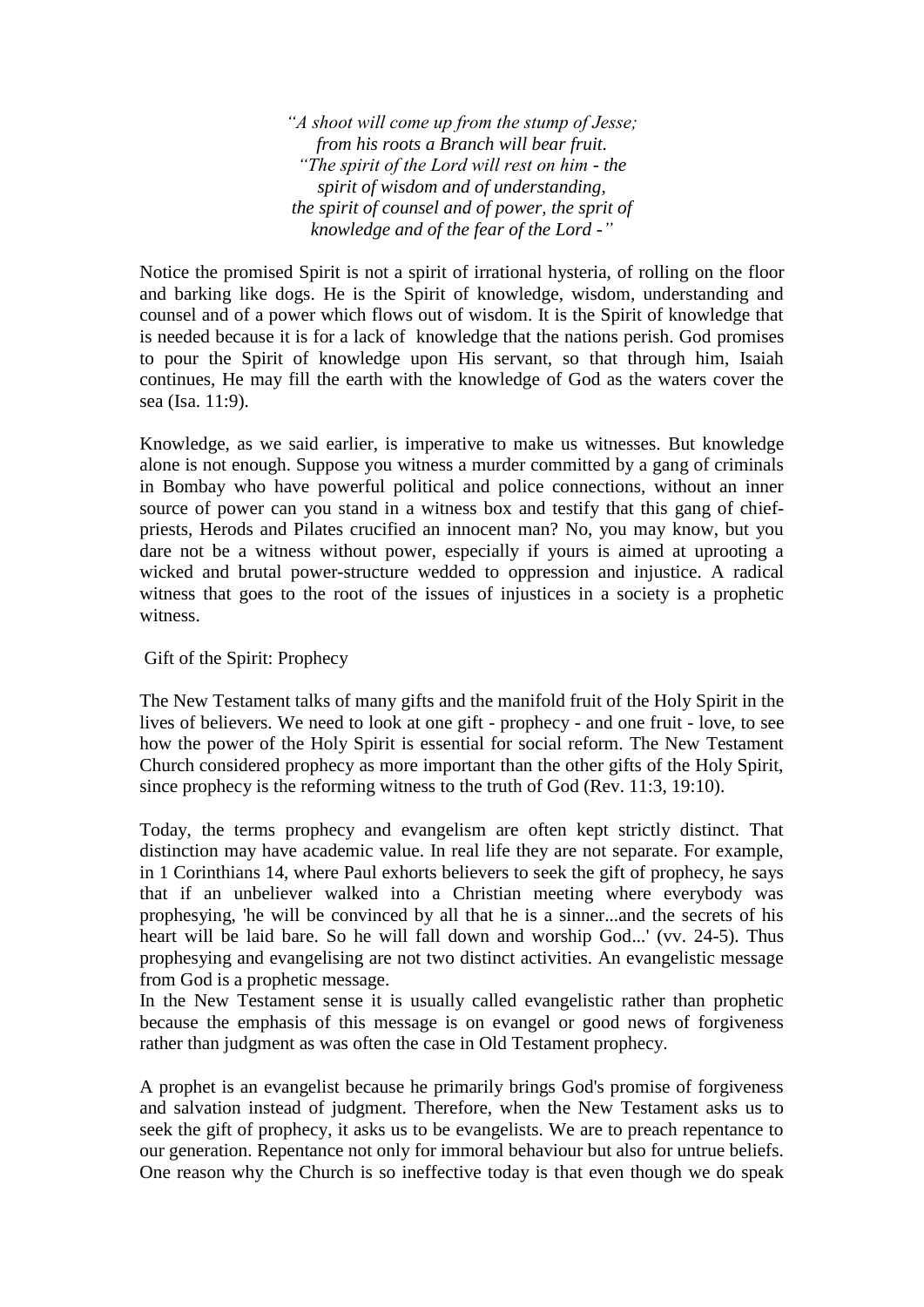*"A shoot will come up from the stump of Jesse;*
*from his roots a Branch will bear fruit.*
*"The spirit of the Lord will rest on him - the*
*spirit of wisdom and of understanding,*
*the spirit of counsel and of power, the sprit of*
*knowledge and of the fear of the Lord -"*

Notice the promised Spirit is not a spirit of irrational hysteria, of rolling on the floor and barking like dogs. He is the Spirit of knowledge, wisdom, understanding and counsel and of a power which flows out of wisdom. It is the Spirit of knowledge that is needed because it is for a lack of knowledge that the nations perish. God promises to pour the Spirit of knowledge upon His servant, so that through him, Isaiah continues, He may fill the earth with the knowledge of God as the waters cover the sea (Isa. 11:9).

Knowledge, as we said earlier, is imperative to make us witnesses. But knowledge alone is not enough. Suppose you witness a murder committed by a gang of criminals in Bombay who have powerful political and police connections, without an inner source of power can you stand in a witness box and testify that this gang of chief-priests, Herods and Pilates crucified an innocent man? No, you may know, but you dare not be a witness without power, especially if yours is aimed at uprooting a wicked and brutal power-structure wedded to oppression and injustice. A radical witness that goes to the root of the issues of injustices in a society is a prophetic witness.

## Gift of the Spirit: Prophecy

The New Testament talks of many gifts and the manifold fruit of the Holy Spirit in the lives of believers. We need to look at one gift - prophecy - and one fruit - love, to see how the power of the Holy Spirit is essential for social reform. The New Testament Church considered prophecy as more important than the other gifts of the Holy Spirit, since prophecy is the reforming witness to the truth of God (Rev. 11:3, 19:10).

Today, the terms prophecy and evangelism are often kept strictly distinct. That distinction may have academic value. In real life they are not separate. For example, in 1 Corinthians 14, where Paul exhorts believers to seek the gift of prophecy, he says that if an unbeliever walked into a Christian meeting where everybody was prophesying, 'he will be convinced by all that he is a sinner...and the secrets of his heart will be laid bare. So he will fall down and worship God...' (vv. 24-5). Thus prophesying and evangelising are not two distinct activities. An evangelistic message from God is a prophetic message.

In the New Testament sense it is usually called evangelistic rather than prophetic because the emphasis of this message is on evangel or good news of forgiveness rather than judgment as was often the case in Old Testament prophecy.

A prophet is an evangelist because he primarily brings God's promise of forgiveness and salvation instead of judgment. Therefore, when the New Testament asks us to seek the gift of prophecy, it asks us to be evangelists. We are to preach repentance to our generation. Repentance not only for immoral behaviour but also for untrue beliefs. One reason why the Church is so ineffective today is that even though we do speak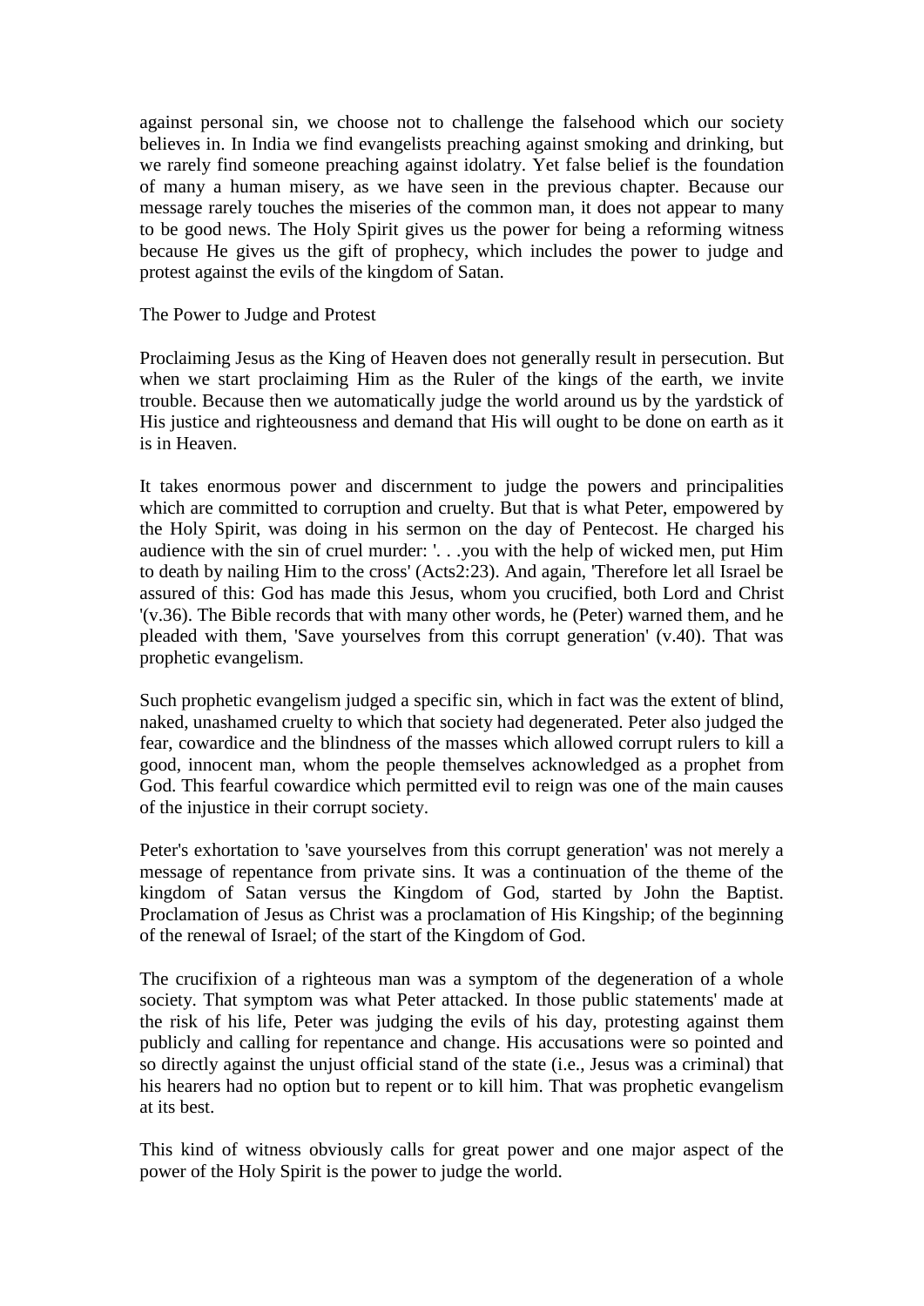against personal sin, we choose not to challenge the falsehood which our society believes in. In India we find evangelists preaching against smoking and drinking, but we rarely find someone preaching against idolatry. Yet false belief is the foundation of many a human misery, as we have seen in the previous chapter. Because our message rarely touches the miseries of the common man, it does not appear to many to be good news. The Holy Spirit gives us the power for being a reforming witness because He gives us the gift of prophecy, which includes the power to judge and protest against the evils of the kingdom of Satan.

## The Power to Judge and Protest

Proclaiming Jesus as the King of Heaven does not generally result in persecution. But when we start proclaiming Him as the Ruler of the kings of the earth, we invite trouble. Because then we automatically judge the world around us by the yardstick of His justice and righteousness and demand that His will ought to be done on earth as it is in Heaven.

It takes enormous power and discernment to judge the powers and principalities which are committed to corruption and cruelty. But that is what Peter, empowered by the Holy Spirit, was doing in his sermon on the day of Pentecost. He charged his audience with the sin of cruel murder: '. . .you with the help of wicked men, put Him to death by nailing Him to the cross' (Acts2:23). And again, 'Therefore let all Israel be assured of this: God has made this Jesus, whom you crucified, both Lord and Christ '(v.36). The Bible records that with many other words, he (Peter) warned them, and he pleaded with them, 'Save yourselves from this corrupt generation' (v.40). That was prophetic evangelism.

Such prophetic evangelism judged a specific sin, which in fact was the extent of blind, naked, unashamed cruelty to which that society had degenerated. Peter also judged the fear, cowardice and the blindness of the masses which allowed corrupt rulers to kill a good, innocent man, whom the people themselves acknowledged as a prophet from God. This fearful cowardice which permitted evil to reign was one of the main causes of the injustice in their corrupt society.

Peter's exhortation to 'save yourselves from this corrupt generation' was not merely a message of repentance from private sins. It was a continuation of the theme of the kingdom of Satan versus the Kingdom of God, started by John the Baptist. Proclamation of Jesus as Christ was a proclamation of His Kingship; of the beginning of the renewal of Israel; of the start of the Kingdom of God.

The crucifixion of a righteous man was a symptom of the degeneration of a whole society. That symptom was what Peter attacked. In those public statements' made at the risk of his life, Peter was judging the evils of his day, protesting against them publicly and calling for repentance and change. His accusations were so pointed and so directly against the unjust official stand of the state (i.e., Jesus was a criminal) that his hearers had no option but to repent or to kill him. That was prophetic evangelism at its best.

This kind of witness obviously calls for great power and one major aspect of the power of the Holy Spirit is the power to judge the world.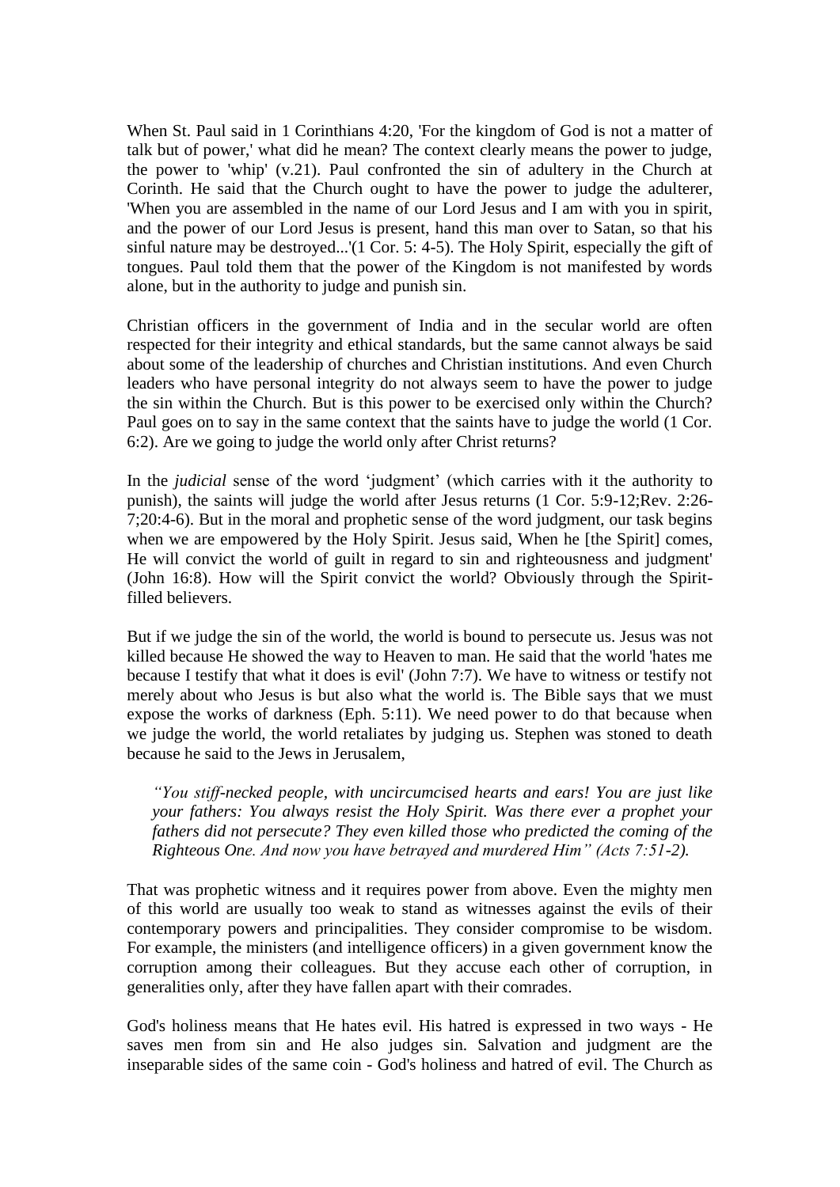When St. Paul said in 1 Corinthians 4:20, 'For the kingdom of God is not a matter of talk but of power,' what did he mean? The context clearly means the power to judge, the power to 'whip' (v.21). Paul confronted the sin of adultery in the Church at Corinth. He said that the Church ought to have the power to judge the adulterer, 'When you are assembled in the name of our Lord Jesus and I am with you in spirit, and the power of our Lord Jesus is present, hand this man over to Satan, so that his sinful nature may be destroyed...'(1 Cor. 5: 4-5). The Holy Spirit, especially the gift of tongues. Paul told them that the power of the Kingdom is not manifested by words alone, but in the authority to judge and punish sin.

Christian officers in the government of India and in the secular world are often respected for their integrity and ethical standards, but the same cannot always be said about some of the leadership of churches and Christian institutions. And even Church leaders who have personal integrity do not always seem to have the power to judge the sin within the Church. But is this power to be exercised only within the Church? Paul goes on to say in the same context that the saints have to judge the world (1 Cor. 6:2). Are we going to judge the world only after Christ returns?

In the *judicial* sense of the word 'judgment' (which carries with it the authority to punish), the saints will judge the world after Jesus returns (1 Cor. 5:9-12;Rev. 2:26-7;20:4-6). But in the moral and prophetic sense of the word judgment, our task begins when we are empowered by the Holy Spirit. Jesus said, When he [the Spirit] comes, He will convict the world of guilt in regard to sin and righteousness and judgment' (John 16:8). How will the Spirit convict the world? Obviously through the Spirit-filled believers.

But if we judge the sin of the world, the world is bound to persecute us. Jesus was not killed because He showed the way to Heaven to man. He said that the world 'hates me because I testify that what it does is evil' (John 7:7). We have to witness or testify not merely about who Jesus is but also what the world is. The Bible says that we must expose the works of darkness (Eph. 5:11). We need power to do that because when we judge the world, the world retaliates by judging us. Stephen was stoned to death because he said to the Jews in Jerusalem,

> *"You stiff-necked people, with uncircumcised hearts and ears! You are just like your fathers: You always resist the Holy Spirit. Was there ever a prophet your fathers did not persecute? They even killed those who predicted the coming of the Righteous One. And now you have betrayed and murdered Him" (Acts 7:51-2).*

That was prophetic witness and it requires power from above. Even the mighty men of this world are usually too weak to stand as witnesses against the evils of their contemporary powers and principalities. They consider compromise to be wisdom. For example, the ministers (and intelligence officers) in a given government know the corruption among their colleagues. But they accuse each other of corruption, in generalities only, after they have fallen apart with their comrades.

God's holiness means that He hates evil. His hatred is expressed in two ways - He saves men from sin and He also judges sin. Salvation and judgment are the inseparable sides of the same coin - God's holiness and hatred of evil. The Church as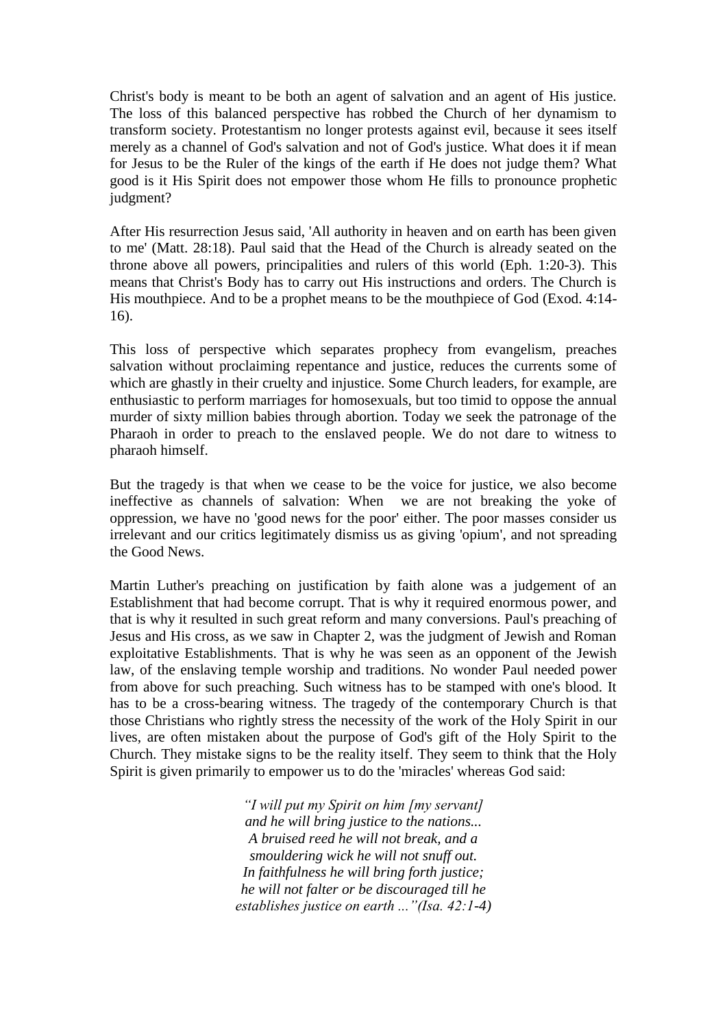Christ's body is meant to be both an agent of salvation and an agent of His justice. The loss of this balanced perspective has robbed the Church of her dynamism to transform society. Protestantism no longer protests against evil, because it sees itself merely as a channel of God's salvation and not of God's justice. What does it if mean for Jesus to be the Ruler of the kings of the earth if He does not judge them? What good is it His Spirit does not empower those whom He fills to pronounce prophetic judgment?

After His resurrection Jesus said, 'All authority in heaven and on earth has been given to me' (Matt. 28:18). Paul said that the Head of the Church is already seated on the throne above all powers, principalities and rulers of this world (Eph. 1:20-3). This means that Christ's Body has to carry out His instructions and orders. The Church is His mouthpiece. And to be a prophet means to be the mouthpiece of God (Exod. 4:14-16).

This loss of perspective which separates prophecy from evangelism, preaches salvation without proclaiming repentance and justice, reduces the currents some of which are ghastly in their cruelty and injustice. Some Church leaders, for example, are enthusiastic to perform marriages for homosexuals, but too timid to oppose the annual murder of sixty million babies through abortion. Today we seek the patronage of the Pharaoh in order to preach to the enslaved people. We do not dare to witness to pharaoh himself.

But the tragedy is that when we cease to be the voice for justice, we also become ineffective as channels of salvation: When we are not breaking the yoke of oppression, we have no 'good news for the poor' either. The poor masses consider us irrelevant and our critics legitimately dismiss us as giving 'opium', and not spreading the Good News.

Martin Luther's preaching on justification by faith alone was a judgement of an Establishment that had become corrupt. That is why it required enormous power, and that is why it resulted in such great reform and many conversions. Paul's preaching of Jesus and His cross, as we saw in Chapter 2, was the judgment of Jewish and Roman exploitative Establishments. That is why he was seen as an opponent of the Jewish law, of the enslaving temple worship and traditions. No wonder Paul needed power from above for such preaching. Such witness has to be stamped with one's blood. It has to be a cross-bearing witness. The tragedy of the contemporary Church is that those Christians who rightly stress the necessity of the work of the Holy Spirit in our lives, are often mistaken about the purpose of God's gift of the Holy Spirit to the Church. They mistake signs to be the reality itself. They seem to think that the Holy Spirit is given primarily to empower us to do the 'miracles' whereas God said:

*"I will put my Spirit on him [my servant]*
*and he will bring justice to the nations...*
*A bruised reed he will not break, and a*
*smouldering wick he will not snuff out.*
*In faithfulness he will bring forth justice;*
*he will not falter or be discouraged till he*
*establishes justice on earth ..."(Isa. 42:1-4)*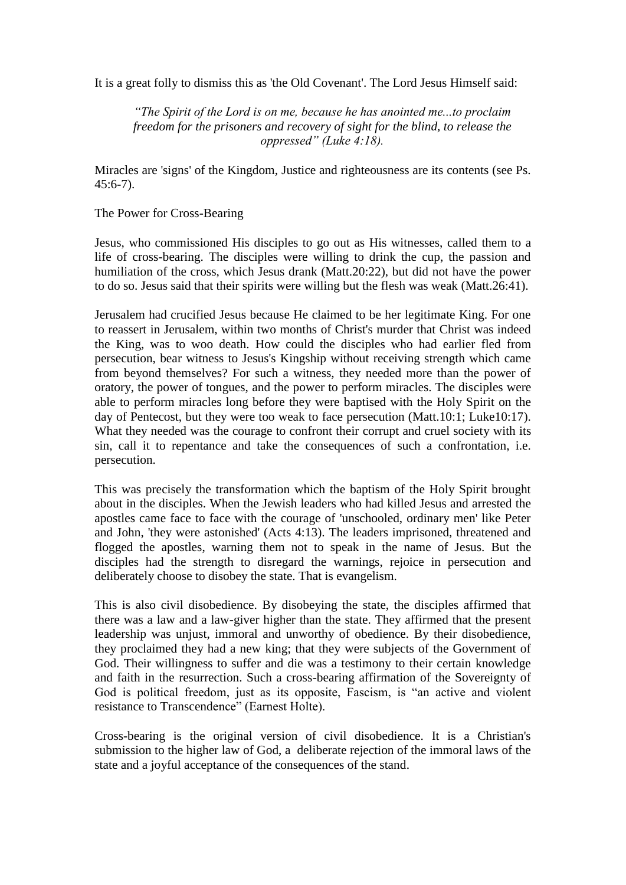It is a great folly to dismiss this as 'the Old Covenant'. The Lord Jesus Himself said:

> *"The Spirit of the Lord is on me, because he has anointed me...to proclaim freedom for the prisoners and recovery of sight for the blind, to release the oppressed" (Luke 4:18).*

Miracles are 'signs' of the Kingdom, Justice and righteousness are its contents (see Ps. 45:6-7).

## The Power for Cross-Bearing

Jesus, who commissioned His disciples to go out as His witnesses, called them to a life of cross-bearing. The disciples were willing to drink the cup, the passion and humiliation of the cross, which Jesus drank (Matt.20:22), but did not have the power to do so. Jesus said that their spirits were willing but the flesh was weak (Matt.26:41).

Jerusalem had crucified Jesus because He claimed to be her legitimate King. For one to reassert in Jerusalem, within two months of Christ's murder that Christ was indeed the King, was to woo death. How could the disciples who had earlier fled from persecution, bear witness to Jesus's Kingship without receiving strength which came from beyond themselves? For such a witness, they needed more than the power of oratory, the power of tongues, and the power to perform miracles. The disciples were able to perform miracles long before they were baptised with the Holy Spirit on the day of Pentecost, but they were too weak to face persecution (Matt.10:1; Luke10:17). What they needed was the courage to confront their corrupt and cruel society with its sin, call it to repentance and take the consequences of such a confrontation, i.e. persecution.

This was precisely the transformation which the baptism of the Holy Spirit brought about in the disciples. When the Jewish leaders who had killed Jesus and arrested the apostles came face to face with the courage of 'unschooled, ordinary men' like Peter and John, 'they were astonished' (Acts 4:13). The leaders imprisoned, threatened and flogged the apostles, warning them not to speak in the name of Jesus. But the disciples had the strength to disregard the warnings, rejoice in persecution and deliberately choose to disobey the state. That is evangelism.

This is also civil disobedience. By disobeying the state, the disciples affirmed that there was a law and a law-giver higher than the state. They affirmed that the present leadership was unjust, immoral and unworthy of obedience. By their disobedience, they proclaimed they had a new king; that they were subjects of the Government of God. Their willingness to suffer and die was a testimony to their certain knowledge and faith in the resurrection. Such a cross-bearing affirmation of the Sovereignty of God is political freedom, just as its opposite, Fascism, is "an active and violent resistance to Transcendence" (Earnest Holte).

Cross-bearing is the original version of civil disobedience. It is a Christian's submission to the higher law of God, a deliberate rejection of the immoral laws of the state and a joyful acceptance of the consequences of the stand.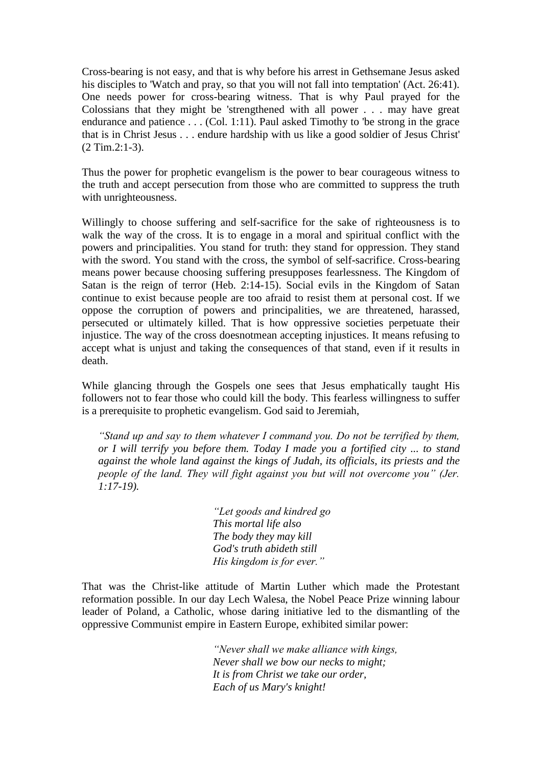Cross-bearing is not easy, and that is why before his arrest in Gethsemane Jesus asked his disciples to 'Watch and pray, so that you will not fall into temptation' (Act. 26:41). One needs power for cross-bearing witness. That is why Paul prayed for the Colossians that they might be 'strengthened with all power . . . may have great endurance and patience . . . (Col. 1:11). Paul asked Timothy to 'be strong in the grace that is in Christ Jesus . . . endure hardship with us like a good soldier of Jesus Christ' (2 Tim.2:1-3).

Thus the power for prophetic evangelism is the power to bear courageous witness to the truth and accept persecution from those who are committed to suppress the truth with unrighteousness.

Willingly to choose suffering and self-sacrifice for the sake of righteousness is to walk the way of the cross. It is to engage in a moral and spiritual conflict with the powers and principalities. You stand for truth: they stand for oppression. They stand with the sword. You stand with the cross, the symbol of self-sacrifice. Cross-bearing means power because choosing suffering presupposes fearlessness. The Kingdom of Satan is the reign of terror (Heb. 2:14-15). Social evils in the Kingdom of Satan continue to exist because people are too afraid to resist them at personal cost. If we oppose the corruption of powers and principalities, we are threatened, harassed, persecuted or ultimately killed. That is how oppressive societies perpetuate their injustice. The way of the cross doesnotmean accepting injustices. It means refusing to accept what is unjust and taking the consequences of that stand, even if it results in death.

While glancing through the Gospels one sees that Jesus emphatically taught His followers not to fear those who could kill the body. This fearless willingness to suffer is a prerequisite to prophetic evangelism. God said to Jeremiah,

> *"Stand up and say to them whatever I command you. Do not be terrified by them, or I will terrify you before them. Today I made you a fortified city ... to stand against the whole land against the kings of Judah, its officials, its priests and the people of the land. They will fight against you but will not overcome you" (Jer. 1:17-19).*

> *"Let goods and kindred go*
> *This mortal life also*
> *The body they may kill*
> *God's truth abideth still*
> *His kingdom is for ever."*

That was the Christ-like attitude of Martin Luther which made the Protestant reformation possible. In our day Lech Walesa, the Nobel Peace Prize winning labour leader of Poland, a Catholic, whose daring initiative led to the dismantling of the oppressive Communist empire in Eastern Europe, exhibited similar power:

> *"Never shall we make alliance with kings,*
> *Never shall we bow our necks to might;*
> *It is from Christ we take our order,*
> *Each of us Mary's knight!*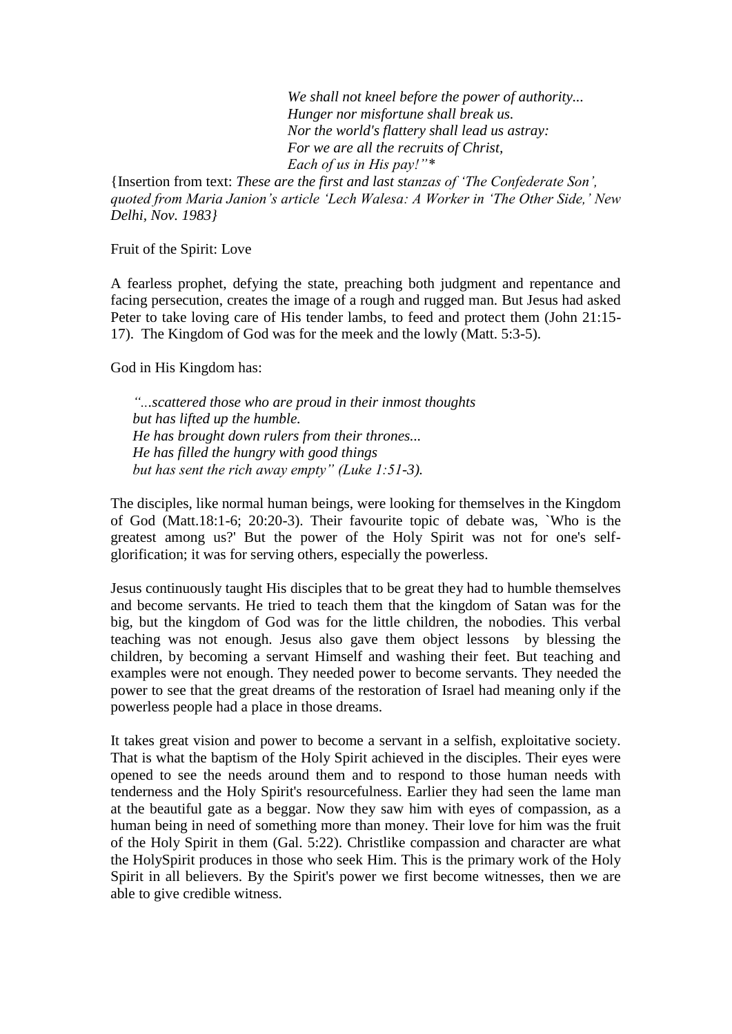> *We shall not kneel before the power of authority...*
> *Hunger nor misfortune shall break us.*
> *Nor the world's flattery shall lead us astray:*
> *For we are all the recruits of Christ,*
> *Each of us in His pay!"\**

{Insertion from text: *These are the first and last stanzas of 'The Confederate Son', quoted from Maria Janion's article 'Lech Walesa: A Worker in 'The Other Side,' New Delhi, Nov. 1983}*

Fruit of the Spirit: Love

A fearless prophet, defying the state, preaching both judgment and repentance and facing persecution, creates the image of a rough and rugged man. But Jesus had asked Peter to take loving care of His tender lambs, to feed and protect them (John 21:15-17). The Kingdom of God was for the meek and the lowly (Matt. 5:3-5).

God in His Kingdom has:

> *"...scattered those who are proud in their inmost thoughts*
> *but has lifted up the humble.*
> *He has brought down rulers from their thrones...*
> *He has filled the hungry with good things*
> *but has sent the rich away empty" (Luke 1:51-3).*

The disciples, like normal human beings, were looking for themselves in the Kingdom of God (Matt.18:1-6; 20:20-3). Their favourite topic of debate was, `Who is the greatest among us?' But the power of the Holy Spirit was not for one's self-glorification; it was for serving others, especially the powerless.

Jesus continuously taught His disciples that to be great they had to humble themselves and become servants. He tried to teach them that the kingdom of Satan was for the big, but the kingdom of God was for the little children, the nobodies. This verbal teaching was not enough. Jesus also gave them object lessons by blessing the children, by becoming a servant Himself and washing their feet. But teaching and examples were not enough. They needed power to become servants. They needed the power to see that the great dreams of the restoration of Israel had meaning only if the powerless people had a place in those dreams.

It takes great vision and power to become a servant in a selfish, exploitative society. That is what the baptism of the Holy Spirit achieved in the disciples. Their eyes were opened to see the needs around them and to respond to those human needs with tenderness and the Holy Spirit's resourcefulness. Earlier they had seen the lame man at the beautiful gate as a beggar. Now they saw him with eyes of compassion, as a human being in need of something more than money. Their love for him was the fruit of the Holy Spirit in them (Gal. 5:22). Christlike compassion and character are what the HolySpirit produces in those who seek Him. This is the primary work of the Holy Spirit in all believers. By the Spirit's power we first become witnesses, then we are able to give credible witness.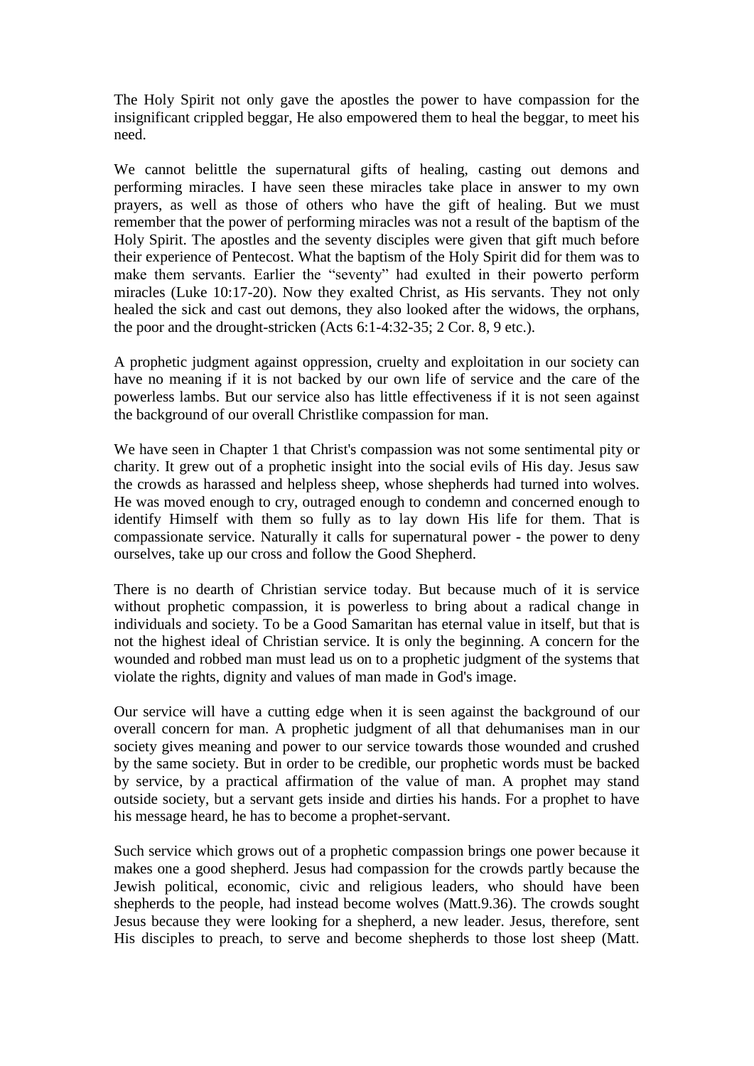The Holy Spirit not only gave the apostles the power to have compassion for the insignificant crippled beggar, He also empowered them to heal the beggar, to meet his need.

We cannot belittle the supernatural gifts of healing, casting out demons and performing miracles. I have seen these miracles take place in answer to my own prayers, as well as those of others who have the gift of healing. But we must remember that the power of performing miracles was not a result of the baptism of the Holy Spirit. The apostles and the seventy disciples were given that gift much before their experience of Pentecost. What the baptism of the Holy Spirit did for them was to make them servants. Earlier the "seventy" had exulted in their powerto perform miracles (Luke 10:17-20). Now they exalted Christ, as His servants. They not only healed the sick and cast out demons, they also looked after the widows, the orphans, the poor and the drought-stricken (Acts 6:1-4:32-35; 2 Cor. 8, 9 etc.).

A prophetic judgment against oppression, cruelty and exploitation in our society can have no meaning if it is not backed by our own life of service and the care of the powerless lambs. But our service also has little effectiveness if it is not seen against the background of our overall Christlike compassion for man.

We have seen in Chapter 1 that Christ's compassion was not some sentimental pity or charity. It grew out of a prophetic insight into the social evils of His day. Jesus saw the crowds as harassed and helpless sheep, whose shepherds had turned into wolves. He was moved enough to cry, outraged enough to condemn and concerned enough to identify Himself with them so fully as to lay down His life for them. That is compassionate service. Naturally it calls for supernatural power - the power to deny ourselves, take up our cross and follow the Good Shepherd.

There is no dearth of Christian service today. But because much of it is service without prophetic compassion, it is powerless to bring about a radical change in individuals and society. To be a Good Samaritan has eternal value in itself, but that is not the highest ideal of Christian service. It is only the beginning. A concern for the wounded and robbed man must lead us on to a prophetic judgment of the systems that violate the rights, dignity and values of man made in God's image.

Our service will have a cutting edge when it is seen against the background of our overall concern for man. A prophetic judgment of all that dehumanises man in our society gives meaning and power to our service towards those wounded and crushed by the same society. But in order to be credible, our prophetic words must be backed by service, by a practical affirmation of the value of man. A prophet may stand outside society, but a servant gets inside and dirties his hands. For a prophet to have his message heard, he has to become a prophet-servant.

Such service which grows out of a prophetic compassion brings one power because it makes one a good shepherd. Jesus had compassion for the crowds partly because the Jewish political, economic, civic and religious leaders, who should have been shepherds to the people, had instead become wolves (Matt.9.36). The crowds sought Jesus because they were looking for a shepherd, a new leader. Jesus, therefore, sent His disciples to preach, to serve and become shepherds to those lost sheep (Matt.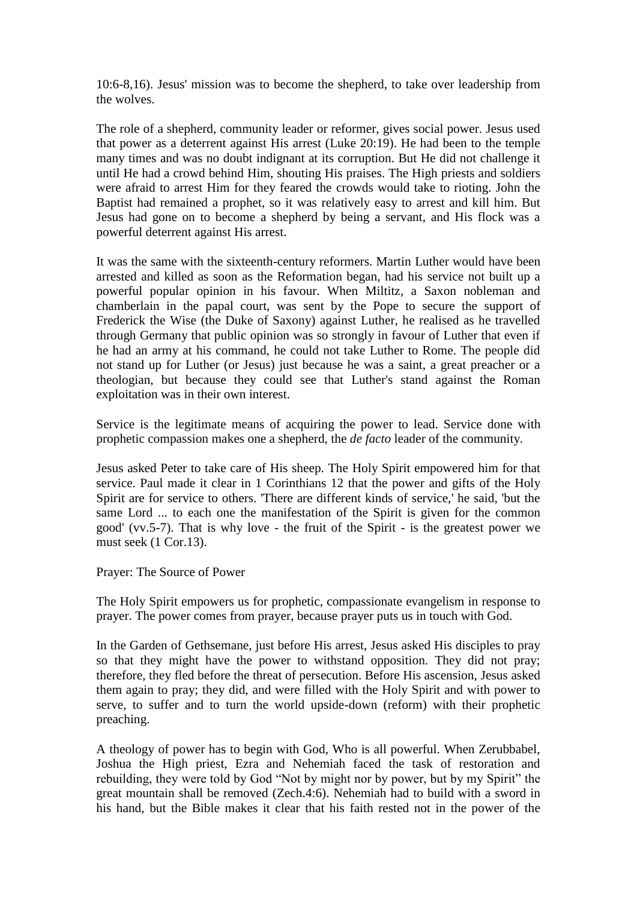10:6-8,16). Jesus' mission was to become the shepherd, to take over leadership from the wolves.

The role of a shepherd, community leader or reformer, gives social power. Jesus used that power as a deterrent against His arrest (Luke 20:19). He had been to the temple many times and was no doubt indignant at its corruption. But He did not challenge it until He had a crowd behind Him, shouting His praises. The High priests and soldiers were afraid to arrest Him for they feared the crowds would take to rioting. John the Baptist had remained a prophet, so it was relatively easy to arrest and kill him. But Jesus had gone on to become a shepherd by being a servant, and His flock was a powerful deterrent against His arrest.

It was the same with the sixteenth-century reformers. Martin Luther would have been arrested and killed as soon as the Reformation began, had his service not built up a powerful popular opinion in his favour. When Miltitz, a Saxon nobleman and chamberlain in the papal court, was sent by the Pope to secure the support of Frederick the Wise (the Duke of Saxony) against Luther, he realised as he travelled through Germany that public opinion was so strongly in favour of Luther that even if he had an army at his command, he could not take Luther to Rome. The people did not stand up for Luther (or Jesus) just because he was a saint, a great preacher or a theologian, but because they could see that Luther's stand against the Roman exploitation was in their own interest.

Service is the legitimate means of acquiring the power to lead. Service done with prophetic compassion makes one a shepherd, the *de facto* leader of the community.

Jesus asked Peter to take care of His sheep. The Holy Spirit empowered him for that service. Paul made it clear in 1 Corinthians 12 that the power and gifts of the Holy Spirit are for service to others. 'There are different kinds of service,' he said, 'but the same Lord ... to each one the manifestation of the Spirit is given for the common good' (vv.5-7). That is why love - the fruit of the Spirit - is the greatest power we must seek (1 Cor.13).

## Prayer: The Source of Power

The Holy Spirit empowers us for prophetic, compassionate evangelism in response to prayer. The power comes from prayer, because prayer puts us in touch with God.

In the Garden of Gethsemane, just before His arrest, Jesus asked His disciples to pray so that they might have the power to withstand opposition. They did not pray; therefore, they fled before the threat of persecution. Before His ascension, Jesus asked them again to pray; they did, and were filled with the Holy Spirit and with power to serve, to suffer and to turn the world upside-down (reform) with their prophetic preaching.

A theology of power has to begin with God, Who is all powerful. When Zerubbabel, Joshua the High priest, Ezra and Nehemiah faced the task of restoration and rebuilding, they were told by God "Not by might nor by power, but by my Spirit" the great mountain shall be removed (Zech.4:6). Nehemiah had to build with a sword in his hand, but the Bible makes it clear that his faith rested not in the power of the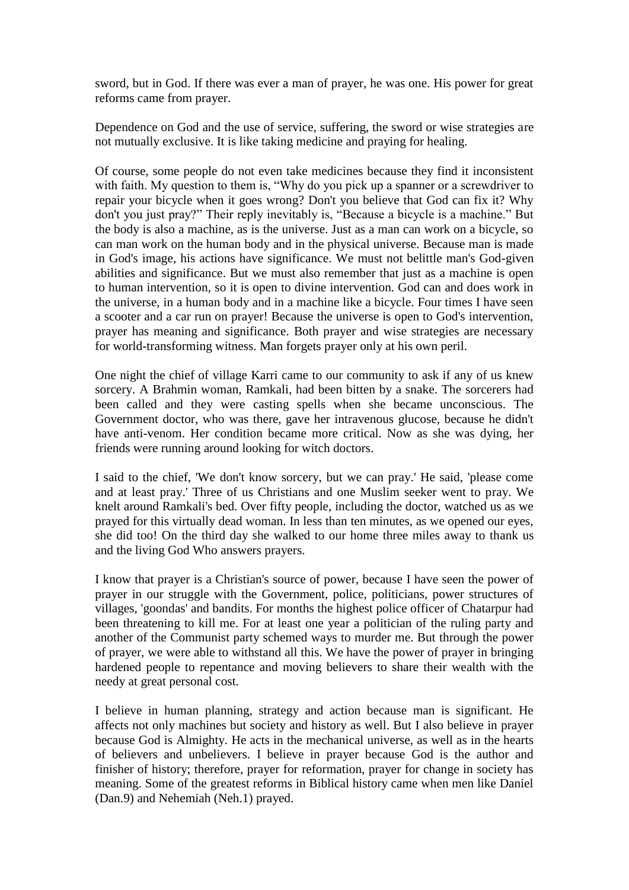sword, but in God. If there was ever a man of prayer, he was one. His power for great reforms came from prayer.

Dependence on God and the use of service, suffering, the sword or wise strategies are not mutually exclusive. It is like taking medicine and praying for healing.

Of course, some people do not even take medicines because they find it inconsistent with faith. My question to them is, “Why do you pick up a spanner or a screwdriver to repair your bicycle when it goes wrong? Don't you believe that God can fix it? Why don't you just pray?” Their reply inevitably is, “Because a bicycle is a machine.” But the body is also a machine, as is the universe. Just as a man can work on a bicycle, so can man work on the human body and in the physical universe. Because man is made in God's image, his actions have significance. We must not belittle man's God-given abilities and significance. But we must also remember that just as a machine is open to human intervention, so it is open to divine intervention. God can and does work in the universe, in a human body and in a machine like a bicycle. Four times I have seen a scooter and a car run on prayer! Because the universe is open to God's intervention, prayer has meaning and significance. Both prayer and wise strategies are necessary for world-transforming witness. Man forgets prayer only at his own peril.

One night the chief of village Karri came to our community to ask if any of us knew sorcery. A Brahmin woman, Ramkali, had been bitten by a snake. The sorcerers had been called and they were casting spells when she became unconscious. The Government doctor, who was there, gave her intravenous glucose, because he didn't have anti-venom. Her condition became more critical. Now as she was dying, her friends were running around looking for witch doctors.

I said to the chief, 'We don't know sorcery, but we can pray.' He said, 'please come and at least pray.' Three of us Christians and one Muslim seeker went to pray. We knelt around Ramkali's bed. Over fifty people, including the doctor, watched us as we prayed for this virtually dead woman. In less than ten minutes, as we opened our eyes, she did too! On the third day she walked to our home three miles away to thank us and the living God Who answers prayers.

I know that prayer is a Christian's source of power, because I have seen the power of prayer in our struggle with the Government, police, politicians, power structures of villages, 'goondas' and bandits. For months the highest police officer of Chatarpur had been threatening to kill me. For at least one year a politician of the ruling party and another of the Communist party schemed ways to murder me. But through the power of prayer, we were able to withstand all this. We have the power of prayer in bringing hardened people to repentance and moving believers to share their wealth with the needy at great personal cost.

I believe in human planning, strategy and action because man is significant. He affects not only machines but society and history as well. But I also believe in prayer because God is Almighty. He acts in the mechanical universe, as well as in the hearts of believers and unbelievers. I believe in prayer because God is the author and finisher of history; therefore, prayer for reformation, prayer for change in society has meaning. Some of the greatest reforms in Biblical history came when men like Daniel (Dan.9) and Nehemiah (Neh.1) prayed.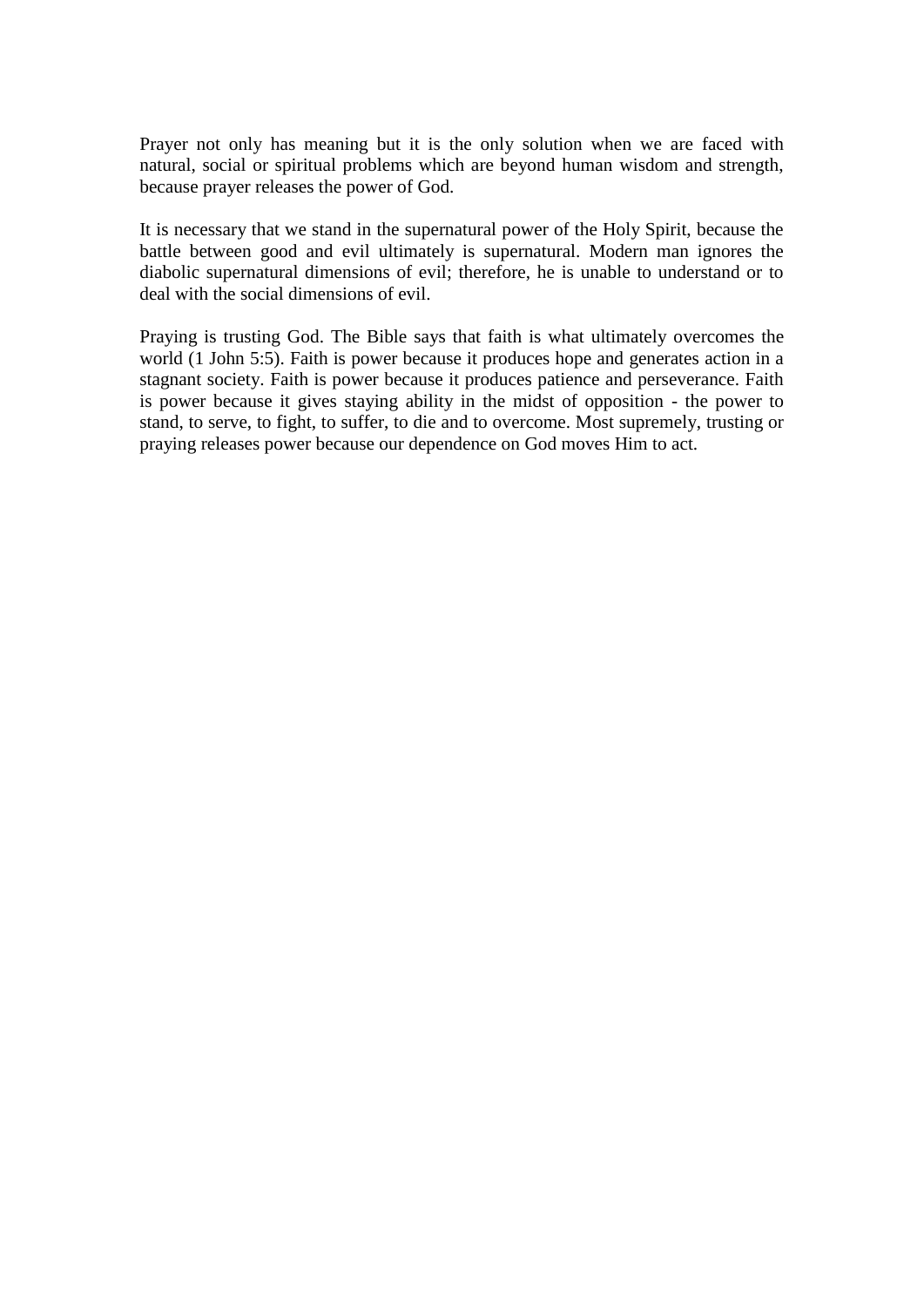Prayer not only has meaning but it is the only solution when we are faced with natural, social or spiritual problems which are beyond human wisdom and strength, because prayer releases the power of God.

It is necessary that we stand in the supernatural power of the Holy Spirit, because the battle between good and evil ultimately is supernatural. Modern man ignores the diabolic supernatural dimensions of evil; therefore, he is unable to understand or to deal with the social dimensions of evil.

Praying is trusting God. The Bible says that faith is what ultimately overcomes the world (1 John 5:5). Faith is power because it produces hope and generates action in a stagnant society. Faith is power because it produces patience and perseverance. Faith is power because it gives staying ability in the midst of opposition - the power to stand, to serve, to fight, to suffer, to die and to overcome. Most supremely, trusting or praying releases power because our dependence on God moves Him to act.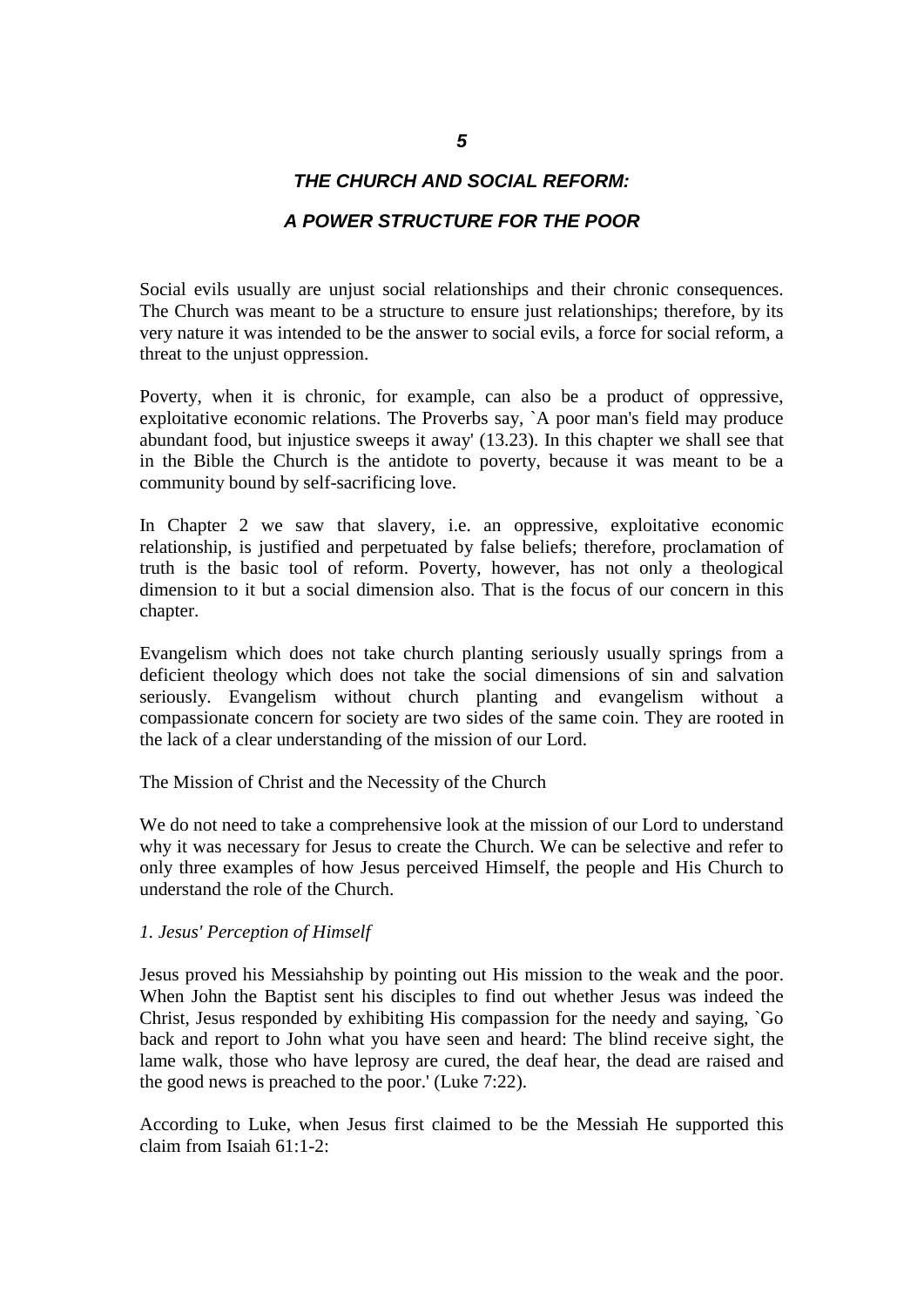# 5

## *THE CHURCH AND SOCIAL REFORM:*

## *A POWER STRUCTURE FOR THE POOR*

Social evils usually are unjust social relationships and their chronic consequences. The Church was meant to be a structure to ensure just relationships; therefore, by its very nature it was intended to be the answer to social evils, a force for social reform, a threat to the unjust oppression.

Poverty, when it is chronic, for example, can also be a product of oppressive, exploitative economic relations. The Proverbs say, `A poor man's field may produce abundant food, but injustice sweeps it away' (13.23). In this chapter we shall see that in the Bible the Church is the antidote to poverty, because it was meant to be a community bound by self-sacrificing love.

In Chapter 2 we saw that slavery, i.e. an oppressive, exploitative economic relationship, is justified and perpetuated by false beliefs; therefore, proclamation of truth is the basic tool of reform. Poverty, however, has not only a theological dimension to it but a social dimension also. That is the focus of our concern in this chapter.

Evangelism which does not take church planting seriously usually springs from a deficient theology which does not take the social dimensions of sin and salvation seriously. Evangelism without church planting and evangelism without a compassionate concern for society are two sides of the same coin. They are rooted in the lack of a clear understanding of the mission of our Lord.

### The Mission of Christ and the Necessity of the Church

We do not need to take a comprehensive look at the mission of our Lord to understand why it was necessary for Jesus to create the Church. We can be selective and refer to only three examples of how Jesus perceived Himself, the people and His Church to understand the role of the Church.

#### *1. Jesus' Perception of Himself*

Jesus proved his Messiahship by pointing out His mission to the weak and the poor. When John the Baptist sent his disciples to find out whether Jesus was indeed the Christ, Jesus responded by exhibiting His compassion for the needy and saying, `Go back and report to John what you have seen and heard: The blind receive sight, the lame walk, those who have leprosy are cured, the deaf hear, the dead are raised and the good news is preached to the poor.' (Luke 7:22).

According to Luke, when Jesus first claimed to be the Messiah He supported this claim from Isaiah 61:1-2: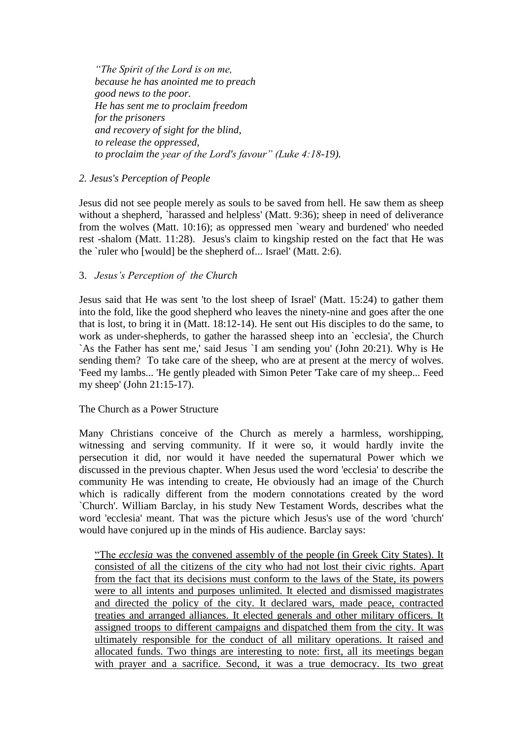*"The Spirit of the Lord is on me,*
*because he has anointed me to preach*
*good news to the poor.*
*He has sent me to proclaim freedom*
*for the prisoners*
*and recovery of sight for the blind,*
*to release the oppressed,*
*to proclaim the year of the Lord's favour" (Luke 4:18-19).*

*2. Jesus's Perception of People*

Jesus did not see people merely as souls to be saved from hell. He saw them as sheep without a shepherd, `harassed and helpless' (Matt. 9:36); sheep in need of deliverance from the wolves (Matt. 10:16); as oppressed men `weary and burdened' who needed rest -shalom (Matt. 11:28). Jesus's claim to kingship rested on the fact that He was the `ruler who [would] be the shepherd of... Israel' (Matt. 2:6).

3. *Jesus's Perception of the Church*

Jesus said that He was sent 'to the lost sheep of Israel' (Matt. 15:24) to gather them into the fold, like the good shepherd who leaves the ninety-nine and goes after the one that is lost, to bring it in (Matt. 18:12-14). He sent out His disciples to do the same, to work as under-shepherds, to gather the harassed sheep into an `ecclesia', the Church `As the Father has sent me,' said Jesus `I am sending you' (John 20:21). Why is He sending them? To take care of the sheep, who are at present at the mercy of wolves. 'Feed my lambs... 'He gently pleaded with Simon Peter 'Take care of my sheep... Feed my sheep' (John 21:15-17).

The Church as a Power Structure

Many Christians conceive of the Church as merely a harmless, worshipping, witnessing and serving community. If it were so, it would hardly invite the persecution it did, nor would it have needed the supernatural Power which we discussed in the previous chapter. When Jesus used the word 'ecclesia' to describe the community He was intending to create, He obviously had an image of the Church which is radically different from the modern connotations created by the word `Church'. William Barclay, in his study New Testament Words, describes what the word 'ecclesia' meant. That was the picture which Jesus's use of the word 'church' would have conjured up in the minds of His audience. Barclay says:

<u>"The *ecclesia* was the convened assembly of the people (in Greek City States). It consisted of all the citizens of the city who had not lost their civic rights. Apart from the fact that its decisions must conform to the laws of the State, its powers were to all intents and purposes unlimited. It elected and dismissed magistrates and directed the policy of the city. It declared wars, made peace, contracted treaties and arranged alliances. It elected generals and other military officers. It assigned troops to different campaigns and dispatched them from the city. It was ultimately responsible for the conduct of all military operations. It raised and allocated funds. Two things are interesting to note: first, all its meetings began with prayer and a sacrifice. Second, it was a true democracy. Its two great</u>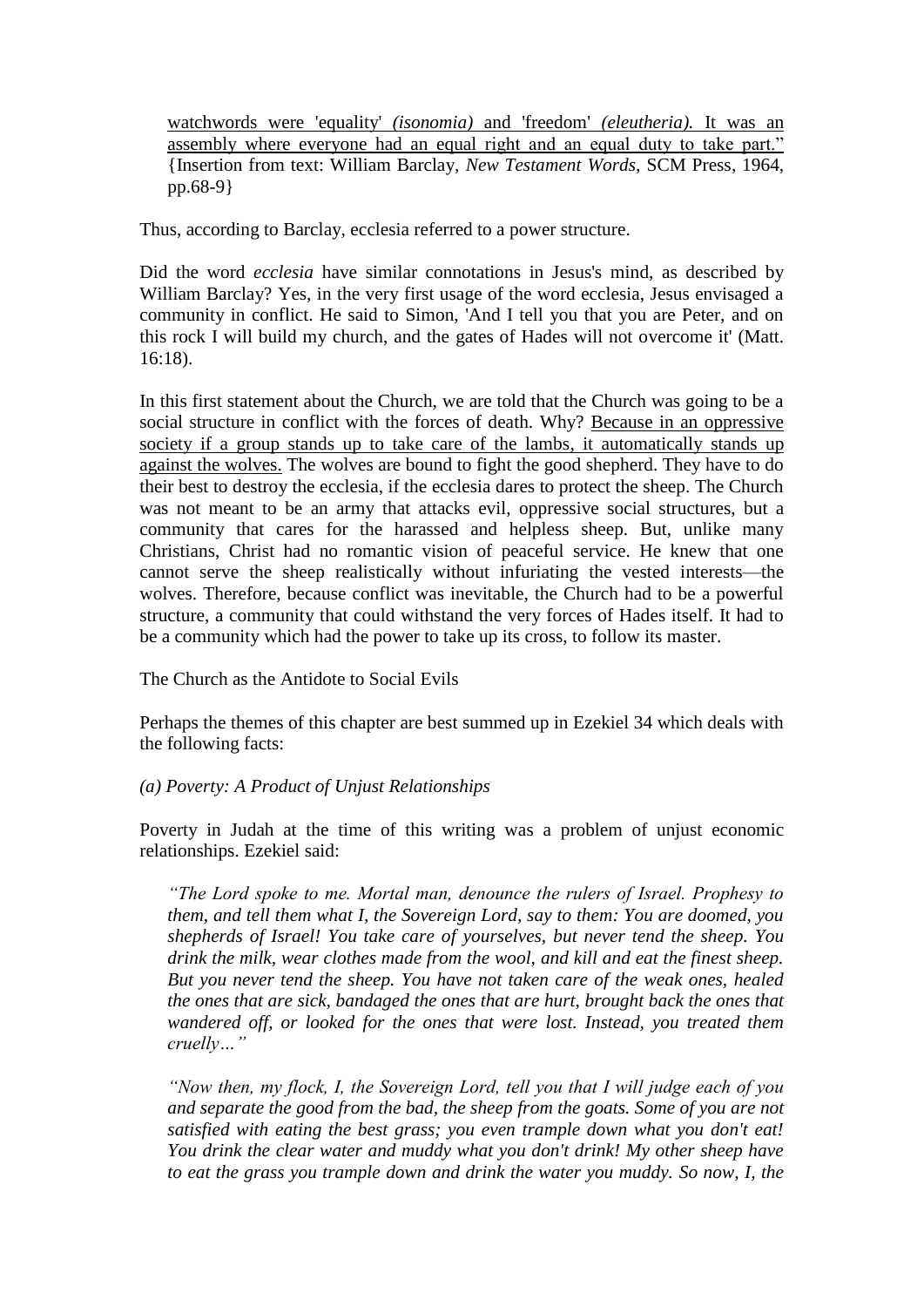watchwords were 'equality' *(isonomia)* and 'freedom' *(eleutheria)*. It was an assembly where everyone had an equal right and an equal duty to take part." {Insertion from text: William Barclay, *New Testament Words*, SCM Press, 1964, pp.68-9}

Thus, according to Barclay, ecclesia referred to a power structure.

Did the word *ecclesia* have similar connotations in Jesus's mind, as described by William Barclay? Yes, in the very first usage of the word ecclesia, Jesus envisaged a community in conflict. He said to Simon, 'And I tell you that you are Peter, and on this rock I will build my church, and the gates of Hades will not overcome it' (Matt. 16:18).

In this first statement about the Church, we are told that the Church was going to be a social structure in conflict with the forces of death. Why? Because in an oppressive society if a group stands up to take care of the lambs, it automatically stands up against the wolves. The wolves are bound to fight the good shepherd. They have to do their best to destroy the ecclesia, if the ecclesia dares to protect the sheep. The Church was not meant to be an army that attacks evil, oppressive social structures, but a community that cares for the harassed and helpless sheep. But, unlike many Christians, Christ had no romantic vision of peaceful service. He knew that one cannot serve the sheep realistically without infuriating the vested interests—the wolves. Therefore, because conflict was inevitable, the Church had to be a powerful structure, a community that could withstand the very forces of Hades itself. It had to be a community which had the power to take up its cross, to follow its master.

## The Church as the Antidote to Social Evils

Perhaps the themes of this chapter are best summed up in Ezekiel 34 which deals with the following facts:

### *(a) Poverty: A Product of Unjust Relationships*

Poverty in Judah at the time of this writing was a problem of unjust economic relationships. Ezekiel said:

> *"The Lord spoke to me. Mortal man, denounce the rulers of Israel. Prophesy to them, and tell them what I, the Sovereign Lord, say to them: You are doomed, you shepherds of Israel! You take care of yourselves, but never tend the sheep. You drink the milk, wear clothes made from the wool, and kill and eat the finest sheep. But you never tend the sheep. You have not taken care of the weak ones, healed the ones that are sick, bandaged the ones that are hurt, brought back the ones that wandered off, or looked for the ones that were lost. Instead, you treated them cruelly…"*
>
> *"Now then, my flock, I, the Sovereign Lord, tell you that I will judge each of you and separate the good from the bad, the sheep from the goats. Some of you are not satisfied with eating the best grass; you even trample down what you don't eat! You drink the clear water and muddy what you don't drink! My other sheep have to eat the grass you trample down and drink the water you muddy. So now, I, the*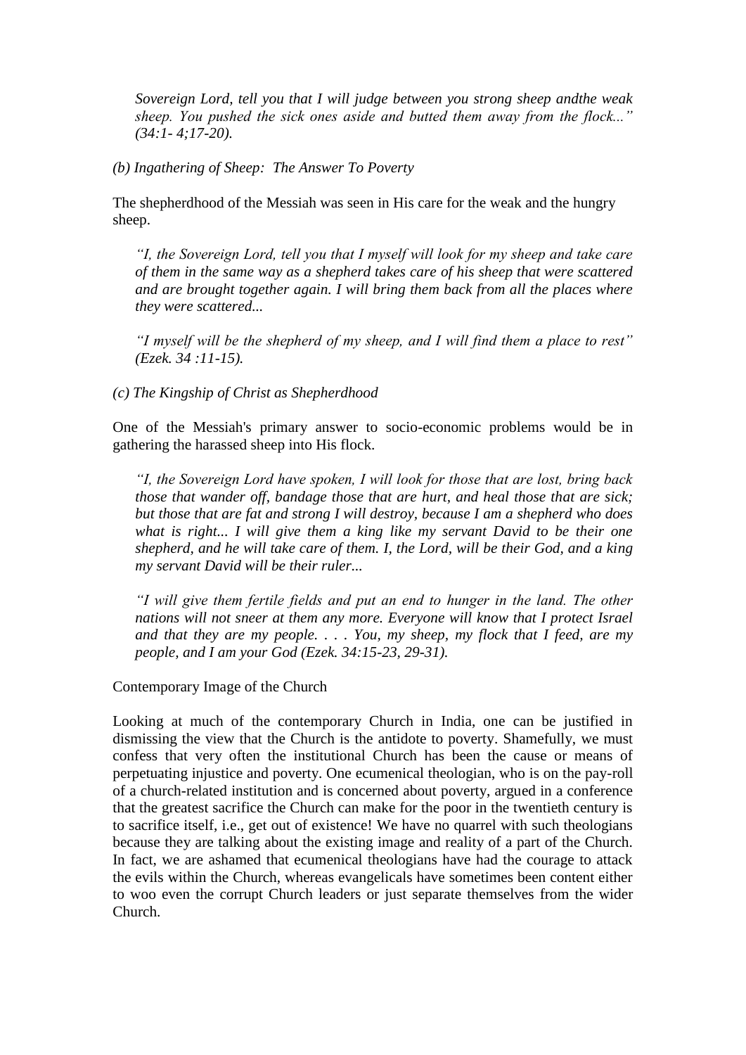*Sovereign Lord, tell you that I will judge between you strong sheep andthe weak sheep. You pushed the sick ones aside and butted them away from the flock..." (34:1- 4;17-20).*

*(b) Ingathering of Sheep: The Answer To Poverty*

The shepherdhood of the Messiah was seen in His care for the weak and the hungry sheep.

> *"I, the Sovereign Lord, tell you that I myself will look for my sheep and take care of them in the same way as a shepherd takes care of his sheep that were scattered and are brought together again. I will bring them back from all the places where they were scattered...*
>
> *"I myself will be the shepherd of my sheep, and I will find them a place to rest" (Ezek. 34 :11-15).*

*(c) The Kingship of Christ as Shepherdhood*

One of the Messiah's primary answer to socio-economic problems would be in gathering the harassed sheep into His flock.

> *"I, the Sovereign Lord have spoken, I will look for those that are lost, bring back those that wander off, bandage those that are hurt, and heal those that are sick; but those that are fat and strong I will destroy, because I am a shepherd who does what is right... I will give them a king like my servant David to be their one shepherd, and he will take care of them. I, the Lord, will be their God, and a king my servant David will be their ruler...*
>
> *"I will give them fertile fields and put an end to hunger in the land. The other nations will not sneer at them any more. Everyone will know that I protect Israel and that they are my people. . . . You, my sheep, my flock that I feed, are my people, and I am your God (Ezek. 34:15-23, 29-31).*

Contemporary Image of the Church

Looking at much of the contemporary Church in India, one can be justified in dismissing the view that the Church is the antidote to poverty. Shamefully, we must confess that very often the institutional Church has been the cause or means of perpetuating injustice and poverty. One ecumenical theologian, who is on the pay-roll of a church-related institution and is concerned about poverty, argued in a conference that the greatest sacrifice the Church can make for the poor in the twentieth century is to sacrifice itself, i.e., get out of existence! We have no quarrel with such theologians because they are talking about the existing image and reality of a part of the Church. In fact, we are ashamed that ecumenical theologians have had the courage to attack the evils within the Church, whereas evangelicals have sometimes been content either to woo even the corrupt Church leaders or just separate themselves from the wider Church.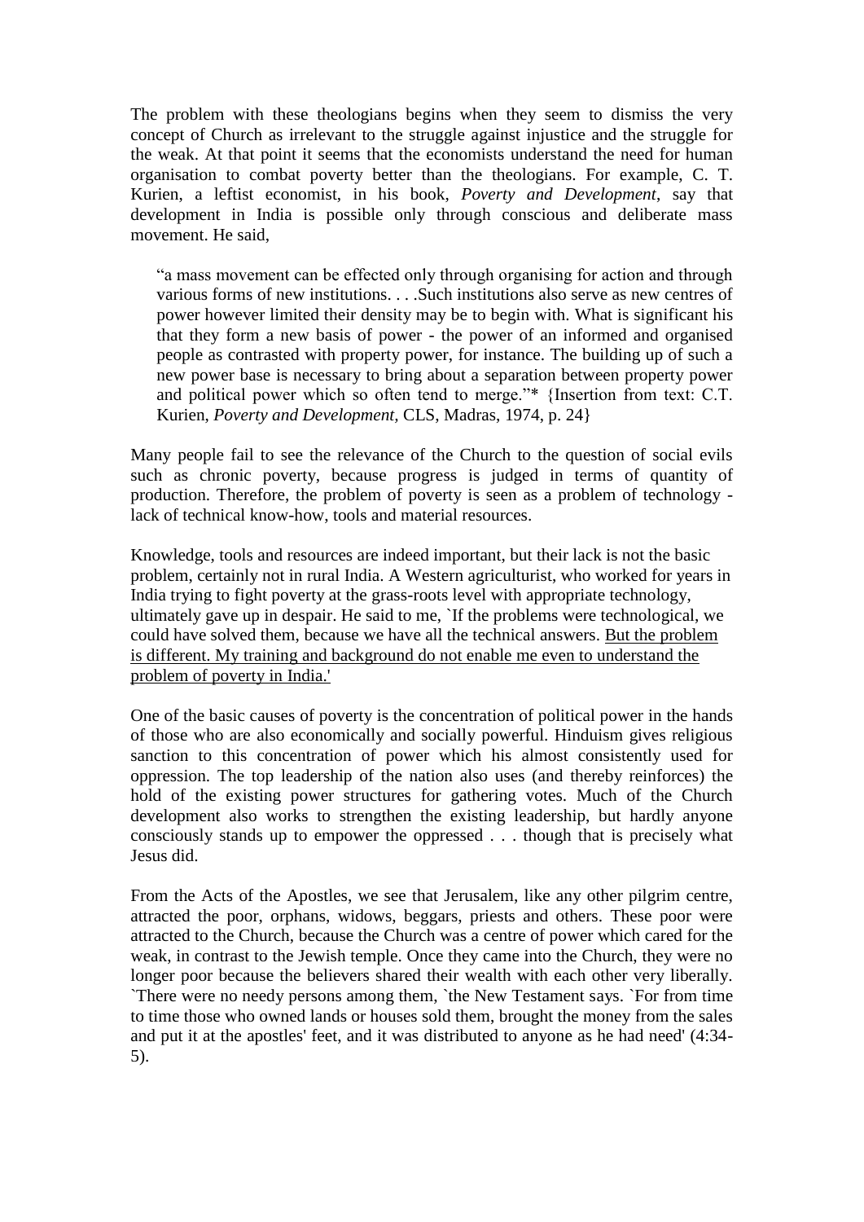The problem with these theologians begins when they seem to dismiss the very concept of Church as irrelevant to the struggle against injustice and the struggle for the weak. At that point it seems that the economists understand the need for human organisation to combat poverty better than the theologians. For example, C. T. Kurien, a leftist economist, in his book, *Poverty and Development*, say that development in India is possible only through conscious and deliberate mass movement. He said,

> "a mass movement can be effected only through organising for action and through various forms of new institutions. . . .Such institutions also serve as new centres of power however limited their density may be to begin with. What is significant his that they form a new basis of power - the power of an informed and organised people as contrasted with property power, for instance. The building up of such a new power base is necessary to bring about a separation between property power and political power which so often tend to merge."* {Insertion from text: C.T. Kurien, *Poverty and Development,* CLS, Madras, 1974, p. 24}

Many people fail to see the relevance of the Church to the question of social evils such as chronic poverty, because progress is judged in terms of quantity of production. Therefore, the problem of poverty is seen as a problem of technology - lack of technical know-how, tools and material resources.

Knowledge, tools and resources are indeed important, but their lack is not the basic problem, certainly not in rural India. A Western agriculturist, who worked for years in India trying to fight poverty at the grass-roots level with appropriate technology, ultimately gave up in despair. He said to me, `If the problems were technological, we could have solved them, because we have all the technical answers. <u>But the problem is different. My training and background do not enable me even to understand the problem of poverty in India.'</u>

One of the basic causes of poverty is the concentration of political power in the hands of those who are also economically and socially powerful. Hinduism gives religious sanction to this concentration of power which his almost consistently used for oppression. The top leadership of the nation also uses (and thereby reinforces) the hold of the existing power structures for gathering votes. Much of the Church development also works to strengthen the existing leadership, but hardly anyone consciously stands up to empower the oppressed . . . though that is precisely what Jesus did.

From the Acts of the Apostles, we see that Jerusalem, like any other pilgrim centre, attracted the poor, orphans, widows, beggars, priests and others. These poor were attracted to the Church, because the Church was a centre of power which cared for the weak, in contrast to the Jewish temple. Once they came into the Church, they were no longer poor because the believers shared their wealth with each other very liberally. `There were no needy persons among them, `the New Testament says. `For from time to time those who owned lands or houses sold them, brought the money from the sales and put it at the apostles' feet, and it was distributed to anyone as he had need' (4:34-5).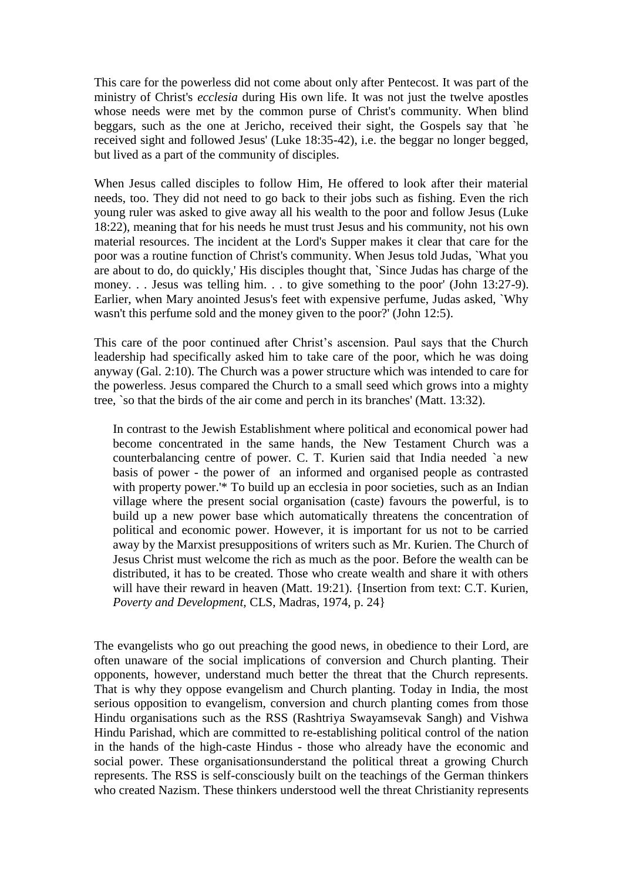This care for the powerless did not come about only after Pentecost. It was part of the ministry of Christ's *ecclesia* during His own life. It was not just the twelve apostles whose needs were met by the common purse of Christ's community. When blind beggars, such as the one at Jericho, received their sight, the Gospels say that `he received sight and followed Jesus' (Luke 18:35-42), i.e. the beggar no longer begged, but lived as a part of the community of disciples.

When Jesus called disciples to follow Him, He offered to look after their material needs, too. They did not need to go back to their jobs such as fishing. Even the rich young ruler was asked to give away all his wealth to the poor and follow Jesus (Luke 18:22), meaning that for his needs he must trust Jesus and his community, not his own material resources. The incident at the Lord's Supper makes it clear that care for the poor was a routine function of Christ's community. When Jesus told Judas, `What you are about to do, do quickly,' His disciples thought that, `Since Judas has charge of the money. . . Jesus was telling him. . . to give something to the poor' (John 13:27-9). Earlier, when Mary anointed Jesus's feet with expensive perfume, Judas asked, `Why wasn't this perfume sold and the money given to the poor?' (John 12:5).

This care of the poor continued after Christ's ascension. Paul says that the Church leadership had specifically asked him to take care of the poor, which he was doing anyway (Gal. 2:10). The Church was a power structure which was intended to care for the powerless. Jesus compared the Church to a small seed which grows into a mighty tree, `so that the birds of the air come and perch in its branches' (Matt. 13:32).

> In contrast to the Jewish Establishment where political and economical power had become concentrated in the same hands, the New Testament Church was a counterbalancing centre of power. C. T. Kurien said that India needed `a new basis of power - the power of an informed and organised people as contrasted with property power.'* To build up an ecclesia in poor societies, such as an Indian village where the present social organisation (caste) favours the powerful, is to build up a new power base which automatically threatens the concentration of political and economic power. However, it is important for us not to be carried away by the Marxist presuppositions of writers such as Mr. Kurien. The Church of Jesus Christ must welcome the rich as much as the poor. Before the wealth can be distributed, it has to be created. Those who create wealth and share it with others will have their reward in heaven (Matt. 19:21). {Insertion from text: C.T. Kurien, *Poverty and Development,* CLS, Madras, 1974, p. 24}

The evangelists who go out preaching the good news, in obedience to their Lord, are often unaware of the social implications of conversion and Church planting. Their opponents, however, understand much better the threat that the Church represents. That is why they oppose evangelism and Church planting. Today in India, the most serious opposition to evangelism, conversion and church planting comes from those Hindu organisations such as the RSS (Rashtriya Swayamsevak Sangh) and Vishwa Hindu Parishad, which are committed to re-establishing political control of the nation in the hands of the high-caste Hindus - those who already have the economic and social power. These organisationsunderstand the political threat a growing Church represents. The RSS is self-consciously built on the teachings of the German thinkers who created Nazism. These thinkers understood well the threat Christianity represents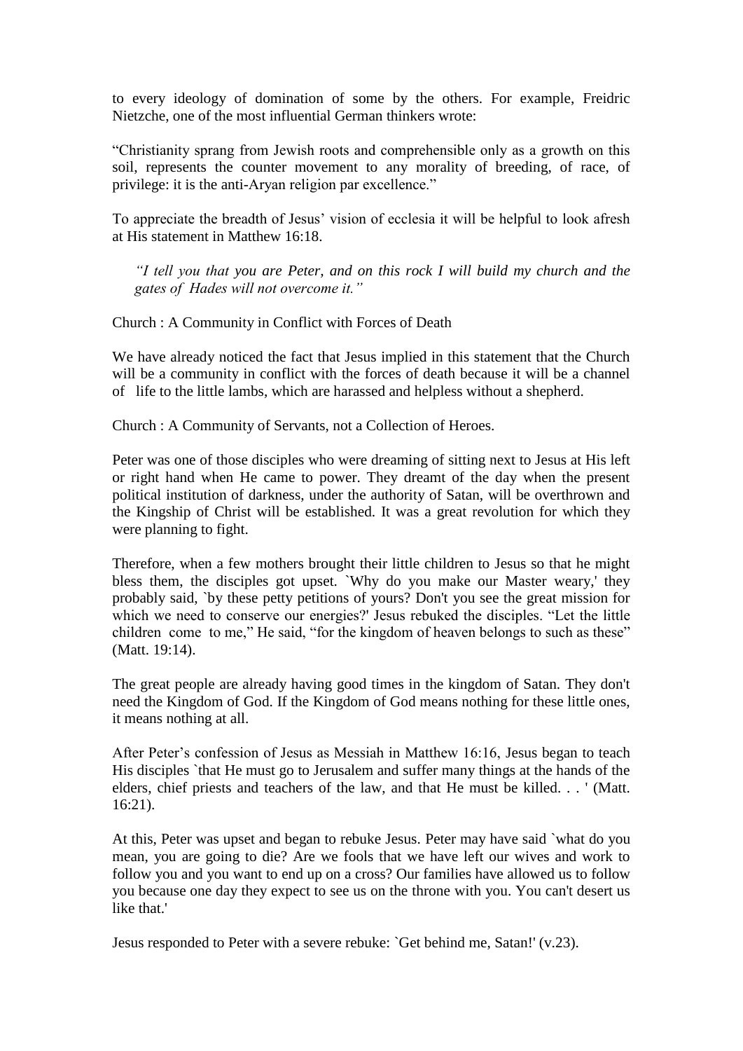to every ideology of domination of some by the others. For example, Freidric Nietzche, one of the most influential German thinkers wrote:

"Christianity sprang from Jewish roots and comprehensible only as a growth on this soil, represents the counter movement to any morality of breeding, of race, of privilege: it is the anti-Aryan religion par excellence."

To appreciate the breadth of Jesus' vision of ecclesia it will be helpful to look afresh at His statement in Matthew 16:18.

> *"I tell you that you are Peter, and on this rock I will build my church and the gates of Hades will not overcome it."*

Church : A Community in Conflict with Forces of Death

We have already noticed the fact that Jesus implied in this statement that the Church will be a community in conflict with the forces of death because it will be a channel of life to the little lambs, which are harassed and helpless without a shepherd.

Church : A Community of Servants, not a Collection of Heroes.

Peter was one of those disciples who were dreaming of sitting next to Jesus at His left or right hand when He came to power. They dreamt of the day when the present political institution of darkness, under the authority of Satan, will be overthrown and the Kingship of Christ will be established. It was a great revolution for which they were planning to fight.

Therefore, when a few mothers brought their little children to Jesus so that he might bless them, the disciples got upset. `Why do you make our Master weary,' they probably said, `by these petty petitions of yours? Don't you see the great mission for which we need to conserve our energies?' Jesus rebuked the disciples. "Let the little children come to me," He said, "for the kingdom of heaven belongs to such as these" (Matt. 19:14).

The great people are already having good times in the kingdom of Satan. They don't need the Kingdom of God. If the Kingdom of God means nothing for these little ones, it means nothing at all.

After Peter's confession of Jesus as Messiah in Matthew 16:16, Jesus began to teach His disciples `that He must go to Jerusalem and suffer many things at the hands of the elders, chief priests and teachers of the law, and that He must be killed. . . ' (Matt. 16:21).

At this, Peter was upset and began to rebuke Jesus. Peter may have said `what do you mean, you are going to die? Are we fools that we have left our wives and work to follow you and you want to end up on a cross? Our families have allowed us to follow you because one day they expect to see us on the throne with you. You can't desert us like that.'

Jesus responded to Peter with a severe rebuke: `Get behind me, Satan!' (v.23).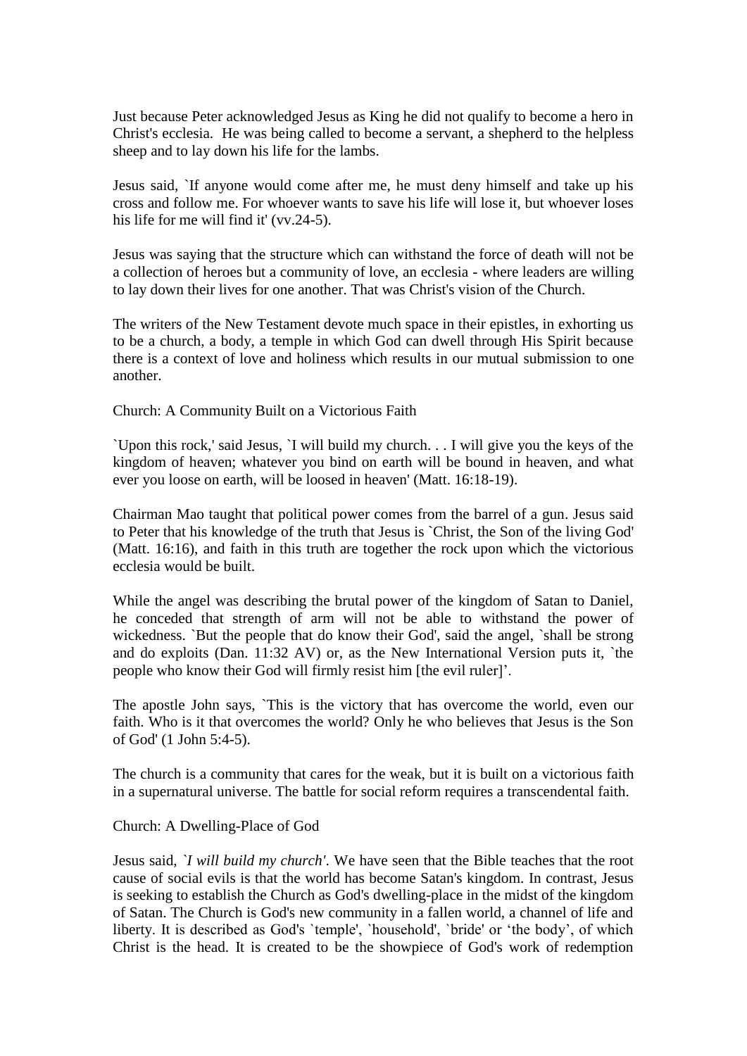Just because Peter acknowledged Jesus as King he did not qualify to become a hero in Christ's ecclesia. He was being called to become a servant, a shepherd to the helpless sheep and to lay down his life for the lambs.

Jesus said, `If anyone would come after me, he must deny himself and take up his cross and follow me. For whoever wants to save his life will lose it, but whoever loses his life for me will find it' (vv.24-5).

Jesus was saying that the structure which can withstand the force of death will not be a collection of heroes but a community of love, an ecclesia - where leaders are willing to lay down their lives for one another. That was Christ's vision of the Church.

The writers of the New Testament devote much space in their epistles, in exhorting us to be a church, a body, a temple in which God can dwell through His Spirit because there is a context of love and holiness which results in our mutual submission to one another.

## Church: A Community Built on a Victorious Faith

`Upon this rock,' said Jesus, `I will build my church. . . I will give you the keys of the kingdom of heaven; whatever you bind on earth will be bound in heaven, and what ever you loose on earth, will be loosed in heaven' (Matt. 16:18-19).

Chairman Mao taught that political power comes from the barrel of a gun. Jesus said to Peter that his knowledge of the truth that Jesus is `Christ, the Son of the living God' (Matt. 16:16), and faith in this truth are together the rock upon which the victorious ecclesia would be built.

While the angel was describing the brutal power of the kingdom of Satan to Daniel, he conceded that strength of arm will not be able to withstand the power of wickedness. `But the people that do know their God', said the angel, `shall be strong and do exploits (Dan. 11:32 AV) or, as the New International Version puts it, `the people who know their God will firmly resist him [the evil ruler]'.

The apostle John says, `This is the victory that has overcome the world, even our faith. Who is it that overcomes the world? Only he who believes that Jesus is the Son of God' (1 John 5:4-5).

The church is a community that cares for the weak, but it is built on a victorious faith in a supernatural universe. The battle for social reform requires a transcendental faith.

## Church: A Dwelling-Place of God

Jesus said, *`I will build my church'*. We have seen that the Bible teaches that the root cause of social evils is that the world has become Satan's kingdom. In contrast, Jesus is seeking to establish the Church as God's dwelling-place in the midst of the kingdom of Satan. The Church is God's new community in a fallen world, a channel of life and liberty. It is described as God's `temple', `household', `bride' or 'the body', of which Christ is the head. It is created to be the showpiece of God's work of redemption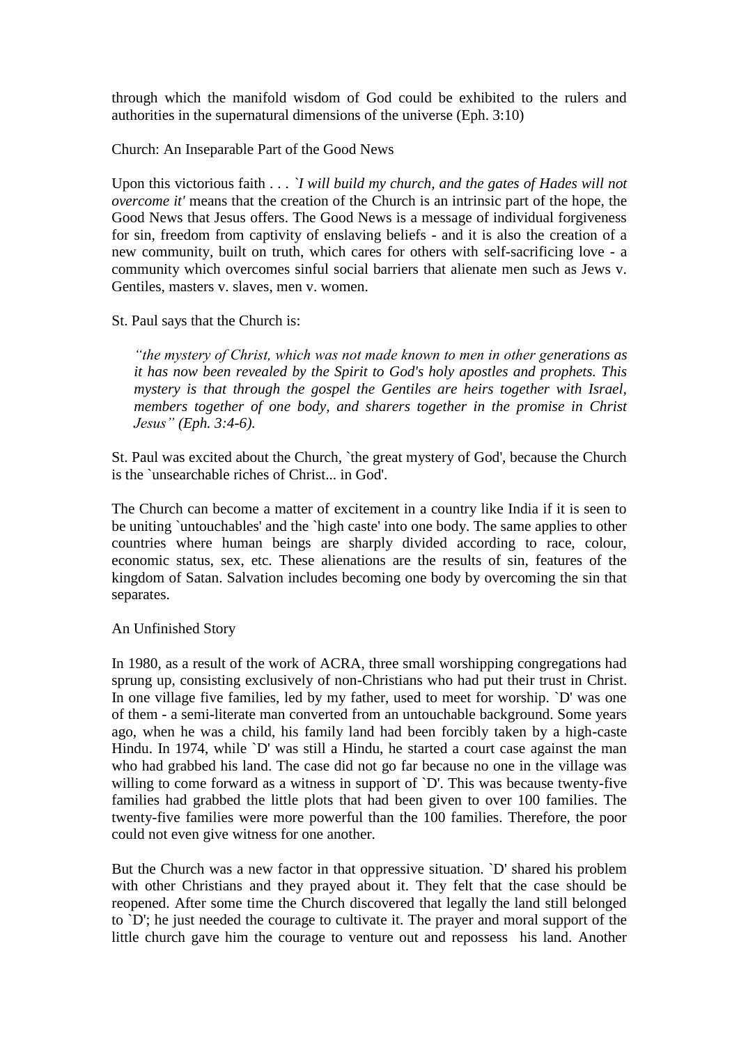through which the manifold wisdom of God could be exhibited to the rulers and authorities in the supernatural dimensions of the universe (Eph. 3:10)

## Church: An Inseparable Part of the Good News

Upon this victorious faith . . . *`I will build my church, and the gates of Hades will not overcome it'* means that the creation of the Church is an intrinsic part of the hope, the Good News that Jesus offers. The Good News is a message of individual forgiveness for sin, freedom from captivity of enslaving beliefs - and it is also the creation of a new community, built on truth, which cares for others with self-sacrificing love - a community which overcomes sinful social barriers that alienate men such as Jews v. Gentiles, masters v. slaves, men v. women.

St. Paul says that the Church is:

> *"the mystery of Christ, which was not made known to men in other generations as it has now been revealed by the Spirit to God's holy apostles and prophets. This mystery is that through the gospel the Gentiles are heirs together with Israel, members together of one body, and sharers together in the promise in Christ Jesus" (Eph. 3:4-6).*

St. Paul was excited about the Church, `the great mystery of God', because the Church is the `unsearchable riches of Christ... in God'.

The Church can become a matter of excitement in a country like India if it is seen to be uniting `untouchables' and the `high caste' into one body. The same applies to other countries where human beings are sharply divided according to race, colour, economic status, sex, etc. These alienations are the results of sin, features of the kingdom of Satan. Salvation includes becoming one body by overcoming the sin that separates.

## An Unfinished Story

In 1980, as a result of the work of ACRA, three small worshipping congregations had sprung up, consisting exclusively of non-Christians who had put their trust in Christ. In one village five families, led by my father, used to meet for worship. `D' was one of them - a semi-literate man converted from an untouchable background. Some years ago, when he was a child, his family land had been forcibly taken by a high-caste Hindu. In 1974, while `D' was still a Hindu, he started a court case against the man who had grabbed his land. The case did not go far because no one in the village was willing to come forward as a witness in support of `D'. This was because twenty-five families had grabbed the little plots that had been given to over 100 families. The twenty-five families were more powerful than the 100 families. Therefore, the poor could not even give witness for one another.

But the Church was a new factor in that oppressive situation. `D' shared his problem with other Christians and they prayed about it. They felt that the case should be reopened. After some time the Church discovered that legally the land still belonged to `D'; he just needed the courage to cultivate it. The prayer and moral support of the little church gave him the courage to venture out and repossess his land. Another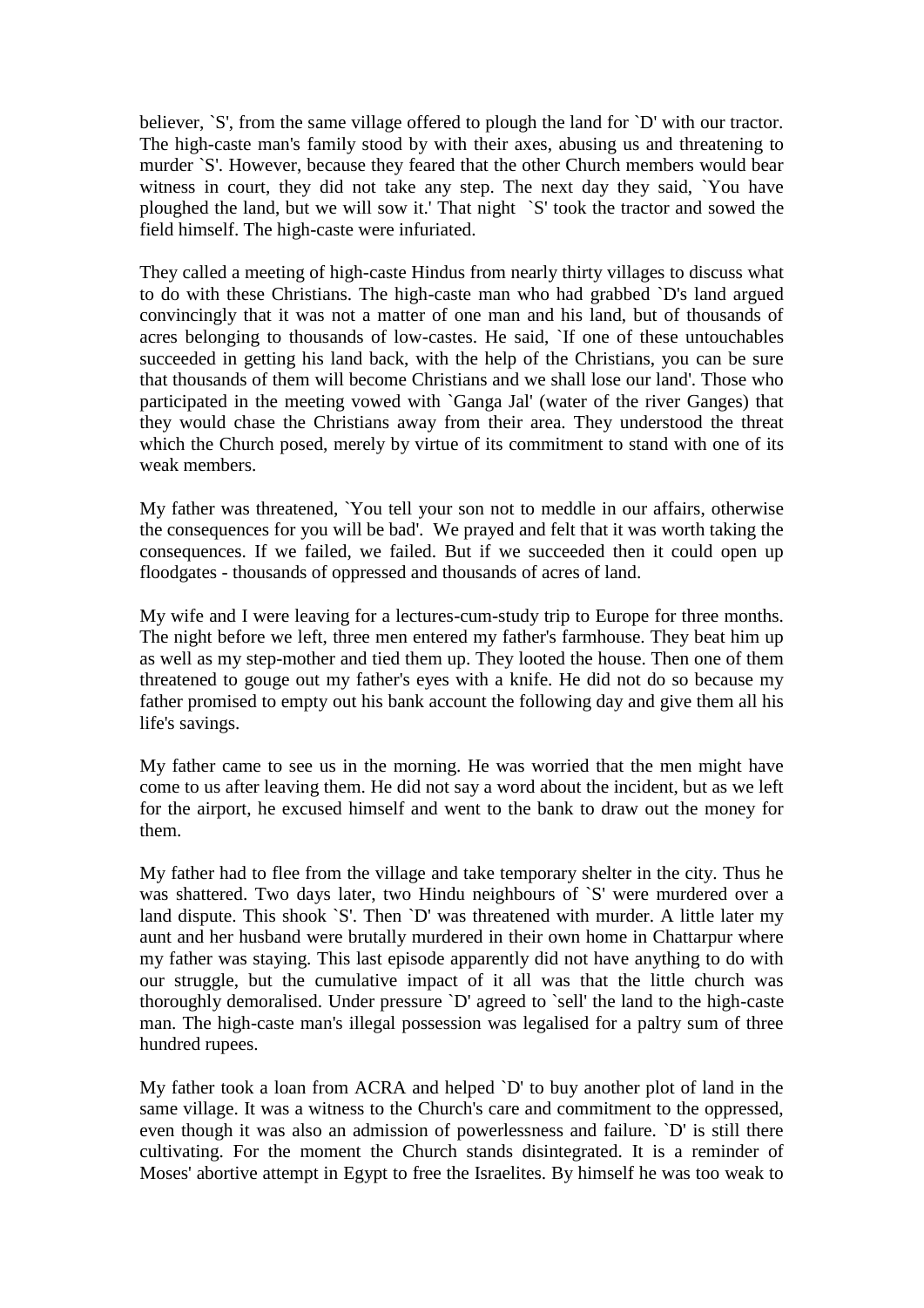believer, `S', from the same village offered to plough the land for `D' with our tractor. The high-caste man's family stood by with their axes, abusing us and threatening to murder `S'. However, because they feared that the other Church members would bear witness in court, they did not take any step. The next day they said, `You have ploughed the land, but we will sow it.' That night `S' took the tractor and sowed the field himself. The high-caste were infuriated.

They called a meeting of high-caste Hindus from nearly thirty villages to discuss what to do with these Christians. The high-caste man who had grabbed `D's land argued convincingly that it was not a matter of one man and his land, but of thousands of acres belonging to thousands of low-castes. He said, `If one of these untouchables succeeded in getting his land back, with the help of the Christians, you can be sure that thousands of them will become Christians and we shall lose our land'. Those who participated in the meeting vowed with `Ganga Jal' (water of the river Ganges) that they would chase the Christians away from their area. They understood the threat which the Church posed, merely by virtue of its commitment to stand with one of its weak members.

My father was threatened, `You tell your son not to meddle in our affairs, otherwise the consequences for you will be bad'. We prayed and felt that it was worth taking the consequences. If we failed, we failed. But if we succeeded then it could open up floodgates - thousands of oppressed and thousands of acres of land.

My wife and I were leaving for a lectures-cum-study trip to Europe for three months. The night before we left, three men entered my father's farmhouse. They beat him up as well as my step-mother and tied them up. They looted the house. Then one of them threatened to gouge out my father's eyes with a knife. He did not do so because my father promised to empty out his bank account the following day and give them all his life's savings.

My father came to see us in the morning. He was worried that the men might have come to us after leaving them. He did not say a word about the incident, but as we left for the airport, he excused himself and went to the bank to draw out the money for them.

My father had to flee from the village and take temporary shelter in the city. Thus he was shattered. Two days later, two Hindu neighbours of `S' were murdered over a land dispute. This shook `S'. Then `D' was threatened with murder. A little later my aunt and her husband were brutally murdered in their own home in Chattarpur where my father was staying. This last episode apparently did not have anything to do with our struggle, but the cumulative impact of it all was that the little church was thoroughly demoralised. Under pressure `D' agreed to `sell' the land to the high-caste man. The high-caste man's illegal possession was legalised for a paltry sum of three hundred rupees.

My father took a loan from ACRA and helped `D' to buy another plot of land in the same village. It was a witness to the Church's care and commitment to the oppressed, even though it was also an admission of powerlessness and failure. `D' is still there cultivating. For the moment the Church stands disintegrated. It is a reminder of Moses' abortive attempt in Egypt to free the Israelites. By himself he was too weak to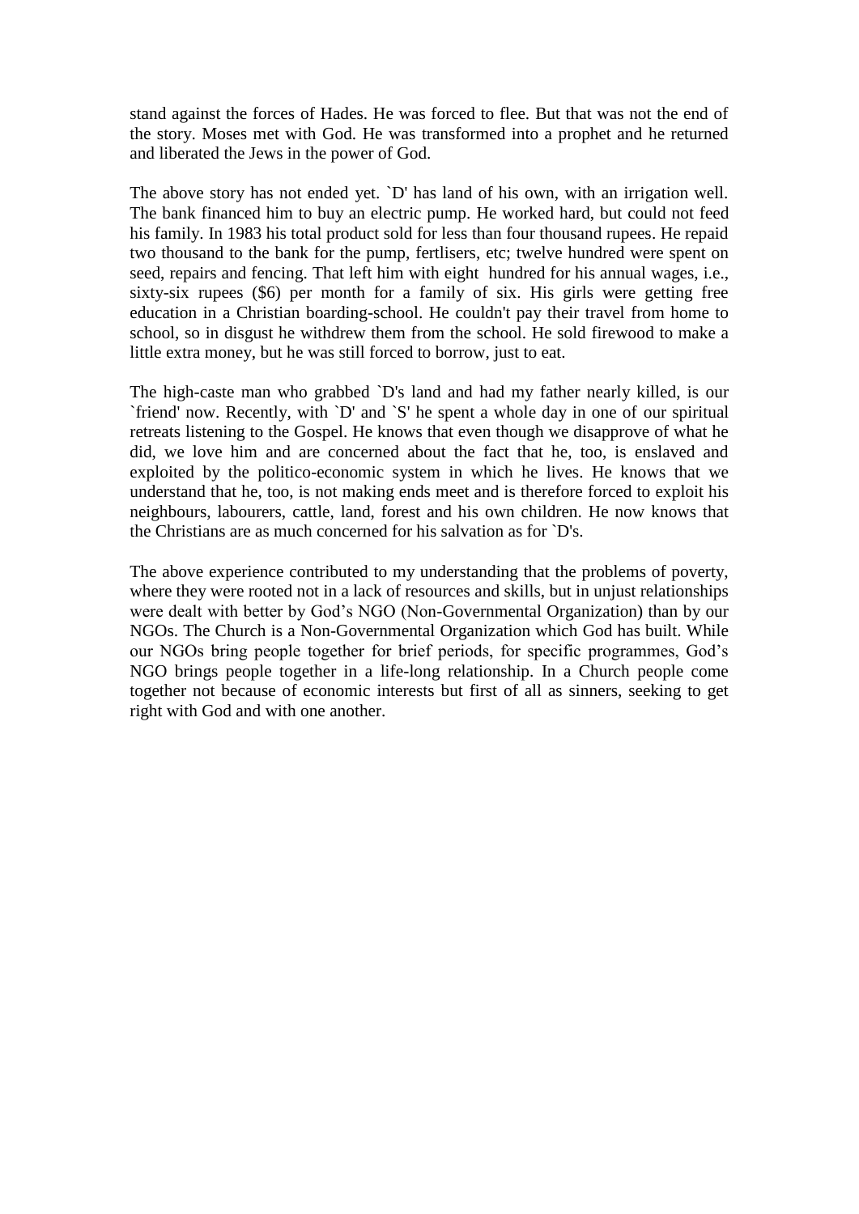stand against the forces of Hades. He was forced to flee. But that was not the end of the story. Moses met with God. He was transformed into a prophet and he returned and liberated the Jews in the power of God.

The above story has not ended yet. `D' has land of his own, with an irrigation well. The bank financed him to buy an electric pump. He worked hard, but could not feed his family. In 1983 his total product sold for less than four thousand rupees. He repaid two thousand to the bank for the pump, fertlisers, etc; twelve hundred were spent on seed, repairs and fencing. That left him with eight hundred for his annual wages, i.e., sixty-six rupees ($6) per month for a family of six. His girls were getting free education in a Christian boarding-school. He couldn't pay their travel from home to school, so in disgust he withdrew them from the school. He sold firewood to make a little extra money, but he was still forced to borrow, just to eat.

The high-caste man who grabbed `D's land and had my father nearly killed, is our `friend' now. Recently, with `D' and `S' he spent a whole day in one of our spiritual retreats listening to the Gospel. He knows that even though we disapprove of what he did, we love him and are concerned about the fact that he, too, is enslaved and exploited by the politico-economic system in which he lives. He knows that we understand that he, too, is not making ends meet and is therefore forced to exploit his neighbours, labourers, cattle, land, forest and his own children. He now knows that the Christians are as much concerned for his salvation as for `D's.

The above experience contributed to my understanding that the problems of poverty, where they were rooted not in a lack of resources and skills, but in unjust relationships were dealt with better by God's NGO (Non-Governmental Organization) than by our NGOs. The Church is a Non-Governmental Organization which God has built. While our NGOs bring people together for brief periods, for specific programmes, God's NGO brings people together in a life-long relationship. In a Church people come together not because of economic interests but first of all as sinners, seeking to get right with God and with one another.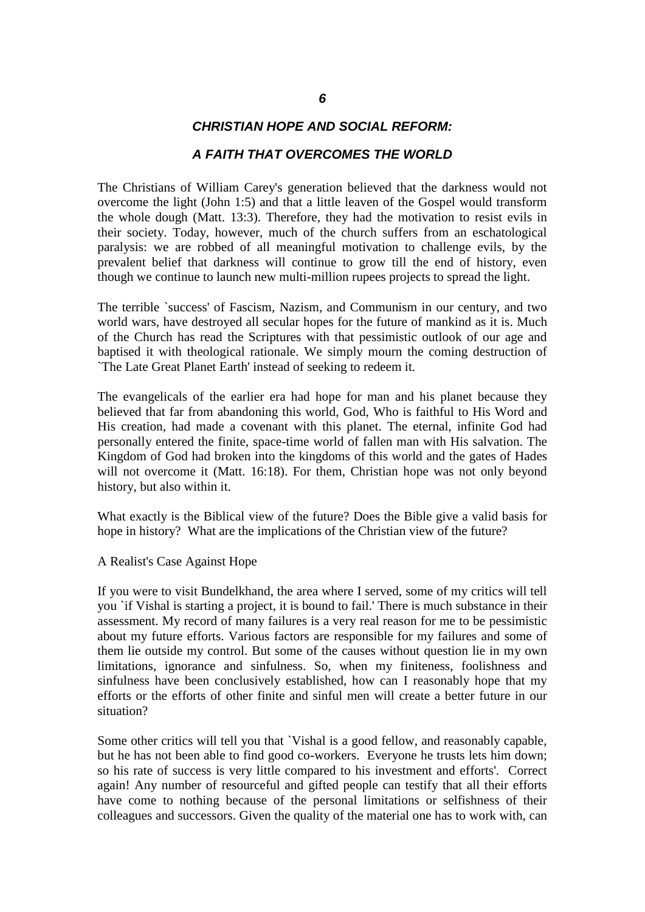# 6

## *CHRISTIAN HOPE AND SOCIAL REFORM:*

## *A FAITH THAT OVERCOMES THE WORLD*

The Christians of William Carey's generation believed that the darkness would not overcome the light (John 1:5) and that a little leaven of the Gospel would transform the whole dough (Matt. 13:3). Therefore, they had the motivation to resist evils in their society. Today, however, much of the church suffers from an eschatological paralysis: we are robbed of all meaningful motivation to challenge evils, by the prevalent belief that darkness will continue to grow till the end of history, even though we continue to launch new multi-million rupees projects to spread the light.

The terrible `success' of Fascism, Nazism, and Communism in our century, and two world wars, have destroyed all secular hopes for the future of mankind as it is. Much of the Church has read the Scriptures with that pessimistic outlook of our age and baptised it with theological rationale. We simply mourn the coming destruction of `The Late Great Planet Earth' instead of seeking to redeem it.

The evangelicals of the earlier era had hope for man and his planet because they believed that far from abandoning this world, God, Who is faithful to His Word and His creation, had made a covenant with this planet. The eternal, infinite God had personally entered the finite, space-time world of fallen man with His salvation. The Kingdom of God had broken into the kingdoms of this world and the gates of Hades will not overcome it (Matt. 16:18). For them, Christian hope was not only beyond history, but also within it.

What exactly is the Biblical view of the future? Does the Bible give a valid basis for hope in history? What are the implications of the Christian view of the future?

A Realist's Case Against Hope

If you were to visit Bundelkhand, the area where I served, some of my critics will tell you `if Vishal is starting a project, it is bound to fail.' There is much substance in their assessment. My record of many failures is a very real reason for me to be pessimistic about my future efforts. Various factors are responsible for my failures and some of them lie outside my control. But some of the causes without question lie in my own limitations, ignorance and sinfulness. So, when my finiteness, foolishness and sinfulness have been conclusively established, how can I reasonably hope that my efforts or the efforts of other finite and sinful men will create a better future in our situation?

Some other critics will tell you that `Vishal is a good fellow, and reasonably capable, but he has not been able to find good co-workers. Everyone he trusts lets him down; so his rate of success is very little compared to his investment and efforts'. Correct again! Any number of resourceful and gifted people can testify that all their efforts have come to nothing because of the personal limitations or selfishness of their colleagues and successors. Given the quality of the material one has to work with, can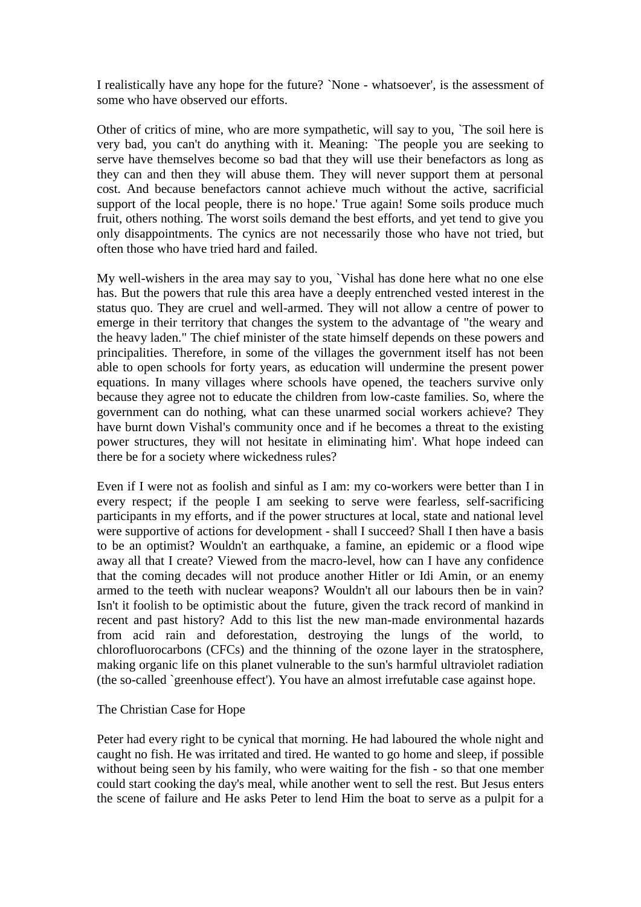I realistically have any hope for the future? `None - whatsoever', is the assessment of some who have observed our efforts.

Other of critics of mine, who are more sympathetic, will say to you, `The soil here is very bad, you can't do anything with it. Meaning: `The people you are seeking to serve have themselves become so bad that they will use their benefactors as long as they can and then they will abuse them. They will never support them at personal cost. And because benefactors cannot achieve much without the active, sacrificial support of the local people, there is no hope.' True again! Some soils produce much fruit, others nothing. The worst soils demand the best efforts, and yet tend to give you only disappointments. The cynics are not necessarily those who have not tried, but often those who have tried hard and failed.

My well-wishers in the area may say to you, `Vishal has done here what no one else has. But the powers that rule this area have a deeply entrenched vested interest in the status quo. They are cruel and well-armed. They will not allow a centre of power to emerge in their territory that changes the system to the advantage of "the weary and the heavy laden." The chief minister of the state himself depends on these powers and principalities. Therefore, in some of the villages the government itself has not been able to open schools for forty years, as education will undermine the present power equations. In many villages where schools have opened, the teachers survive only because they agree not to educate the children from low-caste families. So, where the government can do nothing, what can these unarmed social workers achieve? They have burnt down Vishal's community once and if he becomes a threat to the existing power structures, they will not hesitate in eliminating him'. What hope indeed can there be for a society where wickedness rules?

Even if I were not as foolish and sinful as I am: my co-workers were better than I in every respect; if the people I am seeking to serve were fearless, self-sacrificing participants in my efforts, and if the power structures at local, state and national level were supportive of actions for development - shall I succeed? Shall I then have a basis to be an optimist? Wouldn't an earthquake, a famine, an epidemic or a flood wipe away all that I create? Viewed from the macro-level, how can I have any confidence that the coming decades will not produce another Hitler or Idi Amin, or an enemy armed to the teeth with nuclear weapons? Wouldn't all our labours then be in vain? Isn't it foolish to be optimistic about the future, given the track record of mankind in recent and past history? Add to this list the new man-made environmental hazards from acid rain and deforestation, destroying the lungs of the world, to chlorofluorocarbons (CFCs) and the thinning of the ozone layer in the stratosphere, making organic life on this planet vulnerable to the sun's harmful ultraviolet radiation (the so-called `greenhouse effect'). You have an almost irrefutable case against hope.

## The Christian Case for Hope

Peter had every right to be cynical that morning. He had laboured the whole night and caught no fish. He was irritated and tired. He wanted to go home and sleep, if possible without being seen by his family, who were waiting for the fish - so that one member could start cooking the day's meal, while another went to sell the rest. But Jesus enters the scene of failure and He asks Peter to lend Him the boat to serve as a pulpit for a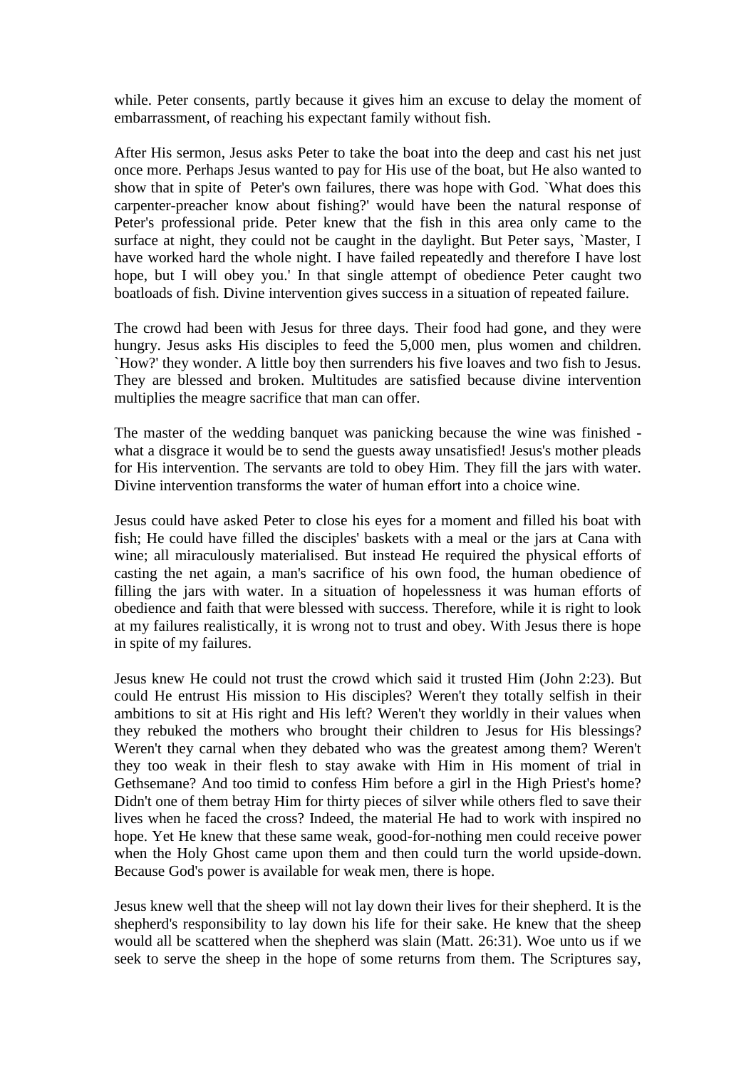while. Peter consents, partly because it gives him an excuse to delay the moment of embarrassment, of reaching his expectant family without fish.

After His sermon, Jesus asks Peter to take the boat into the deep and cast his net just once more. Perhaps Jesus wanted to pay for His use of the boat, but He also wanted to show that in spite of Peter's own failures, there was hope with God. `What does this carpenter-preacher know about fishing?' would have been the natural response of Peter's professional pride. Peter knew that the fish in this area only came to the surface at night, they could not be caught in the daylight. But Peter says, `Master, I have worked hard the whole night. I have failed repeatedly and therefore I have lost hope, but I will obey you.' In that single attempt of obedience Peter caught two boatloads of fish. Divine intervention gives success in a situation of repeated failure.

The crowd had been with Jesus for three days. Their food had gone, and they were hungry. Jesus asks His disciples to feed the 5,000 men, plus women and children. `How?' they wonder. A little boy then surrenders his five loaves and two fish to Jesus. They are blessed and broken. Multitudes are satisfied because divine intervention multiplies the meagre sacrifice that man can offer.

The master of the wedding banquet was panicking because the wine was finished - what a disgrace it would be to send the guests away unsatisfied! Jesus's mother pleads for His intervention. The servants are told to obey Him. They fill the jars with water. Divine intervention transforms the water of human effort into a choice wine.

Jesus could have asked Peter to close his eyes for a moment and filled his boat with fish; He could have filled the disciples' baskets with a meal or the jars at Cana with wine; all miraculously materialised. But instead He required the physical efforts of casting the net again, a man's sacrifice of his own food, the human obedience of filling the jars with water. In a situation of hopelessness it was human efforts of obedience and faith that were blessed with success. Therefore, while it is right to look at my failures realistically, it is wrong not to trust and obey. With Jesus there is hope in spite of my failures.

Jesus knew He could not trust the crowd which said it trusted Him (John 2:23). But could He entrust His mission to His disciples? Weren't they totally selfish in their ambitions to sit at His right and His left? Weren't they worldly in their values when they rebuked the mothers who brought their children to Jesus for His blessings? Weren't they carnal when they debated who was the greatest among them? Weren't they too weak in their flesh to stay awake with Him in His moment of trial in Gethsemane? And too timid to confess Him before a girl in the High Priest's home? Didn't one of them betray Him for thirty pieces of silver while others fled to save their lives when he faced the cross? Indeed, the material He had to work with inspired no hope. Yet He knew that these same weak, good-for-nothing men could receive power when the Holy Ghost came upon them and then could turn the world upside-down. Because God's power is available for weak men, there is hope.

Jesus knew well that the sheep will not lay down their lives for their shepherd. It is the shepherd's responsibility to lay down his life for their sake. He knew that the sheep would all be scattered when the shepherd was slain (Matt. 26:31). Woe unto us if we seek to serve the sheep in the hope of some returns from them. The Scriptures say,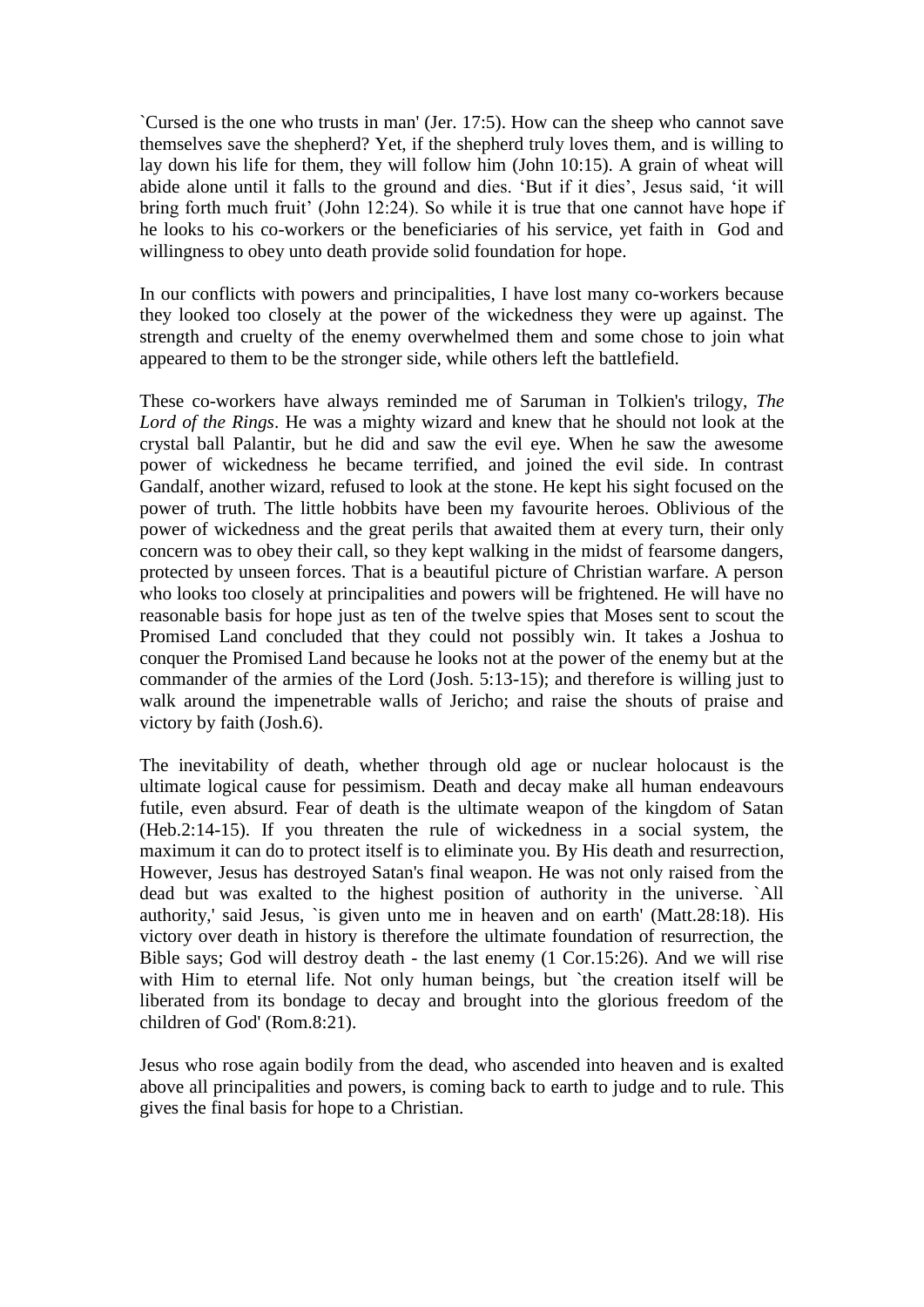`Cursed is the one who trusts in man' (Jer. 17:5). How can the sheep who cannot save themselves save the shepherd? Yet, if the shepherd truly loves them, and is willing to lay down his life for them, they will follow him (John 10:15). A grain of wheat will abide alone until it falls to the ground and dies. 'But if it dies', Jesus said, 'it will bring forth much fruit' (John 12:24). So while it is true that one cannot have hope if he looks to his co-workers or the beneficiaries of his service, yet faith in God and willingness to obey unto death provide solid foundation for hope.

In our conflicts with powers and principalities, I have lost many co-workers because they looked too closely at the power of the wickedness they were up against. The strength and cruelty of the enemy overwhelmed them and some chose to join what appeared to them to be the stronger side, while others left the battlefield.

These co-workers have always reminded me of Saruman in Tolkien's trilogy, *The Lord of the Rings*. He was a mighty wizard and knew that he should not look at the crystal ball Palantir, but he did and saw the evil eye. When he saw the awesome power of wickedness he became terrified, and joined the evil side. In contrast Gandalf, another wizard, refused to look at the stone. He kept his sight focused on the power of truth. The little hobbits have been my favourite heroes. Oblivious of the power of wickedness and the great perils that awaited them at every turn, their only concern was to obey their call, so they kept walking in the midst of fearsome dangers, protected by unseen forces. That is a beautiful picture of Christian warfare. A person who looks too closely at principalities and powers will be frightened. He will have no reasonable basis for hope just as ten of the twelve spies that Moses sent to scout the Promised Land concluded that they could not possibly win. It takes a Joshua to conquer the Promised Land because he looks not at the power of the enemy but at the commander of the armies of the Lord (Josh. 5:13-15); and therefore is willing just to walk around the impenetrable walls of Jericho; and raise the shouts of praise and victory by faith (Josh.6).

The inevitability of death, whether through old age or nuclear holocaust is the ultimate logical cause for pessimism. Death and decay make all human endeavours futile, even absurd. Fear of death is the ultimate weapon of the kingdom of Satan (Heb.2:14-15). If you threaten the rule of wickedness in a social system, the maximum it can do to protect itself is to eliminate you. By His death and resurrection, However, Jesus has destroyed Satan's final weapon. He was not only raised from the dead but was exalted to the highest position of authority in the universe. `All authority,' said Jesus, `is given unto me in heaven and on earth' (Matt.28:18). His victory over death in history is therefore the ultimate foundation of resurrection, the Bible says; God will destroy death - the last enemy (1 Cor.15:26). And we will rise with Him to eternal life. Not only human beings, but `the creation itself will be liberated from its bondage to decay and brought into the glorious freedom of the children of God' (Rom.8:21).

Jesus who rose again bodily from the dead, who ascended into heaven and is exalted above all principalities and powers, is coming back to earth to judge and to rule. This gives the final basis for hope to a Christian.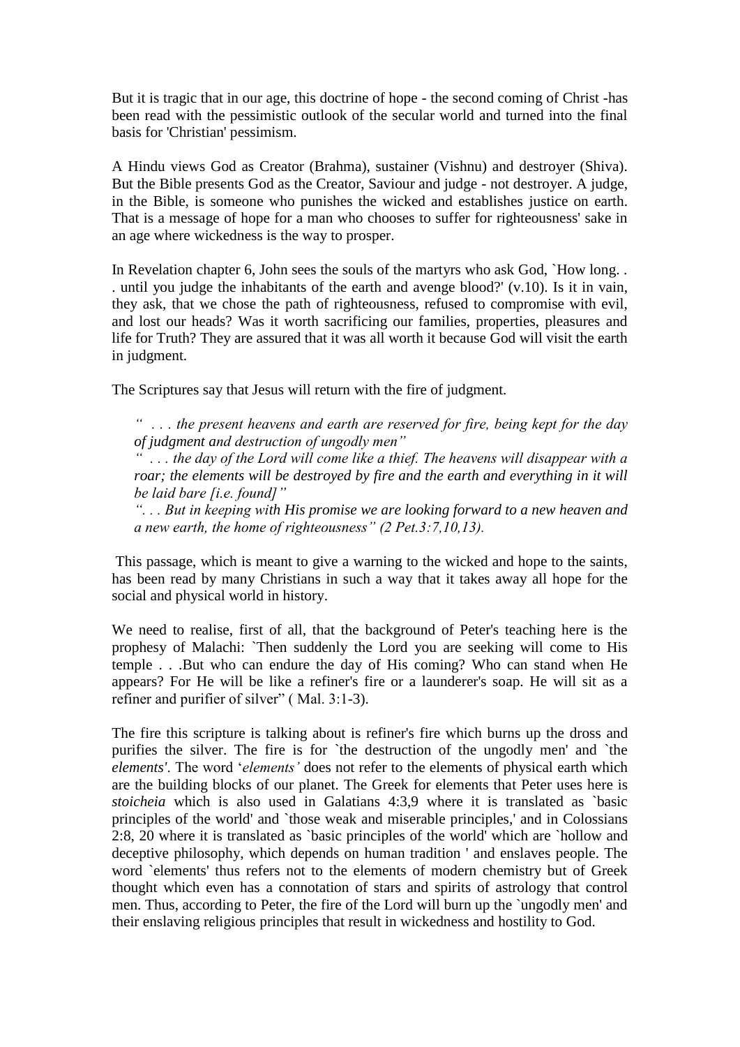But it is tragic that in our age, this doctrine of hope - the second coming of Christ -has been read with the pessimistic outlook of the secular world and turned into the final basis for 'Christian' pessimism.

A Hindu views God as Creator (Brahma), sustainer (Vishnu) and destroyer (Shiva). But the Bible presents God as the Creator, Saviour and judge - not destroyer. A judge, in the Bible, is someone who punishes the wicked and establishes justice on earth. That is a message of hope for a man who chooses to suffer for righteousness' sake in an age where wickedness is the way to prosper.

In Revelation chapter 6, John sees the souls of the martyrs who ask God, `How long. . . until you judge the inhabitants of the earth and avenge blood?' (v.10). Is it in vain, they ask, that we chose the path of righteousness, refused to compromise with evil, and lost our heads? Was it worth sacrificing our families, properties, pleasures and life for Truth? They are assured that it was all worth it because God will visit the earth in judgment.

The Scriptures say that Jesus will return with the fire of judgment.

> *" . . . the present heavens and earth are reserved for fire, being kept for the day of judgment and destruction of ungodly men"*
> *" . . . the day of the Lord will come like a thief. The heavens will disappear with a roar; the elements will be destroyed by fire and the earth and everything in it will be laid bare [i.e. found]"*
> *". . . But in keeping with His promise we are looking forward to a new heaven and a new earth, the home of righteousness" (2 Pet.3:7,10,13).*

This passage, which is meant to give a warning to the wicked and hope to the saints, has been read by many Christians in such a way that it takes away all hope for the social and physical world in history.

We need to realise, first of all, that the background of Peter's teaching here is the prophesy of Malachi: `Then suddenly the Lord you are seeking will come to His temple . . .But who can endure the day of His coming? Who can stand when He appears? For He will be like a refiner's fire or a launderer's soap. He will sit as a refiner and purifier of silver" ( Mal. 3:1-3).

The fire this scripture is talking about is refiner's fire which burns up the dross and purifies the silver. The fire is for `the destruction of the ungodly men' and `the *elements'*. The word '*elements'* does not refer to the elements of physical earth which are the building blocks of our planet. The Greek for elements that Peter uses here is *stoicheia* which is also used in Galatians 4:3,9 where it is translated as `basic principles of the world' and `those weak and miserable principles,' and in Colossians 2:8, 20 where it is translated as `basic principles of the world' which are `hollow and deceptive philosophy, which depends on human tradition ' and enslaves people. The word `elements' thus refers not to the elements of modern chemistry but of Greek thought which even has a connotation of stars and spirits of astrology that control men. Thus, according to Peter, the fire of the Lord will burn up the `ungodly men' and their enslaving religious principles that result in wickedness and hostility to God.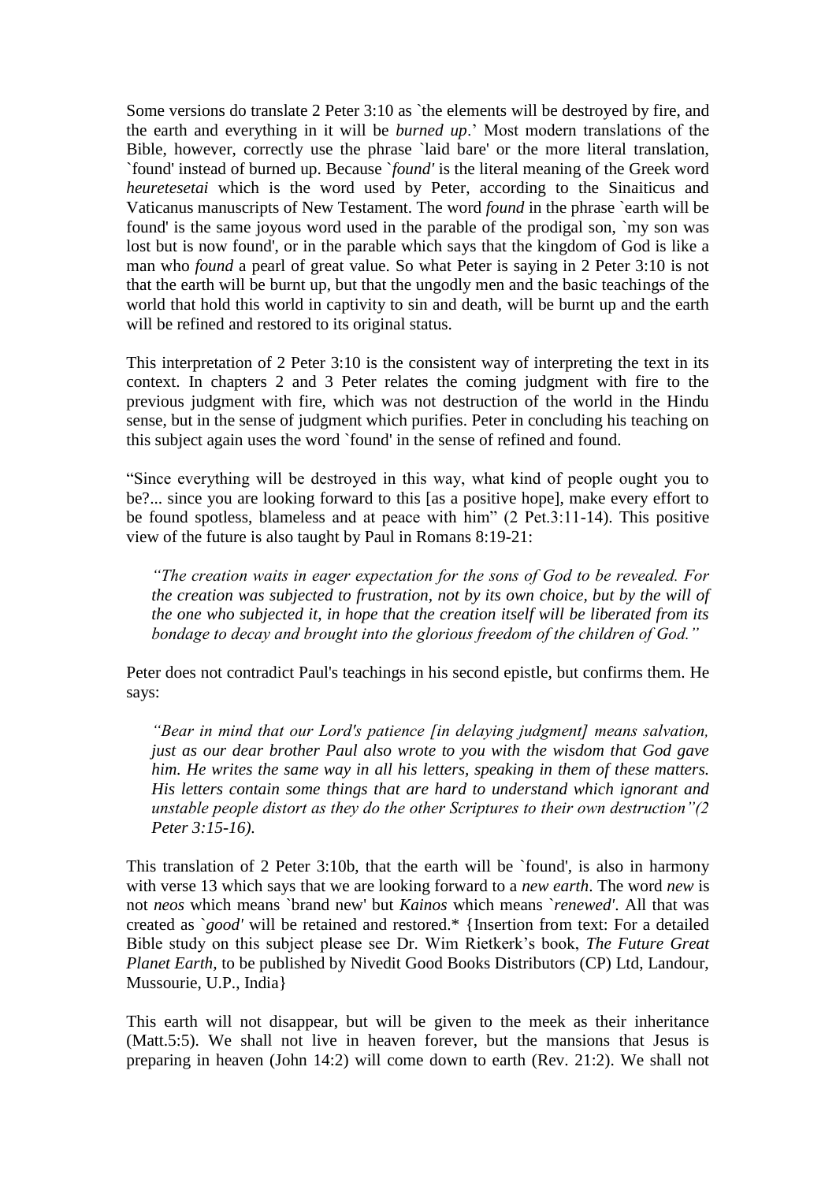Some versions do translate 2 Peter 3:10 as `the elements will be destroyed by fire, and the earth and everything in it will be *burned up*.' Most modern translations of the Bible, however, correctly use the phrase `laid bare' or the more literal translation, `found' instead of burned up. Because `*found'* is the literal meaning of the Greek word *heuretesetai* which is the word used by Peter, according to the Sinaiticus and Vaticanus manuscripts of New Testament. The word *found* in the phrase `earth will be found' is the same joyous word used in the parable of the prodigal son, `my son was lost but is now found', or in the parable which says that the kingdom of God is like a man who *found* a pearl of great value. So what Peter is saying in 2 Peter 3:10 is not that the earth will be burnt up, but that the ungodly men and the basic teachings of the world that hold this world in captivity to sin and death, will be burnt up and the earth will be refined and restored to its original status.

This interpretation of 2 Peter 3:10 is the consistent way of interpreting the text in its context. In chapters 2 and 3 Peter relates the coming judgment with fire to the previous judgment with fire, which was not destruction of the world in the Hindu sense, but in the sense of judgment which purifies. Peter in concluding his teaching on this subject again uses the word `found' in the sense of refined and found.

"Since everything will be destroyed in this way, what kind of people ought you to be?... since you are looking forward to this [as a positive hope], make every effort to be found spotless, blameless and at peace with him" (2 Pet.3:11-14). This positive view of the future is also taught by Paul in Romans 8:19-21:

> *"The creation waits in eager expectation for the sons of God to be revealed. For the creation was subjected to frustration, not by its own choice, but by the will of the one who subjected it, in hope that the creation itself will be liberated from its bondage to decay and brought into the glorious freedom of the children of God."*

Peter does not contradict Paul's teachings in his second epistle, but confirms them. He says:

> *"Bear in mind that our Lord's patience [in delaying judgment] means salvation, just as our dear brother Paul also wrote to you with the wisdom that God gave him. He writes the same way in all his letters, speaking in them of these matters. His letters contain some things that are hard to understand which ignorant and unstable people distort as they do the other Scriptures to their own destruction"(2 Peter 3:15-16).*

This translation of 2 Peter 3:10b, that the earth will be `found', is also in harmony with verse 13 which says that we are looking forward to a *new earth*. The word *new* is not *neos* which means `brand new' but *Kainos* which means `*renewed'*. All that was created as `*good'* will be retained and restored.* {Insertion from text: For a detailed Bible study on this subject please see Dr. Wim Rietkerk's book, *The Future Great Planet Earth,* to be published by Nivedit Good Books Distributors (CP) Ltd, Landour, Mussourie, U.P., India}

This earth will not disappear, but will be given to the meek as their inheritance (Matt.5:5). We shall not live in heaven forever, but the mansions that Jesus is preparing in heaven (John 14:2) will come down to earth (Rev. 21:2). We shall not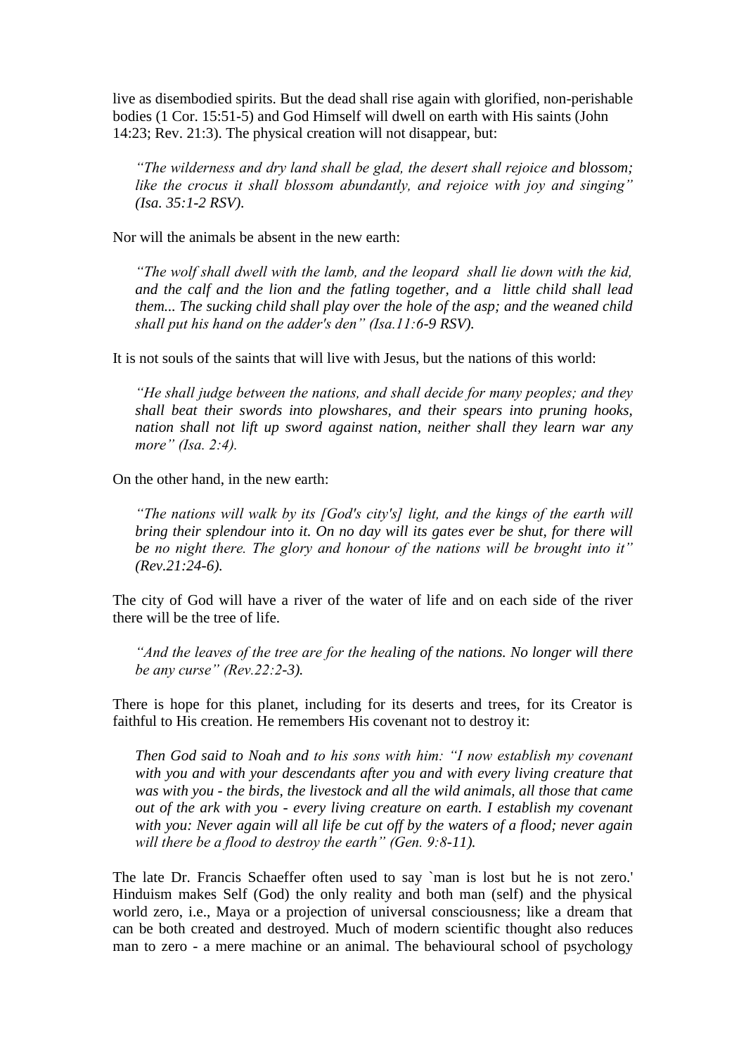live as disembodied spirits. But the dead shall rise again with glorified, non-perishable bodies (1 Cor. 15:51-5) and God Himself will dwell on earth with His saints (John 14:23; Rev. 21:3). The physical creation will not disappear, but:

> *"The wilderness and dry land shall be glad, the desert shall rejoice and blossom; like the crocus it shall blossom abundantly, and rejoice with joy and singing" (Isa. 35:1-2 RSV).*

Nor will the animals be absent in the new earth:

> *"The wolf shall dwell with the lamb, and the leopard shall lie down with the kid, and the calf and the lion and the fatling together, and a little child shall lead them... The sucking child shall play over the hole of the asp; and the weaned child shall put his hand on the adder's den" (Isa.11:6-9 RSV).*

It is not souls of the saints that will live with Jesus, but the nations of this world:

> *"He shall judge between the nations, and shall decide for many peoples; and they shall beat their swords into plowshares, and their spears into pruning hooks, nation shall not lift up sword against nation, neither shall they learn war any more" (Isa. 2:4).*

On the other hand, in the new earth:

> *"The nations will walk by its [God's city's] light, and the kings of the earth will bring their splendour into it. On no day will its gates ever be shut, for there will be no night there. The glory and honour of the nations will be brought into it" (Rev.21:24-6).*

The city of God will have a river of the water of life and on each side of the river there will be the tree of life.

> *"And the leaves of the tree are for the healing of the nations. No longer will there be any curse" (Rev.22:2-3).*

There is hope for this planet, including for its deserts and trees, for its Creator is faithful to His creation. He remembers His covenant not to destroy it:

> *Then God said to Noah and to his sons with him: "I now establish my covenant with you and with your descendants after you and with every living creature that was with you - the birds, the livestock and all the wild animals, all those that came out of the ark with you - every living creature on earth. I establish my covenant with you: Never again will all life be cut off by the waters of a flood; never again will there be a flood to destroy the earth" (Gen. 9:8-11).*

The late Dr. Francis Schaeffer often used to say `man is lost but he is not zero.' Hinduism makes Self (God) the only reality and both man (self) and the physical world zero, i.e., Maya or a projection of universal consciousness; like a dream that can be both created and destroyed. Much of modern scientific thought also reduces man to zero - a mere machine or an animal. The behavioural school of psychology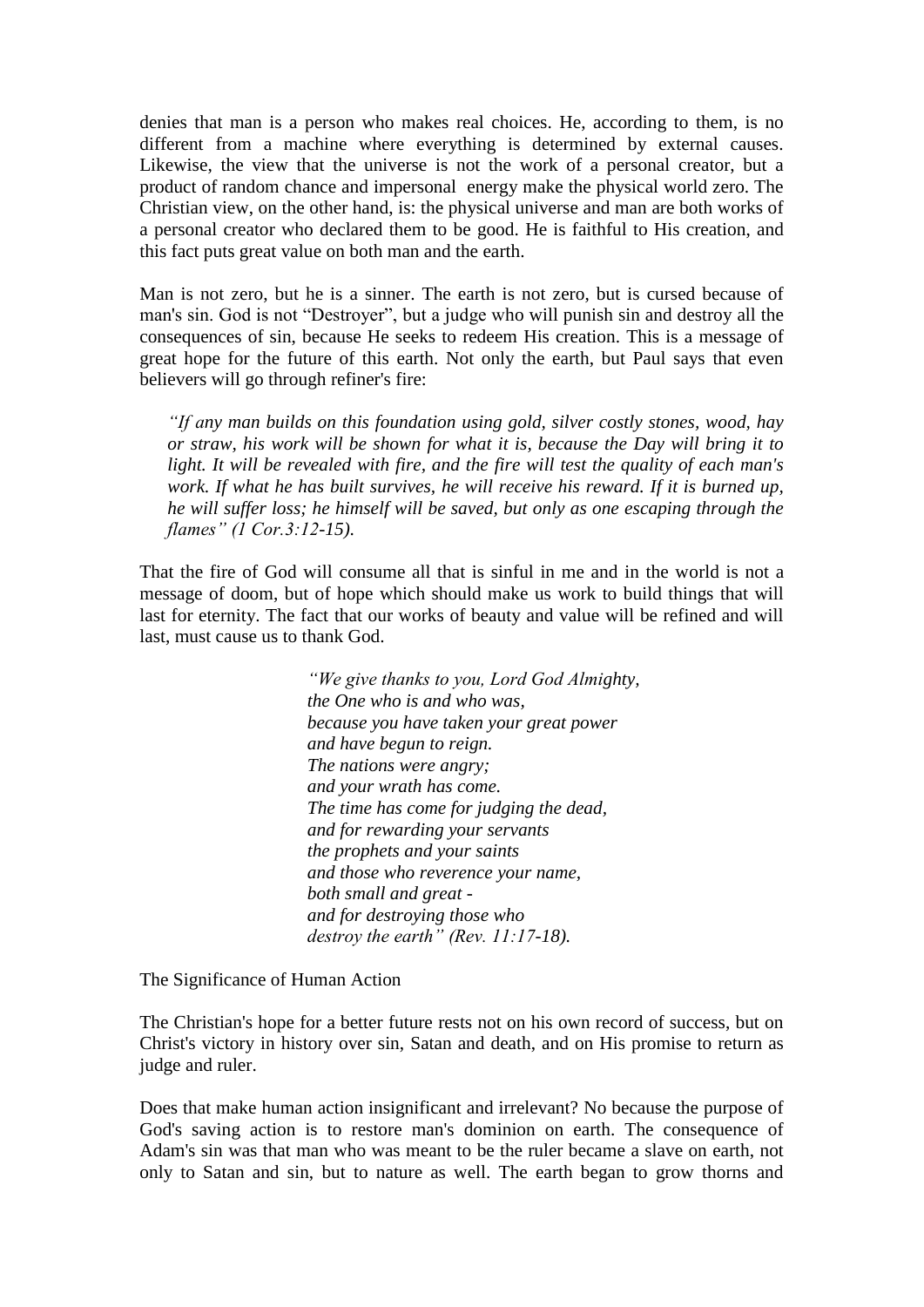denies that man is a person who makes real choices. He, according to them, is no different from a machine where everything is determined by external causes. Likewise, the view that the universe is not the work of a personal creator, but a product of random chance and impersonal energy make the physical world zero. The Christian view, on the other hand, is: the physical universe and man are both works of a personal creator who declared them to be good. He is faithful to His creation, and this fact puts great value on both man and the earth.

Man is not zero, but he is a sinner. The earth is not zero, but is cursed because of man's sin. God is not "Destroyer", but a judge who will punish sin and destroy all the consequences of sin, because He seeks to redeem His creation. This is a message of great hope for the future of this earth. Not only the earth, but Paul says that even believers will go through refiner's fire:

> *"If any man builds on this foundation using gold, silver costly stones, wood, hay or straw, his work will be shown for what it is, because the Day will bring it to light. It will be revealed with fire, and the fire will test the quality of each man's work. If what he has built survives, he will receive his reward. If it is burned up, he will suffer loss; he himself will be saved, but only as one escaping through the flames" (1 Cor.3:12-15).*

That the fire of God will consume all that is sinful in me and in the world is not a message of doom, but of hope which should make us work to build things that will last for eternity. The fact that our works of beauty and value will be refined and will last, must cause us to thank God.

> *"We give thanks to you, Lord God Almighty,*
> *the One who is and who was,*
> *because you have taken your great power*
> *and have begun to reign.*
> *The nations were angry;*
> *and your wrath has come.*
> *The time has come for judging the dead,*
> *and for rewarding your servants*
> *the prophets and your saints*
> *and those who reverence your name,*
> *both small and great -*
> *and for destroying those who*
> *destroy the earth" (Rev. 11:17-18).*

The Significance of Human Action

The Christian's hope for a better future rests not on his own record of success, but on Christ's victory in history over sin, Satan and death, and on His promise to return as judge and ruler.

Does that make human action insignificant and irrelevant? No because the purpose of God's saving action is to restore man's dominion on earth. The consequence of Adam's sin was that man who was meant to be the ruler became a slave on earth, not only to Satan and sin, but to nature as well. The earth began to grow thorns and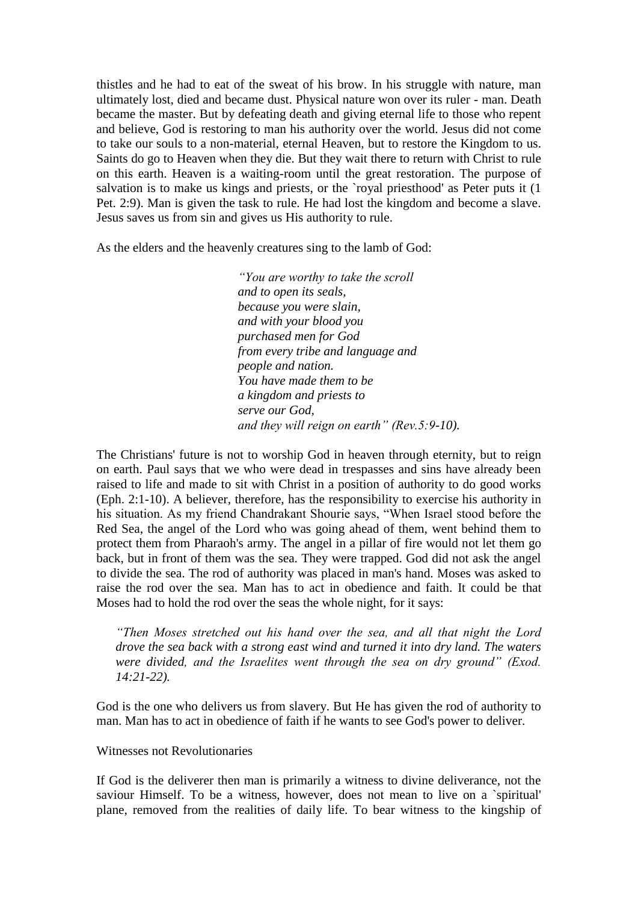thistles and he had to eat of the sweat of his brow. In his struggle with nature, man ultimately lost, died and became dust. Physical nature won over its ruler - man. Death became the master. But by defeating death and giving eternal life to those who repent and believe, God is restoring to man his authority over the world. Jesus did not come to take our souls to a non-material, eternal Heaven, but to restore the Kingdom to us. Saints do go to Heaven when they die. But they wait there to return with Christ to rule on this earth. Heaven is a waiting-room until the great restoration. The purpose of salvation is to make us kings and priests, or the `royal priesthood' as Peter puts it (1 Pet. 2:9). Man is given the task to rule. He had lost the kingdom and become a slave. Jesus saves us from sin and gives us His authority to rule.

As the elders and the heavenly creatures sing to the lamb of God:

> *"You are worthy to take the scroll*
> *and to open its seals,*
> *because you were slain,*
> *and with your blood you*
> *purchased men for God*
> *from every tribe and language and*
> *people and nation.*
> *You have made them to be*
> *a kingdom and priests to*
> *serve our God,*
> *and they will reign on earth" (Rev.5:9-10).*

The Christians' future is not to worship God in heaven through eternity, but to reign on earth. Paul says that we who were dead in trespasses and sins have already been raised to life and made to sit with Christ in a position of authority to do good works (Eph. 2:1-10). A believer, therefore, has the responsibility to exercise his authority in his situation. As my friend Chandrakant Shourie says, "When Israel stood before the Red Sea, the angel of the Lord who was going ahead of them, went behind them to protect them from Pharaoh's army. The angel in a pillar of fire would not let them go back, but in front of them was the sea. They were trapped. God did not ask the angel to divide the sea. The rod of authority was placed in man's hand. Moses was asked to raise the rod over the sea. Man has to act in obedience and faith. It could be that Moses had to hold the rod over the seas the whole night, for it says:

> *"Then Moses stretched out his hand over the sea, and all that night the Lord drove the sea back with a strong east wind and turned it into dry land. The waters were divided, and the Israelites went through the sea on dry ground" (Exod. 14:21-22).*

God is the one who delivers us from slavery. But He has given the rod of authority to man. Man has to act in obedience of faith if he wants to see God's power to deliver.

Witnesses not Revolutionaries

If God is the deliverer then man is primarily a witness to divine deliverance, not the saviour Himself. To be a witness, however, does not mean to live on a `spiritual' plane, removed from the realities of daily life. To bear witness to the kingship of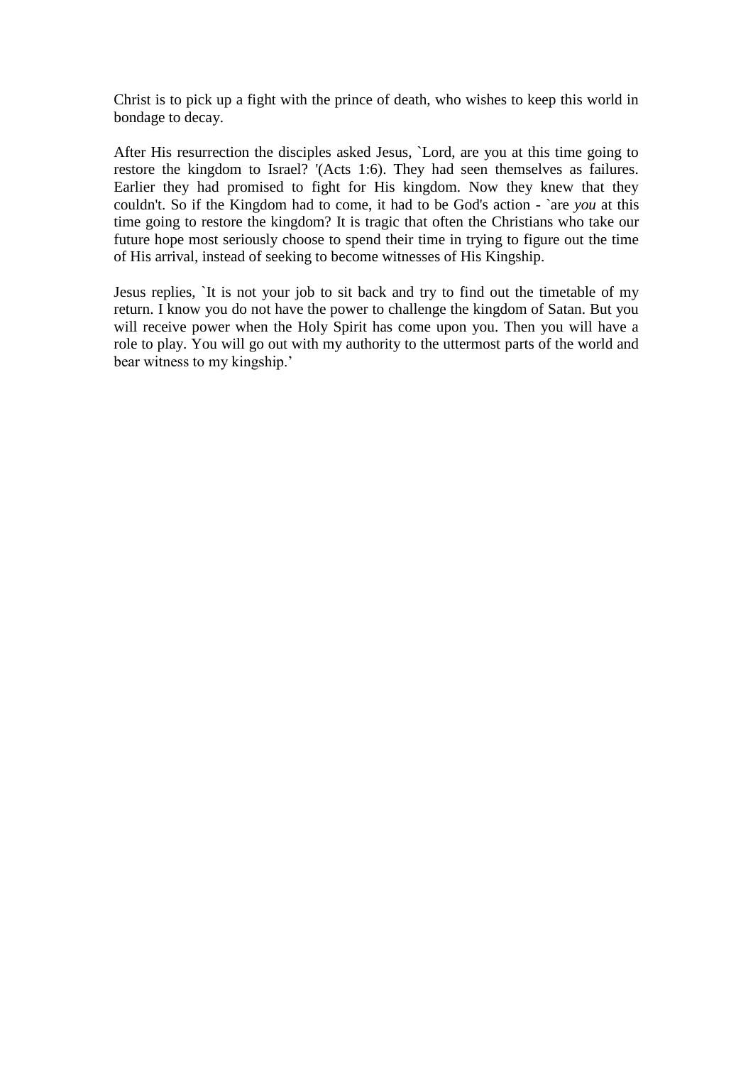Christ is to pick up a fight with the prince of death, who wishes to keep this world in bondage to decay.

After His resurrection the disciples asked Jesus, `Lord, are you at this time going to restore the kingdom to Israel? '(Acts 1:6). They had seen themselves as failures. Earlier they had promised to fight for His kingdom. Now they knew that they couldn't. So if the Kingdom had to come, it had to be God's action - `are *you* at this time going to restore the kingdom? It is tragic that often the Christians who take our future hope most seriously choose to spend their time in trying to figure out the time of His arrival, instead of seeking to become witnesses of His Kingship.

Jesus replies, `It is not your job to sit back and try to find out the timetable of my return. I know you do not have the power to challenge the kingdom of Satan. But you will receive power when the Holy Spirit has come upon you. Then you will have a role to play. You will go out with my authority to the uttermost parts of the world and bear witness to my kingship.'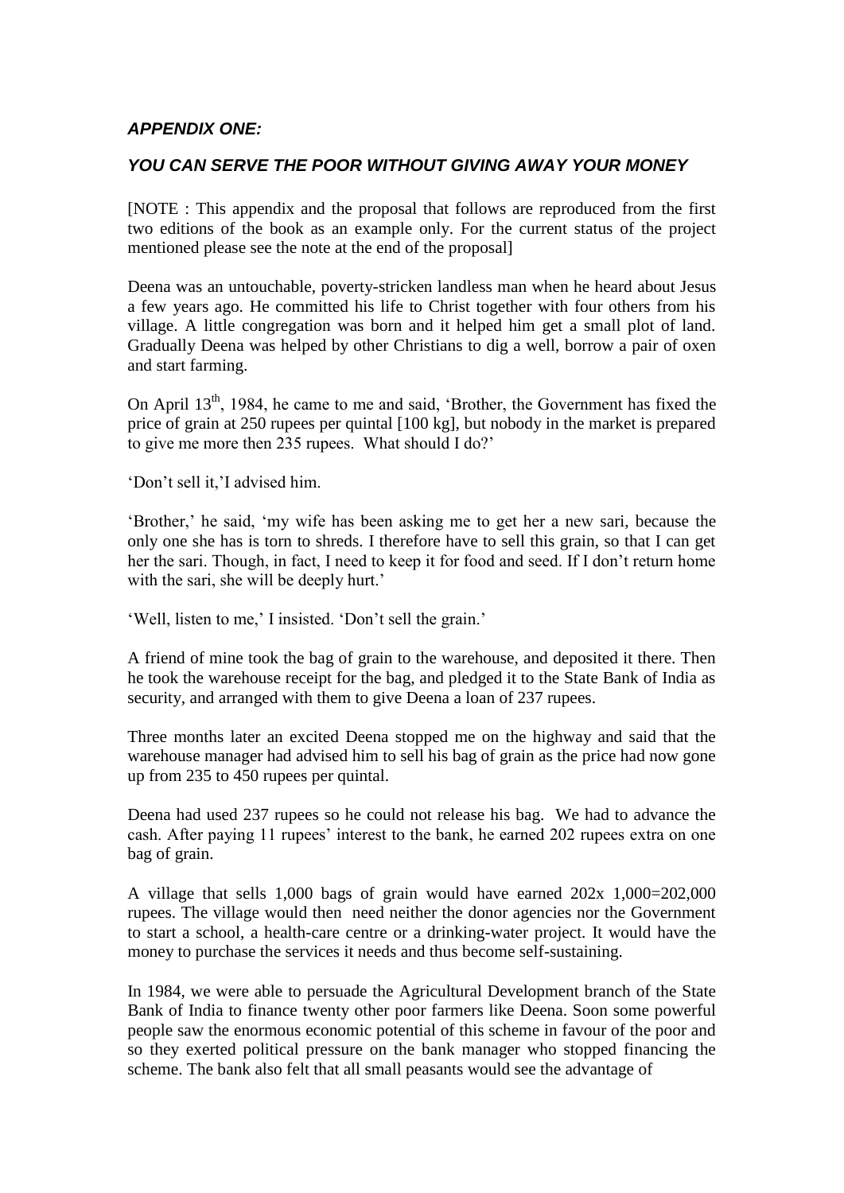## *APPENDIX ONE:*

## *YOU CAN SERVE THE POOR WITHOUT GIVING AWAY YOUR MONEY*

[NOTE : This appendix and the proposal that follows are reproduced from the first two editions of the book as an example only. For the current status of the project mentioned please see the note at the end of the proposal]

Deena was an untouchable, poverty-stricken landless man when he heard about Jesus a few years ago. He committed his life to Christ together with four others from his village. A little congregation was born and it helped him get a small plot of land. Gradually Deena was helped by other Christians to dig a well, borrow a pair of oxen and start farming.

On April 13th, 1984, he came to me and said, 'Brother, the Government has fixed the price of grain at 250 rupees per quintal [100 kg], but nobody in the market is prepared to give me more then 235 rupees. What should I do?'

'Don't sell it,'I advised him.

'Brother,' he said, 'my wife has been asking me to get her a new sari, because the only one she has is torn to shreds. I therefore have to sell this grain, so that I can get her the sari. Though, in fact, I need to keep it for food and seed. If I don't return home with the sari, she will be deeply hurt.'

'Well, listen to me,' I insisted. 'Don't sell the grain.'

A friend of mine took the bag of grain to the warehouse, and deposited it there. Then he took the warehouse receipt for the bag, and pledged it to the State Bank of India as security, and arranged with them to give Deena a loan of 237 rupees.

Three months later an excited Deena stopped me on the highway and said that the warehouse manager had advised him to sell his bag of grain as the price had now gone up from 235 to 450 rupees per quintal.

Deena had used 237 rupees so he could not release his bag. We had to advance the cash. After paying 11 rupees' interest to the bank, he earned 202 rupees extra on one bag of grain.

A village that sells 1,000 bags of grain would have earned 202x 1,000=202,000 rupees. The village would then need neither the donor agencies nor the Government to start a school, a health-care centre or a drinking-water project. It would have the money to purchase the services it needs and thus become self-sustaining.

In 1984, we were able to persuade the Agricultural Development branch of the State Bank of India to finance twenty other poor farmers like Deena. Soon some powerful people saw the enormous economic potential of this scheme in favour of the poor and so they exerted political pressure on the bank manager who stopped financing the scheme. The bank also felt that all small peasants would see the advantage of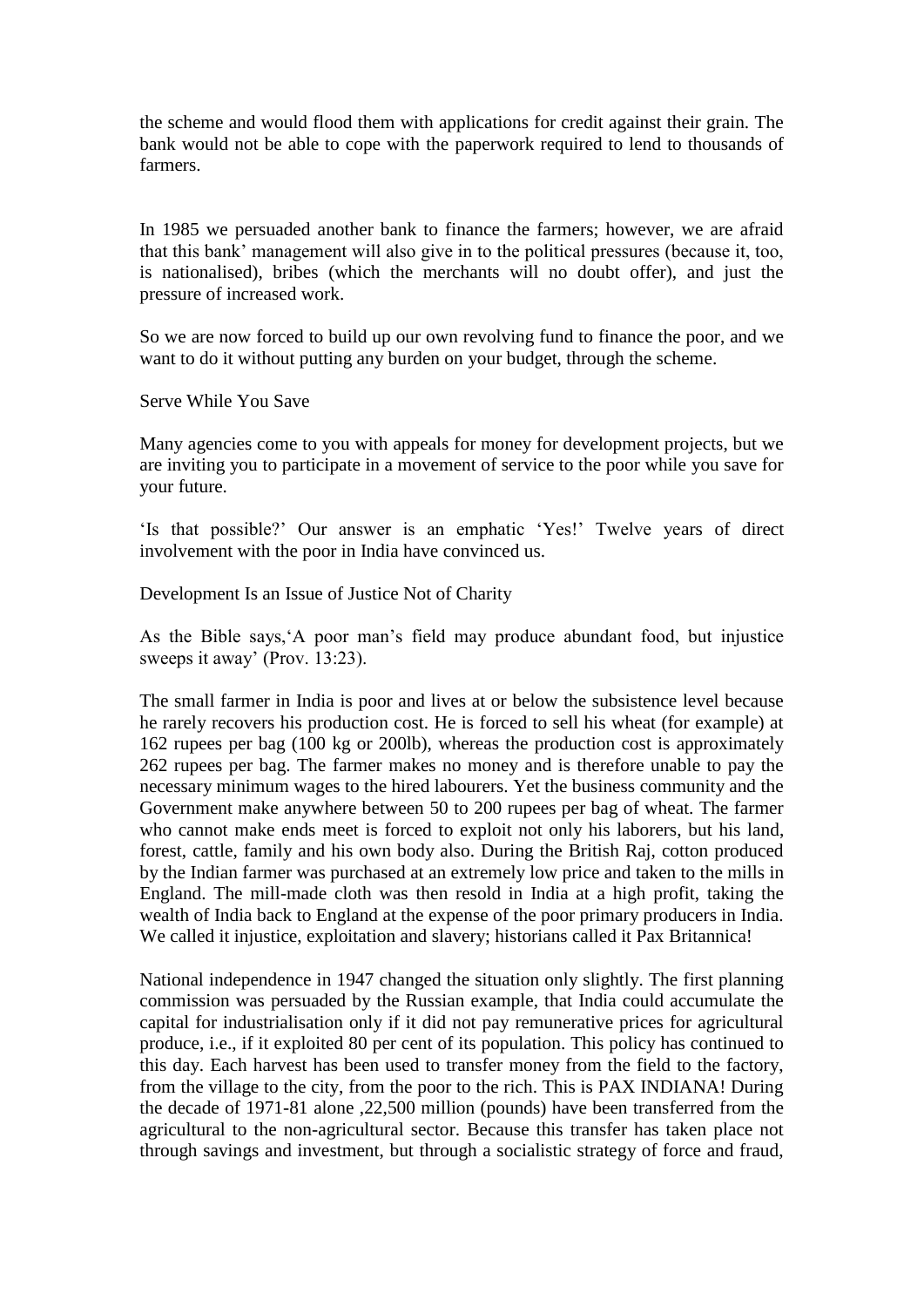the scheme and would flood them with applications for credit against their grain. The bank would not be able to cope with the paperwork required to lend to thousands of farmers.

In 1985 we persuaded another bank to finance the farmers; however, we are afraid that this bank' management will also give in to the political pressures (because it, too, is nationalised), bribes (which the merchants will no doubt offer), and just the pressure of increased work.

So we are now forced to build up our own revolving fund to finance the poor, and we want to do it without putting any burden on your budget, through the scheme.

## Serve While You Save

Many agencies come to you with appeals for money for development projects, but we are inviting you to participate in a movement of service to the poor while you save for your future.

'Is that possible?' Our answer is an emphatic 'Yes!' Twelve years of direct involvement with the poor in India have convinced us.

## Development Is an Issue of Justice Not of Charity

As the Bible says,'A poor man's field may produce abundant food, but injustice sweeps it away' (Prov. 13:23).

The small farmer in India is poor and lives at or below the subsistence level because he rarely recovers his production cost. He is forced to sell his wheat (for example) at 162 rupees per bag (100 kg or 200lb), whereas the production cost is approximately 262 rupees per bag. The farmer makes no money and is therefore unable to pay the necessary minimum wages to the hired labourers. Yet the business community and the Government make anywhere between 50 to 200 rupees per bag of wheat. The farmer who cannot make ends meet is forced to exploit not only his laborers, but his land, forest, cattle, family and his own body also. During the British Raj, cotton produced by the Indian farmer was purchased at an extremely low price and taken to the mills in England. The mill-made cloth was then resold in India at a high profit, taking the wealth of India back to England at the expense of the poor primary producers in India. We called it injustice, exploitation and slavery; historians called it Pax Britannica!

National independence in 1947 changed the situation only slightly. The first planning commission was persuaded by the Russian example, that India could accumulate the capital for industrialisation only if it did not pay remunerative prices for agricultural produce, i.e., if it exploited 80 per cent of its population. This policy has continued to this day. Each harvest has been used to transfer money from the field to the factory, from the village to the city, from the poor to the rich. This is PAX INDIANA! During the decade of 1971-81 alone ,22,500 million (pounds) have been transferred from the agricultural to the non-agricultural sector. Because this transfer has taken place not through savings and investment, but through a socialistic strategy of force and fraud,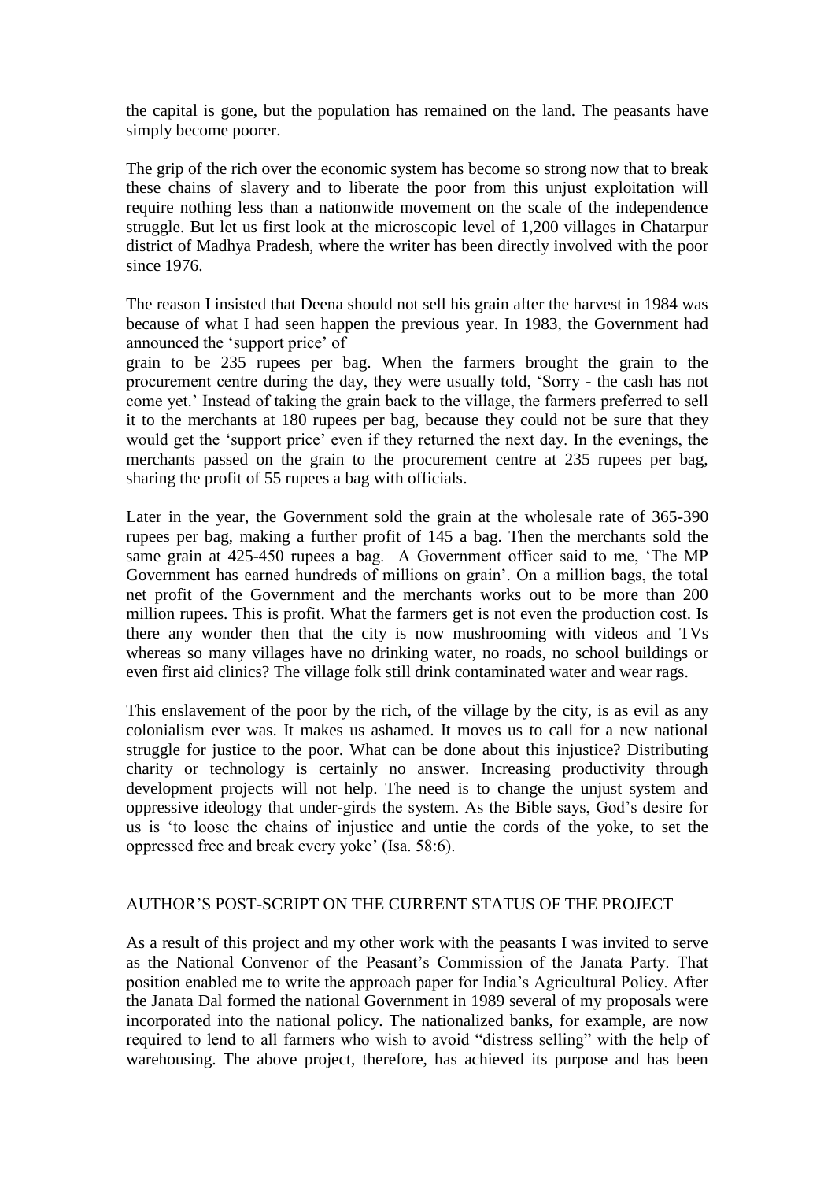the capital is gone, but the population has remained on the land. The peasants have simply become poorer.

The grip of the rich over the economic system has become so strong now that to break these chains of slavery and to liberate the poor from this unjust exploitation will require nothing less than a nationwide movement on the scale of the independence struggle. But let us first look at the microscopic level of 1,200 villages in Chatarpur district of Madhya Pradesh, where the writer has been directly involved with the poor since 1976.

The reason I insisted that Deena should not sell his grain after the harvest in 1984 was because of what I had seen happen the previous year. In 1983, the Government had announced the 'support price' of grain to be 235 rupees per bag. When the farmers brought the grain to the procurement centre during the day, they were usually told, 'Sorry - the cash has not come yet.' Instead of taking the grain back to the village, the farmers preferred to sell it to the merchants at 180 rupees per bag, because they could not be sure that they would get the 'support price' even if they returned the next day. In the evenings, the merchants passed on the grain to the procurement centre at 235 rupees per bag, sharing the profit of 55 rupees a bag with officials.

Later in the year, the Government sold the grain at the wholesale rate of 365-390 rupees per bag, making a further profit of 145 a bag. Then the merchants sold the same grain at 425-450 rupees a bag. A Government officer said to me, 'The MP Government has earned hundreds of millions on grain'. On a million bags, the total net profit of the Government and the merchants works out to be more than 200 million rupees. This is profit. What the farmers get is not even the production cost. Is there any wonder then that the city is now mushrooming with videos and TVs whereas so many villages have no drinking water, no roads, no school buildings or even first aid clinics? The village folk still drink contaminated water and wear rags.

This enslavement of the poor by the rich, of the village by the city, is as evil as any colonialism ever was. It makes us ashamed. It moves us to call for a new national struggle for justice to the poor. What can be done about this injustice? Distributing charity or technology is certainly no answer. Increasing productivity through development projects will not help. The need is to change the unjust system and oppressive ideology that under-girds the system. As the Bible says, God's desire for us is 'to loose the chains of injustice and untie the cords of the yoke, to set the oppressed free and break every yoke' (Isa. 58:6).

## AUTHOR'S POST-SCRIPT ON THE CURRENT STATUS OF THE PROJECT

As a result of this project and my other work with the peasants I was invited to serve as the National Convenor of the Peasant's Commission of the Janata Party. That position enabled me to write the approach paper for India's Agricultural Policy. After the Janata Dal formed the national Government in 1989 several of my proposals were incorporated into the national policy. The nationalized banks, for example, are now required to lend to all farmers who wish to avoid "distress selling" with the help of warehousing. The above project, therefore, has achieved its purpose and has been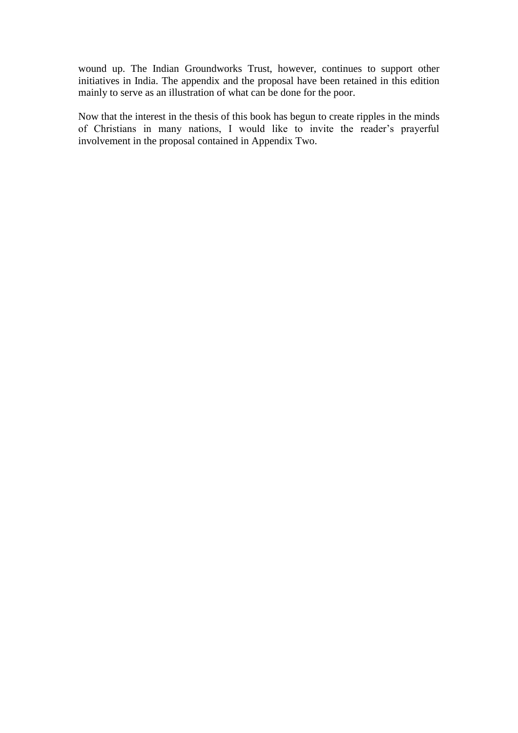wound up. The Indian Groundworks Trust, however, continues to support other initiatives in India. The appendix and the proposal have been retained in this edition mainly to serve as an illustration of what can be done for the poor.

Now that the interest in the thesis of this book has begun to create ripples in the minds of Christians in many nations, I would like to invite the reader's prayerful involvement in the proposal contained in Appendix Two.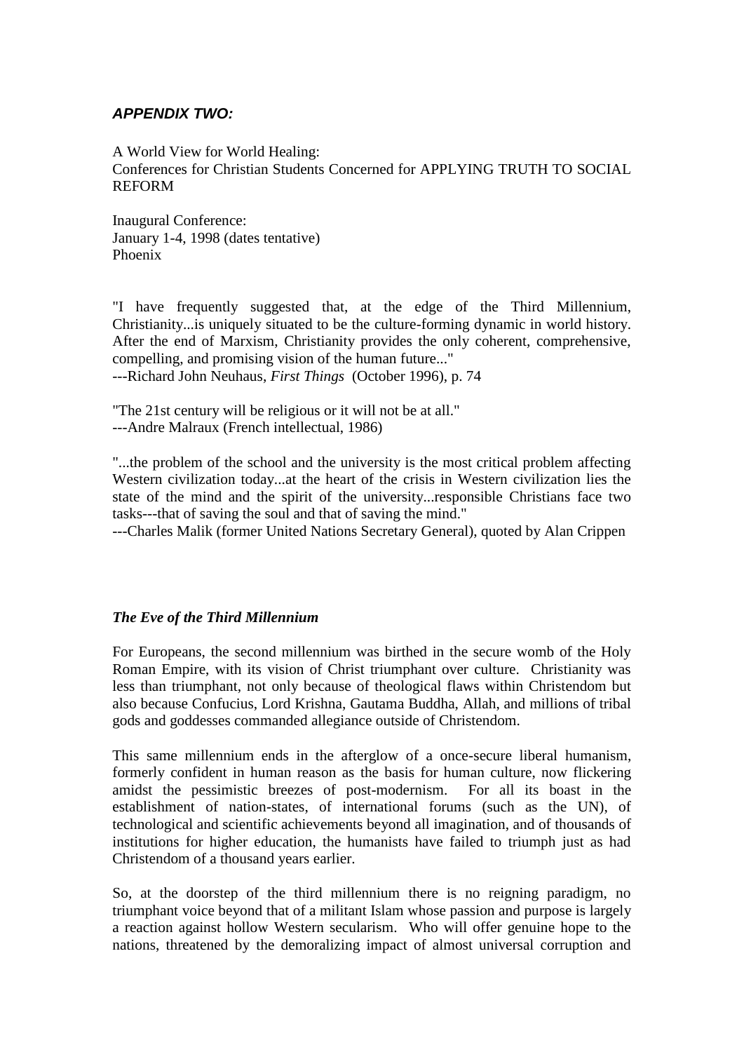## *APPENDIX TWO:*

A World View for World Healing:
Conferences for Christian Students Concerned for APPLYING TRUTH TO SOCIAL REFORM

Inaugural Conference:
January 1-4, 1998 (dates tentative)
Phoenix

"I have frequently suggested that, at the edge of the Third Millennium, Christianity...is uniquely situated to be the culture-forming dynamic in world history. After the end of Marxism, Christianity provides the only coherent, comprehensive, compelling, and promising vision of the human future..."
---Richard John Neuhaus, *First Things* (October 1996), p. 74

"The 21st century will be religious or it will not be at all."
---Andre Malraux (French intellectual, 1986)

"...the problem of the school and the university is the most critical problem affecting Western civilization today...at the heart of the crisis in Western civilization lies the state of the mind and the spirit of the university...responsible Christians face two tasks---that of saving the soul and that of saving the mind."
---Charles Malik (former United Nations Secretary General), quoted by Alan Crippen

### *The Eve of the Third Millennium*

For Europeans, the second millennium was birthed in the secure womb of the Holy Roman Empire, with its vision of Christ triumphant over culture. Christianity was less than triumphant, not only because of theological flaws within Christendom but also because Confucius, Lord Krishna, Gautama Buddha, Allah, and millions of tribal gods and goddesses commanded allegiance outside of Christendom.

This same millennium ends in the afterglow of a once-secure liberal humanism, formerly confident in human reason as the basis for human culture, now flickering amidst the pessimistic breezes of post-modernism. For all its boast in the establishment of nation-states, of international forums (such as the UN), of technological and scientific achievements beyond all imagination, and of thousands of institutions for higher education, the humanists have failed to triumph just as had Christendom of a thousand years earlier.

So, at the doorstep of the third millennium there is no reigning paradigm, no triumphant voice beyond that of a militant Islam whose passion and purpose is largely a reaction against hollow Western secularism. Who will offer genuine hope to the nations, threatened by the demoralizing impact of almost universal corruption and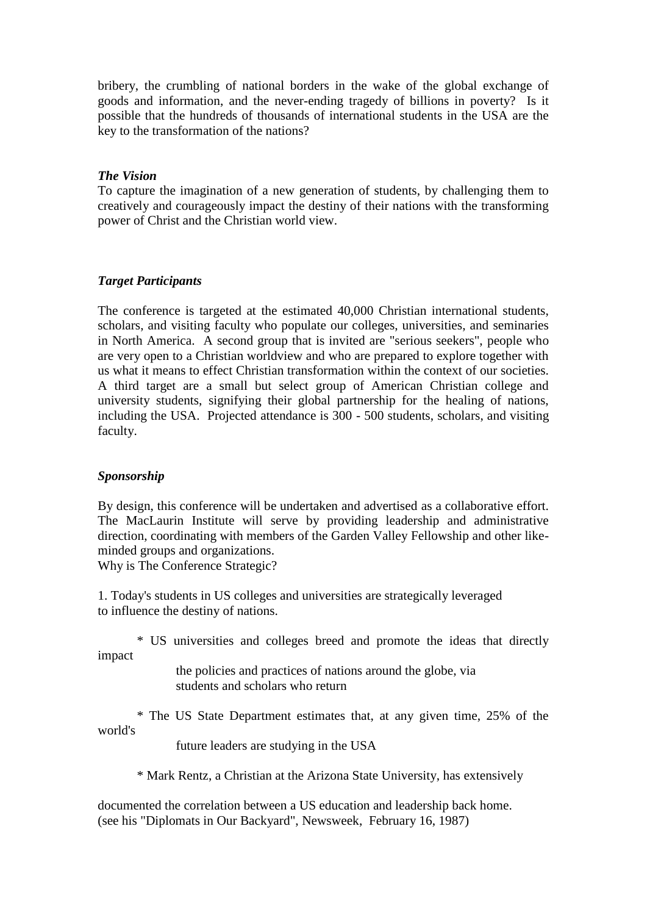bribery, the crumbling of national borders in the wake of the global exchange of goods and information, and the never-ending tragedy of billions in poverty? Is it possible that the hundreds of thousands of international students in the USA are the key to the transformation of the nations?

***The Vision***

To capture the imagination of a new generation of students, by challenging them to creatively and courageously impact the destiny of their nations with the transforming power of Christ and the Christian world view.

***Target Participants***

The conference is targeted at the estimated 40,000 Christian international students, scholars, and visiting faculty who populate our colleges, universities, and seminaries in North America. A second group that is invited are "serious seekers", people who are very open to a Christian worldview and who are prepared to explore together with us what it means to effect Christian transformation within the context of our societies. A third target are a small but select group of American Christian college and university students, signifying their global partnership for the healing of nations, including the USA. Projected attendance is 300 - 500 students, scholars, and visiting faculty.

***Sponsorship***

By design, this conference will be undertaken and advertised as a collaborative effort. The MacLaurin Institute will serve by providing leadership and administrative direction, coordinating with members of the Garden Valley Fellowship and other like-minded groups and organizations.
Why is The Conference Strategic?

1. Today's students in US colleges and universities are strategically leveraged to influence the destiny of nations.

* US universities and colleges breed and promote the ideas that directly impact the policies and practices of nations around the globe, via students and scholars who return

* The US State Department estimates that, at any given time, 25% of the world's future leaders are studying in the USA

* Mark Rentz, a Christian at the Arizona State University, has extensively documented the correlation between a US education and leadership back home. (see his "Diplomats in Our Backyard", Newsweek, February 16, 1987)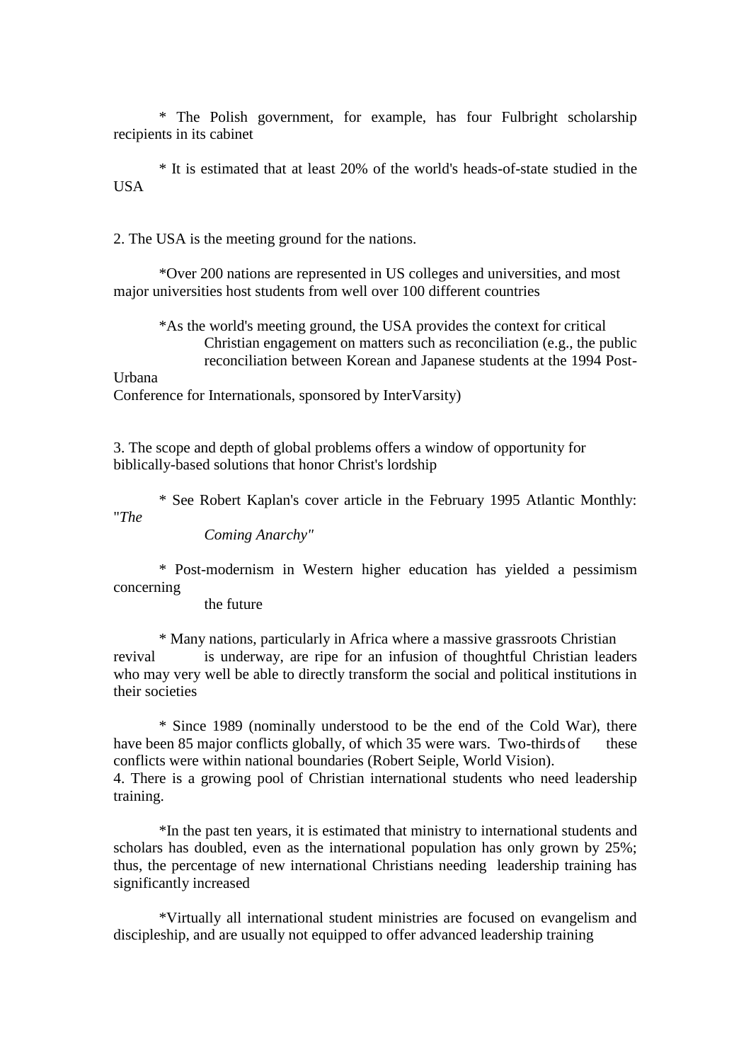* The Polish government, for example, has four Fulbright scholarship recipients in its cabinet

* It is estimated that at least 20% of the world's heads-of-state studied in the USA

2. The USA is the meeting ground for the nations.

*Over 200 nations are represented in US colleges and universities, and most major universities host students from well over 100 different countries

*As the world's meeting ground, the USA provides the context for critical Christian engagement on matters such as reconciliation (e.g., the public reconciliation between Korean and Japanese students at the 1994 Post-Urbana Conference for Internationals, sponsored by InterVarsity)

3. The scope and depth of global problems offers a window of opportunity for biblically-based solutions that honor Christ's lordship

* See Robert Kaplan's cover article in the February 1995 Atlantic Monthly: "*The Coming Anarchy"*

* Post-modernism in Western higher education has yielded a pessimism concerning the future

* Many nations, particularly in Africa where a massive grassroots Christian revival is underway, are ripe for an infusion of thoughtful Christian leaders who may very well be able to directly transform the social and political institutions in their societies

* Since 1989 (nominally understood to be the end of the Cold War), there have been 85 major conflicts globally, of which 35 were wars. Two-thirds of these conflicts were within national boundaries (Robert Seiple, World Vision).

4. There is a growing pool of Christian international students who need leadership training.

*In the past ten years, it is estimated that ministry to international students and scholars has doubled, even as the international population has only grown by 25%; thus, the percentage of new international Christians needing leadership training has significantly increased

*Virtually all international student ministries are focused on evangelism and discipleship, and are usually not equipped to offer advanced leadership training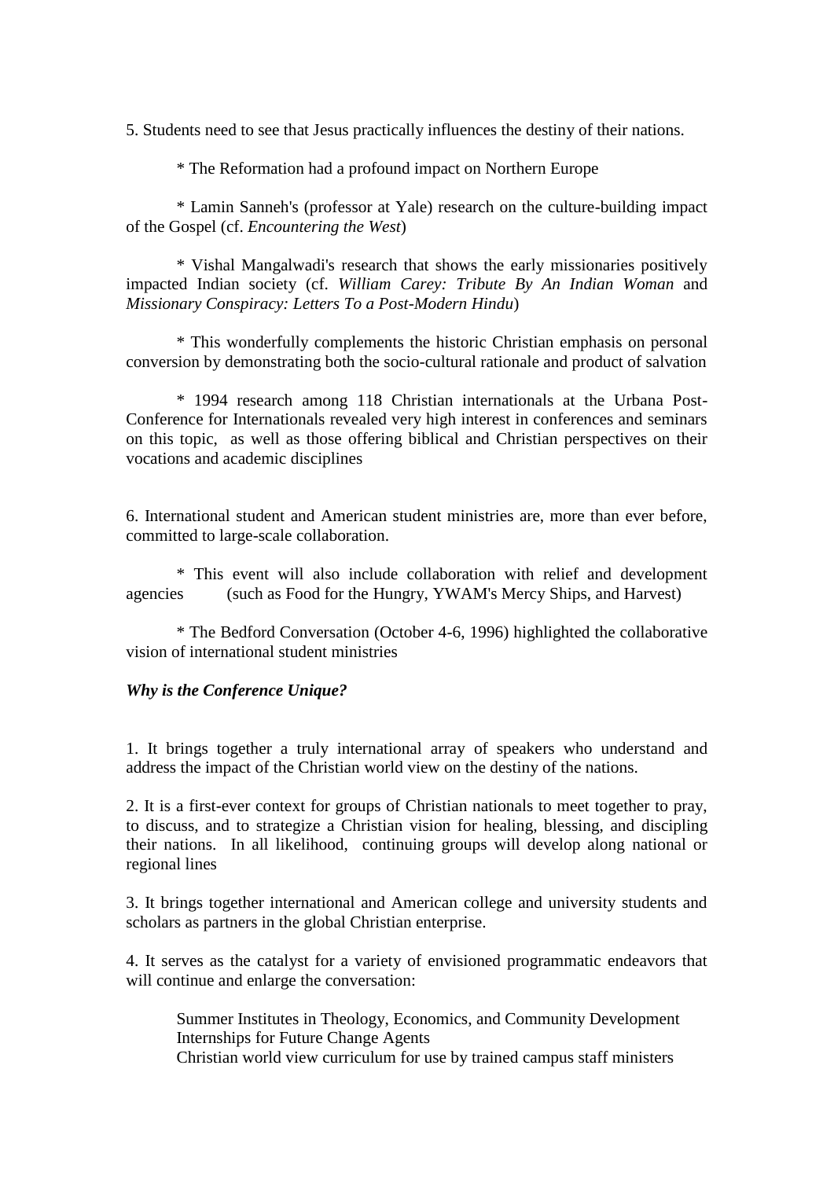5. Students need to see that Jesus practically influences the destiny of their nations.

* The Reformation had a profound impact on Northern Europe

* Lamin Sanneh's (professor at Yale) research on the culture-building impact of the Gospel (cf. *Encountering the West*)

* Vishal Mangalwadi's research that shows the early missionaries positively impacted Indian society (cf. *William Carey: Tribute By An Indian Woman* and *Missionary Conspiracy: Letters To a Post-Modern Hindu*)

* This wonderfully complements the historic Christian emphasis on personal conversion by demonstrating both the socio-cultural rationale and product of salvation

* 1994 research among 118 Christian internationals at the Urbana Post-Conference for Internationals revealed very high interest in conferences and seminars on this topic, as well as those offering biblical and Christian perspectives on their vocations and academic disciplines

6. International student and American student ministries are, more than ever before, committed to large-scale collaboration.

* This event will also include collaboration with relief and development agencies (such as Food for the Hungry, YWAM's Mercy Ships, and Harvest)

* The Bedford Conversation (October 4-6, 1996) highlighted the collaborative vision of international student ministries

***Why is the Conference Unique?***

1. It brings together a truly international array of speakers who understand and address the impact of the Christian world view on the destiny of the nations.

2. It is a first-ever context for groups of Christian nationals to meet together to pray, to discuss, and to strategize a Christian vision for healing, blessing, and discipling their nations. In all likelihood, continuing groups will develop along national or regional lines

3. It brings together international and American college and university students and scholars as partners in the global Christian enterprise.

4. It serves as the catalyst for a variety of envisioned programmatic endeavors that will continue and enlarge the conversation:

Summer Institutes in Theology, Economics, and Community Development
Internships for Future Change Agents
Christian world view curriculum for use by trained campus staff ministers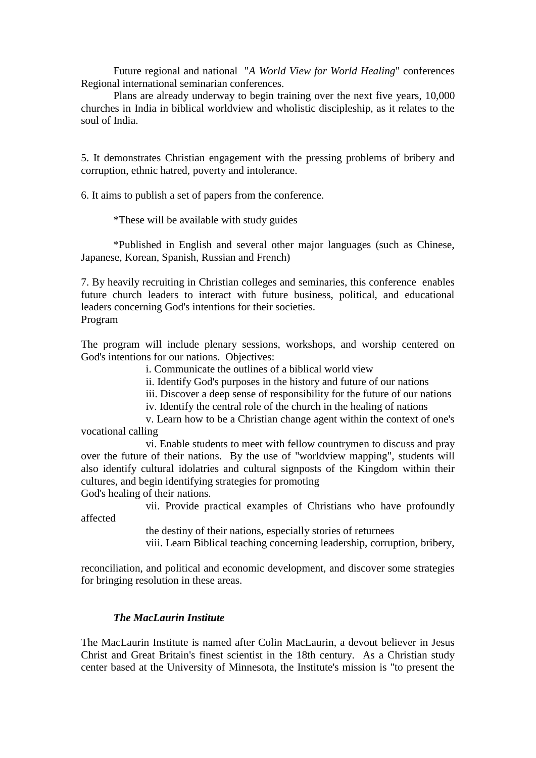Future regional and national "*A World View for World Healing*" conferences Regional international seminarian conferences.

Plans are already underway to begin training over the next five years, 10,000 churches in India in biblical worldview and wholistic discipleship, as it relates to the soul of India.

5. It demonstrates Christian engagement with the pressing problems of bribery and corruption, ethnic hatred, poverty and intolerance.

6. It aims to publish a set of papers from the conference.

*These will be available with study guides

*Published in English and several other major languages (such as Chinese, Japanese, Korean, Spanish, Russian and French)

7. By heavily recruiting in Christian colleges and seminaries, this conference enables future church leaders to interact with future business, political, and educational leaders concerning God's intentions for their societies.

Program

The program will include plenary sessions, workshops, and worship centered on God's intentions for our nations. Objectives:

i. Communicate the outlines of a biblical world view

ii. Identify God's purposes in the history and future of our nations

iii. Discover a deep sense of responsibility for the future of our nations

iv. Identify the central role of the church in the healing of nations

v. Learn how to be a Christian change agent within the context of one's vocational calling

vi. Enable students to meet with fellow countrymen to discuss and pray over the future of their nations. By the use of "worldview mapping", students will also identify cultural idolatries and cultural signposts of the Kingdom within their cultures, and begin identifying strategies for promoting God's healing of their nations.

vii. Provide practical examples of Christians who have profoundly affected the destiny of their nations, especially stories of returnees

viii. Learn Biblical teaching concerning leadership, corruption, bribery, reconciliation, and political and economic development, and discover some strategies for bringing resolution in these areas.

***The MacLaurin Institute***

The MacLaurin Institute is named after Colin MacLaurin, a devout believer in Jesus Christ and Great Britain's finest scientist in the 18th century. As a Christian study center based at the University of Minnesota, the Institute's mission is "to present the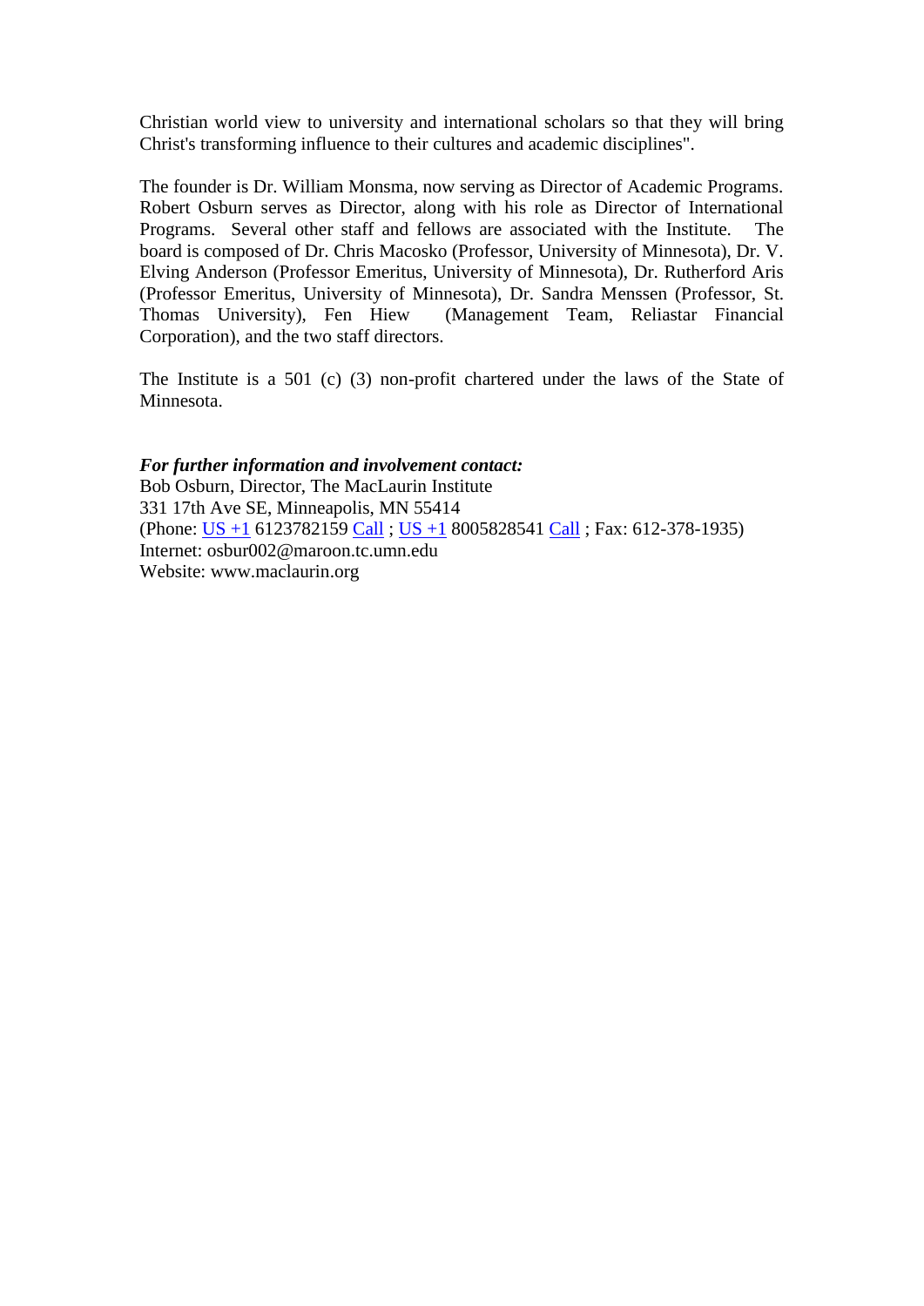Christian world view to university and international scholars so that they will bring Christ's transforming influence to their cultures and academic disciplines".

The founder is Dr. William Monsma, now serving as Director of Academic Programs. Robert Osburn serves as Director, along with his role as Director of International Programs. Several other staff and fellows are associated with the Institute. The board is composed of Dr. Chris Macosko (Professor, University of Minnesota), Dr. V. Elving Anderson (Professor Emeritus, University of Minnesota), Dr. Rutherford Aris (Professor Emeritus, University of Minnesota), Dr. Sandra Menssen (Professor, St. Thomas University), Fen Hiew (Management Team, Reliastar Financial Corporation), and the two staff directors.

The Institute is a 501 (c) (3) non-profit chartered under the laws of the State of Minnesota.

***For further information and involvement contact:***
Bob Osburn, Director, The MacLaurin Institute
331 17th Ave SE, Minneapolis, MN 55414
(Phone: US +1 6123782159 Call ; US +1 8005828541 Call ; Fax: 612-378-1935)
Internet: osbur002@maroon.tc.umn.edu
Website: www.maclaurin.org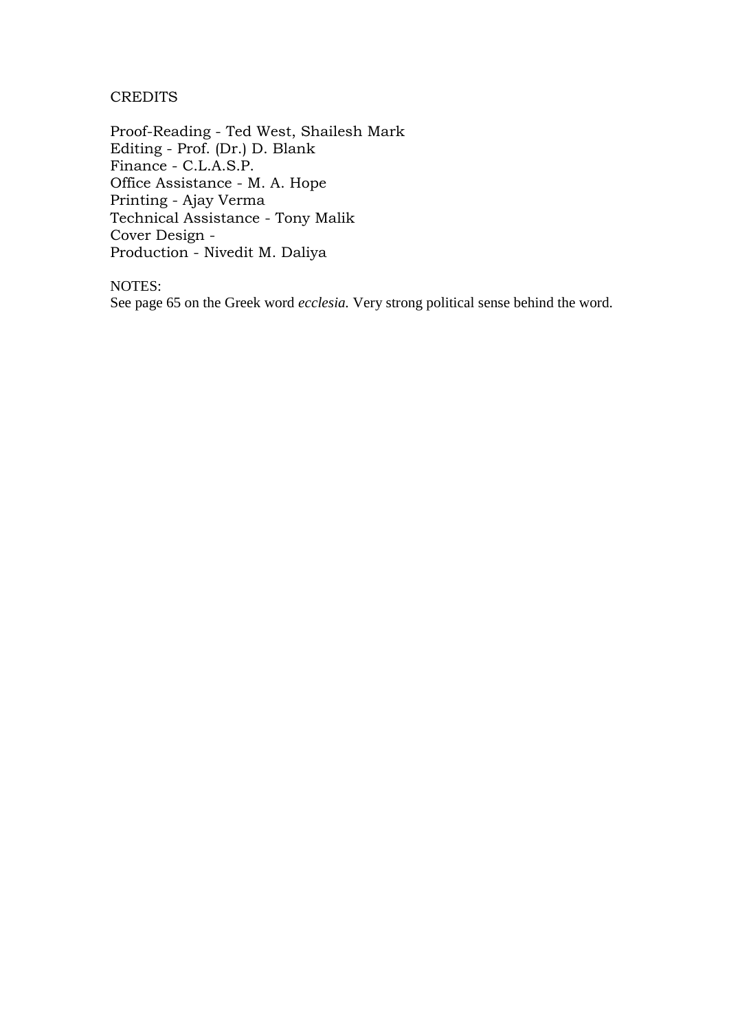CREDITS

Proof-Reading - Ted West, Shailesh Mark
Editing - Prof. (Dr.) D. Blank
Finance - C.L.A.S.P.
Office Assistance - M. A. Hope
Printing - Ajay Verma
Technical Assistance - Tony Malik
Cover Design -
Production - Nivedit M. Daliya

NOTES:
See page 65 on the Greek word *ecclesia.* Very strong political sense behind the word.